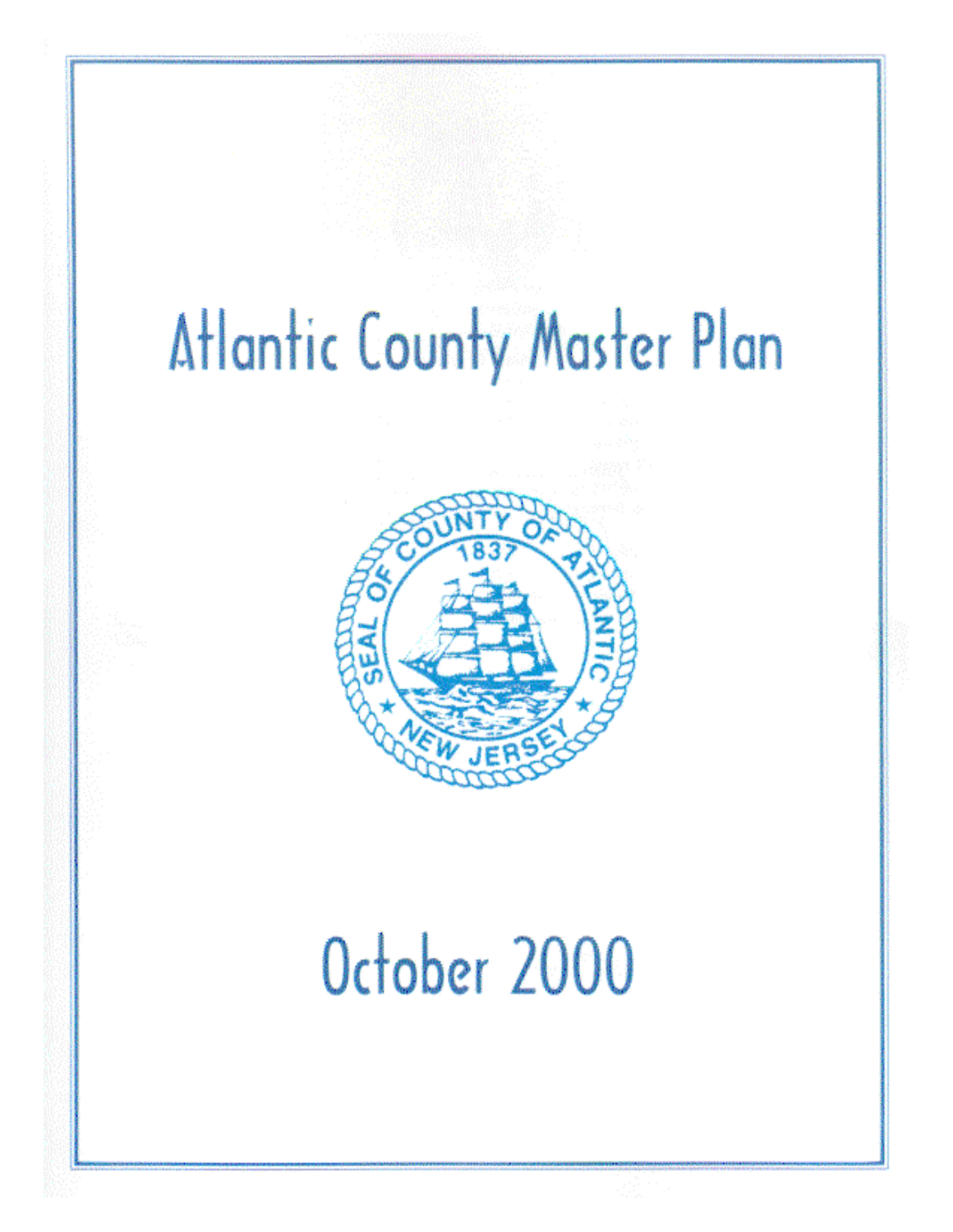# Atlantic County Master Plan

SEAL OF COUNTY OF ATLANTIC

1837

NEW JERSEY

October 2000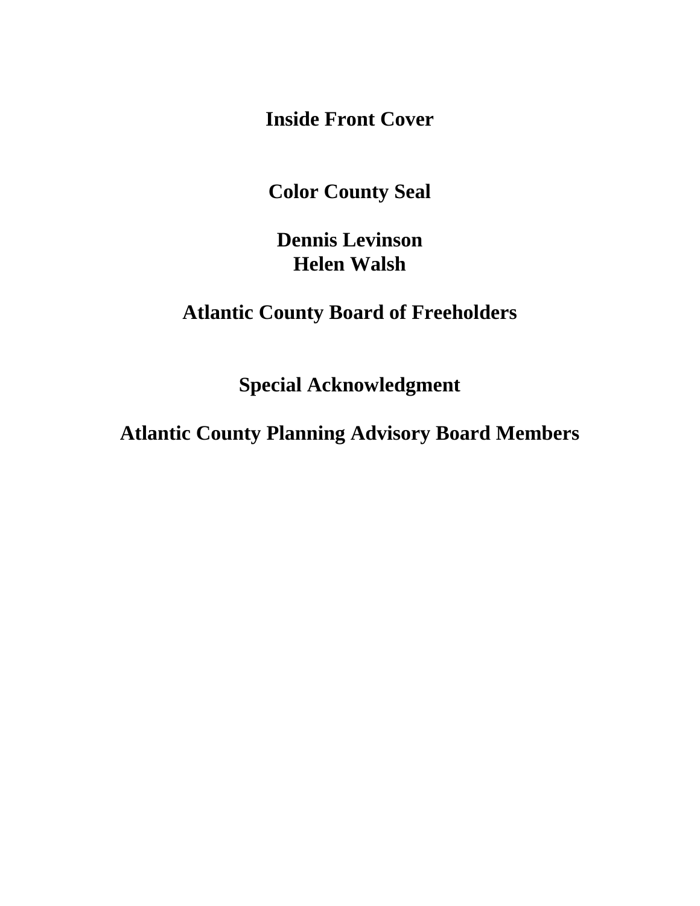**Inside Front Cover**

**Color County Seal**

**Dennis Levinson**
**Helen Walsh**

**Atlantic County Board of Freeholders**

**Special Acknowledgment**

**Atlantic County Planning Advisory Board Members**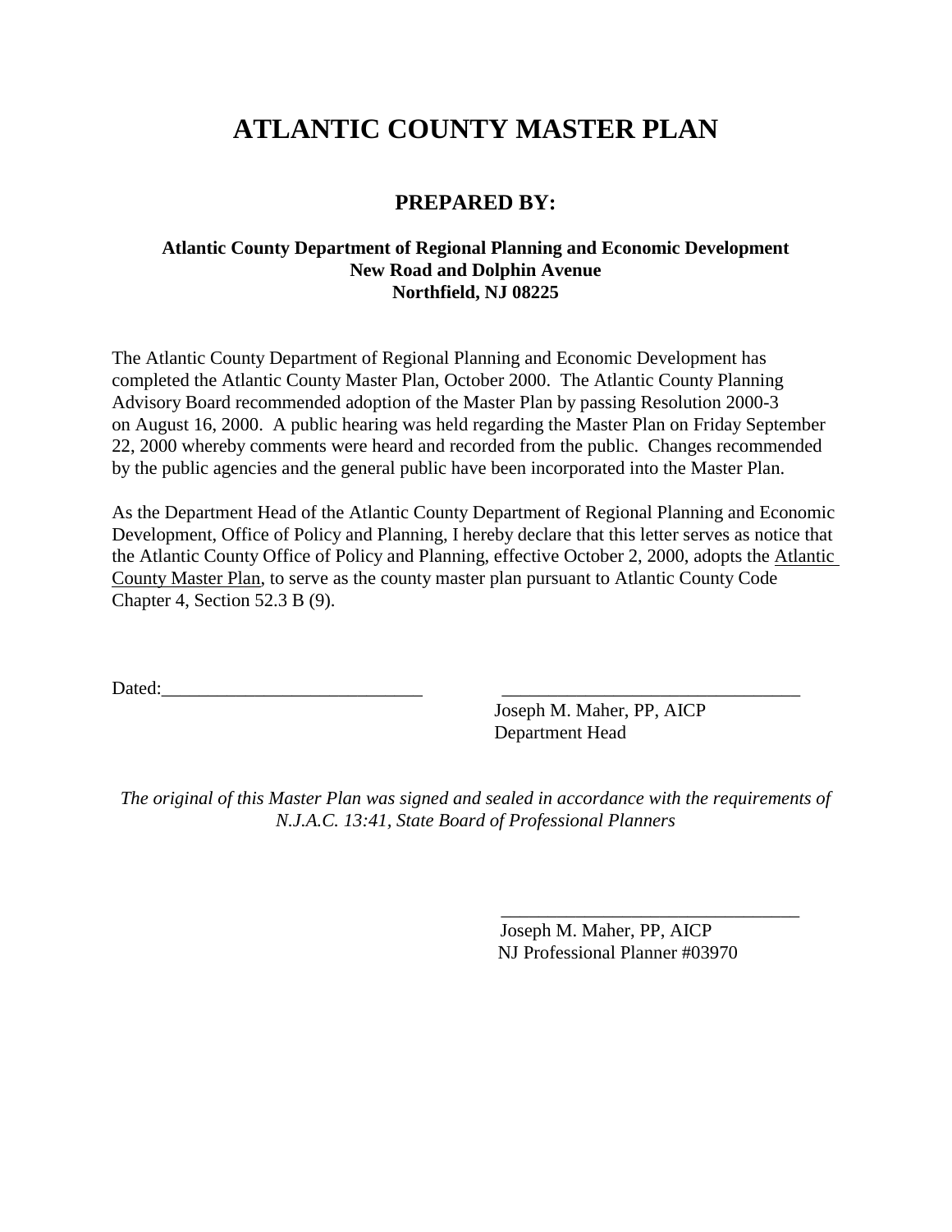# ATLANTIC COUNTY MASTER PLAN

## PREPARED BY:

**Atlantic County Department of Regional Planning and Economic Development**
**New Road and Dolphin Avenue**
**Northfield, NJ 08225**

The Atlantic County Department of Regional Planning and Economic Development has completed the Atlantic County Master Plan, October 2000. The Atlantic County Planning Advisory Board recommended adoption of the Master Plan by passing Resolution 2000-3 on August 16, 2000. A public hearing was held regarding the Master Plan on Friday September 22, 2000 whereby comments were heard and recorded from the public. Changes recommended by the public agencies and the general public have been incorporated into the Master Plan.

As the Department Head of the Atlantic County Department of Regional Planning and Economic Development, Office of Policy and Planning, I hereby declare that this letter serves as notice that the Atlantic County Office of Policy and Planning, effective October 2, 2000, adopts the <u>Atlantic County Master Plan</u>, to serve as the county master plan pursuant to Atlantic County Code Chapter 4, Section 52.3 B (9).

Dated:____________________________ ________________________________

Joseph M. Maher, PP, AICP
Department Head

*The original of this Master Plan was signed and sealed in accordance with the requirements of N.J.A.C. 13:41, State Board of Professional Planners*

________________________________

Joseph M. Maher, PP, AICP
NJ Professional Planner #03970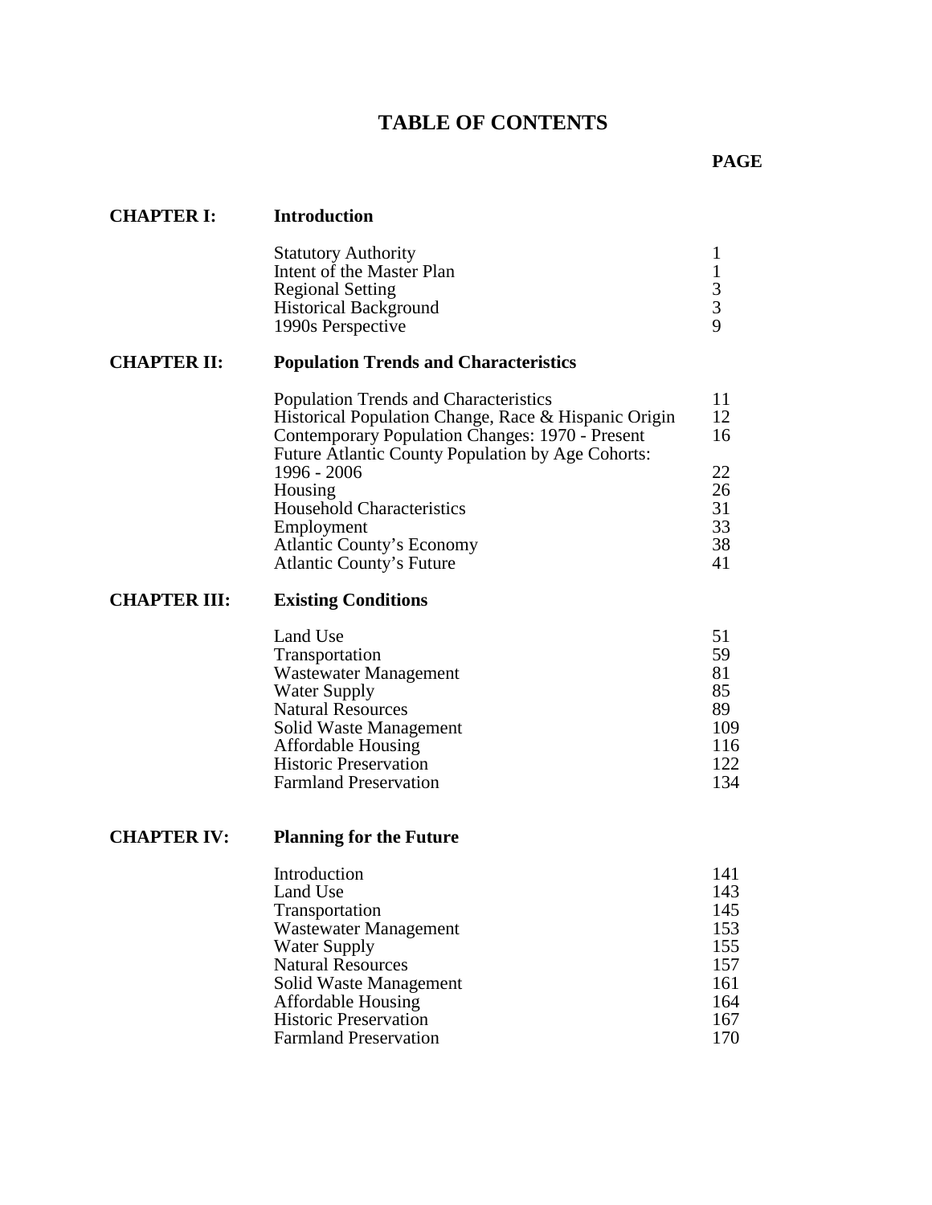# TABLE OF CONTENTS

| | | PAGE |
|---|---|---|
| **CHAPTER I:** | **Introduction** | |
| | Statutory Authority | 1 |
| | Intent of the Master Plan | 1 |
| | Regional Setting | 3 |
| | Historical Background | 3 |
| | 1990s Perspective | 9 |
| **CHAPTER II:** | **Population Trends and Characteristics** | |
| | Population Trends and Characteristics | 11 |
| | Historical Population Change, Race & Hispanic Origin | 12 |
| | Contemporary Population Changes: 1970 - Present | 16 |
| | Future Atlantic County Population by Age Cohorts: 1996 - 2006 | 22 |
| | Housing | 26 |
| | Household Characteristics | 31 |
| | Employment | 33 |
| | Atlantic County's Economy | 38 |
| | Atlantic County's Future | 41 |
| **CHAPTER III:** | **Existing Conditions** | |
| | Land Use | 51 |
| | Transportation | 59 |
| | Wastewater Management | 81 |
| | Water Supply | 85 |
| | Natural Resources | 89 |
| | Solid Waste Management | 109 |
| | Affordable Housing | 116 |
| | Historic Preservation | 122 |
| | Farmland Preservation | 134 |
| **CHAPTER IV:** | **Planning for the Future** | |
| | Introduction | 141 |
| | Land Use | 143 |
| | Transportation | 145 |
| | Wastewater Management | 153 |
| | Water Supply | 155 |
| | Natural Resources | 157 |
| | Solid Waste Management | 161 |
| | Affordable Housing | 164 |
| | Historic Preservation | 167 |
| | Farmland Preservation | 170 |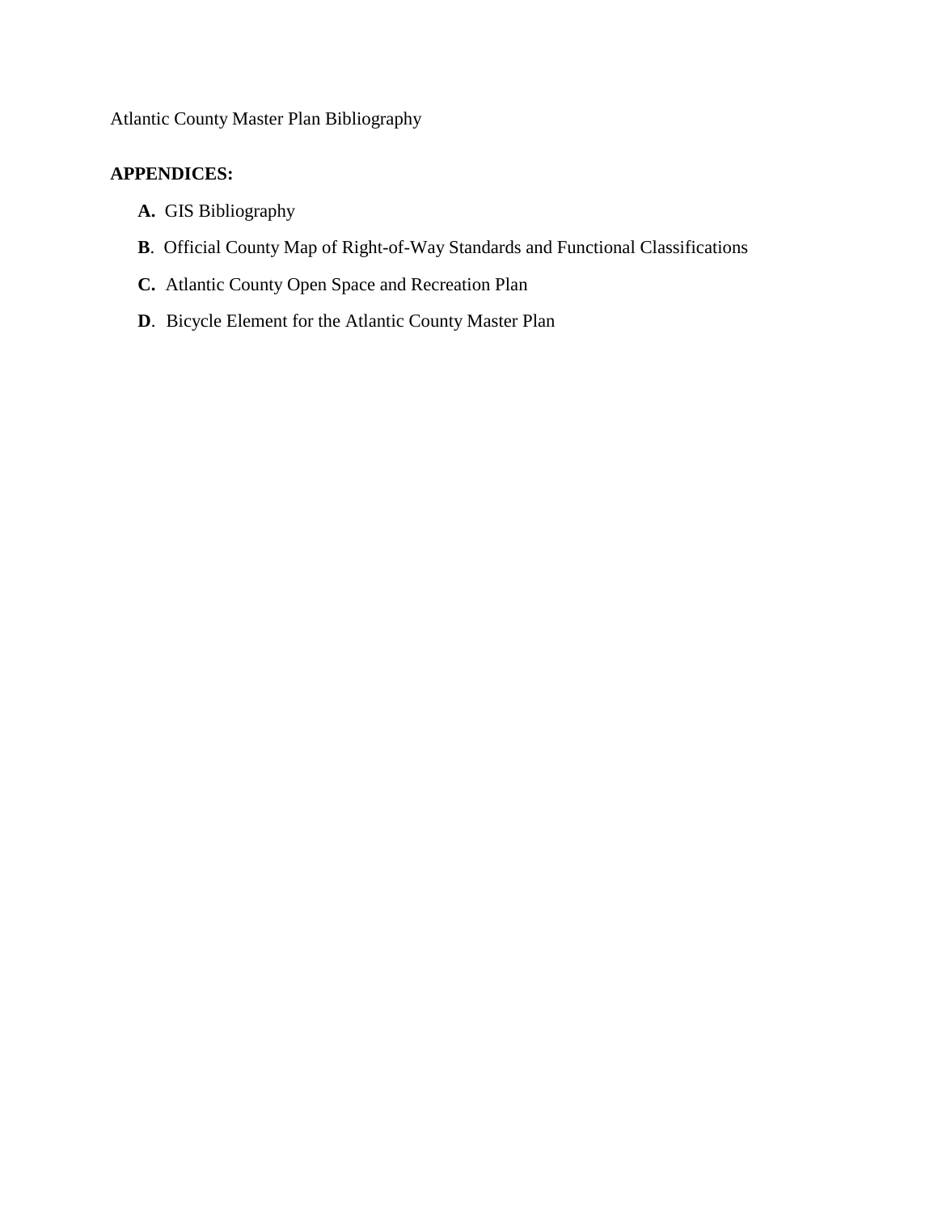Atlantic County Master Plan Bibliography

**APPENDICES:**

**A.** GIS Bibliography

**B**. Official County Map of Right-of-Way Standards and Functional Classifications

**C.** Atlantic County Open Space and Recreation Plan

**D**. Bicycle Element for the Atlantic County Master Plan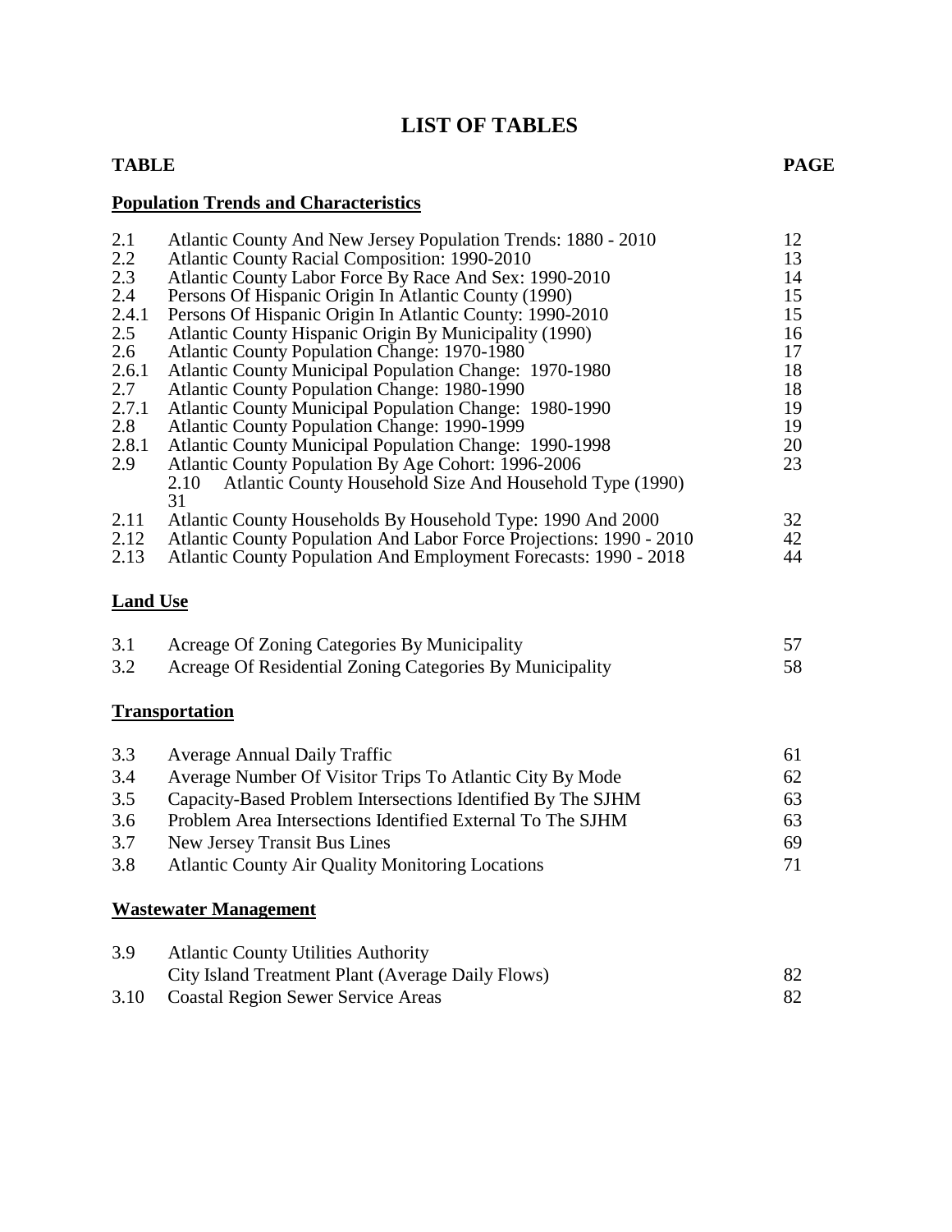# LIST OF TABLES

| TABLE | | PAGE |
|---|---|---|
| **Population Trends and Characteristics** | | |
| 2.1 | Atlantic County And New Jersey Population Trends: 1880 - 2010 | 12 |
| 2.2 | Atlantic County Racial Composition: 1990-2010 | 13 |
| 2.3 | Atlantic County Labor Force By Race And Sex: 1990-2010 | 14 |
| 2.4 | Persons Of Hispanic Origin In Atlantic County (1990) | 15 |
| 2.4.1 | Persons Of Hispanic Origin In Atlantic County: 1990-2010 | 15 |
| 2.5 | Atlantic County Hispanic Origin By Municipality (1990) | 16 |
| 2.6 | Atlantic County Population Change: 1970-1980 | 17 |
| 2.6.1 | Atlantic County Municipal Population Change: 1970-1980 | 18 |
| 2.7 | Atlantic County Population Change: 1980-1990 | 18 |
| 2.7.1 | Atlantic County Municipal Population Change: 1980-1990 | 19 |
| 2.8 | Atlantic County Population Change: 1990-1999 | 19 |
| 2.8.1 | Atlantic County Municipal Population Change: 1990-1998 | 20 |
| 2.9 | Atlantic County Population By Age Cohort: 1996-2006 | 23 |
| 2.10 | Atlantic County Household Size And Household Type (1990) | 31 |
| 2.11 | Atlantic County Households By Household Type: 1990 And 2000 | 32 |
| 2.12 | Atlantic County Population And Labor Force Projections: 1990 - 2010 | 42 |
| 2.13 | Atlantic County Population And Employment Forecasts: 1990 - 2018 | 44 |
| **Land Use** | | |
| 3.1 | Acreage Of Zoning Categories By Municipality | 57 |
| 3.2 | Acreage Of Residential Zoning Categories By Municipality | 58 |
| **Transportation** | | |
| 3.3 | Average Annual Daily Traffic | 61 |
| 3.4 | Average Number Of Visitor Trips To Atlantic City By Mode | 62 |
| 3.5 | Capacity-Based Problem Intersections Identified By The SJHM | 63 |
| 3.6 | Problem Area Intersections Identified External To The SJHM | 63 |
| 3.7 | New Jersey Transit Bus Lines | 69 |
| 3.8 | Atlantic County Air Quality Monitoring Locations | 71 |
| **Wastewater Management** | | |
| 3.9 | Atlantic County Utilities Authority City Island Treatment Plant (Average Daily Flows) | 82 |
| 3.10 | Coastal Region Sewer Service Areas | 82 |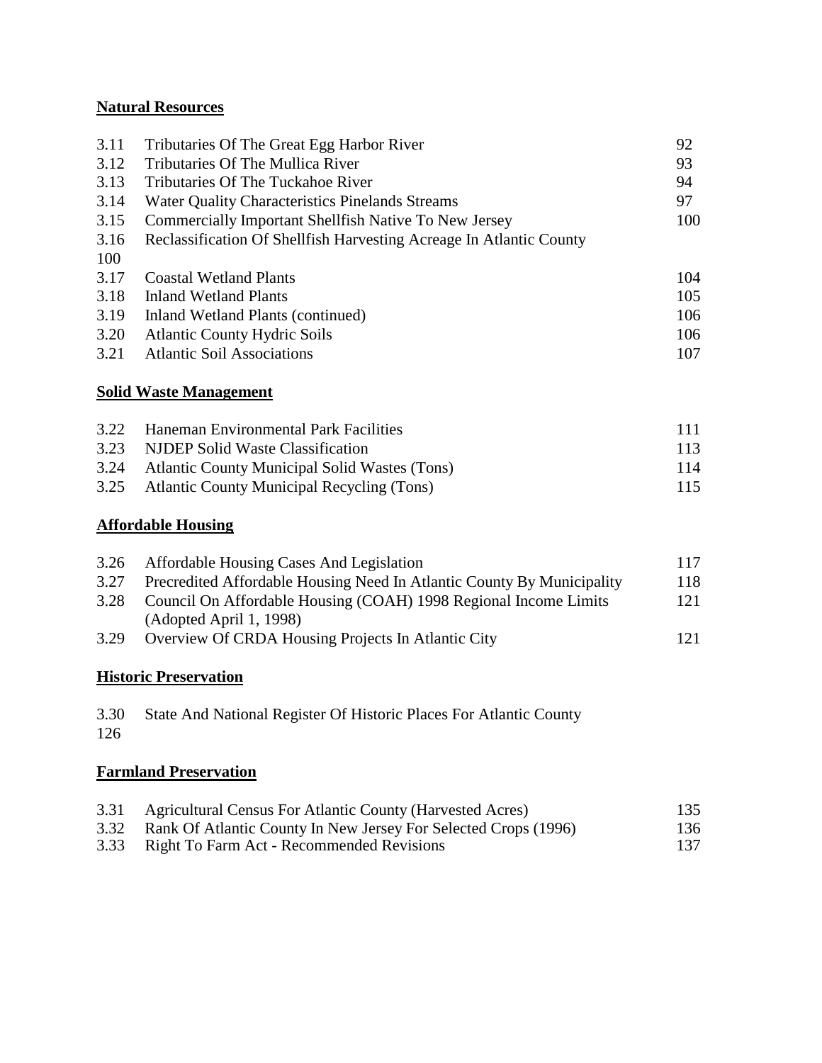**Natural Resources**

| | | |
|---|---|---|
| 3.11 | Tributaries Of The Great Egg Harbor River | 92 |
| 3.12 | Tributaries Of The Mullica River | 93 |
| 3.13 | Tributaries Of The Tuckahoe River | 94 |
| 3.14 | Water Quality Characteristics Pinelands Streams | 97 |
| 3.15 | Commercially Important Shellfish Native To New Jersey | 100 |
| 3.16 | Reclassification Of Shellfish Harvesting Acreage In Atlantic County | 100 |
| 3.17 | Coastal Wetland Plants | 104 |
| 3.18 | Inland Wetland Plants | 105 |
| 3.19 | Inland Wetland Plants (continued) | 106 |
| 3.20 | Atlantic County Hydric Soils | 106 |
| 3.21 | Atlantic Soil Associations | 107 |

**Solid Waste Management**

| | | |
|---|---|---|
| 3.22 | Haneman Environmental Park Facilities | 111 |
| 3.23 | NJDEP Solid Waste Classification | 113 |
| 3.24 | Atlantic County Municipal Solid Wastes (Tons) | 114 |
| 3.25 | Atlantic County Municipal Recycling (Tons) | 115 |

**Affordable Housing**

| | | |
|---|---|---|
| 3.26 | Affordable Housing Cases And Legislation | 117 |
| 3.27 | Precredited Affordable Housing Need In Atlantic County By Municipality | 118 |
| 3.28 | Council On Affordable Housing (COAH) 1998 Regional Income Limits (Adopted April 1, 1998) | 121 |
| 3.29 | Overview Of CRDA Housing Projects In Atlantic City | 121 |

**Historic Preservation**

| | | |
|---|---|---|
| 3.30 | State And National Register Of Historic Places For Atlantic County | 126 |

**Farmland Preservation**

| | | |
|---|---|---|
| 3.31 | Agricultural Census For Atlantic County (Harvested Acres) | 135 |
| 3.32 | Rank Of Atlantic County In New Jersey For Selected Crops (1996) | 136 |
| 3.33 | Right To Farm Act - Recommended Revisions | 137 |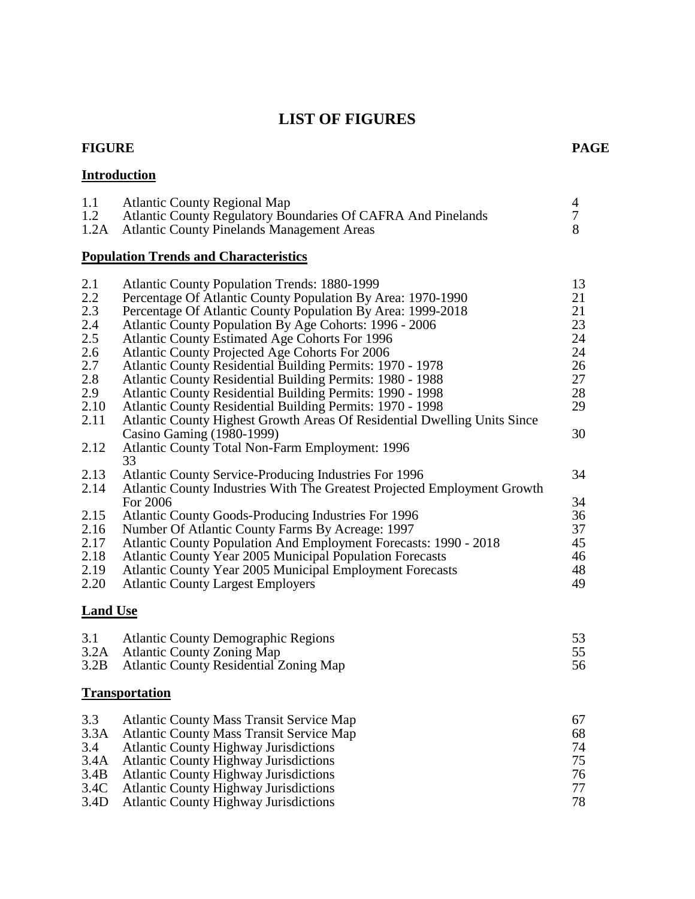# LIST OF FIGURES

| FIGURE | | PAGE |
|---|---|---|
| **Introduction** | | |
| 1.1 | Atlantic County Regional Map | 4 |
| 1.2 | Atlantic County Regulatory Boundaries Of CAFRA And Pinelands | 7 |
| 1.2A | Atlantic County Pinelands Management Areas | 8 |
| **Population Trends and Characteristics** | | |
| 2.1 | Atlantic County Population Trends: 1880-1999 | 13 |
| 2.2 | Percentage Of Atlantic County Population By Area: 1970-1990 | 21 |
| 2.3 | Percentage Of Atlantic County Population By Area: 1999-2018 | 21 |
| 2.4 | Atlantic County Population By Age Cohorts: 1996 - 2006 | 23 |
| 2.5 | Atlantic County Estimated Age Cohorts For 1996 | 24 |
| 2.6 | Atlantic County Projected Age Cohorts For 2006 | 24 |
| 2.7 | Atlantic County Residential Building Permits: 1970 - 1978 | 26 |
| 2.8 | Atlantic County Residential Building Permits: 1980 - 1988 | 27 |
| 2.9 | Atlantic County Residential Building Permits: 1990 - 1998 | 28 |
| 2.10 | Atlantic County Residential Building Permits: 1970 - 1998 | 29 |
| 2.11 | Atlantic County Highest Growth Areas Of Residential Dwelling Units Since Casino Gaming (1980-1999) | 30 |
| 2.12 | Atlantic County Total Non-Farm Employment: 1996 | 33 |
| 2.13 | Atlantic County Service-Producing Industries For 1996 | 34 |
| 2.14 | Atlantic County Industries With The Greatest Projected Employment Growth For 2006 | 34 |
| 2.15 | Atlantic County Goods-Producing Industries For 1996 | 36 |
| 2.16 | Number Of Atlantic County Farms By Acreage: 1997 | 37 |
| 2.17 | Atlantic County Population And Employment Forecasts: 1990 - 2018 | 45 |
| 2.18 | Atlantic County Year 2005 Municipal Population Forecasts | 46 |
| 2.19 | Atlantic County Year 2005 Municipal Employment Forecasts | 48 |
| 2.20 | Atlantic County Largest Employers | 49 |
| **Land Use** | | |
| 3.1 | Atlantic County Demographic Regions | 53 |
| 3.2A | Atlantic County Zoning Map | 55 |
| 3.2B | Atlantic County Residential Zoning Map | 56 |
| **Transportation** | | |
| 3.3 | Atlantic County Mass Transit Service Map | 67 |
| 3.3A | Atlantic County Mass Transit Service Map | 68 |
| 3.4 | Atlantic County Highway Jurisdictions | 74 |
| 3.4A | Atlantic County Highway Jurisdictions | 75 |
| 3.4B | Atlantic County Highway Jurisdictions | 76 |
| 3.4C | Atlantic County Highway Jurisdictions | 77 |
| 3.4D | Atlantic County Highway Jurisdictions | 78 |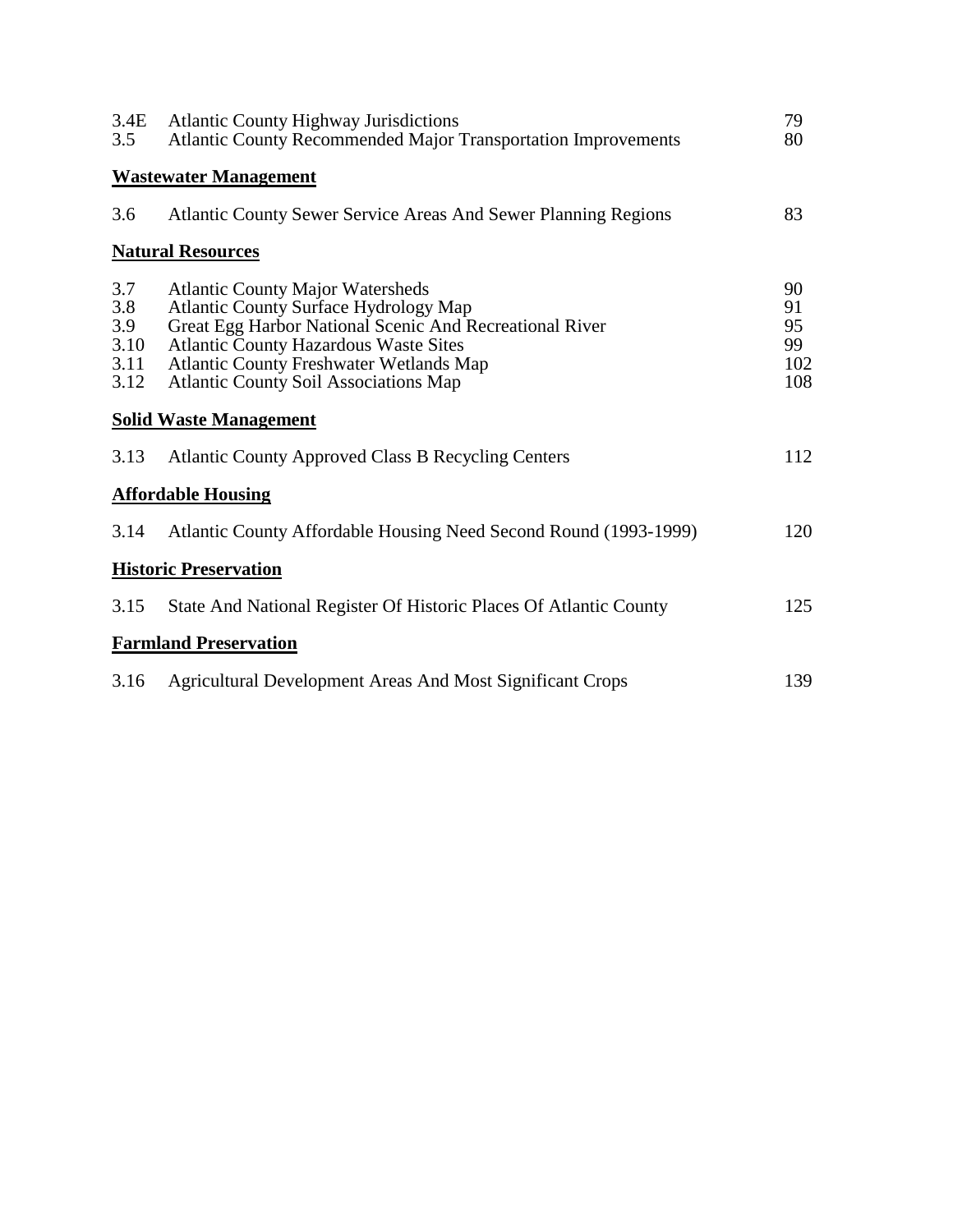| | | |
|---|---|---|
| 3.4E | Atlantic County Highway Jurisdictions | 79 |
| 3.5 | Atlantic County Recommended Major Transportation Improvements | 80 |

**Wastewater Management**

| | | |
|---|---|---|
| 3.6 | Atlantic County Sewer Service Areas And Sewer Planning Regions | 83 |

**Natural Resources**

| | | |
|---|---|---|
| 3.7 | Atlantic County Major Watersheds | 90 |
| 3.8 | Atlantic County Surface Hydrology Map | 91 |
| 3.9 | Great Egg Harbor National Scenic And Recreational River | 95 |
| 3.10 | Atlantic County Hazardous Waste Sites | 99 |
| 3.11 | Atlantic County Freshwater Wetlands Map | 102 |
| 3.12 | Atlantic County Soil Associations Map | 108 |

**Solid Waste Management**

| | | |
|---|---|---|
| 3.13 | Atlantic County Approved Class B Recycling Centers | 112 |

**Affordable Housing**

| | | |
|---|---|---|
| 3.14 | Atlantic County Affordable Housing Need Second Round (1993-1999) | 120 |

**Historic Preservation**

| | | |
|---|---|---|
| 3.15 | State And National Register Of Historic Places Of Atlantic County | 125 |

**Farmland Preservation**

| | | |
|---|---|---|
| 3.16 | Agricultural Development Areas And Most Significant Crops | 139 |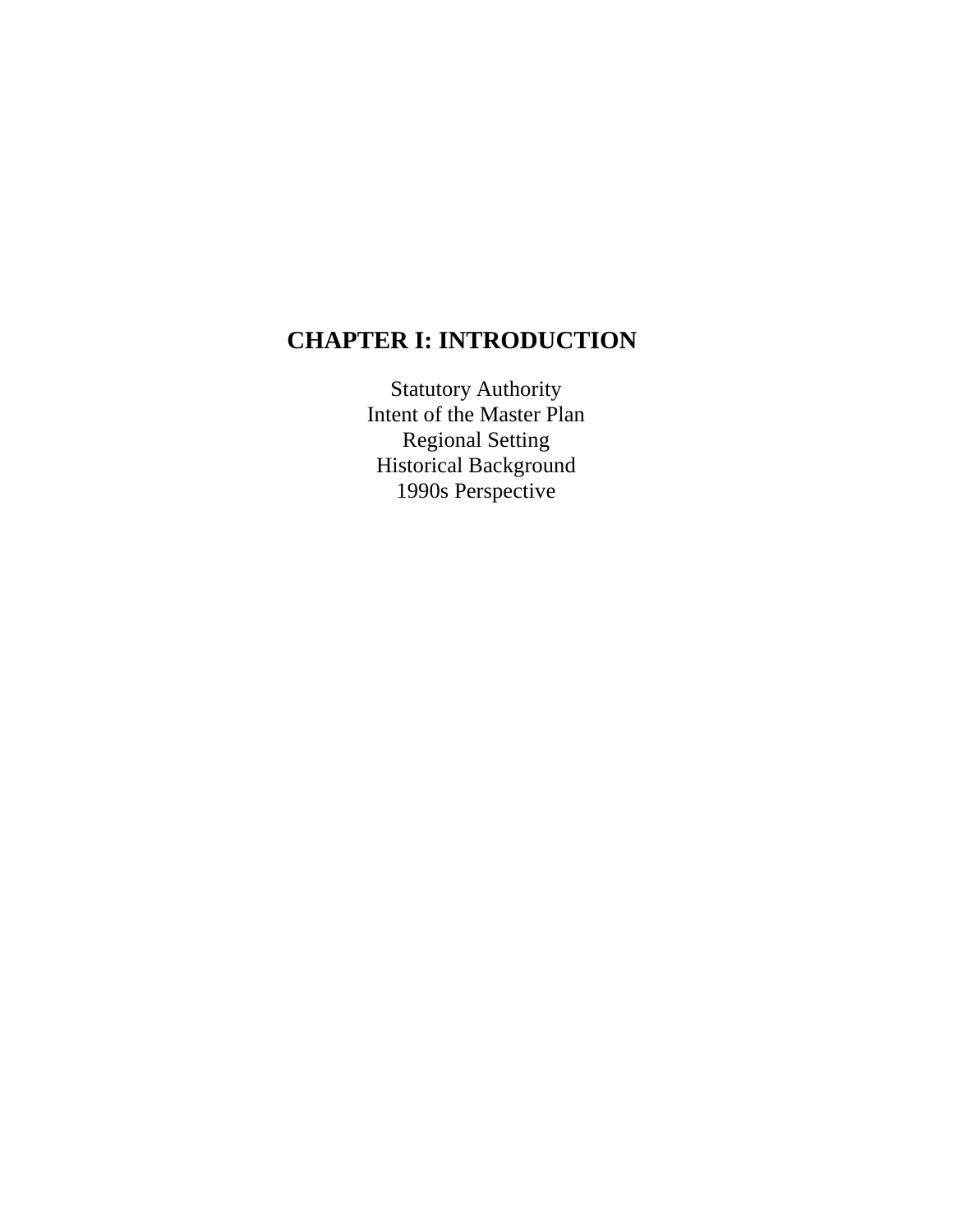# CHAPTER I: INTRODUCTION

Statutory Authority
Intent of the Master Plan
Regional Setting
Historical Background
1990s Perspective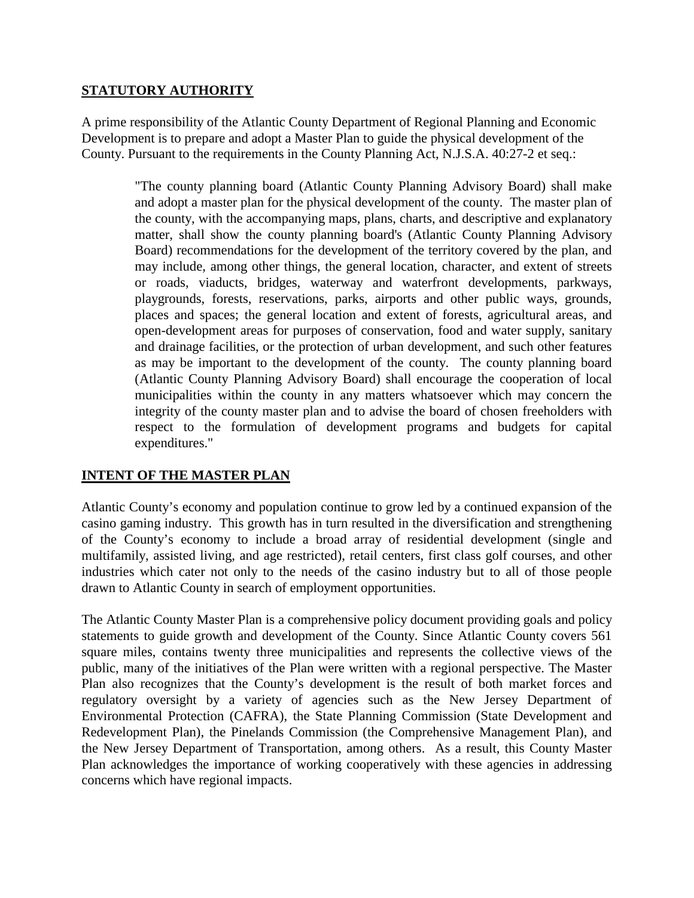## STATUTORY AUTHORITY

A prime responsibility of the Atlantic County Department of Regional Planning and Economic Development is to prepare and adopt a Master Plan to guide the physical development of the County. Pursuant to the requirements in the County Planning Act, N.J.S.A. 40:27-2 et seq.:

> "The county planning board (Atlantic County Planning Advisory Board) shall make and adopt a master plan for the physical development of the county. The master plan of the county, with the accompanying maps, plans, charts, and descriptive and explanatory matter, shall show the county planning board's (Atlantic County Planning Advisory Board) recommendations for the development of the territory covered by the plan, and may include, among other things, the general location, character, and extent of streets or roads, viaducts, bridges, waterway and waterfront developments, parkways, playgrounds, forests, reservations, parks, airports and other public ways, grounds, places and spaces; the general location and extent of forests, agricultural areas, and open-development areas for purposes of conservation, food and water supply, sanitary and drainage facilities, or the protection of urban development, and such other features as may be important to the development of the county. The county planning board (Atlantic County Planning Advisory Board) shall encourage the cooperation of local municipalities within the county in any matters whatsoever which may concern the integrity of the county master plan and to advise the board of chosen freeholders with respect to the formulation of development programs and budgets for capital expenditures."

## INTENT OF THE MASTER PLAN

Atlantic County's economy and population continue to grow led by a continued expansion of the casino gaming industry. This growth has in turn resulted in the diversification and strengthening of the County's economy to include a broad array of residential development (single and multifamily, assisted living, and age restricted), retail centers, first class golf courses, and other industries which cater not only to the needs of the casino industry but to all of those people drawn to Atlantic County in search of employment opportunities.

The Atlantic County Master Plan is a comprehensive policy document providing goals and policy statements to guide growth and development of the County. Since Atlantic County covers 561 square miles, contains twenty three municipalities and represents the collective views of the public, many of the initiatives of the Plan were written with a regional perspective. The Master Plan also recognizes that the County's development is the result of both market forces and regulatory oversight by a variety of agencies such as the New Jersey Department of Environmental Protection (CAFRA), the State Planning Commission (State Development and Redevelopment Plan), the Pinelands Commission (the Comprehensive Management Plan), and the New Jersey Department of Transportation, among others. As a result, this County Master Plan acknowledges the importance of working cooperatively with these agencies in addressing concerns which have regional impacts.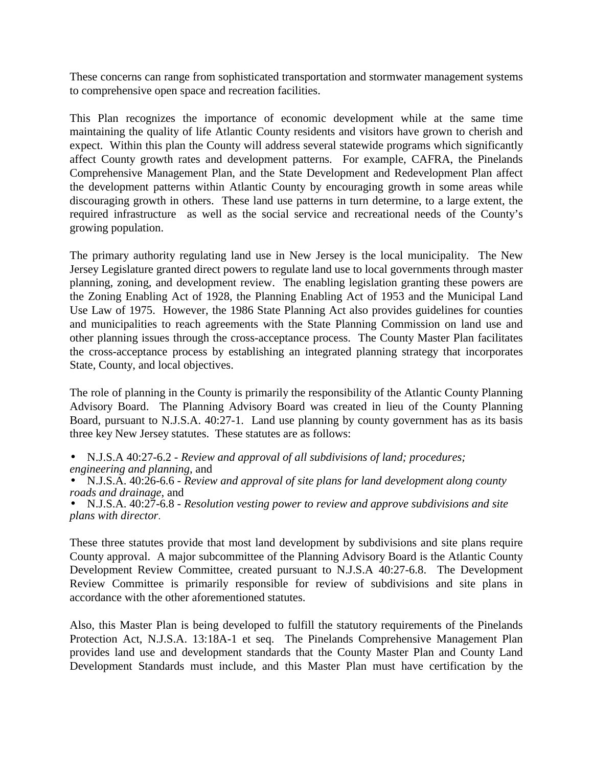These concerns can range from sophisticated transportation and stormwater management systems to comprehensive open space and recreation facilities.

This Plan recognizes the importance of economic development while at the same time maintaining the quality of life Atlantic County residents and visitors have grown to cherish and expect. Within this plan the County will address several statewide programs which significantly affect County growth rates and development patterns. For example, CAFRA, the Pinelands Comprehensive Management Plan, and the State Development and Redevelopment Plan affect the development patterns within Atlantic County by encouraging growth in some areas while discouraging growth in others. These land use patterns in turn determine, to a large extent, the required infrastructure as well as the social service and recreational needs of the County's growing population.

The primary authority regulating land use in New Jersey is the local municipality. The New Jersey Legislature granted direct powers to regulate land use to local governments through master planning, zoning, and development review. The enabling legislation granting these powers are the Zoning Enabling Act of 1928, the Planning Enabling Act of 1953 and the Municipal Land Use Law of 1975. However, the 1986 State Planning Act also provides guidelines for counties and municipalities to reach agreements with the State Planning Commission on land use and other planning issues through the cross-acceptance process. The County Master Plan facilitates the cross-acceptance process by establishing an integrated planning strategy that incorporates State, County, and local objectives.

The role of planning in the County is primarily the responsibility of the Atlantic County Planning Advisory Board. The Planning Advisory Board was created in lieu of the County Planning Board, pursuant to N.J.S.A. 40:27-1. Land use planning by county government has as its basis three key New Jersey statutes. These statutes are as follows:

- N.J.S.A 40:27-6.2 - *Review and approval of all subdivisions of land; procedures; engineering and planning*, and
- N.J.S.A. 40:26-6.6 - *Review and approval of site plans for land development along county roads and drainage*, and
- N.J.S.A. 40:27-6.8 - *Resolution vesting power to review and approve subdivisions and site plans with director*.

These three statutes provide that most land development by subdivisions and site plans require County approval. A major subcommittee of the Planning Advisory Board is the Atlantic County Development Review Committee, created pursuant to N.J.S.A 40:27-6.8. The Development Review Committee is primarily responsible for review of subdivisions and site plans in accordance with the other aforementioned statutes.

Also, this Master Plan is being developed to fulfill the statutory requirements of the Pinelands Protection Act, N.J.S.A. 13:18A-1 et seq. The Pinelands Comprehensive Management Plan provides land use and development standards that the County Master Plan and County Land Development Standards must include, and this Master Plan must have certification by the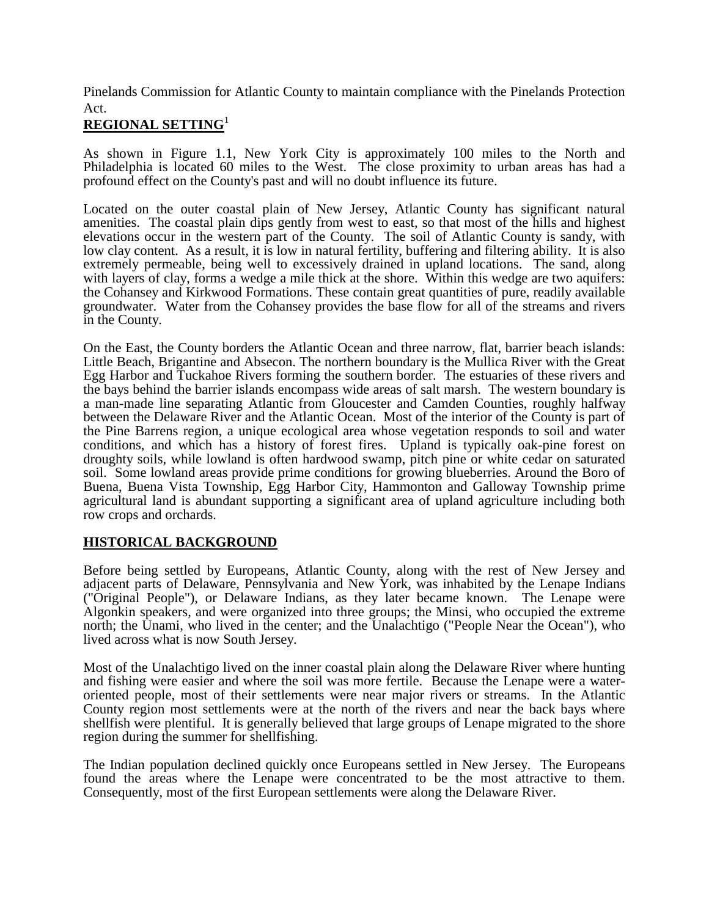Pinelands Commission for Atlantic County to maintain compliance with the Pinelands Protection Act.

## REGIONAL SETTING[1]

As shown in Figure 1.1, New York City is approximately 100 miles to the North and Philadelphia is located 60 miles to the West. The close proximity to urban areas has had a profound effect on the County's past and will no doubt influence its future.

Located on the outer coastal plain of New Jersey, Atlantic County has significant natural amenities. The coastal plain dips gently from west to east, so that most of the hills and highest elevations occur in the western part of the County. The soil of Atlantic County is sandy, with low clay content. As a result, it is low in natural fertility, buffering and filtering ability. It is also extremely permeable, being well to excessively drained in upland locations. The sand, along with layers of clay, forms a wedge a mile thick at the shore. Within this wedge are two aquifers: the Cohansey and Kirkwood Formations. These contain great quantities of pure, readily available groundwater. Water from the Cohansey provides the base flow for all of the streams and rivers in the County.

On the East, the County borders the Atlantic Ocean and three narrow, flat, barrier beach islands: Little Beach, Brigantine and Absecon. The northern boundary is the Mullica River with the Great Egg Harbor and Tuckahoe Rivers forming the southern border. The estuaries of these rivers and the bays behind the barrier islands encompass wide areas of salt marsh. The western boundary is a man-made line separating Atlantic from Gloucester and Camden Counties, roughly halfway between the Delaware River and the Atlantic Ocean. Most of the interior of the County is part of the Pine Barrens region, a unique ecological area whose vegetation responds to soil and water conditions, and which has a history of forest fires. Upland is typically oak-pine forest on droughty soils, while lowland is often hardwood swamp, pitch pine or white cedar on saturated soil. Some lowland areas provide prime conditions for growing blueberries. Around the Boro of Buena, Buena Vista Township, Egg Harbor City, Hammonton and Galloway Township prime agricultural land is abundant supporting a significant area of upland agriculture including both row crops and orchards.

## HISTORICAL BACKGROUND

Before being settled by Europeans, Atlantic County, along with the rest of New Jersey and adjacent parts of Delaware, Pennsylvania and New York, was inhabited by the Lenape Indians ("Original People"), or Delaware Indians, as they later became known. The Lenape were Algonkin speakers, and were organized into three groups; the Minsi, who occupied the extreme north; the Unami, who lived in the center; and the Unalachtigo ("People Near the Ocean"), who lived across what is now South Jersey.

Most of the Unalachtigo lived on the inner coastal plain along the Delaware River where hunting and fishing were easier and where the soil was more fertile. Because the Lenape were a water-oriented people, most of their settlements were near major rivers or streams. In the Atlantic County region most settlements were at the north of the rivers and near the back bays where shellfish were plentiful. It is generally believed that large groups of Lenape migrated to the shore region during the summer for shellfishing.

The Indian population declined quickly once Europeans settled in New Jersey. The Europeans found the areas where the Lenape were concentrated to be the most attractive to them. Consequently, most of the first European settlements were along the Delaware River.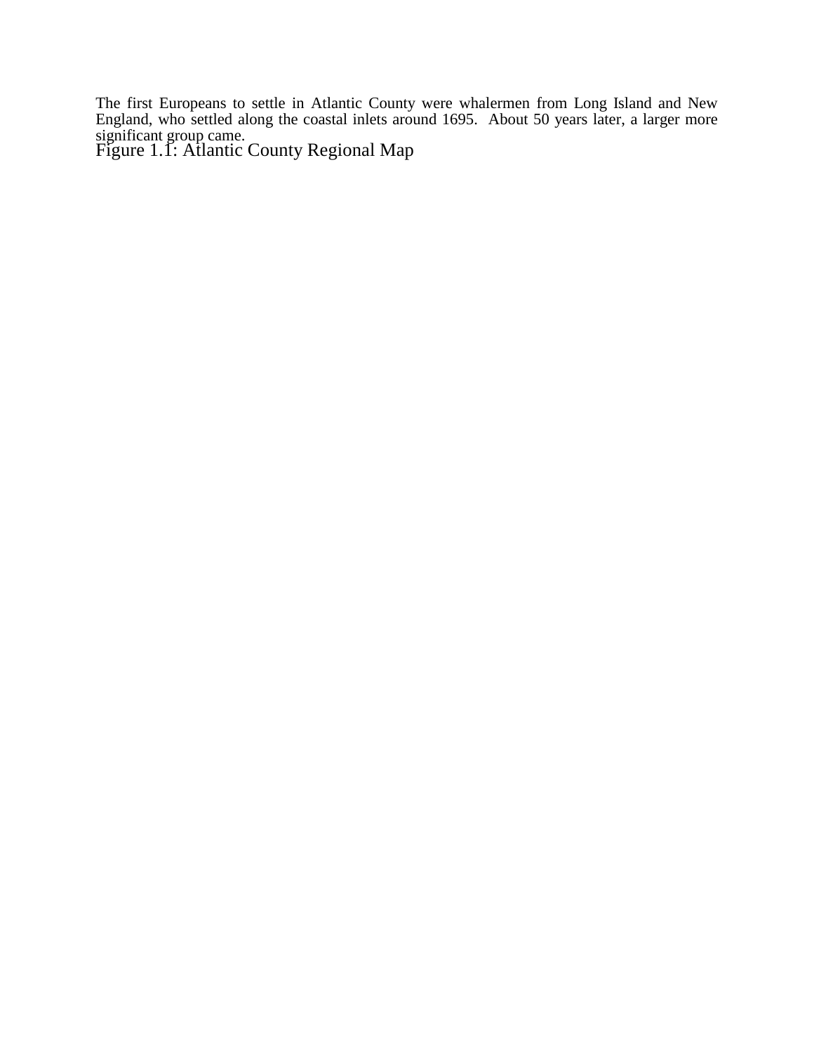The first Europeans to settle in Atlantic County were whalermen from Long Island and New England, who settled along the coastal inlets around 1695. About 50 years later, a larger more significant group came.

Figure 1.1: Atlantic County Regional Map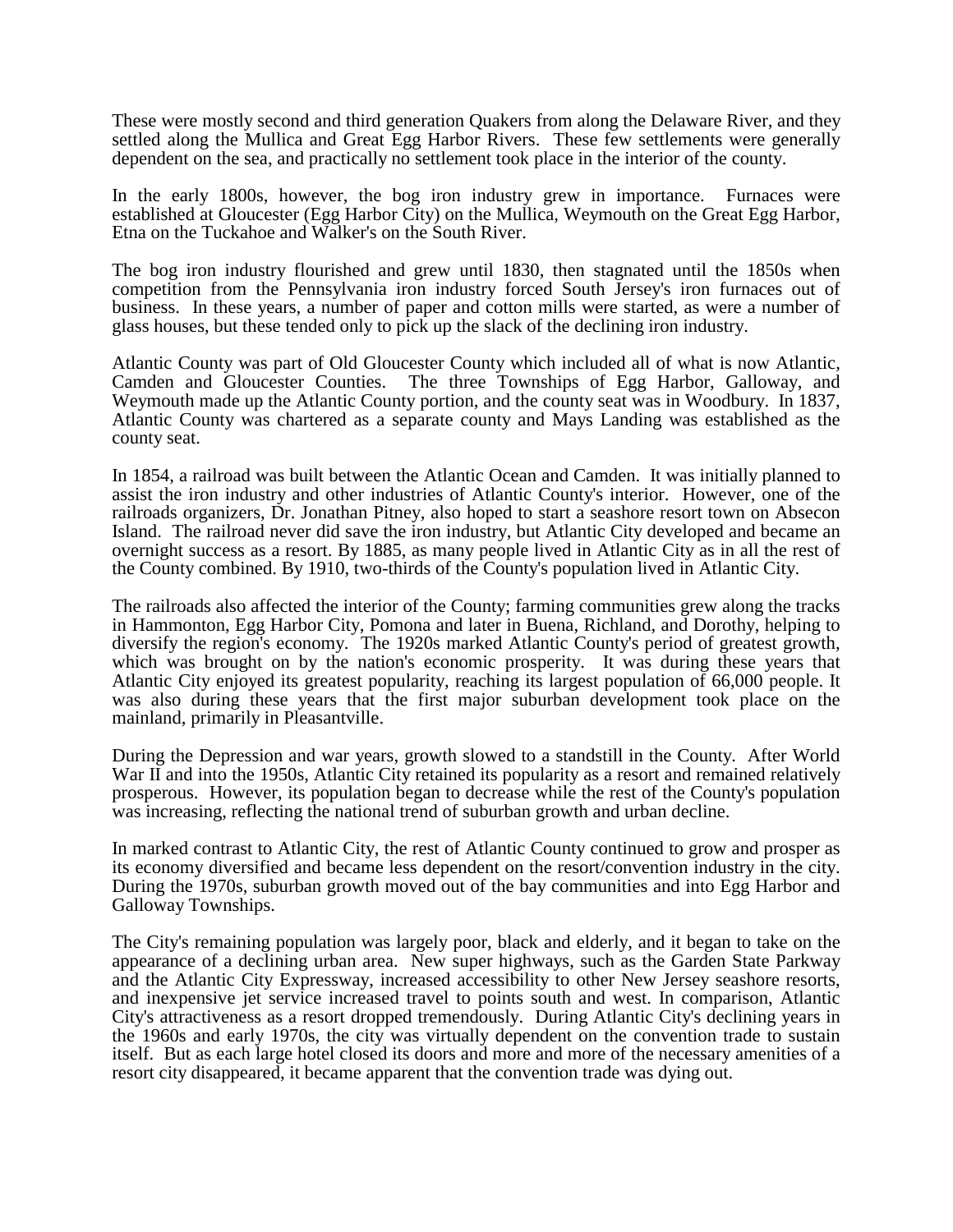These were mostly second and third generation Quakers from along the Delaware River, and they settled along the Mullica and Great Egg Harbor Rivers. These few settlements were generally dependent on the sea, and practically no settlement took place in the interior of the county.

In the early 1800s, however, the bog iron industry grew in importance. Furnaces were established at Gloucester (Egg Harbor City) on the Mullica, Weymouth on the Great Egg Harbor, Etna on the Tuckahoe and Walker's on the South River.

The bog iron industry flourished and grew until 1830, then stagnated until the 1850s when competition from the Pennsylvania iron industry forced South Jersey's iron furnaces out of business. In these years, a number of paper and cotton mills were started, as were a number of glass houses, but these tended only to pick up the slack of the declining iron industry.

Atlantic County was part of Old Gloucester County which included all of what is now Atlantic, Camden and Gloucester Counties. The three Townships of Egg Harbor, Galloway, and Weymouth made up the Atlantic County portion, and the county seat was in Woodbury. In 1837, Atlantic County was chartered as a separate county and Mays Landing was established as the county seat.

In 1854, a railroad was built between the Atlantic Ocean and Camden. It was initially planned to assist the iron industry and other industries of Atlantic County's interior. However, one of the railroads organizers, Dr. Jonathan Pitney, also hoped to start a seashore resort town on Absecon Island. The railroad never did save the iron industry, but Atlantic City developed and became an overnight success as a resort. By 1885, as many people lived in Atlantic City as in all the rest of the County combined. By 1910, two-thirds of the County's population lived in Atlantic City.

The railroads also affected the interior of the County; farming communities grew along the tracks in Hammonton, Egg Harbor City, Pomona and later in Buena, Richland, and Dorothy, helping to diversify the region's economy. The 1920s marked Atlantic County's period of greatest growth, which was brought on by the nation's economic prosperity. It was during these years that Atlantic City enjoyed its greatest popularity, reaching its largest population of 66,000 people. It was also during these years that the first major suburban development took place on the mainland, primarily in Pleasantville.

During the Depression and war years, growth slowed to a standstill in the County. After World War II and into the 1950s, Atlantic City retained its popularity as a resort and remained relatively prosperous. However, its population began to decrease while the rest of the County's population was increasing, reflecting the national trend of suburban growth and urban decline.

In marked contrast to Atlantic City, the rest of Atlantic County continued to grow and prosper as its economy diversified and became less dependent on the resort/convention industry in the city. During the 1970s, suburban growth moved out of the bay communities and into Egg Harbor and Galloway Townships.

The City's remaining population was largely poor, black and elderly, and it began to take on the appearance of a declining urban area. New super highways, such as the Garden State Parkway and the Atlantic City Expressway, increased accessibility to other New Jersey seashore resorts, and inexpensive jet service increased travel to points south and west. In comparison, Atlantic City's attractiveness as a resort dropped tremendously. During Atlantic City's declining years in the 1960s and early 1970s, the city was virtually dependent on the convention trade to sustain itself. But as each large hotel closed its doors and more and more of the necessary amenities of a resort city disappeared, it became apparent that the convention trade was dying out.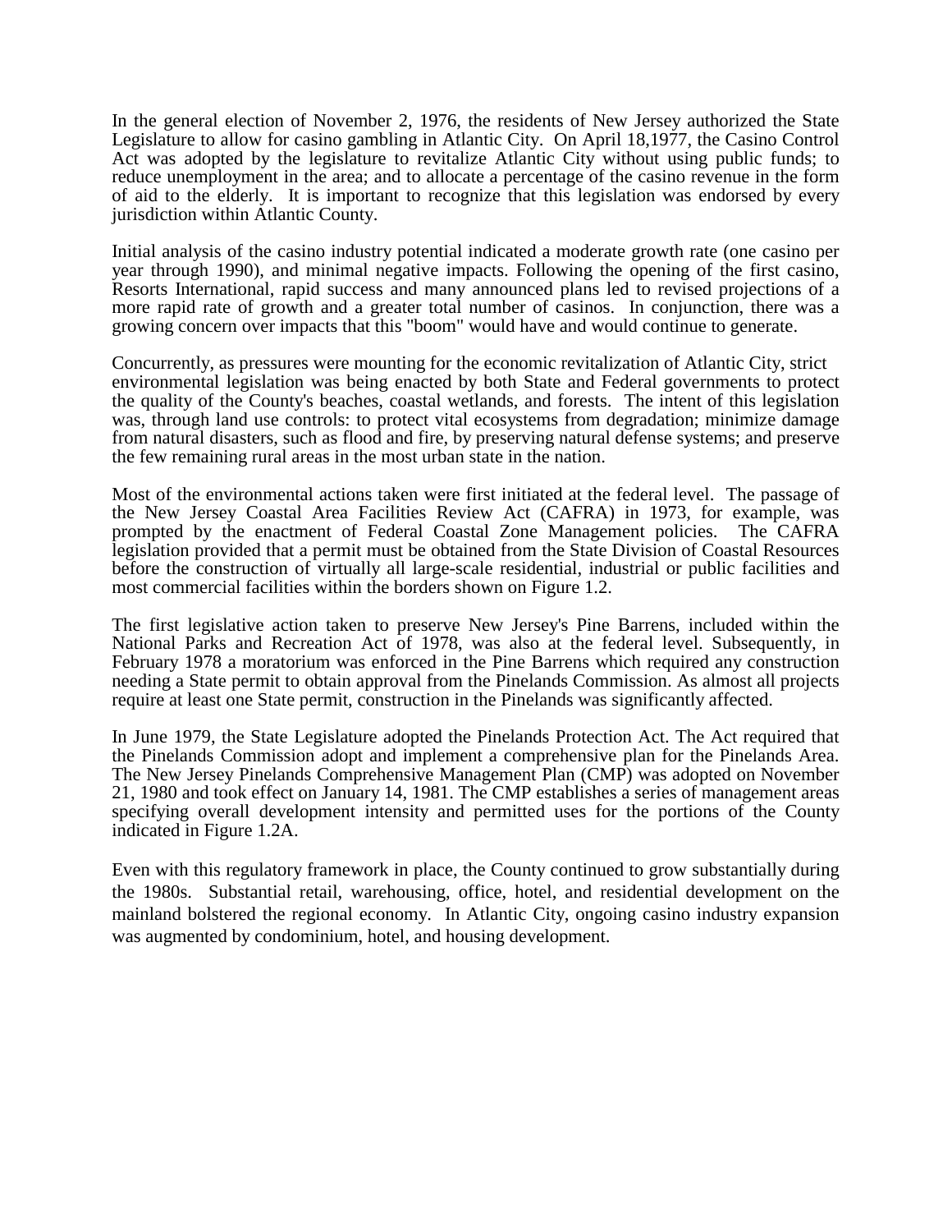In the general election of November 2, 1976, the residents of New Jersey authorized the State Legislature to allow for casino gambling in Atlantic City. On April 18,1977, the Casino Control Act was adopted by the legislature to revitalize Atlantic City without using public funds; to reduce unemployment in the area; and to allocate a percentage of the casino revenue in the form of aid to the elderly. It is important to recognize that this legislation was endorsed by every jurisdiction within Atlantic County.

Initial analysis of the casino industry potential indicated a moderate growth rate (one casino per year through 1990), and minimal negative impacts. Following the opening of the first casino, Resorts International, rapid success and many announced plans led to revised projections of a more rapid rate of growth and a greater total number of casinos. In conjunction, there was a growing concern over impacts that this "boom" would have and would continue to generate.

Concurrently, as pressures were mounting for the economic revitalization of Atlantic City, strict environmental legislation was being enacted by both State and Federal governments to protect the quality of the County's beaches, coastal wetlands, and forests. The intent of this legislation was, through land use controls: to protect vital ecosystems from degradation; minimize damage from natural disasters, such as flood and fire, by preserving natural defense systems; and preserve the few remaining rural areas in the most urban state in the nation.

Most of the environmental actions taken were first initiated at the federal level. The passage of the New Jersey Coastal Area Facilities Review Act (CAFRA) in 1973, for example, was prompted by the enactment of Federal Coastal Zone Management policies. The CAFRA legislation provided that a permit must be obtained from the State Division of Coastal Resources before the construction of virtually all large-scale residential, industrial or public facilities and most commercial facilities within the borders shown on Figure 1.2.

The first legislative action taken to preserve New Jersey's Pine Barrens, included within the National Parks and Recreation Act of 1978, was also at the federal level. Subsequently, in February 1978 a moratorium was enforced in the Pine Barrens which required any construction needing a State permit to obtain approval from the Pinelands Commission. As almost all projects require at least one State permit, construction in the Pinelands was significantly affected.

In June 1979, the State Legislature adopted the Pinelands Protection Act. The Act required that the Pinelands Commission adopt and implement a comprehensive plan for the Pinelands Area. The New Jersey Pinelands Comprehensive Management Plan (CMP) was adopted on November 21, 1980 and took effect on January 14, 1981. The CMP establishes a series of management areas specifying overall development intensity and permitted uses for the portions of the County indicated in Figure 1.2A.

Even with this regulatory framework in place, the County continued to grow substantially during the 1980s. Substantial retail, warehousing, office, hotel, and residential development on the mainland bolstered the regional economy. In Atlantic City, ongoing casino industry expansion was augmented by condominium, hotel, and housing development.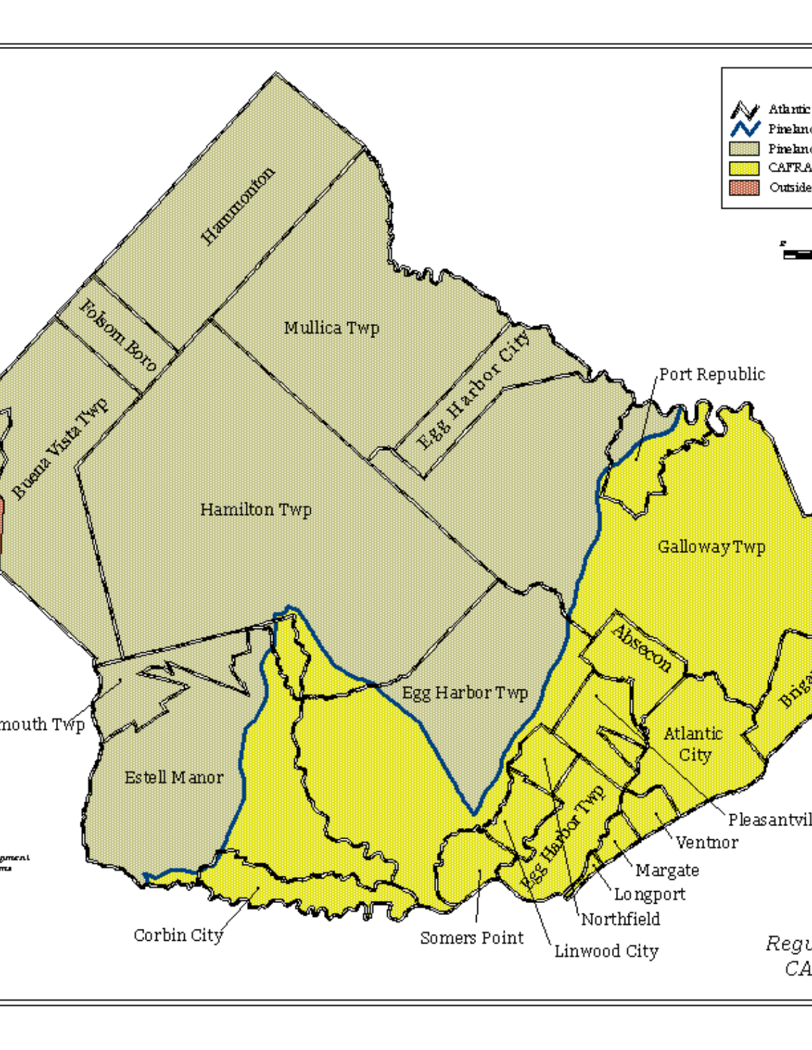Hammonton

Folsom Boro

Buena Vista Twp

Mullica Twp

Egg Harbor City

Port Republic

Hamilton Twp

Galloway Twp

Absecon

Egg Harbor Twp

Brigantine

mouth Twp

Atlantic City

Estell Manor

Pleasantville

Egg Harbor Twp

Ventnor

Margate

Longport

Northfield

Corbin City

Somers Point

Linwood City

Atlantic

Pinelands

Pinelands

CAFRA

Outside

Regu

CA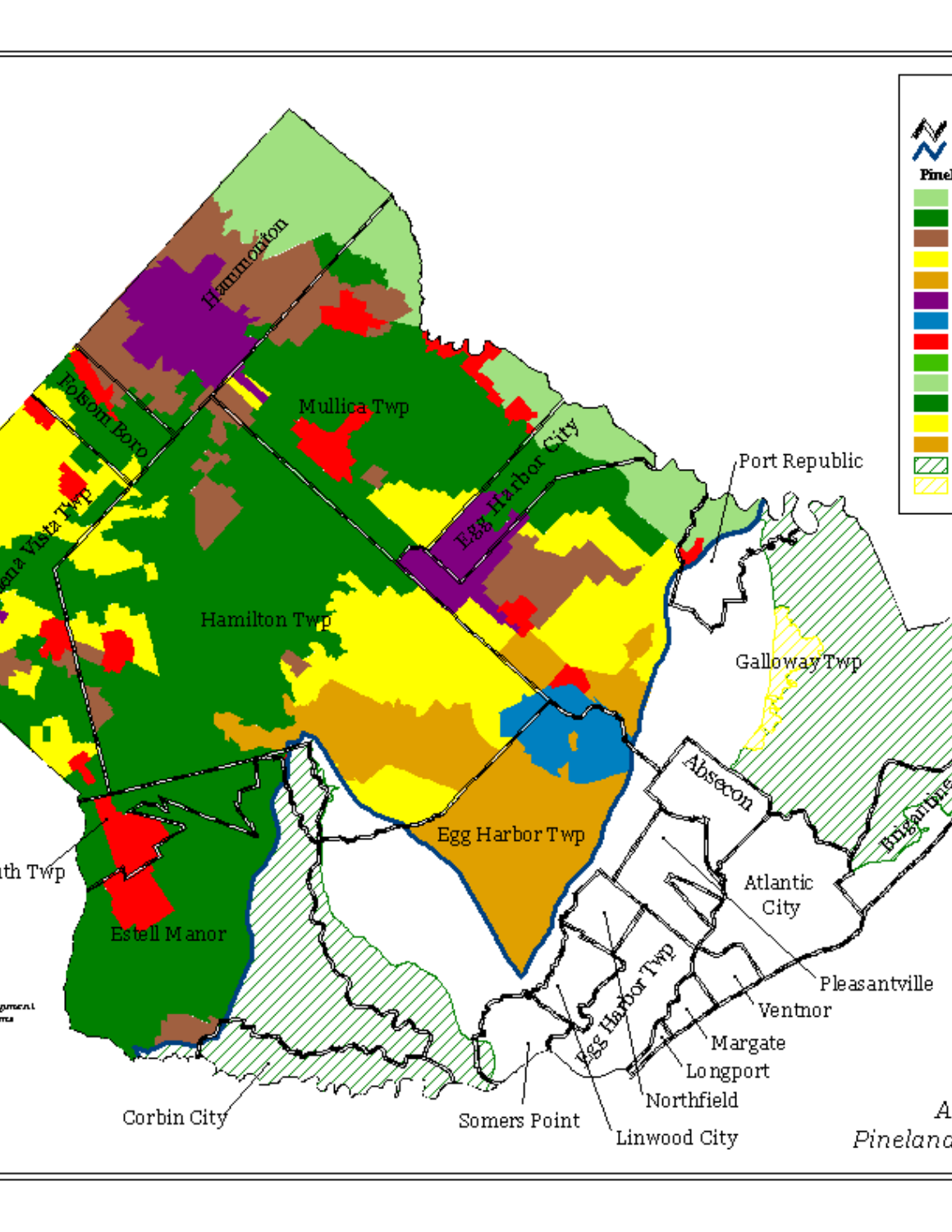Hammonton

Folsom Boro

Mullica Twp

Egg Harbor City

Port Republic

Buena Vista Twp

Hamilton Twp

Galloway Twp

Absecon

Egg Harbor Twp

Brigantine

Atlantic City

Weymouth Twp

Estell Manor

Pleasantville

Ventnor

Margate

Egg Harbor Twp

Longport

Northfield

Corbin City

Somers Point

Linwood City

Pinel

A

Pinelan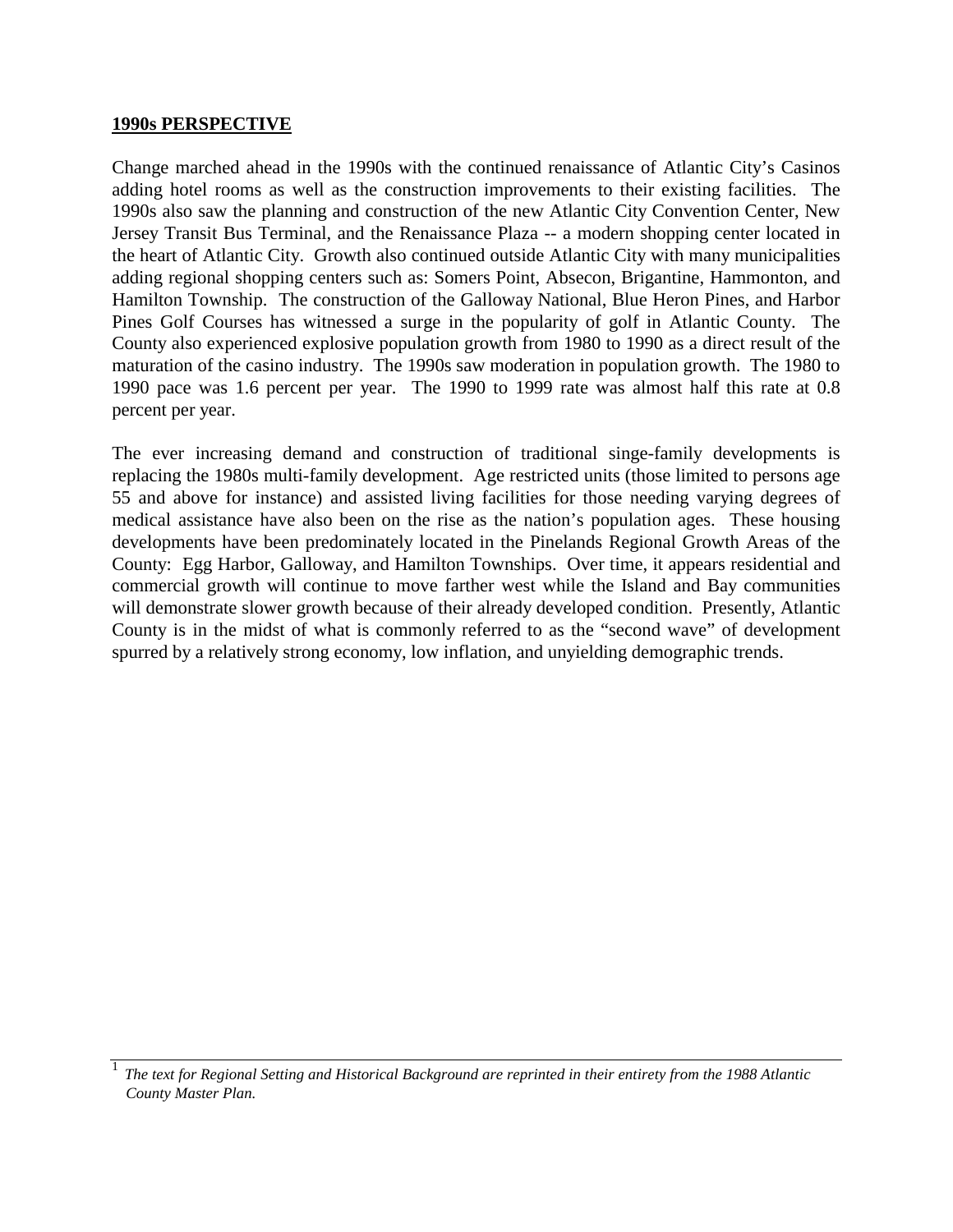**1990s PERSPECTIVE**

Change marched ahead in the 1990s with the continued renaissance of Atlantic City's Casinos adding hotel rooms as well as the construction improvements to their existing facilities. The 1990s also saw the planning and construction of the new Atlantic City Convention Center, New Jersey Transit Bus Terminal, and the Renaissance Plaza -- a modern shopping center located in the heart of Atlantic City. Growth also continued outside Atlantic City with many municipalities adding regional shopping centers such as: Somers Point, Absecon, Brigantine, Hammonton, and Hamilton Township. The construction of the Galloway National, Blue Heron Pines, and Harbor Pines Golf Courses has witnessed a surge in the popularity of golf in Atlantic County. The County also experienced explosive population growth from 1980 to 1990 as a direct result of the maturation of the casino industry. The 1990s saw moderation in population growth. The 1980 to 1990 pace was 1.6 percent per year. The 1990 to 1999 rate was almost half this rate at 0.8 percent per year.

The ever increasing demand and construction of traditional singe-family developments is replacing the 1980s multi-family development. Age restricted units (those limited to persons age 55 and above for instance) and assisted living facilities for those needing varying degrees of medical assistance have also been on the rise as the nation's population ages. These housing developments have been predominately located in the Pinelands Regional Growth Areas of the County: Egg Harbor, Galloway, and Hamilton Townships. Over time, it appears residential and commercial growth will continue to move farther west while the Island and Bay communities will demonstrate slower growth because of their already developed condition. Presently, Atlantic County is in the midst of what is commonly referred to as the "second wave" of development spurred by a relatively strong economy, low inflation, and unyielding demographic trends.

---

[1] *The text for Regional Setting and Historical Background are reprinted in their entirety from the 1988 Atlantic County Master Plan.*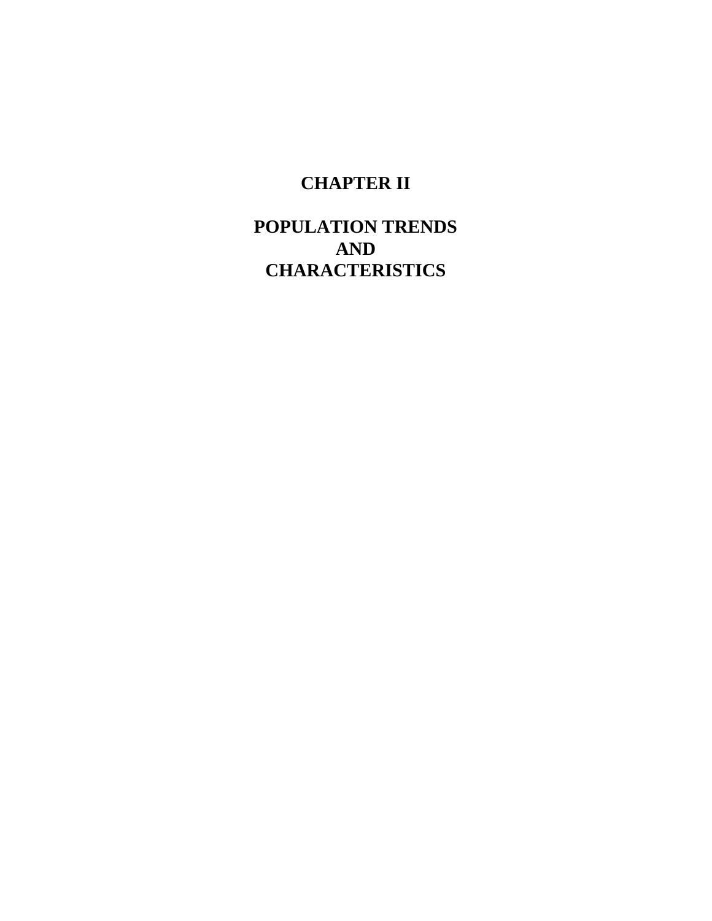# CHAPTER II

# POPULATION TRENDS AND CHARACTERISTICS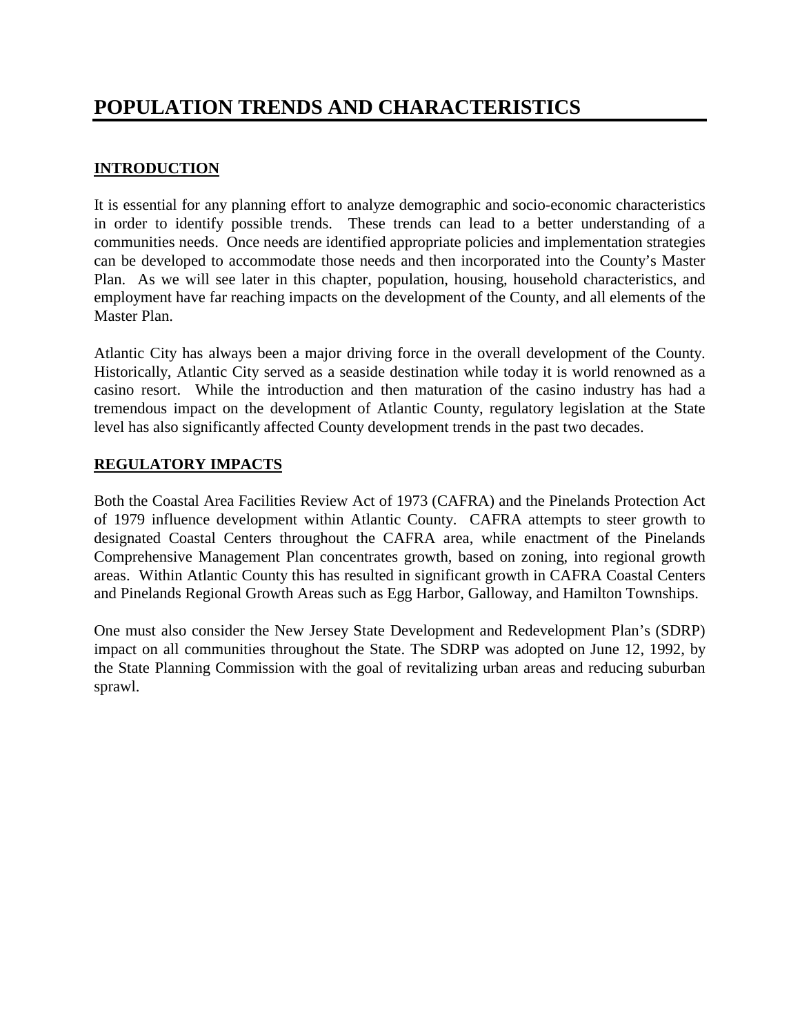# POPULATION TRENDS AND CHARACTERISTICS

## INTRODUCTION

It is essential for any planning effort to analyze demographic and socio-economic characteristics in order to identify possible trends. These trends can lead to a better understanding of a communities needs. Once needs are identified appropriate policies and implementation strategies can be developed to accommodate those needs and then incorporated into the County's Master Plan. As we will see later in this chapter, population, housing, household characteristics, and employment have far reaching impacts on the development of the County, and all elements of the Master Plan.

Atlantic City has always been a major driving force in the overall development of the County. Historically, Atlantic City served as a seaside destination while today it is world renowned as a casino resort. While the introduction and then maturation of the casino industry has had a tremendous impact on the development of Atlantic County, regulatory legislation at the State level has also significantly affected County development trends in the past two decades.

## REGULATORY IMPACTS

Both the Coastal Area Facilities Review Act of 1973 (CAFRA) and the Pinelands Protection Act of 1979 influence development within Atlantic County. CAFRA attempts to steer growth to designated Coastal Centers throughout the CAFRA area, while enactment of the Pinelands Comprehensive Management Plan concentrates growth, based on zoning, into regional growth areas. Within Atlantic County this has resulted in significant growth in CAFRA Coastal Centers and Pinelands Regional Growth Areas such as Egg Harbor, Galloway, and Hamilton Townships.

One must also consider the New Jersey State Development and Redevelopment Plan's (SDRP) impact on all communities throughout the State. The SDRP was adopted on June 12, 1992, by the State Planning Commission with the goal of revitalizing urban areas and reducing suburban sprawl.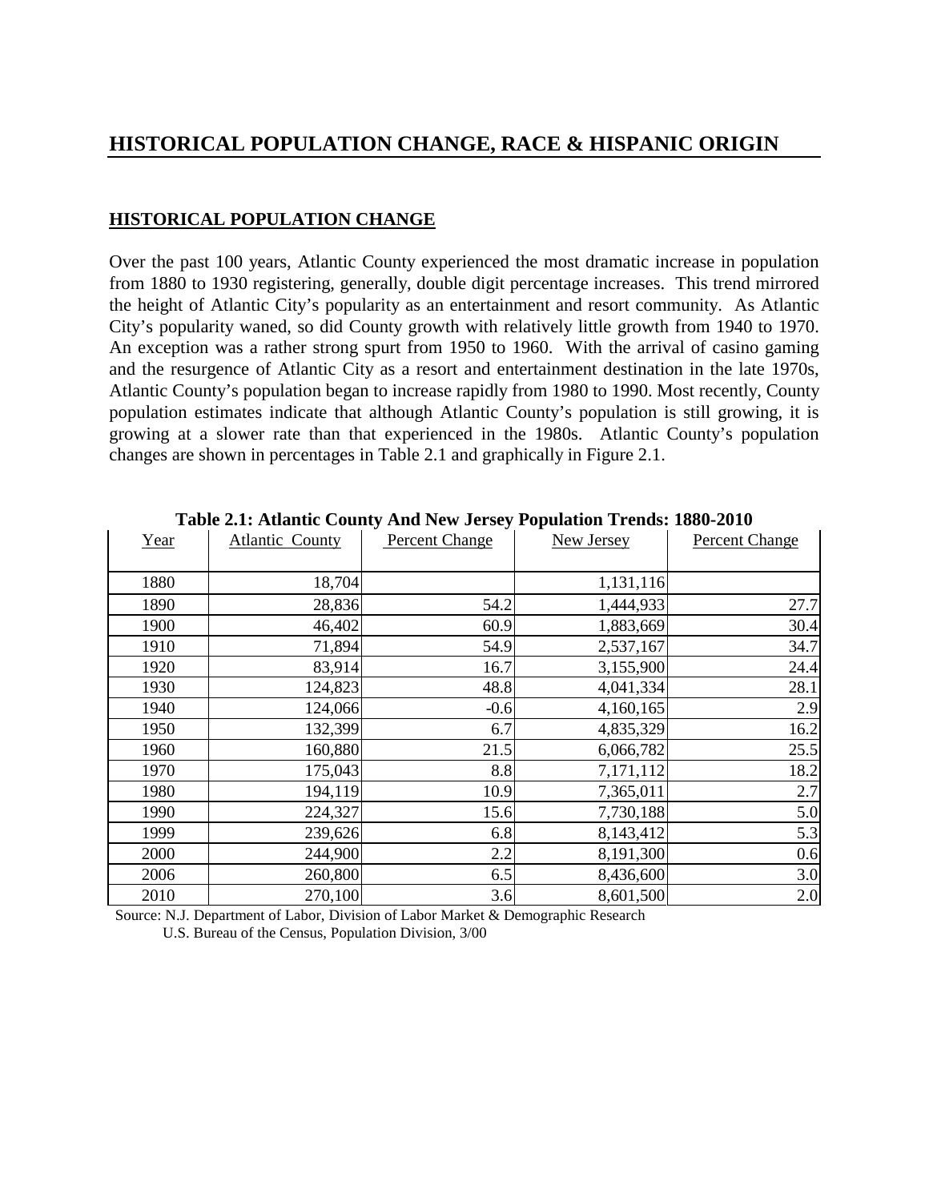# HISTORICAL POPULATION CHANGE, RACE & HISPANIC ORIGIN

## HISTORICAL POPULATION CHANGE

Over the past 100 years, Atlantic County experienced the most dramatic increase in population from 1880 to 1930 registering, generally, double digit percentage increases. This trend mirrored the height of Atlantic City's popularity as an entertainment and resort community. As Atlantic City's popularity waned, so did County growth with relatively little growth from 1940 to 1970. An exception was a rather strong spurt from 1950 to 1960. With the arrival of casino gaming and the resurgence of Atlantic City as a resort and entertainment destination in the late 1970s, Atlantic County's population began to increase rapidly from 1980 to 1990. Most recently, County population estimates indicate that although Atlantic County's population is still growing, it is growing at a slower rate than that experienced in the 1980s. Atlantic County's population changes are shown in percentages in Table 2.1 and graphically in Figure 2.1.

**Table 2.1: Atlantic County And New Jersey Population Trends: 1880-2010**

| Year | Atlantic County | Percent Change | New Jersey | Percent Change |
|---|---|---|---|---|
| 1880 | 18,704 | | 1,131,116 | |
| 1890 | 28,836 | 54.2 | 1,444,933 | 27.7 |
| 1900 | 46,402 | 60.9 | 1,883,669 | 30.4 |
| 1910 | 71,894 | 54.9 | 2,537,167 | 34.7 |
| 1920 | 83,914 | 16.7 | 3,155,900 | 24.4 |
| 1930 | 124,823 | 48.8 | 4,041,334 | 28.1 |
| 1940 | 124,066 | -0.6 | 4,160,165 | 2.9 |
| 1950 | 132,399 | 6.7 | 4,835,329 | 16.2 |
| 1960 | 160,880 | 21.5 | 6,066,782 | 25.5 |
| 1970 | 175,043 | 8.8 | 7,171,112 | 18.2 |
| 1980 | 194,119 | 10.9 | 7,365,011 | 2.7 |
| 1990 | 224,327 | 15.6 | 7,730,188 | 5.0 |
| 1999 | 239,626 | 6.8 | 8,143,412 | 5.3 |
| 2000 | 244,900 | 2.2 | 8,191,300 | 0.6 |
| 2006 | 260,800 | 6.5 | 8,436,600 | 3.0 |
| 2010 | 270,100 | 3.6 | 8,601,500 | 2.0 |

Source: N.J. Department of Labor, Division of Labor Market & Demographic Research
U.S. Bureau of the Census, Population Division, 3/00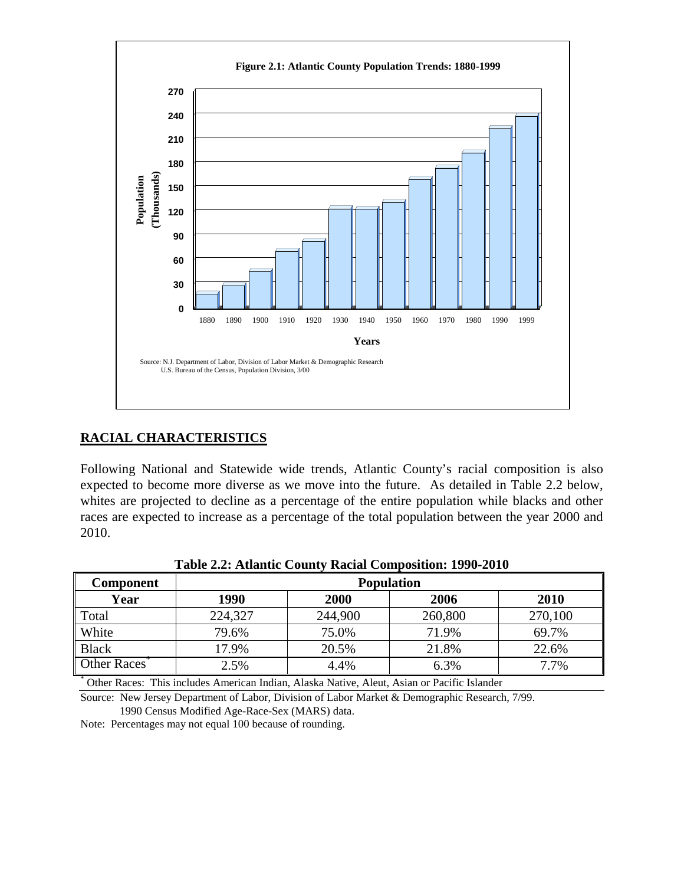**Figure 2.1: Atlantic County Population Trends: 1880-1999**

Source: N.J. Department of Labor, Division of Labor Market & Demographic Research
U.S. Bureau of the Census, Population Division, 3/00

## RACIAL CHARACTERISTICS

Following National and Statewide wide trends, Atlantic County's racial composition is also expected to become more diverse as we move into the future. As detailed in Table 2.2 below, whites are projected to decline as a percentage of the entire population while blacks and other races are expected to increase as a percentage of the total population between the year 2000 and 2010.

**Table 2.2: Atlantic County Racial Composition: 1990-2010**

| Component | Population | | | |
|---|---|---|---|---|
| **Year** | **1990** | **2000** | **2006** | **2010** |
| Total | 224,327 | 244,900 | 260,800 | 270,100 |
| White | 79.6% | 75.0% | 71.9% | 69.7% |
| Black | 17.9% | 20.5% | 21.8% | 22.6% |
| Other Races* | 2.5% | 4.4% | 6.3% | 7.7% |

* Other Races: This includes American Indian, Alaska Native, Aleut, Asian or Pacific Islander

Source: New Jersey Department of Labor, Division of Labor Market & Demographic Research, 7/99.
1990 Census Modified Age-Race-Sex (MARS) data.

Note: Percentages may not equal 100 because of rounding.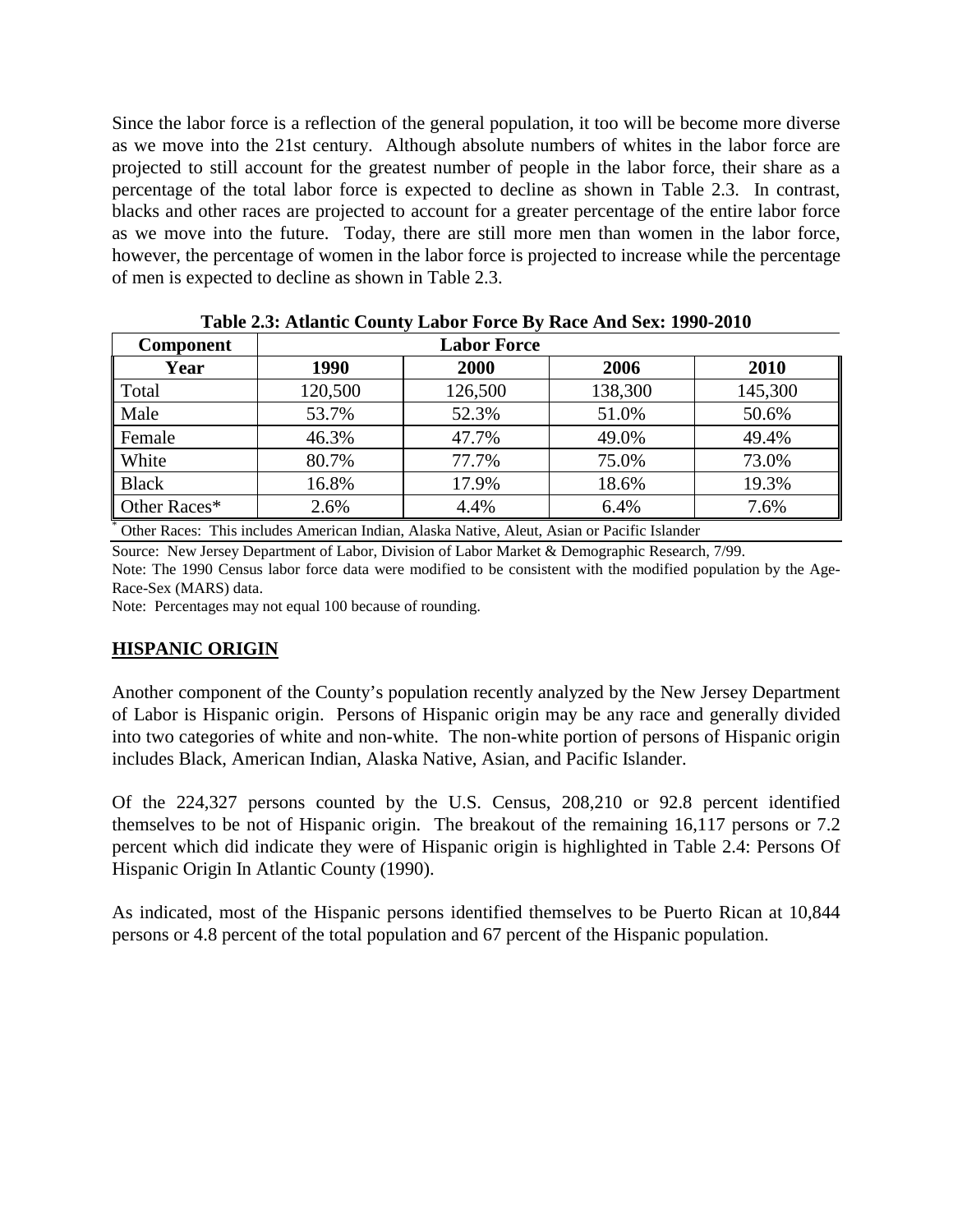Since the labor force is a reflection of the general population, it too will be become more diverse as we move into the 21st century. Although absolute numbers of whites in the labor force are projected to still account for the greatest number of people in the labor force, their share as a percentage of the total labor force is expected to decline as shown in Table 2.3. In contrast, blacks and other races are projected to account for a greater percentage of the entire labor force as we move into the future. Today, there are still more men than women in the labor force, however, the percentage of women in the labor force is projected to increase while the percentage of men is expected to decline as shown in Table 2.3.

**Table 2.3: Atlantic County Labor Force By Race And Sex: 1990-2010**

| Component | Labor Force | | | |
|---|---|---|---|---|
| **Year** | **1990** | **2000** | **2006** | **2010** |
| Total | 120,500 | 126,500 | 138,300 | 145,300 |
| Male | 53.7% | 52.3% | 51.0% | 50.6% |
| Female | 46.3% | 47.7% | 49.0% | 49.4% |
| White | 80.7% | 77.7% | 75.0% | 73.0% |
| Black | 16.8% | 17.9% | 18.6% | 19.3% |
| Other Races* | 2.6% | 4.4% | 6.4% | 7.6% |

* Other Races: This includes American Indian, Alaska Native, Aleut, Asian or Pacific Islander

Source: New Jersey Department of Labor, Division of Labor Market & Demographic Research, 7/99.

Note: The 1990 Census labor force data were modified to be consistent with the modified population by the Age-Race-Sex (MARS) data.

Note: Percentages may not equal 100 because of rounding.

## HISPANIC ORIGIN

Another component of the County's population recently analyzed by the New Jersey Department of Labor is Hispanic origin. Persons of Hispanic origin may be any race and generally divided into two categories of white and non-white. The non-white portion of persons of Hispanic origin includes Black, American Indian, Alaska Native, Asian, and Pacific Islander.

Of the 224,327 persons counted by the U.S. Census, 208,210 or 92.8 percent identified themselves to be not of Hispanic origin. The breakout of the remaining 16,117 persons or 7.2 percent which did indicate they were of Hispanic origin is highlighted in Table 2.4: Persons Of Hispanic Origin In Atlantic County (1990).

As indicated, most of the Hispanic persons identified themselves to be Puerto Rican at 10,844 persons or 4.8 percent of the total population and 67 percent of the Hispanic population.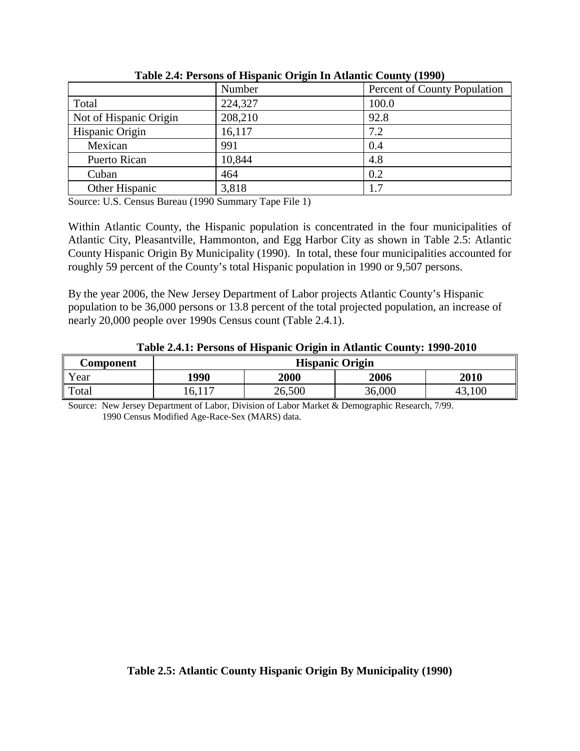**Table 2.4: Persons of Hispanic Origin In Atlantic County (1990)**

| | Number | Percent of County Population |
|---|---|---|
| Total | 224,327 | 100.0 |
| Not of Hispanic Origin | 208,210 | 92.8 |
| Hispanic Origin | 16,117 | 7.2 |
| Mexican | 991 | 0.4 |
| Puerto Rican | 10,844 | 4.8 |
| Cuban | 464 | 0.2 |
| Other Hispanic | 3,818 | 1.7 |

Source: U.S. Census Bureau (1990 Summary Tape File 1)

Within Atlantic County, the Hispanic population is concentrated in the four municipalities of Atlantic City, Pleasantville, Hammonton, and Egg Harbor City as shown in Table 2.5: Atlantic County Hispanic Origin By Municipality (1990). In total, these four municipalities accounted for roughly 59 percent of the County's total Hispanic population in 1990 or 9,507 persons.

By the year 2006, the New Jersey Department of Labor projects Atlantic County's Hispanic population to be 36,000 persons or 13.8 percent of the total projected population, an increase of nearly 20,000 people over 1990s Census count (Table 2.4.1).

**Table 2.4.1: Persons of Hispanic Origin in Atlantic County: 1990-2010**

| **Component** | **Hispanic Origin** | | | |
|---|---|---|---|---|
| Year | **1990** | **2000** | **2006** | **2010** |
| Total | 16,117 | 26,500 | 36,000 | 43,100 |

Source: New Jersey Department of Labor, Division of Labor Market & Demographic Research, 7/99.
1990 Census Modified Age-Race-Sex (MARS) data.

**Table 2.5: Atlantic County Hispanic Origin By Municipality (1990)**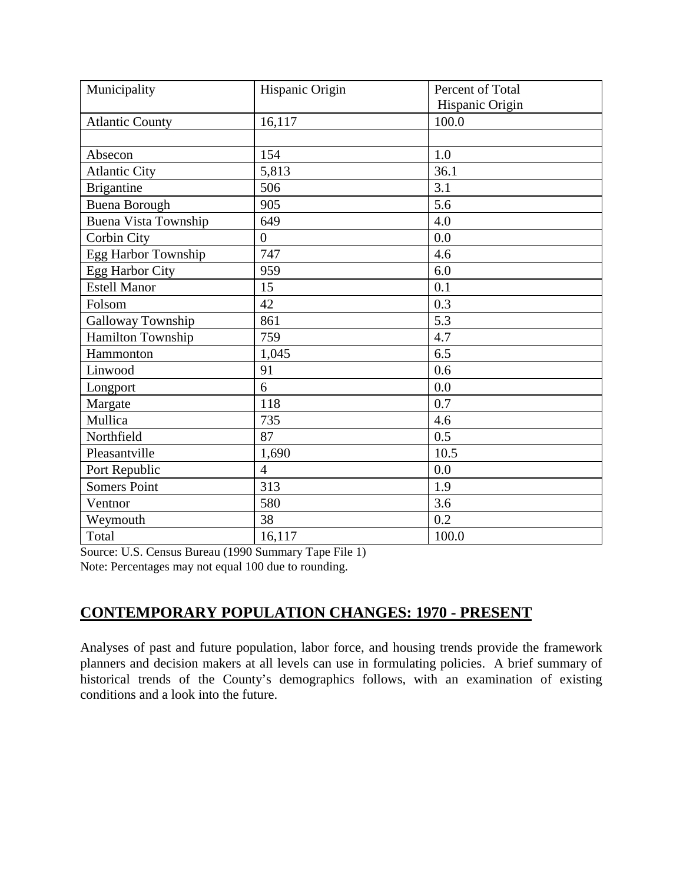| Municipality | Hispanic Origin | Percent of Total Hispanic Origin |
|---|---|---|
| Atlantic County | 16,117 | 100.0 |
| | | |
| Absecon | 154 | 1.0 |
| Atlantic City | 5,813 | 36.1 |
| Brigantine | 506 | 3.1 |
| Buena Borough | 905 | 5.6 |
| Buena Vista Township | 649 | 4.0 |
| Corbin City | 0 | 0.0 |
| Egg Harbor Township | 747 | 4.6 |
| Egg Harbor City | 959 | 6.0 |
| Estell Manor | 15 | 0.1 |
| Folsom | 42 | 0.3 |
| Galloway Township | 861 | 5.3 |
| Hamilton Township | 759 | 4.7 |
| Hammonton | 1,045 | 6.5 |
| Linwood | 91 | 0.6 |
| Longport | 6 | 0.0 |
| Margate | 118 | 0.7 |
| Mullica | 735 | 4.6 |
| Northfield | 87 | 0.5 |
| Pleasantville | 1,690 | 10.5 |
| Port Republic | 4 | 0.0 |
| Somers Point | 313 | 1.9 |
| Ventnor | 580 | 3.6 |
| Weymouth | 38 | 0.2 |
| Total | 16,117 | 100.0 |

Source: U.S. Census Bureau (1990 Summary Tape File 1)
Note: Percentages may not equal 100 due to rounding.

## CONTEMPORARY POPULATION CHANGES: 1970 - PRESENT

Analyses of past and future population, labor force, and housing trends provide the framework planners and decision makers at all levels can use in formulating policies. A brief summary of historical trends of the County's demographics follows, with an examination of existing conditions and a look into the future.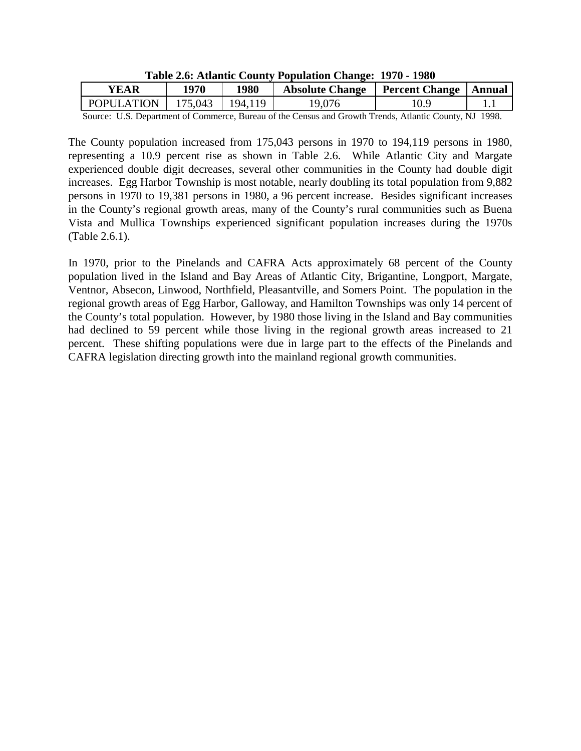**Table 2.6: Atlantic County Population Change: 1970 - 1980**

| YEAR | 1970 | 1980 | Absolute Change | Percent Change | Annual |
|---|---|---|---|---|---|
| POPULATION | 175,043 | 194,119 | 19,076 | 10.9 | 1.1 |

Source: U.S. Department of Commerce, Bureau of the Census and Growth Trends, Atlantic County, NJ 1998.

The County population increased from 175,043 persons in 1970 to 194,119 persons in 1980, representing a 10.9 percent rise as shown in Table 2.6. While Atlantic City and Margate experienced double digit decreases, several other communities in the County had double digit increases. Egg Harbor Township is most notable, nearly doubling its total population from 9,882 persons in 1970 to 19,381 persons in 1980, a 96 percent increase. Besides significant increases in the County's regional growth areas, many of the County's rural communities such as Buena Vista and Mullica Townships experienced significant population increases during the 1970s (Table 2.6.1).

In 1970, prior to the Pinelands and CAFRA Acts approximately 68 percent of the County population lived in the Island and Bay Areas of Atlantic City, Brigantine, Longport, Margate, Ventnor, Absecon, Linwood, Northfield, Pleasantville, and Somers Point. The population in the regional growth areas of Egg Harbor, Galloway, and Hamilton Townships was only 14 percent of the County's total population. However, by 1980 those living in the Island and Bay communities had declined to 59 percent while those living in the regional growth areas increased to 21 percent. These shifting populations were due in large part to the effects of the Pinelands and CAFRA legislation directing growth into the mainland regional growth communities.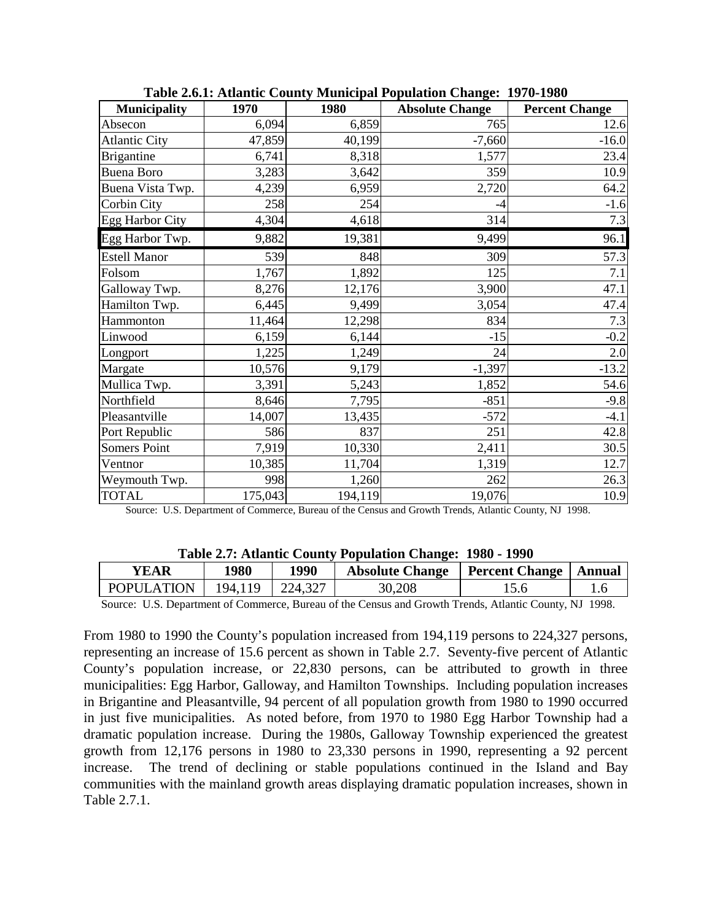**Table 2.6.1: Atlantic County Municipal Population Change: 1970-1980**

| Municipality | 1970 | 1980 | Absolute Change | Percent Change |
|---|---|---|---|---|
| Absecon | 6,094 | 6,859 | 765 | 12.6 |
| Atlantic City | 47,859 | 40,199 | -7,660 | -16.0 |
| Brigantine | 6,741 | 8,318 | 1,577 | 23.4 |
| Buena Boro | 3,283 | 3,642 | 359 | 10.9 |
| Buena Vista Twp. | 4,239 | 6,959 | 2,720 | 64.2 |
| Corbin City | 258 | 254 | -4 | -1.6 |
| Egg Harbor City | 4,304 | 4,618 | 314 | 7.3 |
| Egg Harbor Twp. | 9,882 | 19,381 | 9,499 | 96.1 |
| Estell Manor | 539 | 848 | 309 | 57.3 |
| Folsom | 1,767 | 1,892 | 125 | 7.1 |
| Galloway Twp. | 8,276 | 12,176 | 3,900 | 47.1 |
| Hamilton Twp. | 6,445 | 9,499 | 3,054 | 47.4 |
| Hammonton | 11,464 | 12,298 | 834 | 7.3 |
| Linwood | 6,159 | 6,144 | -15 | -0.2 |
| Longport | 1,225 | 1,249 | 24 | 2.0 |
| Margate | 10,576 | 9,179 | -1,397 | -13.2 |
| Mullica Twp. | 3,391 | 5,243 | 1,852 | 54.6 |
| Northfield | 8,646 | 7,795 | -851 | -9.8 |
| Pleasantville | 14,007 | 13,435 | -572 | -4.1 |
| Port Republic | 586 | 837 | 251 | 42.8 |
| Somers Point | 7,919 | 10,330 | 2,411 | 30.5 |
| Ventnor | 10,385 | 11,704 | 1,319 | 12.7 |
| Weymouth Twp. | 998 | 1,260 | 262 | 26.3 |
| TOTAL | 175,043 | 194,119 | 19,076 | 10.9 |

Source: U.S. Department of Commerce, Bureau of the Census and Growth Trends, Atlantic County, NJ 1998.

**Table 2.7: Atlantic County Population Change: 1980 - 1990**

| YEAR | 1980 | 1990 | Absolute Change | Percent Change | Annual |
|---|---|---|---|---|---|
| POPULATION | 194,119 | 224,327 | 30,208 | 15.6 | 1.6 |

Source: U.S. Department of Commerce, Bureau of the Census and Growth Trends, Atlantic County, NJ 1998.

From 1980 to 1990 the County's population increased from 194,119 persons to 224,327 persons, representing an increase of 15.6 percent as shown in Table 2.7. Seventy-five percent of Atlantic County's population increase, or 22,830 persons, can be attributed to growth in three municipalities: Egg Harbor, Galloway, and Hamilton Townships. Including population increases in Brigantine and Pleasantville, 94 percent of all population growth from 1980 to 1990 occurred in just five municipalities. As noted before, from 1970 to 1980 Egg Harbor Township had a dramatic population increase. During the 1980s, Galloway Township experienced the greatest growth from 12,176 persons in 1980 to 23,330 persons in 1990, representing a 92 percent increase. The trend of declining or stable populations continued in the Island and Bay communities with the mainland growth areas displaying dramatic population increases, shown in Table 2.7.1.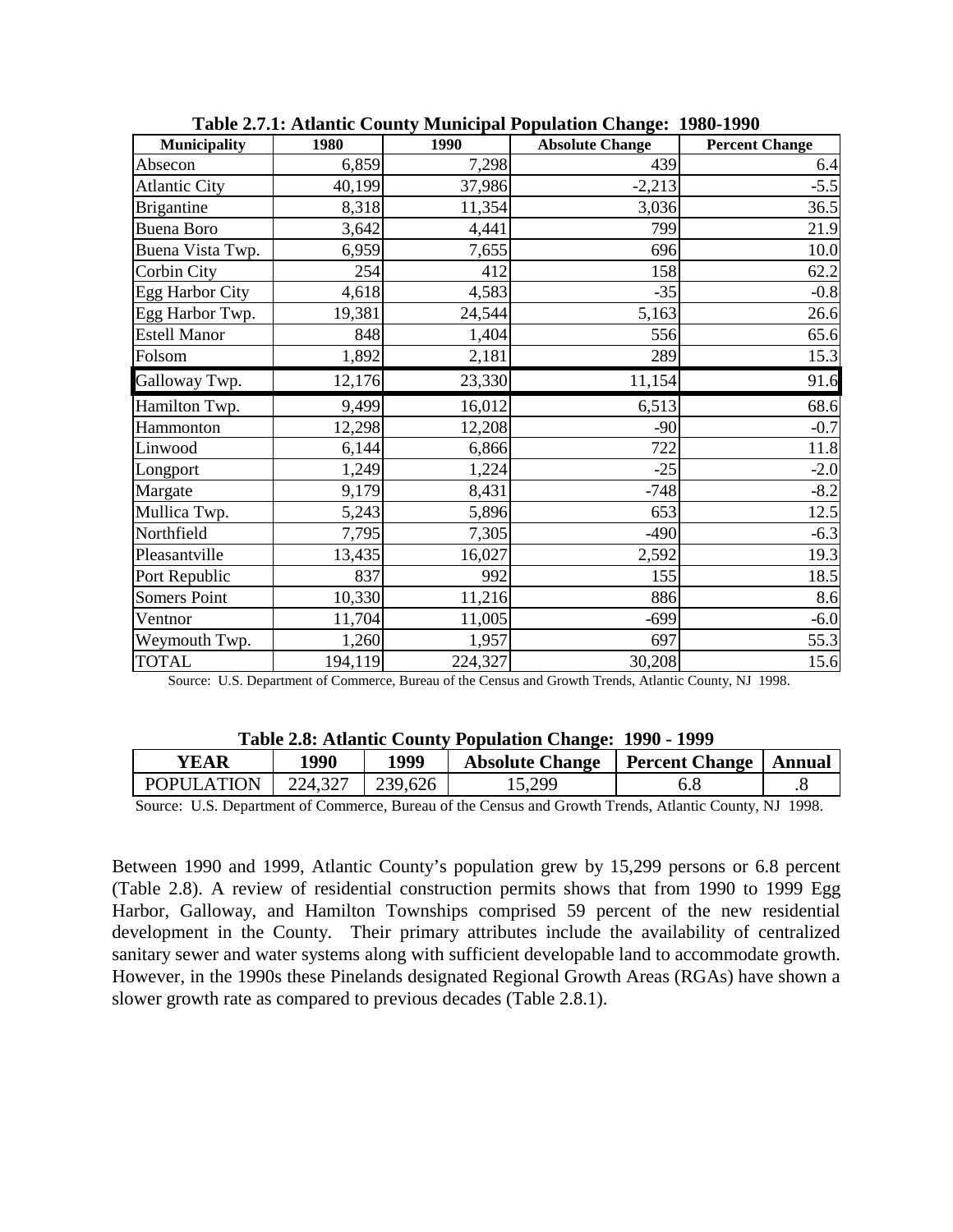**Table 2.7.1: Atlantic County Municipal Population Change: 1980-1990**

| Municipality | 1980 | 1990 | Absolute Change | Percent Change |
|---|---|---|---|---|
| Absecon | 6,859 | 7,298 | 439 | 6.4 |
| Atlantic City | 40,199 | 37,986 | -2,213 | -5.5 |
| Brigantine | 8,318 | 11,354 | 3,036 | 36.5 |
| Buena Boro | 3,642 | 4,441 | 799 | 21.9 |
| Buena Vista Twp. | 6,959 | 7,655 | 696 | 10.0 |
| Corbin City | 254 | 412 | 158 | 62.2 |
| Egg Harbor City | 4,618 | 4,583 | -35 | -0.8 |
| Egg Harbor Twp. | 19,381 | 24,544 | 5,163 | 26.6 |
| Estell Manor | 848 | 1,404 | 556 | 65.6 |
| Folsom | 1,892 | 2,181 | 289 | 15.3 |
| Galloway Twp. | 12,176 | 23,330 | 11,154 | 91.6 |
| Hamilton Twp. | 9,499 | 16,012 | 6,513 | 68.6 |
| Hammonton | 12,298 | 12,208 | -90 | -0.7 |
| Linwood | 6,144 | 6,866 | 722 | 11.8 |
| Longport | 1,249 | 1,224 | -25 | -2.0 |
| Margate | 9,179 | 8,431 | -748 | -8.2 |
| Mullica Twp. | 5,243 | 5,896 | 653 | 12.5 |
| Northfield | 7,795 | 7,305 | -490 | -6.3 |
| Pleasantville | 13,435 | 16,027 | 2,592 | 19.3 |
| Port Republic | 837 | 992 | 155 | 18.5 |
| Somers Point | 10,330 | 11,216 | 886 | 8.6 |
| Ventnor | 11,704 | 11,005 | -699 | -6.0 |
| Weymouth Twp. | 1,260 | 1,957 | 697 | 55.3 |
| TOTAL | 194,119 | 224,327 | 30,208 | 15.6 |

Source: U.S. Department of Commerce, Bureau of the Census and Growth Trends, Atlantic County, NJ 1998.

**Table 2.8: Atlantic County Population Change: 1990 - 1999**

| YEAR | 1990 | 1999 | Absolute Change | Percent Change | Annual |
|---|---|---|---|---|---|
| POPULATION | 224,327 | 239,626 | 15,299 | 6.8 | .8 |

Source: U.S. Department of Commerce, Bureau of the Census and Growth Trends, Atlantic County, NJ 1998.

Between 1990 and 1999, Atlantic County's population grew by 15,299 persons or 6.8 percent (Table 2.8). A review of residential construction permits shows that from 1990 to 1999 Egg Harbor, Galloway, and Hamilton Townships comprised 59 percent of the new residential development in the County. Their primary attributes include the availability of centralized sanitary sewer and water systems along with sufficient developable land to accommodate growth. However, in the 1990s these Pinelands designated Regional Growth Areas (RGAs) have shown a slower growth rate as compared to previous decades (Table 2.8.1).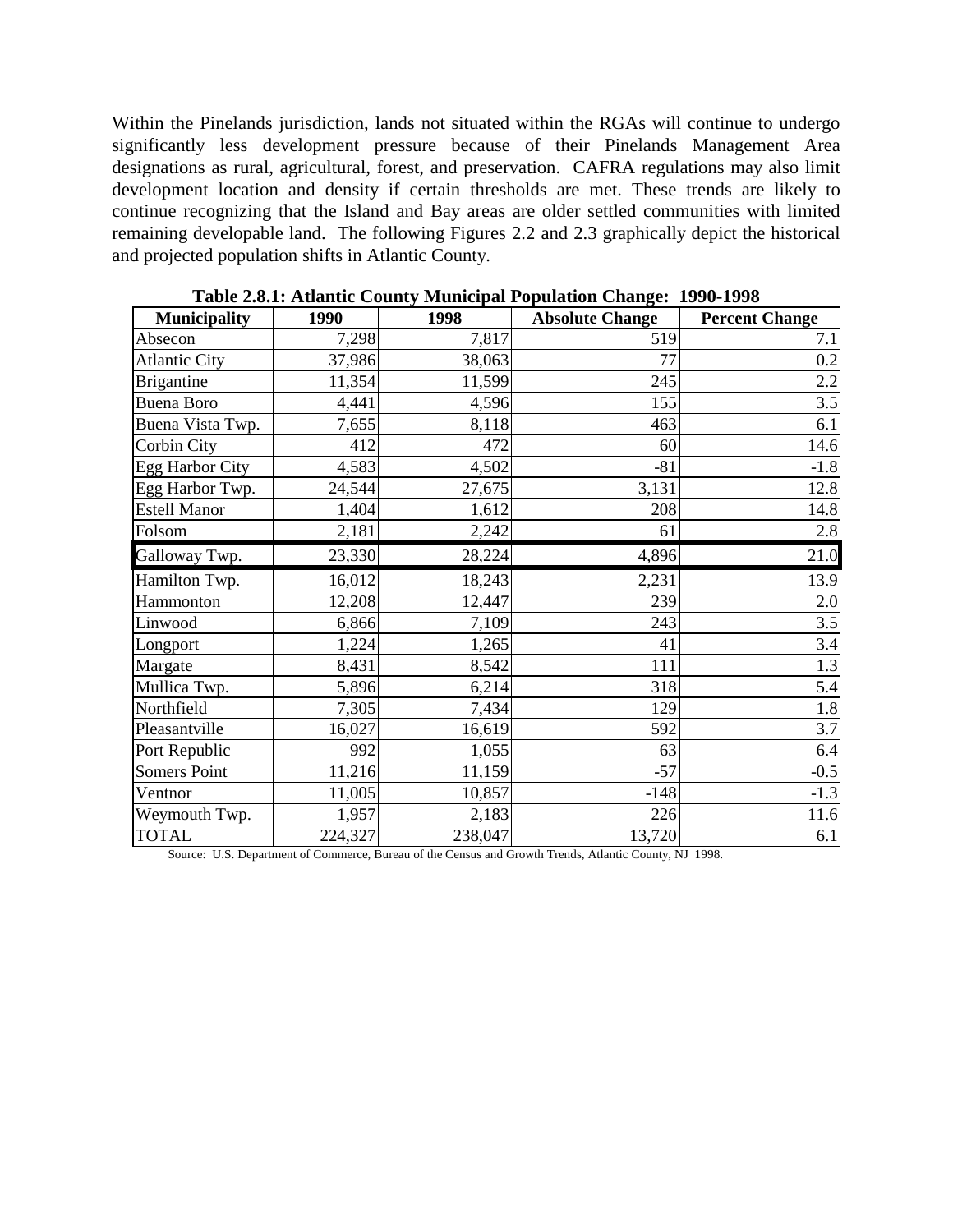Within the Pinelands jurisdiction, lands not situated within the RGAs will continue to undergo significantly less development pressure because of their Pinelands Management Area designations as rural, agricultural, forest, and preservation. CAFRA regulations may also limit development location and density if certain thresholds are met. These trends are likely to continue recognizing that the Island and Bay areas are older settled communities with limited remaining developable land. The following Figures 2.2 and 2.3 graphically depict the historical and projected population shifts in Atlantic County.

**Table 2.8.1: Atlantic County Municipal Population Change: 1990-1998**

| Municipality | 1990 | 1998 | Absolute Change | Percent Change |
|---|---|---|---|---|
| Absecon | 7,298 | 7,817 | 519 | 7.1 |
| Atlantic City | 37,986 | 38,063 | 77 | 0.2 |
| Brigantine | 11,354 | 11,599 | 245 | 2.2 |
| Buena Boro | 4,441 | 4,596 | 155 | 3.5 |
| Buena Vista Twp. | 7,655 | 8,118 | 463 | 6.1 |
| Corbin City | 412 | 472 | 60 | 14.6 |
| Egg Harbor City | 4,583 | 4,502 | -81 | -1.8 |
| Egg Harbor Twp. | 24,544 | 27,675 | 3,131 | 12.8 |
| Estell Manor | 1,404 | 1,612 | 208 | 14.8 |
| Folsom | 2,181 | 2,242 | 61 | 2.8 |
| Galloway Twp. | 23,330 | 28,224 | 4,896 | 21.0 |
| Hamilton Twp. | 16,012 | 18,243 | 2,231 | 13.9 |
| Hammonton | 12,208 | 12,447 | 239 | 2.0 |
| Linwood | 6,866 | 7,109 | 243 | 3.5 |
| Longport | 1,224 | 1,265 | 41 | 3.4 |
| Margate | 8,431 | 8,542 | 111 | 1.3 |
| Mullica Twp. | 5,896 | 6,214 | 318 | 5.4 |
| Northfield | 7,305 | 7,434 | 129 | 1.8 |
| Pleasantville | 16,027 | 16,619 | 592 | 3.7 |
| Port Republic | 992 | 1,055 | 63 | 6.4 |
| Somers Point | 11,216 | 11,159 | -57 | -0.5 |
| Ventnor | 11,005 | 10,857 | -148 | -1.3 |
| Weymouth Twp. | 1,957 | 2,183 | 226 | 11.6 |
| TOTAL | 224,327 | 238,047 | 13,720 | 6.1 |

Source: U.S. Department of Commerce, Bureau of the Census and Growth Trends, Atlantic County, NJ 1998.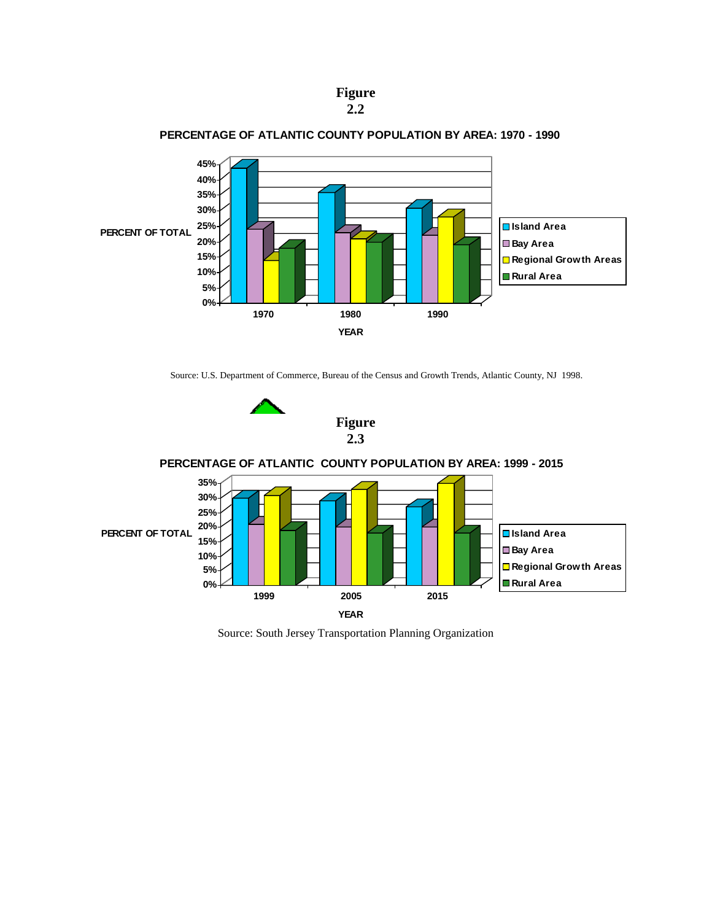**Figure 2.2**

**PERCENTAGE OF ATLANTIC COUNTY POPULATION BY AREA: 1970 - 1990**

Source: U.S. Department of Commerce, Bureau of the Census and Growth Trends, Atlantic County, NJ 1998.

**Figure 2.3**

**PERCENTAGE OF ATLANTIC COUNTY POPULATION BY AREA: 1999 - 2015**

Source: South Jersey Transportation Planning Organization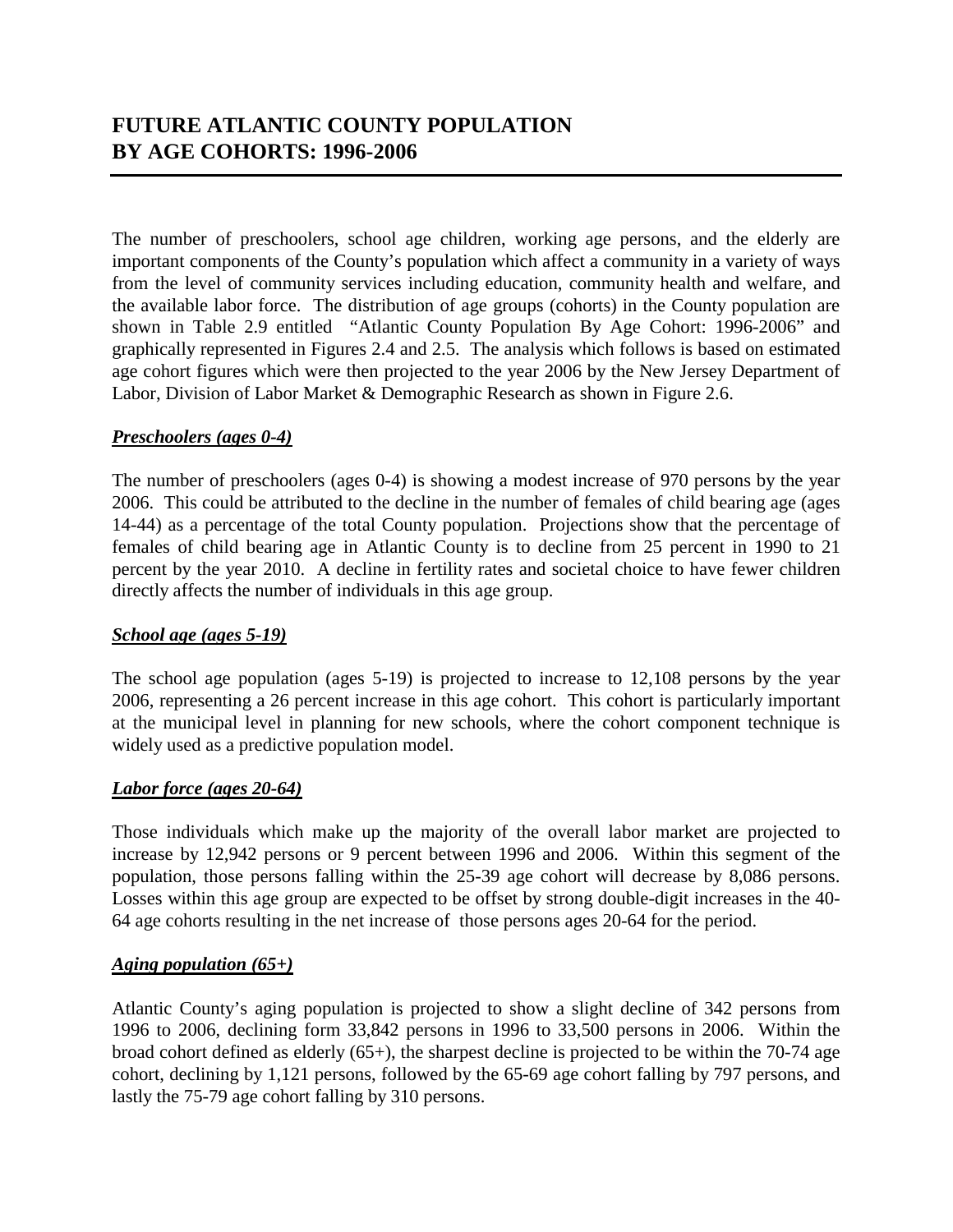# FUTURE ATLANTIC COUNTY POPULATION BY AGE COHORTS: 1996-2006

The number of preschoolers, school age children, working age persons, and the elderly are important components of the County's population which affect a community in a variety of ways from the level of community services including education, community health and welfare, and the available labor force. The distribution of age groups (cohorts) in the County population are shown in Table 2.9 entitled "Atlantic County Population By Age Cohort: 1996-2006" and graphically represented in Figures 2.4 and 2.5. The analysis which follows is based on estimated age cohort figures which were then projected to the year 2006 by the New Jersey Department of Labor, Division of Labor Market & Demographic Research as shown in Figure 2.6.

***Preschoolers (ages 0-4)***

The number of preschoolers (ages 0-4) is showing a modest increase of 970 persons by the year 2006. This could be attributed to the decline in the number of females of child bearing age (ages 14-44) as a percentage of the total County population. Projections show that the percentage of females of child bearing age in Atlantic County is to decline from 25 percent in 1990 to 21 percent by the year 2010. A decline in fertility rates and societal choice to have fewer children directly affects the number of individuals in this age group.

***School age (ages 5-19)***

The school age population (ages 5-19) is projected to increase to 12,108 persons by the year 2006, representing a 26 percent increase in this age cohort. This cohort is particularly important at the municipal level in planning for new schools, where the cohort component technique is widely used as a predictive population model.

***Labor force (ages 20-64)***

Those individuals which make up the majority of the overall labor market are projected to increase by 12,942 persons or 9 percent between 1996 and 2006. Within this segment of the population, those persons falling within the 25-39 age cohort will decrease by 8,086 persons. Losses within this age group are expected to be offset by strong double-digit increases in the 40-64 age cohorts resulting in the net increase of those persons ages 20-64 for the period.

***Aging population (65+)***

Atlantic County's aging population is projected to show a slight decline of 342 persons from 1996 to 2006, declining form 33,842 persons in 1996 to 33,500 persons in 2006. Within the broad cohort defined as elderly (65+), the sharpest decline is projected to be within the 70-74 age cohort, declining by 1,121 persons, followed by the 65-69 age cohort falling by 797 persons, and lastly the 75-79 age cohort falling by 310 persons.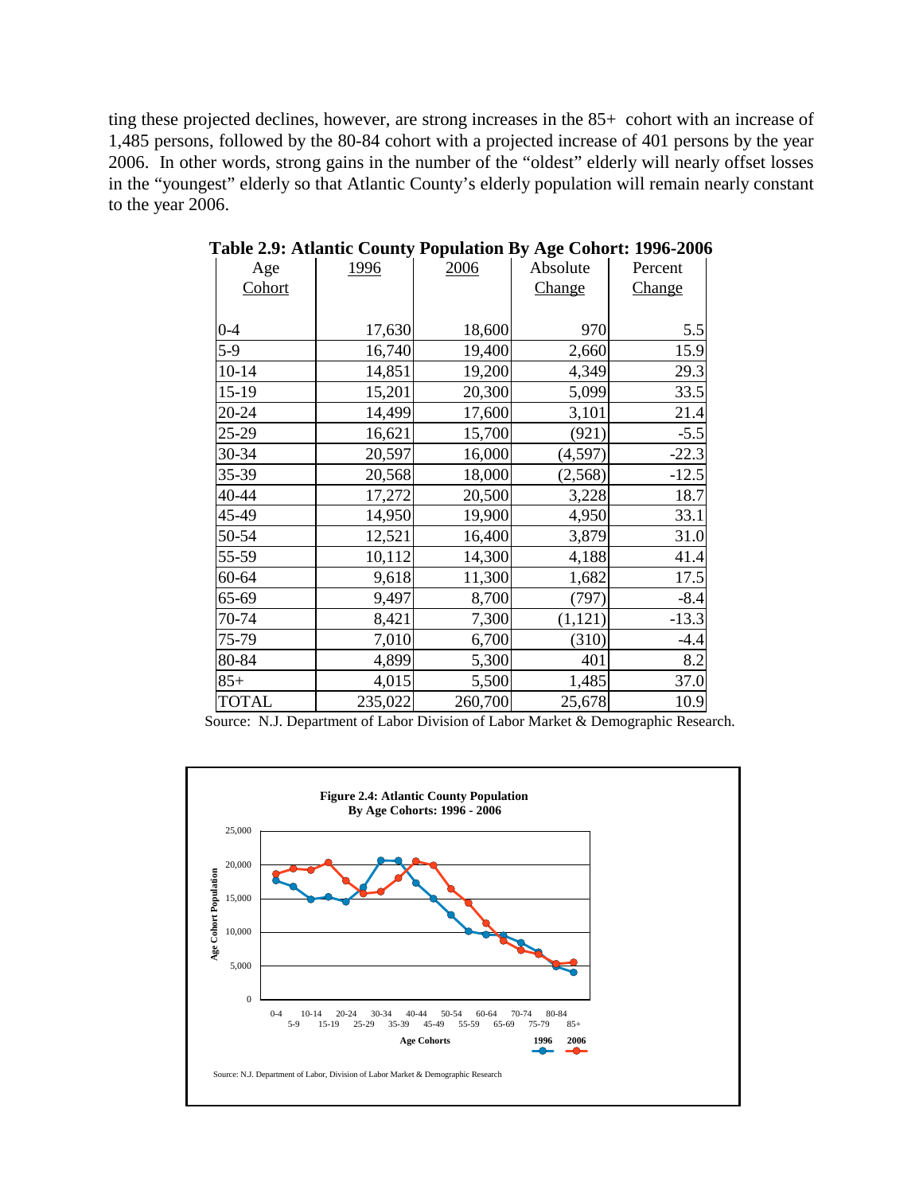ting these projected declines, however, are strong increases in the 85+ cohort with an increase of 1,485 persons, followed by the 80-84 cohort with a projected increase of 401 persons by the year 2006. In other words, strong gains in the number of the "oldest" elderly will nearly offset losses in the "youngest" elderly so that Atlantic County's elderly population will remain nearly constant to the year 2006.

**Table 2.9: Atlantic County Population By Age Cohort: 1996-2006**

| Age Cohort | 1996 | 2006 | Absolute Change | Percent Change |
|---|---|---|---|---|
| 0-4 | 17,630 | 18,600 | 970 | 5.5 |
| 5-9 | 16,740 | 19,400 | 2,660 | 15.9 |
| 10-14 | 14,851 | 19,200 | 4,349 | 29.3 |
| 15-19 | 15,201 | 20,300 | 5,099 | 33.5 |
| 20-24 | 14,499 | 17,600 | 3,101 | 21.4 |
| 25-29 | 16,621 | 15,700 | (921) | -5.5 |
| 30-34 | 20,597 | 16,000 | (4,597) | -22.3 |
| 35-39 | 20,568 | 18,000 | (2,568) | -12.5 |
| 40-44 | 17,272 | 20,500 | 3,228 | 18.7 |
| 45-49 | 14,950 | 19,900 | 4,950 | 33.1 |
| 50-54 | 12,521 | 16,400 | 3,879 | 31.0 |
| 55-59 | 10,112 | 14,300 | 4,188 | 41.4 |
| 60-64 | 9,618 | 11,300 | 1,682 | 17.5 |
| 65-69 | 9,497 | 8,700 | (797) | -8.4 |
| 70-74 | 8,421 | 7,300 | (1,121) | -13.3 |
| 75-79 | 7,010 | 6,700 | (310) | -4.4 |
| 80-84 | 4,899 | 5,300 | 401 | 8.2 |
| 85+ | 4,015 | 5,500 | 1,485 | 37.0 |
| TOTAL | 235,022 | 260,700 | 25,678 | 10.9 |

Source: N.J. Department of Labor Division of Labor Market & Demographic Research.

**Figure 2.4: Atlantic County Population By Age Cohorts: 1996 - 2006**

Source: N.J. Department of Labor, Division of Labor Market & Demographic Research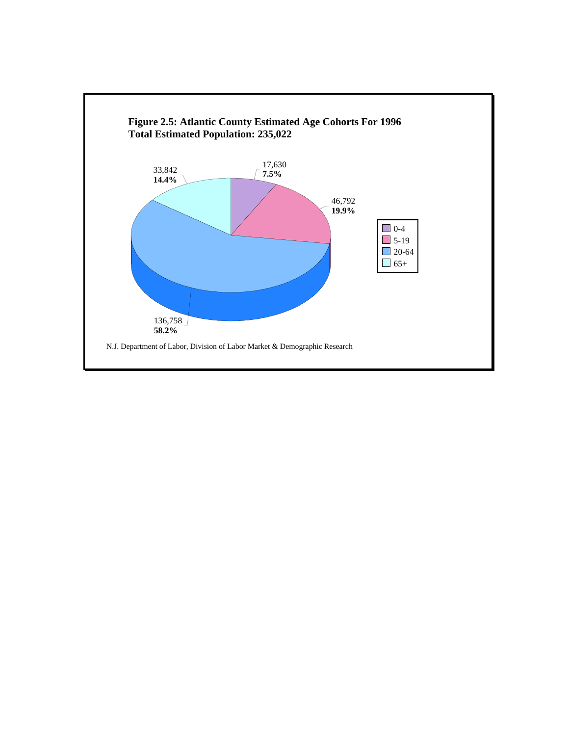**Figure 2.5: Atlantic County Estimated Age Cohorts For 1996**
**Total Estimated Population: 235,022**

| Age Cohort | Population | Percent |
|---|---|---|
| 0-4 | 17,630 | **7.5%** |
| 5-19 | 46,792 | **19.9%** |
| 20-64 | 136,758 | **58.2%** |
| 65+ | 33,842 | **14.4%** |

N.J. Department of Labor, Division of Labor Market & Demographic Research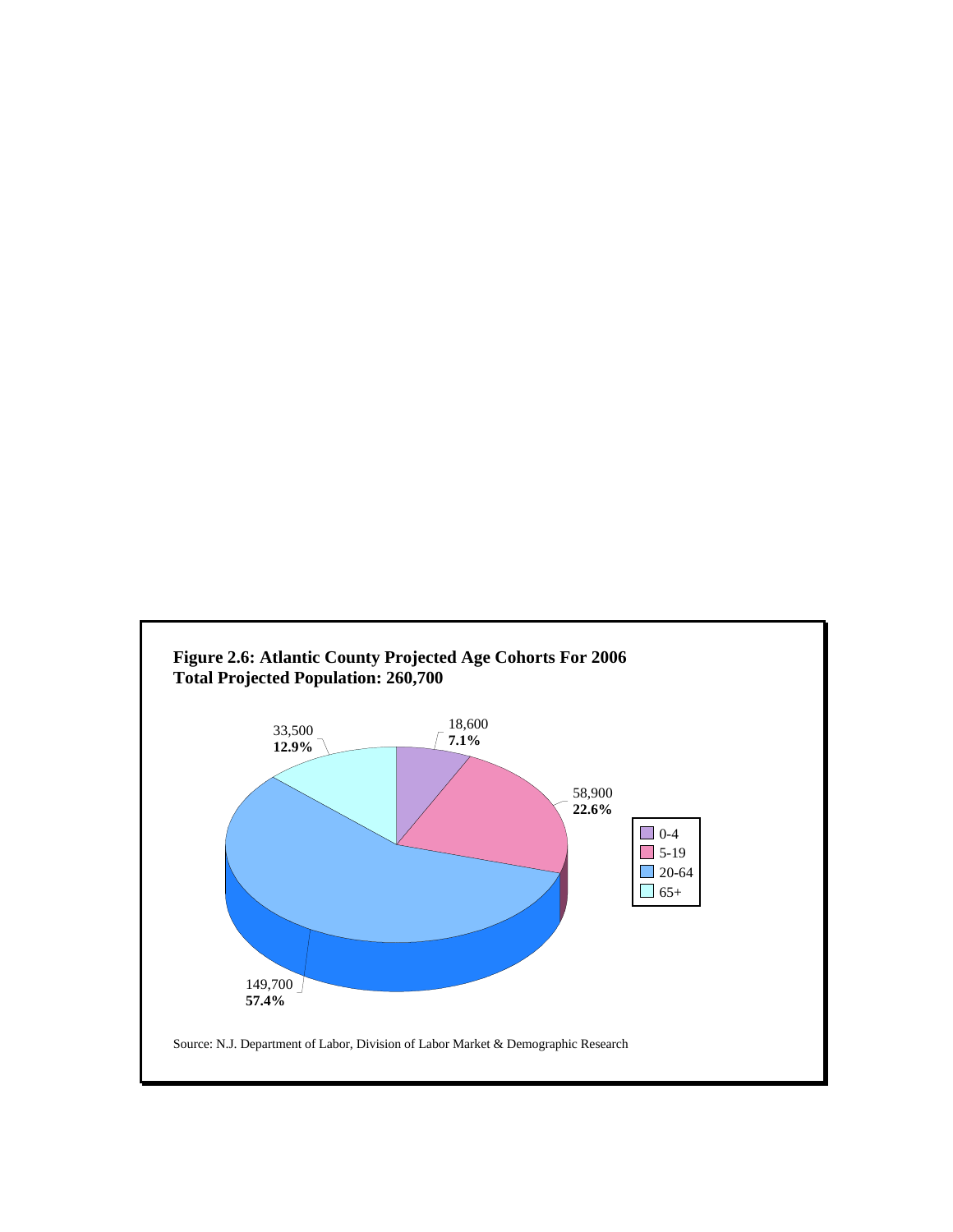**Figure 2.6: Atlantic County Projected Age Cohorts For 2006**
**Total Projected Population: 260,700**

| Age Cohort | Population | Percent |
|---|---|---|
| 0-4 | 18,600 | **7.1%** |
| 5-19 | 58,900 | **22.6%** |
| 20-64 | 149,700 | **57.4%** |
| 65+ | 33,500 | **12.9%** |

Source: N.J. Department of Labor, Division of Labor Market & Demographic Research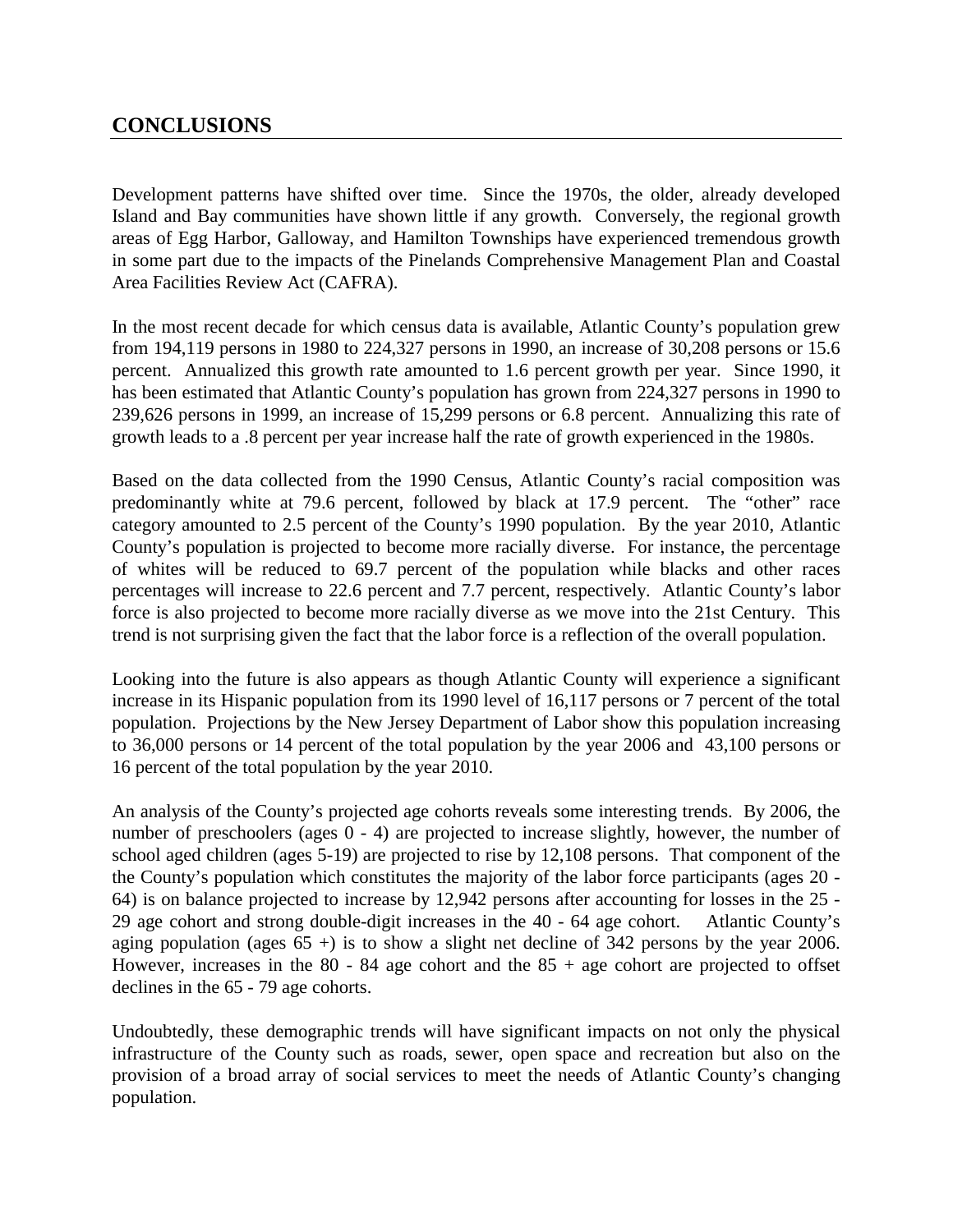## CONCLUSIONS

Development patterns have shifted over time. Since the 1970s, the older, already developed Island and Bay communities have shown little if any growth. Conversely, the regional growth areas of Egg Harbor, Galloway, and Hamilton Townships have experienced tremendous growth in some part due to the impacts of the Pinelands Comprehensive Management Plan and Coastal Area Facilities Review Act (CAFRA).

In the most recent decade for which census data is available, Atlantic County's population grew from 194,119 persons in 1980 to 224,327 persons in 1990, an increase of 30,208 persons or 15.6 percent. Annualized this growth rate amounted to 1.6 percent growth per year. Since 1990, it has been estimated that Atlantic County's population has grown from 224,327 persons in 1990 to 239,626 persons in 1999, an increase of 15,299 persons or 6.8 percent. Annualizing this rate of growth leads to a .8 percent per year increase half the rate of growth experienced in the 1980s.

Based on the data collected from the 1990 Census, Atlantic County's racial composition was predominantly white at 79.6 percent, followed by black at 17.9 percent. The "other" race category amounted to 2.5 percent of the County's 1990 population. By the year 2010, Atlantic County's population is projected to become more racially diverse. For instance, the percentage of whites will be reduced to 69.7 percent of the population while blacks and other races percentages will increase to 22.6 percent and 7.7 percent, respectively. Atlantic County's labor force is also projected to become more racially diverse as we move into the 21st Century. This trend is not surprising given the fact that the labor force is a reflection of the overall population.

Looking into the future is also appears as though Atlantic County will experience a significant increase in its Hispanic population from its 1990 level of 16,117 persons or 7 percent of the total population. Projections by the New Jersey Department of Labor show this population increasing to 36,000 persons or 14 percent of the total population by the year 2006 and 43,100 persons or 16 percent of the total population by the year 2010.

An analysis of the County's projected age cohorts reveals some interesting trends. By 2006, the number of preschoolers (ages 0 - 4) are projected to increase slightly, however, the number of school aged children (ages 5-19) are projected to rise by 12,108 persons. That component of the the County's population which constitutes the majority of the labor force participants (ages 20 - 64) is on balance projected to increase by 12,942 persons after accounting for losses in the 25 - 29 age cohort and strong double-digit increases in the 40 - 64 age cohort. Atlantic County's aging population (ages 65 +) is to show a slight net decline of 342 persons by the year 2006. However, increases in the 80 - 84 age cohort and the 85 + age cohort are projected to offset declines in the 65 - 79 age cohorts.

Undoubtedly, these demographic trends will have significant impacts on not only the physical infrastructure of the County such as roads, sewer, open space and recreation but also on the provision of a broad array of social services to meet the needs of Atlantic County's changing population.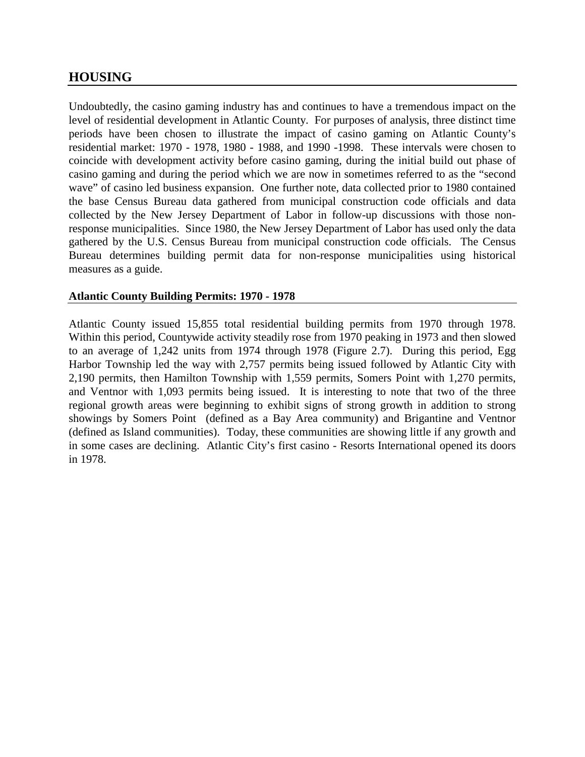## HOUSING

Undoubtedly, the casino gaming industry has and continues to have a tremendous impact on the level of residential development in Atlantic County. For purposes of analysis, three distinct time periods have been chosen to illustrate the impact of casino gaming on Atlantic County's residential market: 1970 - 1978, 1980 - 1988, and 1990 -1998. These intervals were chosen to coincide with development activity before casino gaming, during the initial build out phase of casino gaming and during the period which we are now in sometimes referred to as the "second wave" of casino led business expansion. One further note, data collected prior to 1980 contained the base Census Bureau data gathered from municipal construction code officials and data collected by the New Jersey Department of Labor in follow-up discussions with those non-response municipalities. Since 1980, the New Jersey Department of Labor has used only the data gathered by the U.S. Census Bureau from municipal construction code officials. The Census Bureau determines building permit data for non-response municipalities using historical measures as a guide.

### Atlantic County Building Permits: 1970 - 1978

Atlantic County issued 15,855 total residential building permits from 1970 through 1978. Within this period, Countywide activity steadily rose from 1970 peaking in 1973 and then slowed to an average of 1,242 units from 1974 through 1978 (Figure 2.7). During this period, Egg Harbor Township led the way with 2,757 permits being issued followed by Atlantic City with 2,190 permits, then Hamilton Township with 1,559 permits, Somers Point with 1,270 permits, and Ventnor with 1,093 permits being issued. It is interesting to note that two of the three regional growth areas were beginning to exhibit signs of strong growth in addition to strong showings by Somers Point (defined as a Bay Area community) and Brigantine and Ventnor (defined as Island communities). Today, these communities are showing little if any growth and in some cases are declining. Atlantic City's first casino - Resorts International opened its doors in 1978.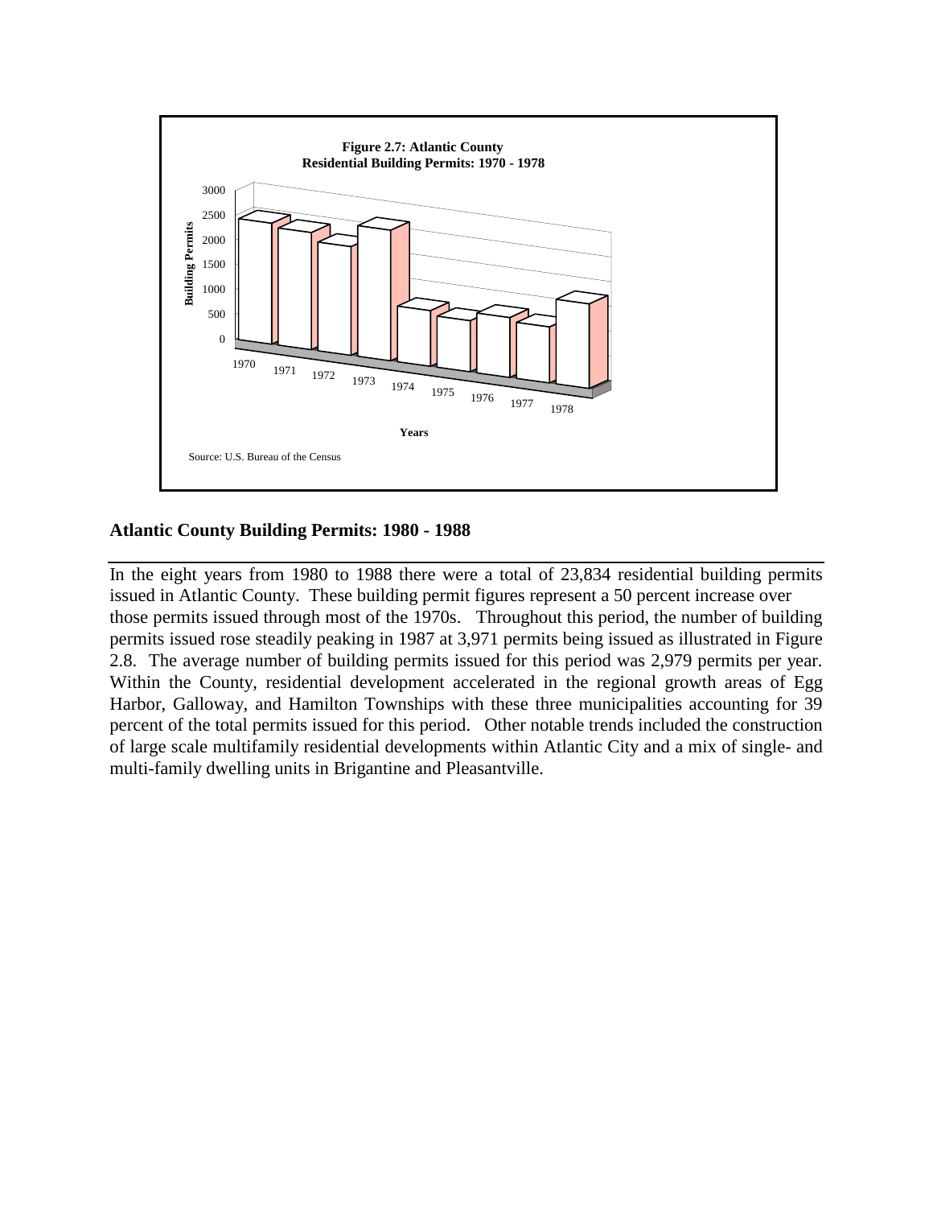**Figure 2.7: Atlantic County Residential Building Permits: 1970 - 1978**

Source: U.S. Bureau of the Census

## Atlantic County Building Permits: 1980 - 1988

In the eight years from 1980 to 1988 there were a total of 23,834 residential building permits issued in Atlantic County. These building permit figures represent a 50 percent increase over those permits issued through most of the 1970s. Throughout this period, the number of building permits issued rose steadily peaking in 1987 at 3,971 permits being issued as illustrated in Figure 2.8. The average number of building permits issued for this period was 2,979 permits per year. Within the County, residential development accelerated in the regional growth areas of Egg Harbor, Galloway, and Hamilton Townships with these three municipalities accounting for 39 percent of the total permits issued for this period. Other notable trends included the construction of large scale multifamily residential developments within Atlantic City and a mix of single- and multi-family dwelling units in Brigantine and Pleasantville.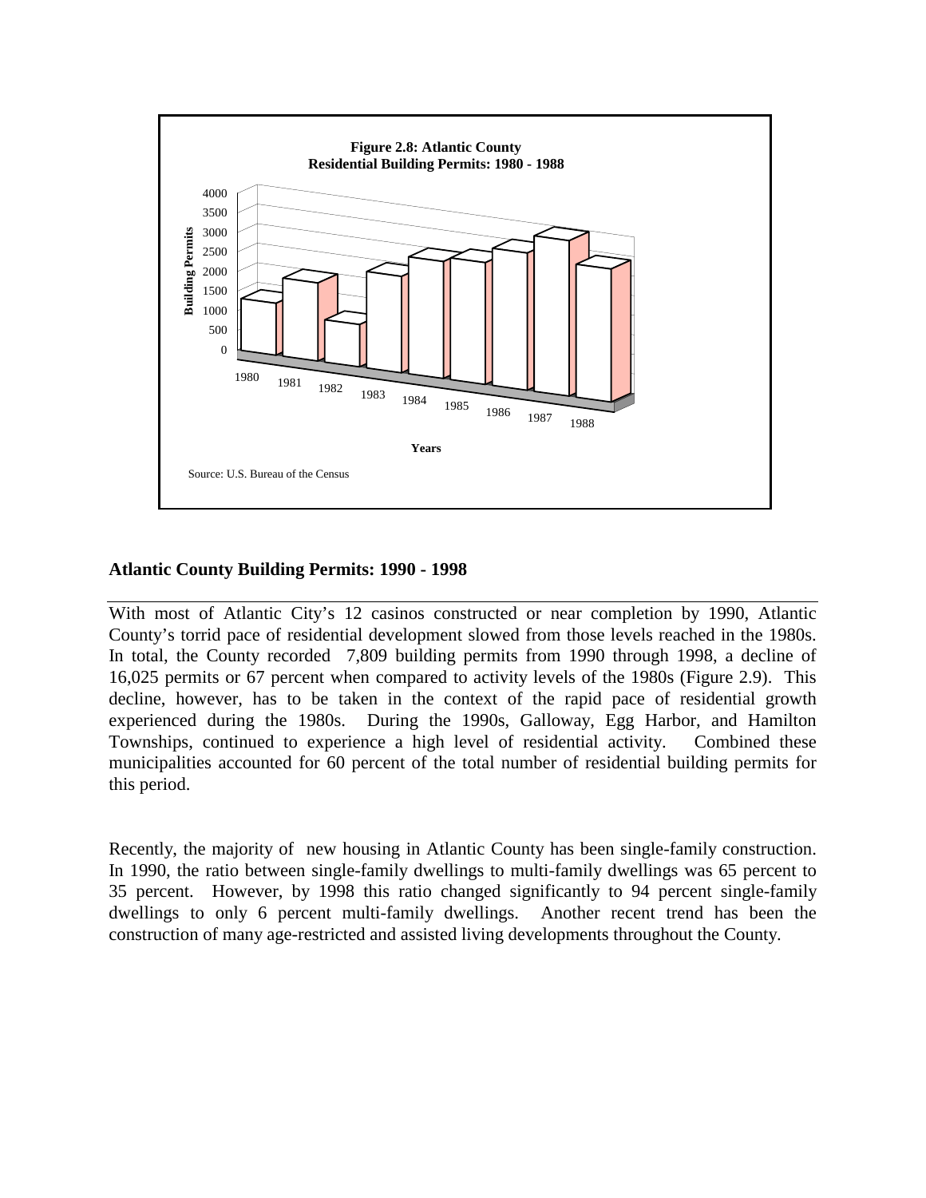**Figure 2.8: Atlantic County Residential Building Permits: 1980 - 1988**

Source: U.S. Bureau of the Census

## Atlantic County Building Permits: 1990 - 1998

With most of Atlantic City's 12 casinos constructed or near completion by 1990, Atlantic County's torrid pace of residential development slowed from those levels reached in the 1980s. In total, the County recorded 7,809 building permits from 1990 through 1998, a decline of 16,025 permits or 67 percent when compared to activity levels of the 1980s (Figure 2.9). This decline, however, has to be taken in the context of the rapid pace of residential growth experienced during the 1980s. During the 1990s, Galloway, Egg Harbor, and Hamilton Townships, continued to experience a high level of residential activity. Combined these municipalities accounted for 60 percent of the total number of residential building permits for this period.

Recently, the majority of new housing in Atlantic County has been single-family construction. In 1990, the ratio between single-family dwellings to multi-family dwellings was 65 percent to 35 percent. However, by 1998 this ratio changed significantly to 94 percent single-family dwellings to only 6 percent multi-family dwellings. Another recent trend has been the construction of many age-restricted and assisted living developments throughout the County.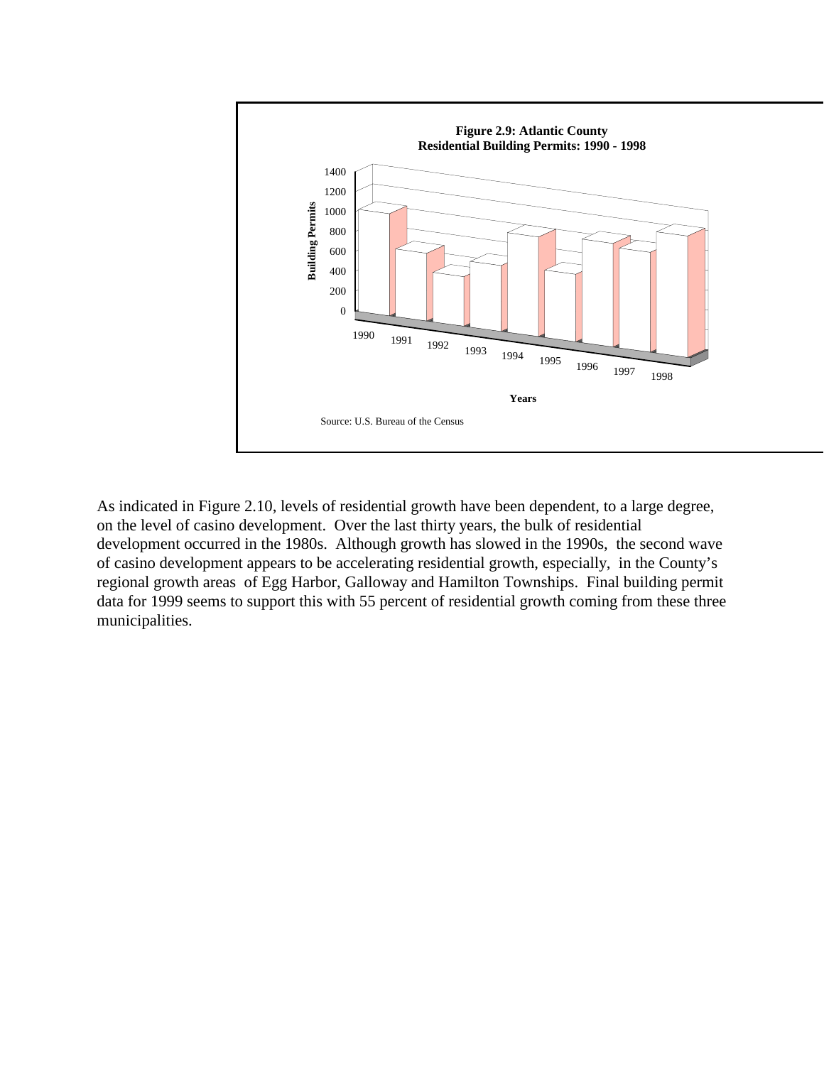**Figure 2.9: Atlantic County Residential Building Permits: 1990 - 1998**

Source: U.S. Bureau of the Census

As indicated in Figure 2.10, levels of residential growth have been dependent, to a large degree, on the level of casino development. Over the last thirty years, the bulk of residential development occurred in the 1980s. Although growth has slowed in the 1990s, the second wave of casino development appears to be accelerating residential growth, especially, in the County's regional growth areas of Egg Harbor, Galloway and Hamilton Townships. Final building permit data for 1999 seems to support this with 55 percent of residential growth coming from these three municipalities.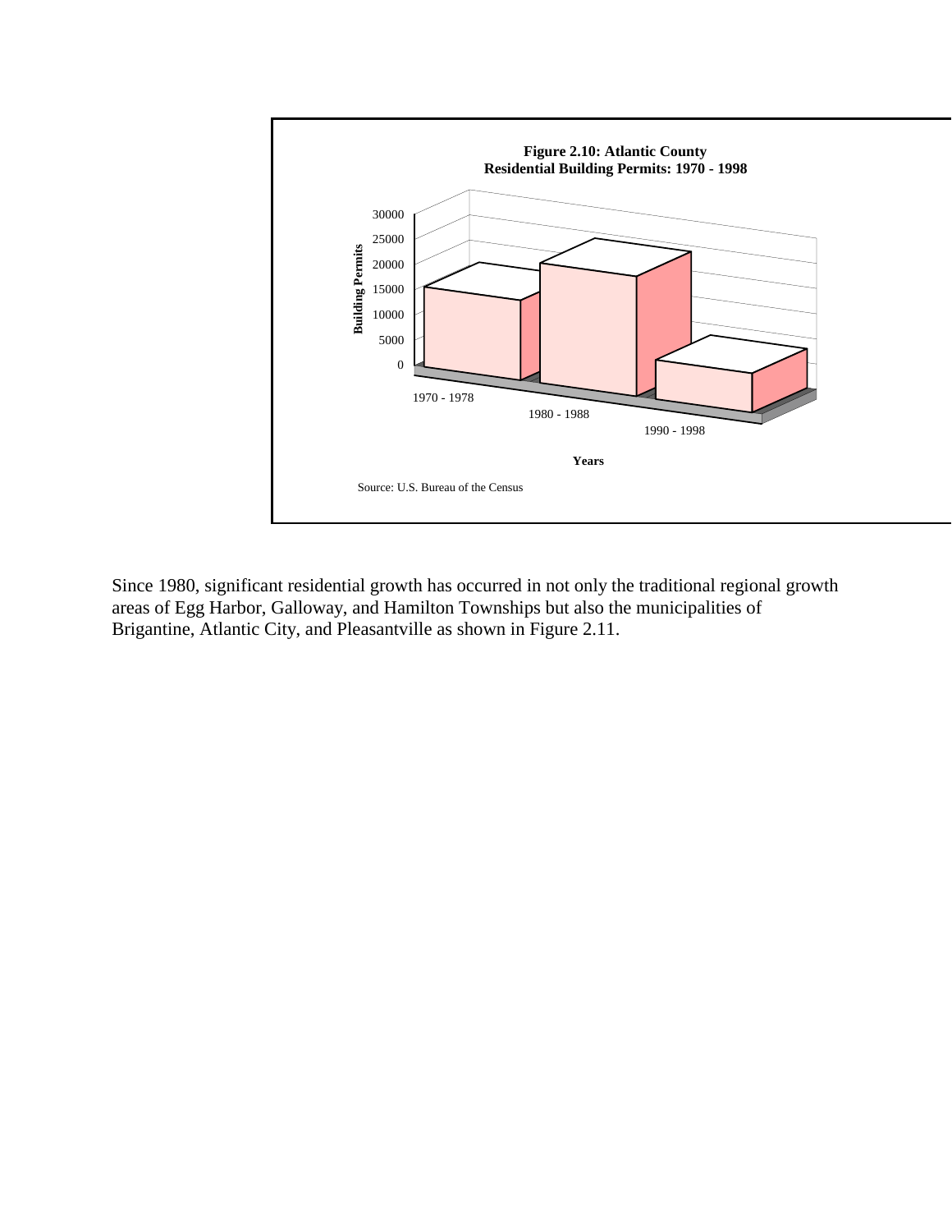**Figure 2.10: Atlantic County Residential Building Permits: 1970 - 1998**

Source: U.S. Bureau of the Census

Since 1980, significant residential growth has occurred in not only the traditional regional growth areas of Egg Harbor, Galloway, and Hamilton Townships but also the municipalities of Brigantine, Atlantic City, and Pleasantville as shown in Figure 2.11.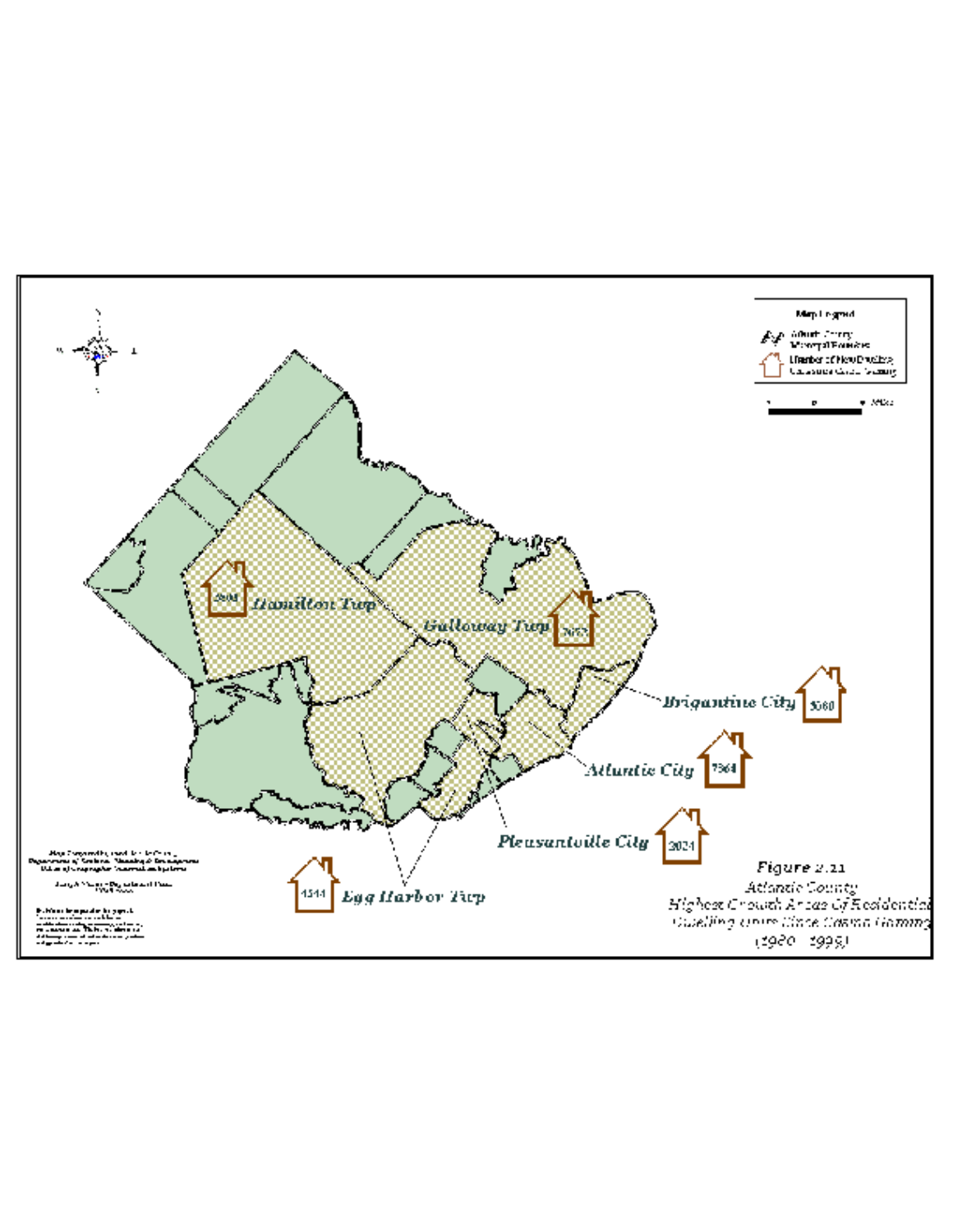Map Legend

Atlantic County Municipal Boundaries

Number of New Dwelling Units Since Casino Gaming

Hamilton Twp 2908

Galloway Twp 3073

Brigantine City 3060

Atlantic City 7364

Pleasantville City 2024

Egg Harbor Twp 4544

Figure 2.21

Atlantic County

Highest Growth Areas Of Residential Dwelling Units Since Casino Gaming

(1980 - 1999)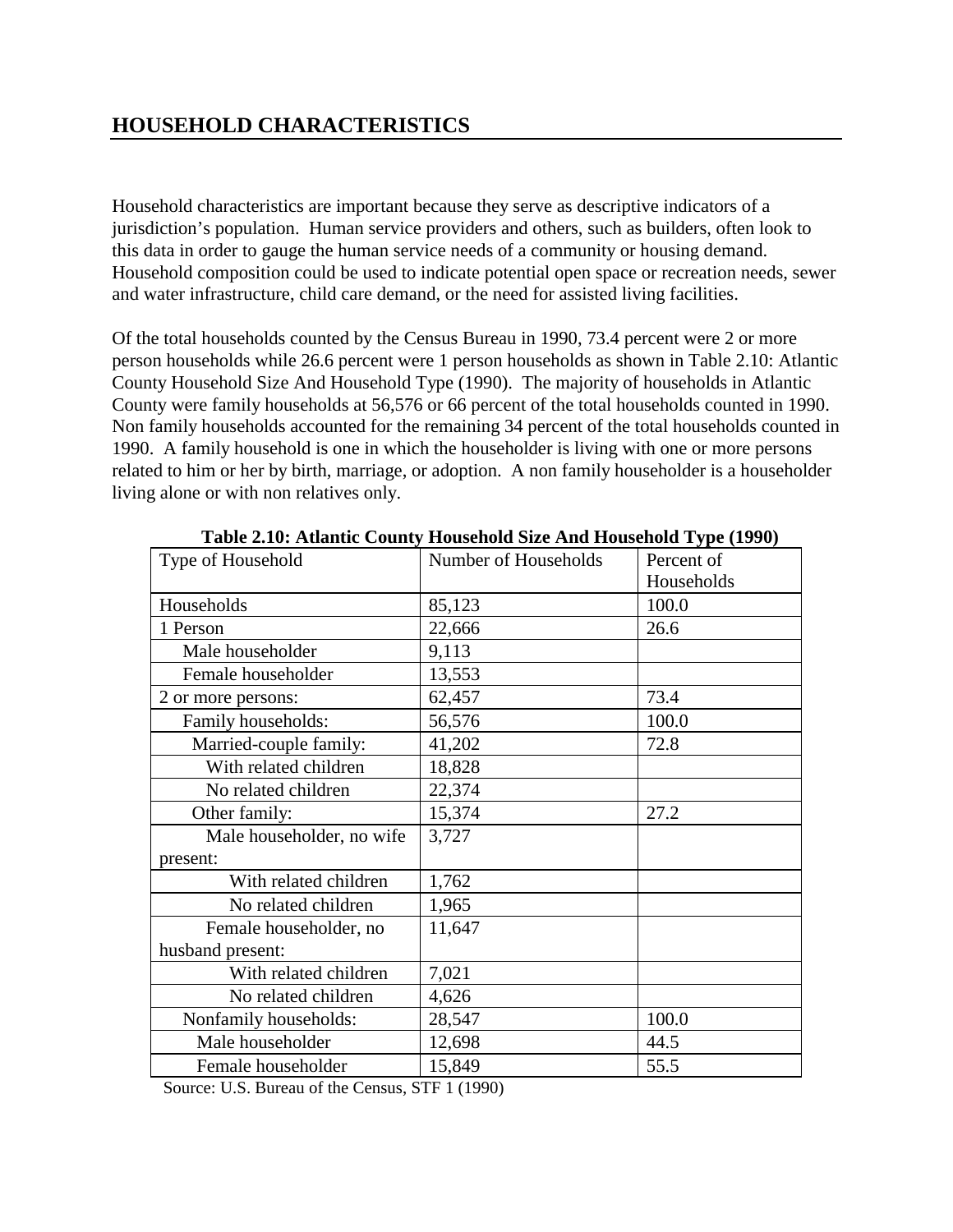## HOUSEHOLD CHARACTERISTICS

Household characteristics are important because they serve as descriptive indicators of a jurisdiction's population. Human service providers and others, such as builders, often look to this data in order to gauge the human service needs of a community or housing demand. Household composition could be used to indicate potential open space or recreation needs, sewer and water infrastructure, child care demand, or the need for assisted living facilities.

Of the total households counted by the Census Bureau in 1990, 73.4 percent were 2 or more person households while 26.6 percent were 1 person households as shown in Table 2.10: Atlantic County Household Size And Household Type (1990). The majority of households in Atlantic County were family households at 56,576 or 66 percent of the total households counted in 1990. Non family households accounted for the remaining 34 percent of the total households counted in 1990. A family household is one in which the householder is living with one or more persons related to him or her by birth, marriage, or adoption. A non family householder is a householder living alone or with non relatives only.

**Table 2.10: Atlantic County Household Size And Household Type (1990)**

| Type of Household | Number of Households | Percent of Households |
|---|---|---|
| Households | 85,123 | 100.0 |
| 1 Person | 22,666 | 26.6 |
| Male householder | 9,113 | |
| Female householder | 13,553 | |
| 2 or more persons: | 62,457 | 73.4 |
| Family households: | 56,576 | 100.0 |
| Married-couple family: | 41,202 | 72.8 |
| With related children | 18,828 | |
| No related children | 22,374 | |
| Other family: | 15,374 | 27.2 |
| Male householder, no wife present: | 3,727 | |
| With related children | 1,762 | |
| No related children | 1,965 | |
| Female householder, no husband present: | 11,647 | |
| With related children | 7,021 | |
| No related children | 4,626 | |
| Nonfamily households: | 28,547 | 100.0 |
| Male householder | 12,698 | 44.5 |
| Female householder | 15,849 | 55.5 |

Source: U.S. Bureau of the Census, STF 1 (1990)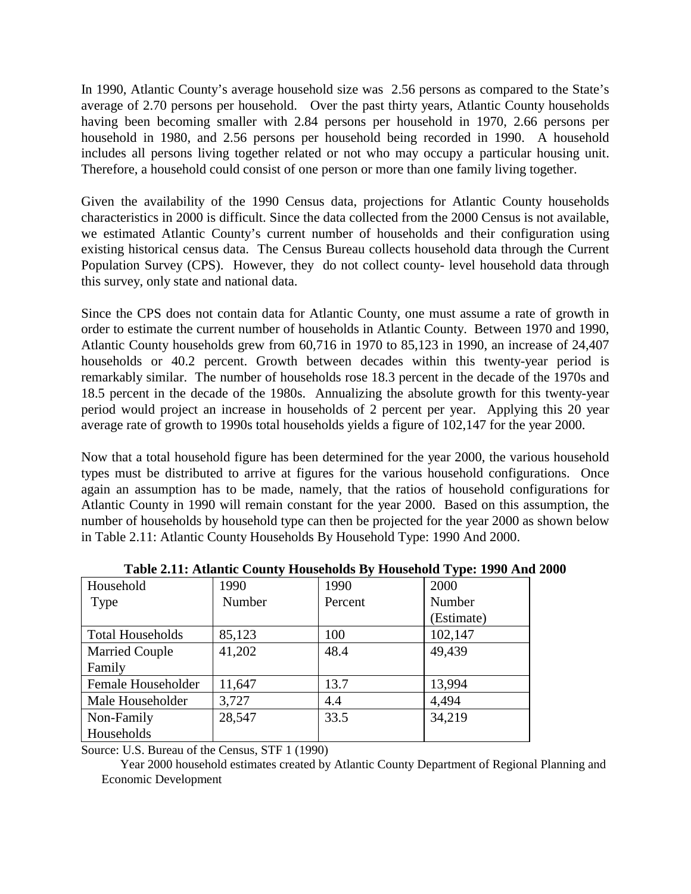In 1990, Atlantic County's average household size was 2.56 persons as compared to the State's average of 2.70 persons per household. Over the past thirty years, Atlantic County households having been becoming smaller with 2.84 persons per household in 1970, 2.66 persons per household in 1980, and 2.56 persons per household being recorded in 1990. A household includes all persons living together related or not who may occupy a particular housing unit. Therefore, a household could consist of one person or more than one family living together.

Given the availability of the 1990 Census data, projections for Atlantic County households characteristics in 2000 is difficult. Since the data collected from the 2000 Census is not available, we estimated Atlantic County's current number of households and their configuration using existing historical census data. The Census Bureau collects household data through the Current Population Survey (CPS). However, they do not collect county- level household data through this survey, only state and national data.

Since the CPS does not contain data for Atlantic County, one must assume a rate of growth in order to estimate the current number of households in Atlantic County. Between 1970 and 1990, Atlantic County households grew from 60,716 in 1970 to 85,123 in 1990, an increase of 24,407 households or 40.2 percent. Growth between decades within this twenty-year period is remarkably similar. The number of households rose 18.3 percent in the decade of the 1970s and 18.5 percent in the decade of the 1980s. Annualizing the absolute growth for this twenty-year period would project an increase in households of 2 percent per year. Applying this 20 year average rate of growth to 1990s total households yields a figure of 102,147 for the year 2000.

Now that a total household figure has been determined for the year 2000, the various household types must be distributed to arrive at figures for the various household configurations. Once again an assumption has to be made, namely, that the ratios of household configurations for Atlantic County in 1990 will remain constant for the year 2000. Based on this assumption, the number of households by household type can then be projected for the year 2000 as shown below in Table 2.11: Atlantic County Households By Household Type: 1990 And 2000.

**Table 2.11: Atlantic County Households By Household Type: 1990 And 2000**

| Household Type | 1990 Number | 1990 Percent | 2000 Number (Estimate) |
|---|---|---|---|
| Total Households | 85,123 | 100 | 102,147 |
| Married Couple Family | 41,202 | 48.4 | 49,439 |
| Female Householder | 11,647 | 13.7 | 13,994 |
| Male Householder | 3,727 | 4.4 | 4,494 |
| Non-Family Households | 28,547 | 33.5 | 34,219 |

Source: U.S. Bureau of the Census, STF 1 (1990)

Year 2000 household estimates created by Atlantic County Department of Regional Planning and Economic Development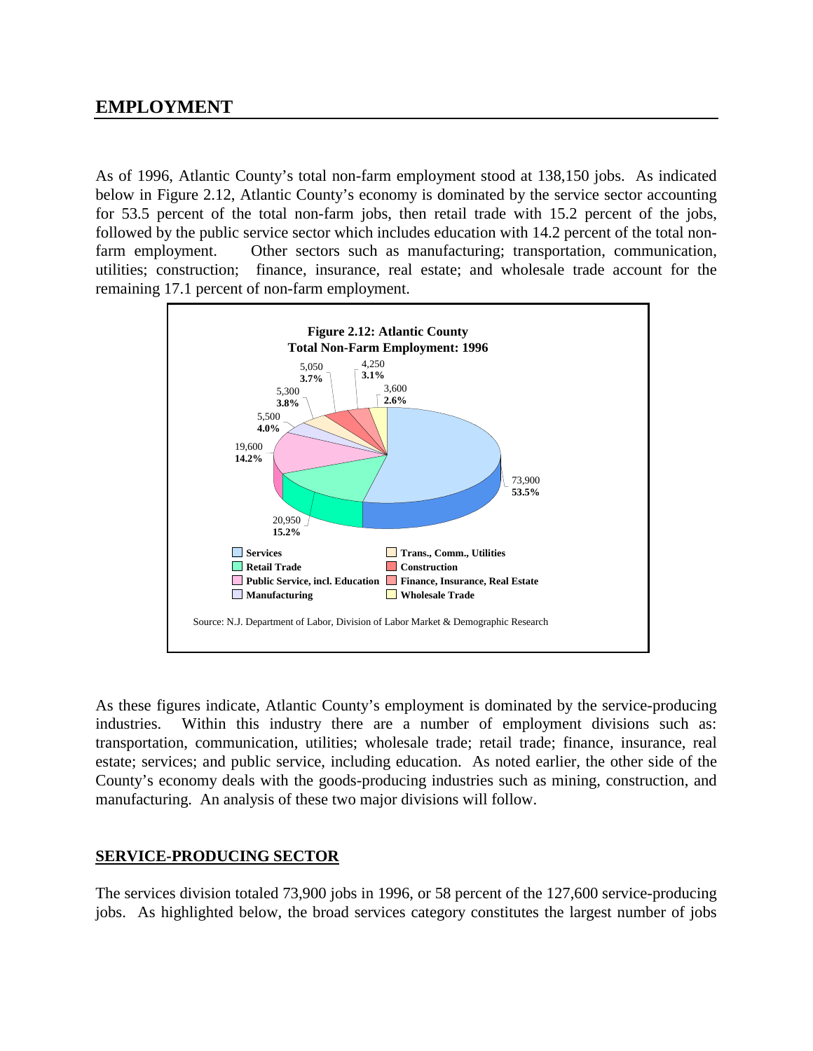## EMPLOYMENT

As of 1996, Atlantic County's total non-farm employment stood at 138,150 jobs. As indicated below in Figure 2.12, Atlantic County's economy is dominated by the service sector accounting for 53.5 percent of the total non-farm jobs, then retail trade with 15.2 percent of the jobs, followed by the public service sector which includes education with 14.2 percent of the total non-farm employment. Other sectors such as manufacturing; transportation, communication, utilities; construction; finance, insurance, real estate; and wholesale trade account for the remaining 17.1 percent of non-farm employment.

**Figure 2.12: Atlantic County Total Non-Farm Employment: 1996**

| Sector | Jobs | Percent |
|---|---|---|
| Services | 73,900 | 53.5% |
| Retail Trade | 20,950 | 15.2% |
| Public Service, incl. Education | 19,600 | 14.2% |
| Manufacturing | 5,500 | 4.0% |
| Trans., Comm., Utilities | 5,300 | 3.8% |
| Construction | 5,050 | 3.7% |
| Finance, Insurance, Real Estate | 4,250 | 3.1% |
| Wholesale Trade | 3,600 | 2.6% |

Source: N.J. Department of Labor, Division of Labor Market & Demographic Research

As these figures indicate, Atlantic County's employment is dominated by the service-producing industries. Within this industry there are a number of employment divisions such as: transportation, communication, utilities; wholesale trade; retail trade; finance, insurance, real estate; services; and public service, including education. As noted earlier, the other side of the County's economy deals with the goods-producing industries such as mining, construction, and manufacturing. An analysis of these two major divisions will follow.

### SERVICE-PRODUCING SECTOR

The services division totaled 73,900 jobs in 1996, or 58 percent of the 127,600 service-producing jobs. As highlighted below, the broad services category constitutes the largest number of jobs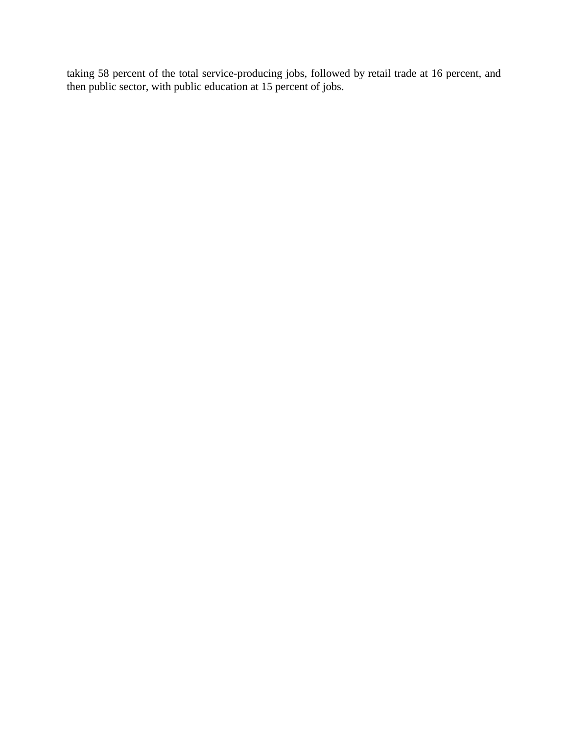taking 58 percent of the total service-producing jobs, followed by retail trade at 16 percent, and then public sector, with public education at 15 percent of jobs.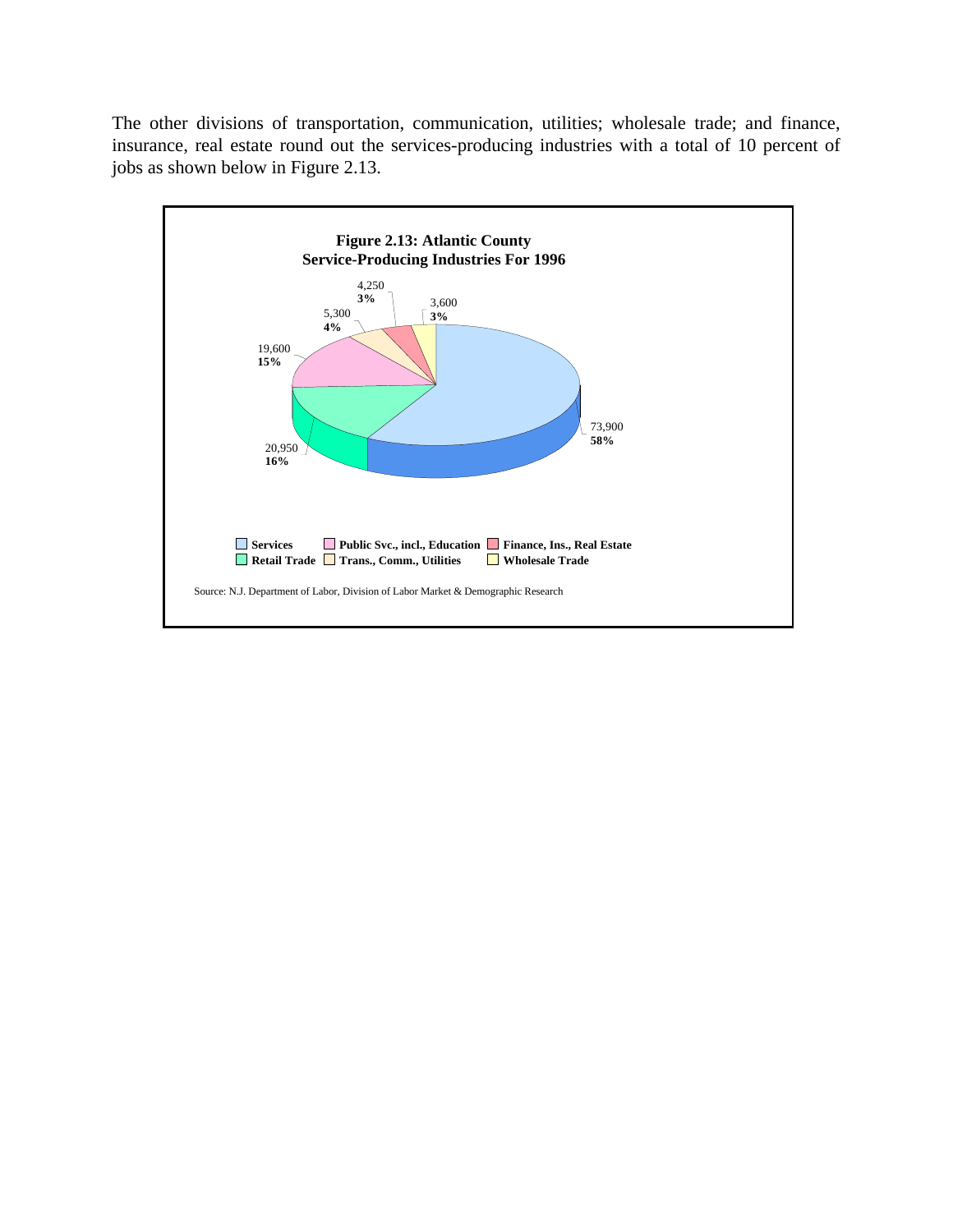The other divisions of transportation, communication, utilities; wholesale trade; and finance, insurance, real estate round out the services-producing industries with a total of 10 percent of jobs as shown below in Figure 2.13.

**Figure 2.13: Atlantic County Service-Producing Industries For 1996**

| Industry | Jobs | Percent |
| --- | --- | --- |
| Services | 73,900 | 58% |
| Retail Trade | 20,950 | 16% |
| Public Svc., incl., Education | 19,600 | 15% |
| Trans., Comm., Utilities | 5,300 | 4% |
| Finance, Ins., Real Estate | 4,250 | 3% |
| Wholesale Trade | 3,600 | 3% |

Source: N.J. Department of Labor, Division of Labor Market & Demographic Research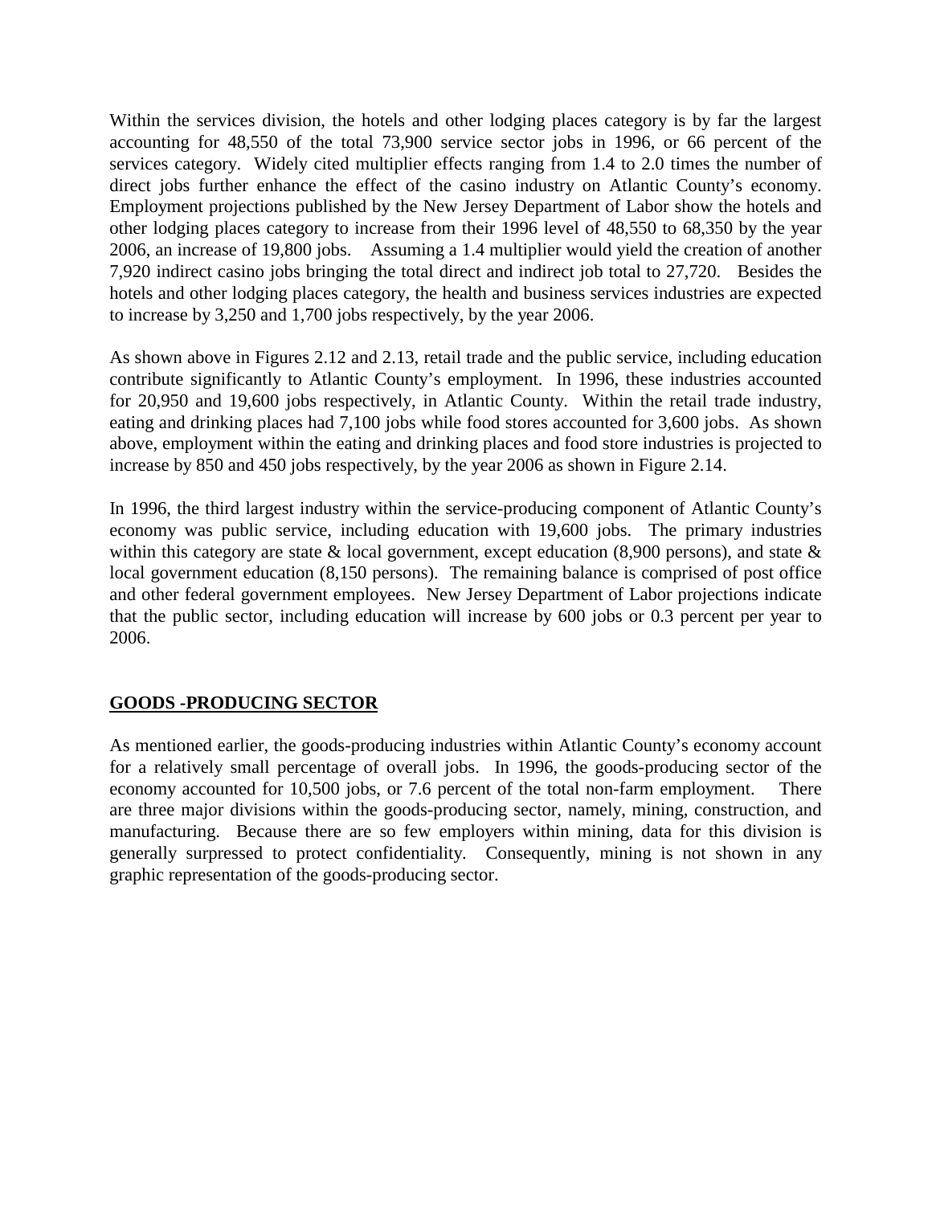Within the services division, the hotels and other lodging places category is by far the largest accounting for 48,550 of the total 73,900 service sector jobs in 1996, or 66 percent of the services category. Widely cited multiplier effects ranging from 1.4 to 2.0 times the number of direct jobs further enhance the effect of the casino industry on Atlantic County's economy. Employment projections published by the New Jersey Department of Labor show the hotels and other lodging places category to increase from their 1996 level of 48,550 to 68,350 by the year 2006, an increase of 19,800 jobs. Assuming a 1.4 multiplier would yield the creation of another 7,920 indirect casino jobs bringing the total direct and indirect job total to 27,720. Besides the hotels and other lodging places category, the health and business services industries are expected to increase by 3,250 and 1,700 jobs respectively, by the year 2006.

As shown above in Figures 2.12 and 2.13, retail trade and the public service, including education contribute significantly to Atlantic County's employment. In 1996, these industries accounted for 20,950 and 19,600 jobs respectively, in Atlantic County. Within the retail trade industry, eating and drinking places had 7,100 jobs while food stores accounted for 3,600 jobs. As shown above, employment within the eating and drinking places and food store industries is projected to increase by 850 and 450 jobs respectively, by the year 2006 as shown in Figure 2.14.

In 1996, the third largest industry within the service-producing component of Atlantic County's economy was public service, including education with 19,600 jobs. The primary industries within this category are state & local government, except education (8,900 persons), and state & local government education (8,150 persons). The remaining balance is comprised of post office and other federal government employees. New Jersey Department of Labor projections indicate that the public sector, including education will increase by 600 jobs or 0.3 percent per year to 2006.

## GOODS -PRODUCING SECTOR

As mentioned earlier, the goods-producing industries within Atlantic County's economy account for a relatively small percentage of overall jobs. In 1996, the goods-producing sector of the economy accounted for 10,500 jobs, or 7.6 percent of the total non-farm employment. There are three major divisions within the goods-producing sector, namely, mining, construction, and manufacturing. Because there are so few employers within mining, data for this division is generally surpressed to protect confidentiality. Consequently, mining is not shown in any graphic representation of the goods-producing sector.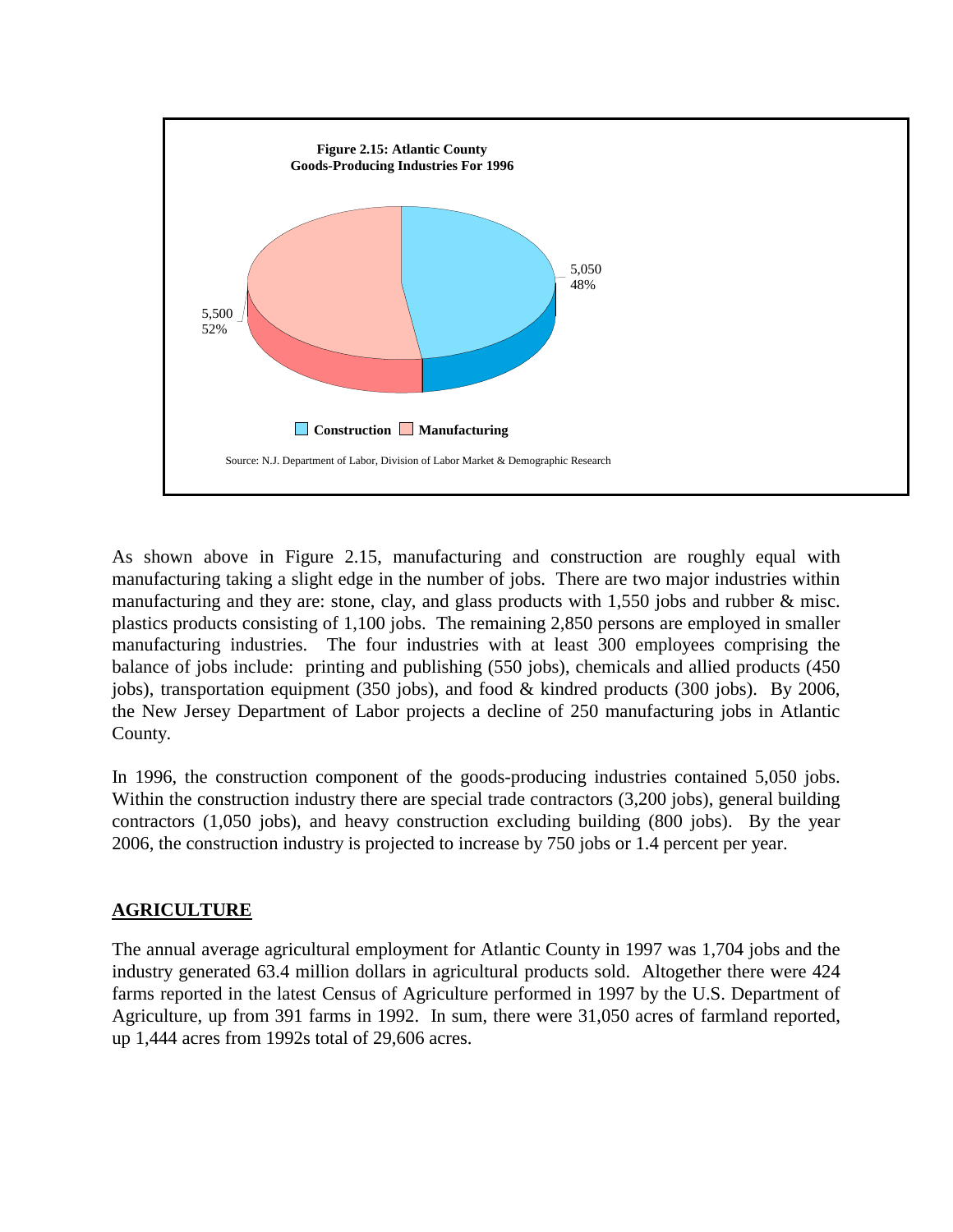**Figure 2.15: Atlantic County Goods-Producing Industries For 1996**

| Industry | Jobs | Percent |
|---|---|---|
| Construction | 5,050 | 48% |
| Manufacturing | 5,500 | 52% |

Source: N.J. Department of Labor, Division of Labor Market & Demographic Research

As shown above in Figure 2.15, manufacturing and construction are roughly equal with manufacturing taking a slight edge in the number of jobs. There are two major industries within manufacturing and they are: stone, clay, and glass products with 1,550 jobs and rubber & misc. plastics products consisting of 1,100 jobs. The remaining 2,850 persons are employed in smaller manufacturing industries. The four industries with at least 300 employees comprising the balance of jobs include: printing and publishing (550 jobs), chemicals and allied products (450 jobs), transportation equipment (350 jobs), and food & kindred products (300 jobs). By 2006, the New Jersey Department of Labor projects a decline of 250 manufacturing jobs in Atlantic County.

In 1996, the construction component of the goods-producing industries contained 5,050 jobs. Within the construction industry there are special trade contractors (3,200 jobs), general building contractors (1,050 jobs), and heavy construction excluding building (800 jobs). By the year 2006, the construction industry is projected to increase by 750 jobs or 1.4 percent per year.

## AGRICULTURE

The annual average agricultural employment for Atlantic County in 1997 was 1,704 jobs and the industry generated 63.4 million dollars in agricultural products sold. Altogether there were 424 farms reported in the latest Census of Agriculture performed in 1997 by the U.S. Department of Agriculture, up from 391 farms in 1992. In sum, there were 31,050 acres of farmland reported, up 1,444 acres from 1992s total of 29,606 acres.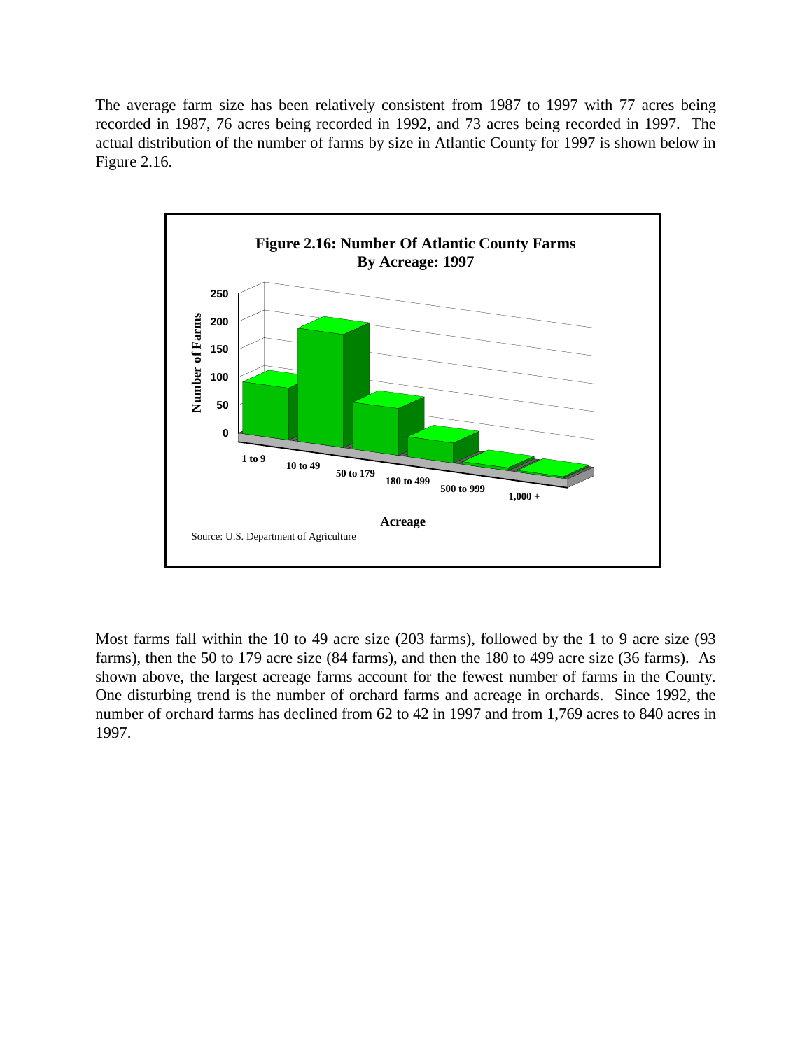The average farm size has been relatively consistent from 1987 to 1997 with 77 acres being recorded in 1987, 76 acres being recorded in 1992, and 73 acres being recorded in 1997. The actual distribution of the number of farms by size in Atlantic County for 1997 is shown below in Figure 2.16.

**Figure 2.16: Number Of Atlantic County Farms By Acreage: 1997**

Source: U.S. Department of Agriculture

Most farms fall within the 10 to 49 acre size (203 farms), followed by the 1 to 9 acre size (93 farms), then the 50 to 179 acre size (84 farms), and then the 180 to 499 acre size (36 farms). As shown above, the largest acreage farms account for the fewest number of farms in the County. One disturbing trend is the number of orchard farms and acreage in orchards. Since 1992, the number of orchard farms has declined from 62 to 42 in 1997 and from 1,769 acres to 840 acres in 1997.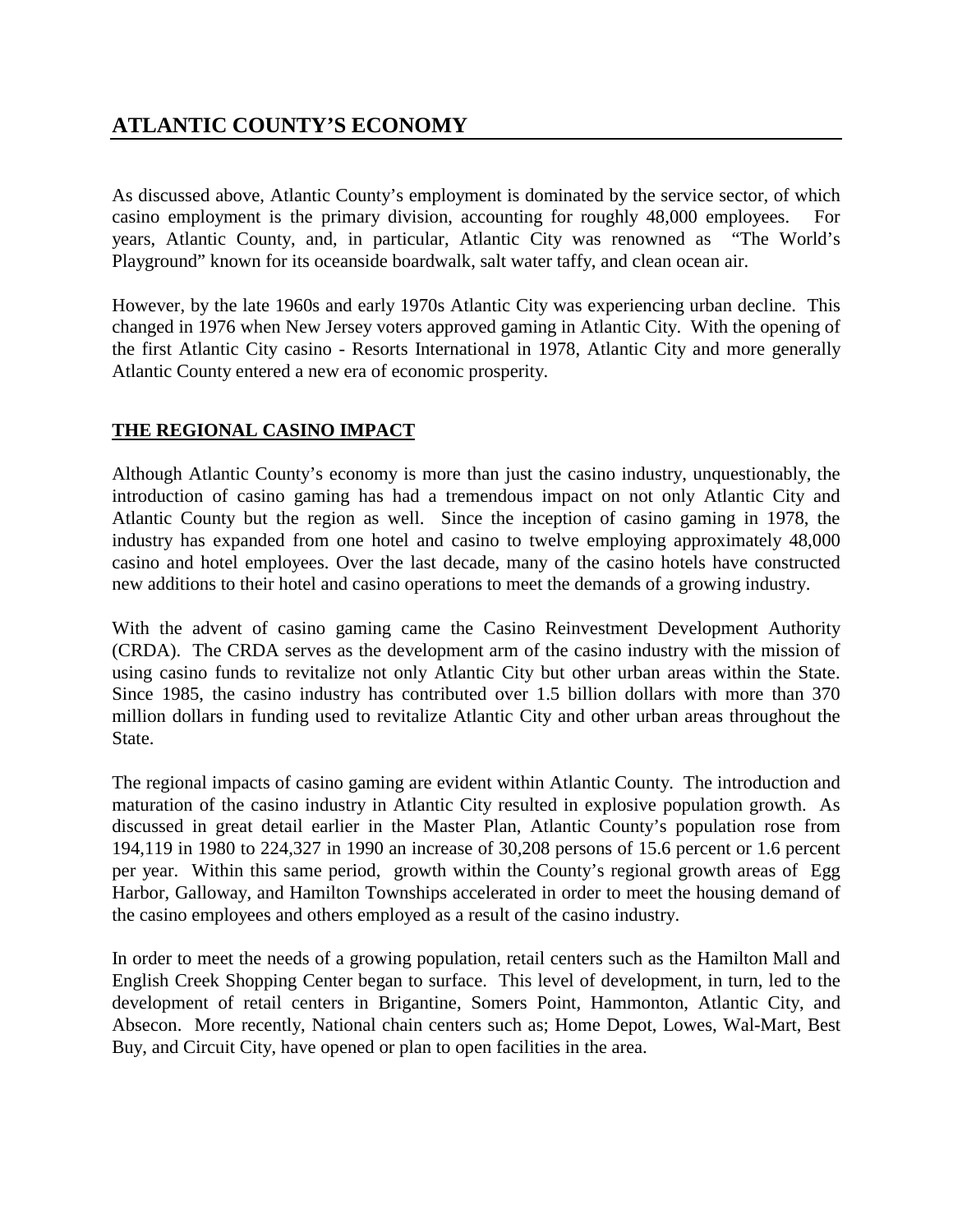# ATLANTIC COUNTY'S ECONOMY

As discussed above, Atlantic County's employment is dominated by the service sector, of which casino employment is the primary division, accounting for roughly 48,000 employees. For years, Atlantic County, and, in particular, Atlantic City was renowned as "The World's Playground" known for its oceanside boardwalk, salt water taffy, and clean ocean air.

However, by the late 1960s and early 1970s Atlantic City was experiencing urban decline. This changed in 1976 when New Jersey voters approved gaming in Atlantic City. With the opening of the first Atlantic City casino - Resorts International in 1978, Atlantic City and more generally Atlantic County entered a new era of economic prosperity.

## THE REGIONAL CASINO IMPACT

Although Atlantic County's economy is more than just the casino industry, unquestionably, the introduction of casino gaming has had a tremendous impact on not only Atlantic City and Atlantic County but the region as well. Since the inception of casino gaming in 1978, the industry has expanded from one hotel and casino to twelve employing approximately 48,000 casino and hotel employees. Over the last decade, many of the casino hotels have constructed new additions to their hotel and casino operations to meet the demands of a growing industry.

With the advent of casino gaming came the Casino Reinvestment Development Authority (CRDA). The CRDA serves as the development arm of the casino industry with the mission of using casino funds to revitalize not only Atlantic City but other urban areas within the State. Since 1985, the casino industry has contributed over 1.5 billion dollars with more than 370 million dollars in funding used to revitalize Atlantic City and other urban areas throughout the State.

The regional impacts of casino gaming are evident within Atlantic County. The introduction and maturation of the casino industry in Atlantic City resulted in explosive population growth. As discussed in great detail earlier in the Master Plan, Atlantic County's population rose from 194,119 in 1980 to 224,327 in 1990 an increase of 30,208 persons of 15.6 percent or 1.6 percent per year. Within this same period, growth within the County's regional growth areas of Egg Harbor, Galloway, and Hamilton Townships accelerated in order to meet the housing demand of the casino employees and others employed as a result of the casino industry.

In order to meet the needs of a growing population, retail centers such as the Hamilton Mall and English Creek Shopping Center began to surface. This level of development, in turn, led to the development of retail centers in Brigantine, Somers Point, Hammonton, Atlantic City, and Absecon. More recently, National chain centers such as; Home Depot, Lowes, Wal-Mart, Best Buy, and Circuit City, have opened or plan to open facilities in the area.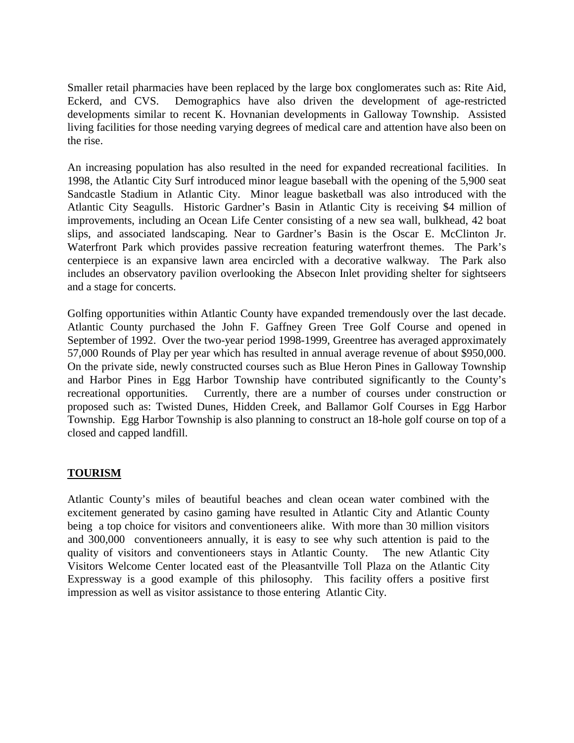Smaller retail pharmacies have been replaced by the large box conglomerates such as: Rite Aid, Eckerd, and CVS. Demographics have also driven the development of age-restricted developments similar to recent K. Hovnanian developments in Galloway Township. Assisted living facilities for those needing varying degrees of medical care and attention have also been on the rise.

An increasing population has also resulted in the need for expanded recreational facilities. In 1998, the Atlantic City Surf introduced minor league baseball with the opening of the 5,900 seat Sandcastle Stadium in Atlantic City. Minor league basketball was also introduced with the Atlantic City Seagulls. Historic Gardner's Basin in Atlantic City is receiving $4 million of improvements, including an Ocean Life Center consisting of a new sea wall, bulkhead, 42 boat slips, and associated landscaping. Near to Gardner's Basin is the Oscar E. McClinton Jr. Waterfront Park which provides passive recreation featuring waterfront themes. The Park's centerpiece is an expansive lawn area encircled with a decorative walkway. The Park also includes an observatory pavilion overlooking the Absecon Inlet providing shelter for sightseers and a stage for concerts.

Golfing opportunities within Atlantic County have expanded tremendously over the last decade. Atlantic County purchased the John F. Gaffney Green Tree Golf Course and opened in September of 1992. Over the two-year period 1998-1999, Greentree has averaged approximately 57,000 Rounds of Play per year which has resulted in annual average revenue of about $950,000. On the private side, newly constructed courses such as Blue Heron Pines in Galloway Township and Harbor Pines in Egg Harbor Township have contributed significantly to the County's recreational opportunities. Currently, there are a number of courses under construction or proposed such as: Twisted Dunes, Hidden Creek, and Ballamor Golf Courses in Egg Harbor Township. Egg Harbor Township is also planning to construct an 18-hole golf course on top of a closed and capped landfill.

## TOURISM

Atlantic County's miles of beautiful beaches and clean ocean water combined with the excitement generated by casino gaming have resulted in Atlantic City and Atlantic County being a top choice for visitors and conventioneers alike. With more than 30 million visitors and 300,000 conventioneers annually, it is easy to see why such attention is paid to the quality of visitors and conventioneers stays in Atlantic County. The new Atlantic City Visitors Welcome Center located east of the Pleasantville Toll Plaza on the Atlantic City Expressway is a good example of this philosophy. This facility offers a positive first impression as well as visitor assistance to those entering Atlantic City.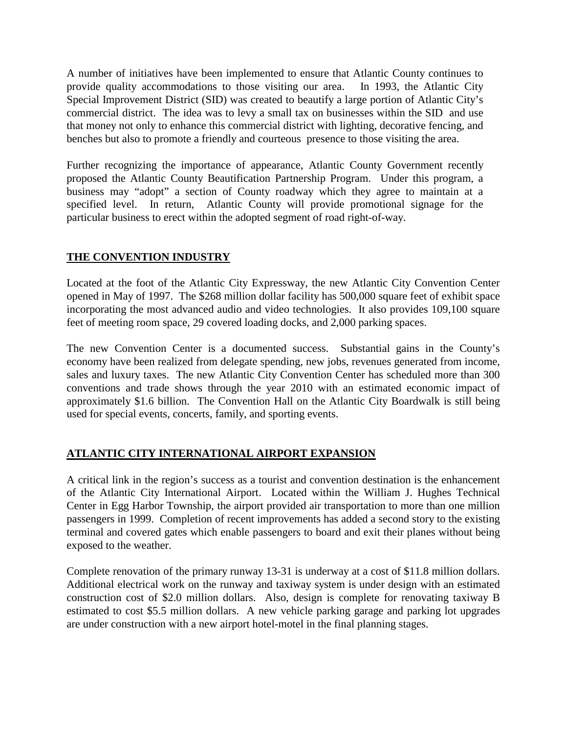A number of initiatives have been implemented to ensure that Atlantic County continues to provide quality accommodations to those visiting our area. In 1993, the Atlantic City Special Improvement District (SID) was created to beautify a large portion of Atlantic City's commercial district. The idea was to levy a small tax on businesses within the SID and use that money not only to enhance this commercial district with lighting, decorative fencing, and benches but also to promote a friendly and courteous presence to those visiting the area.

Further recognizing the importance of appearance, Atlantic County Government recently proposed the Atlantic County Beautification Partnership Program. Under this program, a business may "adopt" a section of County roadway which they agree to maintain at a specified level. In return, Atlantic County will provide promotional signage for the particular business to erect within the adopted segment of road right-of-way.

## THE CONVENTION INDUSTRY

Located at the foot of the Atlantic City Expressway, the new Atlantic City Convention Center opened in May of 1997. The $268 million dollar facility has 500,000 square feet of exhibit space incorporating the most advanced audio and video technologies. It also provides 109,100 square feet of meeting room space, 29 covered loading docks, and 2,000 parking spaces.

The new Convention Center is a documented success. Substantial gains in the County's economy have been realized from delegate spending, new jobs, revenues generated from income, sales and luxury taxes. The new Atlantic City Convention Center has scheduled more than 300 conventions and trade shows through the year 2010 with an estimated economic impact of approximately $1.6 billion. The Convention Hall on the Atlantic City Boardwalk is still being used for special events, concerts, family, and sporting events.

## ATLANTIC CITY INTERNATIONAL AIRPORT EXPANSION

A critical link in the region's success as a tourist and convention destination is the enhancement of the Atlantic City International Airport. Located within the William J. Hughes Technical Center in Egg Harbor Township, the airport provided air transportation to more than one million passengers in 1999. Completion of recent improvements has added a second story to the existing terminal and covered gates which enable passengers to board and exit their planes without being exposed to the weather.

Complete renovation of the primary runway 13-31 is underway at a cost of $11.8 million dollars. Additional electrical work on the runway and taxiway system is under design with an estimated construction cost of $2.0 million dollars. Also, design is complete for renovating taxiway B estimated to cost $5.5 million dollars. A new vehicle parking garage and parking lot upgrades are under construction with a new airport hotel-motel in the final planning stages.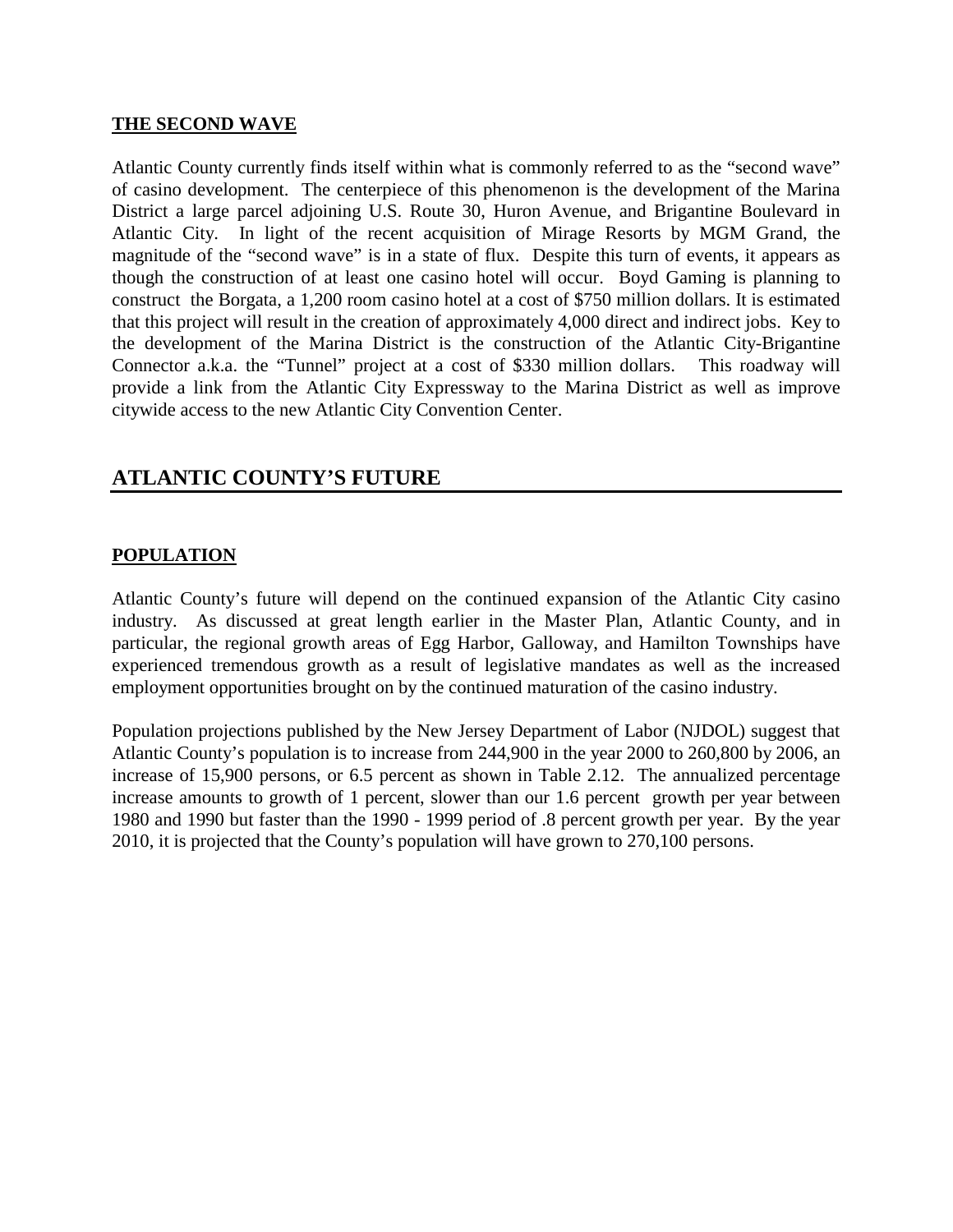**THE SECOND WAVE**

Atlantic County currently finds itself within what is commonly referred to as the "second wave" of casino development. The centerpiece of this phenomenon is the development of the Marina District a large parcel adjoining U.S. Route 30, Huron Avenue, and Brigantine Boulevard in Atlantic City. In light of the recent acquisition of Mirage Resorts by MGM Grand, the magnitude of the "second wave" is in a state of flux. Despite this turn of events, it appears as though the construction of at least one casino hotel will occur. Boyd Gaming is planning to construct the Borgata, a 1,200 room casino hotel at a cost of $750 million dollars. It is estimated that this project will result in the creation of approximately 4,000 direct and indirect jobs. Key to the development of the Marina District is the construction of the Atlantic City-Brigantine Connector a.k.a. the "Tunnel" project at a cost of $330 million dollars. This roadway will provide a link from the Atlantic City Expressway to the Marina District as well as improve citywide access to the new Atlantic City Convention Center.

## ATLANTIC COUNTY'S FUTURE

**POPULATION**

Atlantic County's future will depend on the continued expansion of the Atlantic City casino industry. As discussed at great length earlier in the Master Plan, Atlantic County, and in particular, the regional growth areas of Egg Harbor, Galloway, and Hamilton Townships have experienced tremendous growth as a result of legislative mandates as well as the increased employment opportunities brought on by the continued maturation of the casino industry.

Population projections published by the New Jersey Department of Labor (NJDOL) suggest that Atlantic County's population is to increase from 244,900 in the year 2000 to 260,800 by 2006, an increase of 15,900 persons, or 6.5 percent as shown in Table 2.12. The annualized percentage increase amounts to growth of 1 percent, slower than our 1.6 percent growth per year between 1980 and 1990 but faster than the 1990 - 1999 period of .8 percent growth per year. By the year 2010, it is projected that the County's population will have grown to 270,100 persons.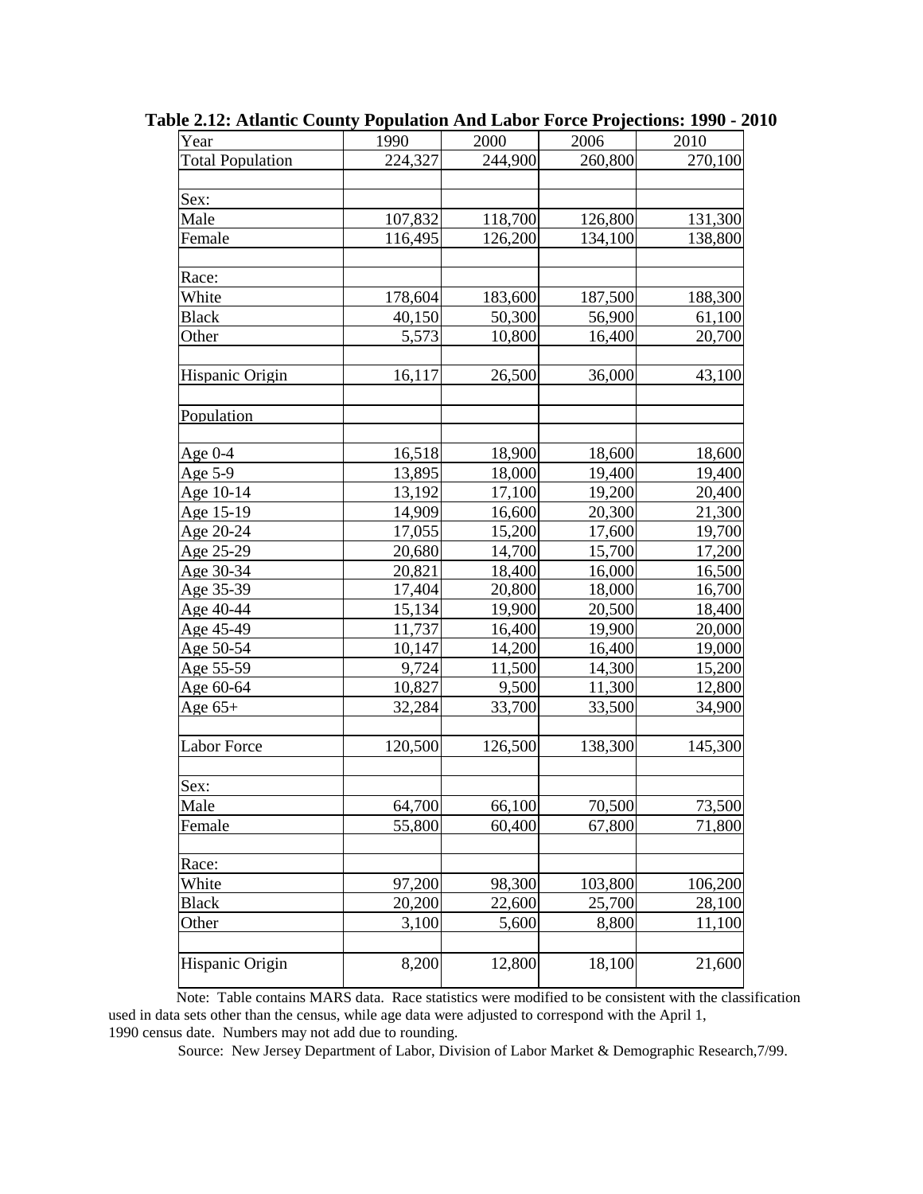**Table 2.12: Atlantic County Population And Labor Force Projections: 1990 - 2010**

| Year | 1990 | 2000 | 2006 | 2010 |
|---|---|---|---|---|
| Total Population | 224,327 | 244,900 | 260,800 | 270,100 |
| | | | | |
| Sex: | | | | |
| Male | 107,832 | 118,700 | 126,800 | 131,300 |
| Female | 116,495 | 126,200 | 134,100 | 138,800 |
| | | | | |
| Race: | | | | |
| White | 178,604 | 183,600 | 187,500 | 188,300 |
| Black | 40,150 | 50,300 | 56,900 | 61,100 |
| Other | 5,573 | 10,800 | 16,400 | 20,700 |
| | | | | |
| Hispanic Origin | 16,117 | 26,500 | 36,000 | 43,100 |
| | | | | |
| Population | | | | |
| | | | | |
| Age 0-4 | 16,518 | 18,900 | 18,600 | 18,600 |
| Age 5-9 | 13,895 | 18,000 | 19,400 | 19,400 |
| Age 10-14 | 13,192 | 17,100 | 19,200 | 20,400 |
| Age 15-19 | 14,909 | 16,600 | 20,300 | 21,300 |
| Age 20-24 | 17,055 | 15,200 | 17,600 | 19,700 |
| Age 25-29 | 20,680 | 14,700 | 15,700 | 17,200 |
| Age 30-34 | 20,821 | 18,400 | 16,000 | 16,500 |
| Age 35-39 | 17,404 | 20,800 | 18,000 | 16,700 |
| Age 40-44 | 15,134 | 19,900 | 20,500 | 18,400 |
| Age 45-49 | 11,737 | 16,400 | 19,900 | 20,000 |
| Age 50-54 | 10,147 | 14,200 | 16,400 | 19,000 |
| Age 55-59 | 9,724 | 11,500 | 14,300 | 15,200 |
| Age 60-64 | 10,827 | 9,500 | 11,300 | 12,800 |
| Age 65+ | 32,284 | 33,700 | 33,500 | 34,900 |
| | | | | |
| Labor Force | 120,500 | 126,500 | 138,300 | 145,300 |
| | | | | |
| Sex: | | | | |
| Male | 64,700 | 66,100 | 70,500 | 73,500 |
| Female | 55,800 | 60,400 | 67,800 | 71,800 |
| | | | | |
| Race: | | | | |
| White | 97,200 | 98,300 | 103,800 | 106,200 |
| Black | 20,200 | 22,600 | 25,700 | 28,100 |
| Other | 3,100 | 5,600 | 8,800 | 11,100 |
| | | | | |
| Hispanic Origin | 8,200 | 12,800 | 18,100 | 21,600 |

Note: Table contains MARS data. Race statistics were modified to be consistent with the classification used in data sets other than the census, while age data were adjusted to correspond with the April 1, 1990 census date. Numbers may not add due to rounding.

Source: New Jersey Department of Labor, Division of Labor Market & Demographic Research,7/99.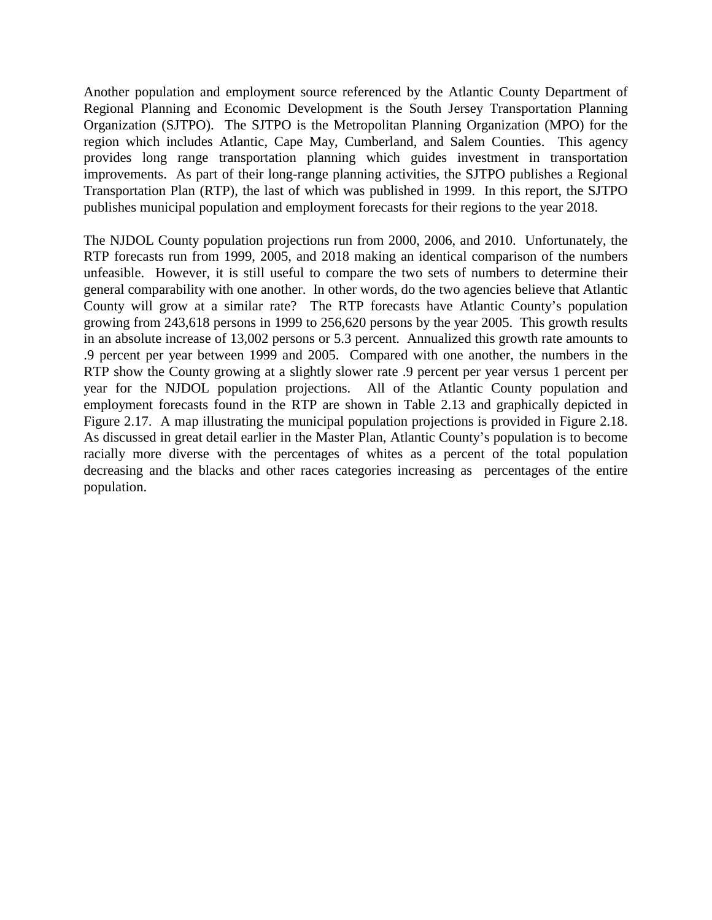Another population and employment source referenced by the Atlantic County Department of Regional Planning and Economic Development is the South Jersey Transportation Planning Organization (SJTPO). The SJTPO is the Metropolitan Planning Organization (MPO) for the region which includes Atlantic, Cape May, Cumberland, and Salem Counties. This agency provides long range transportation planning which guides investment in transportation improvements. As part of their long-range planning activities, the SJTPO publishes a Regional Transportation Plan (RTP), the last of which was published in 1999. In this report, the SJTPO publishes municipal population and employment forecasts for their regions to the year 2018.

The NJDOL County population projections run from 2000, 2006, and 2010. Unfortunately, the RTP forecasts run from 1999, 2005, and 2018 making an identical comparison of the numbers unfeasible. However, it is still useful to compare the two sets of numbers to determine their general comparability with one another. In other words, do the two agencies believe that Atlantic County will grow at a similar rate? The RTP forecasts have Atlantic County's population growing from 243,618 persons in 1999 to 256,620 persons by the year 2005. This growth results in an absolute increase of 13,002 persons or 5.3 percent. Annualized this growth rate amounts to .9 percent per year between 1999 and 2005. Compared with one another, the numbers in the RTP show the County growing at a slightly slower rate .9 percent per year versus 1 percent per year for the NJDOL population projections. All of the Atlantic County population and employment forecasts found in the RTP are shown in Table 2.13 and graphically depicted in Figure 2.17. A map illustrating the municipal population projections is provided in Figure 2.18. As discussed in great detail earlier in the Master Plan, Atlantic County's population is to become racially more diverse with the percentages of whites as a percent of the total population decreasing and the blacks and other races categories increasing as percentages of the entire population.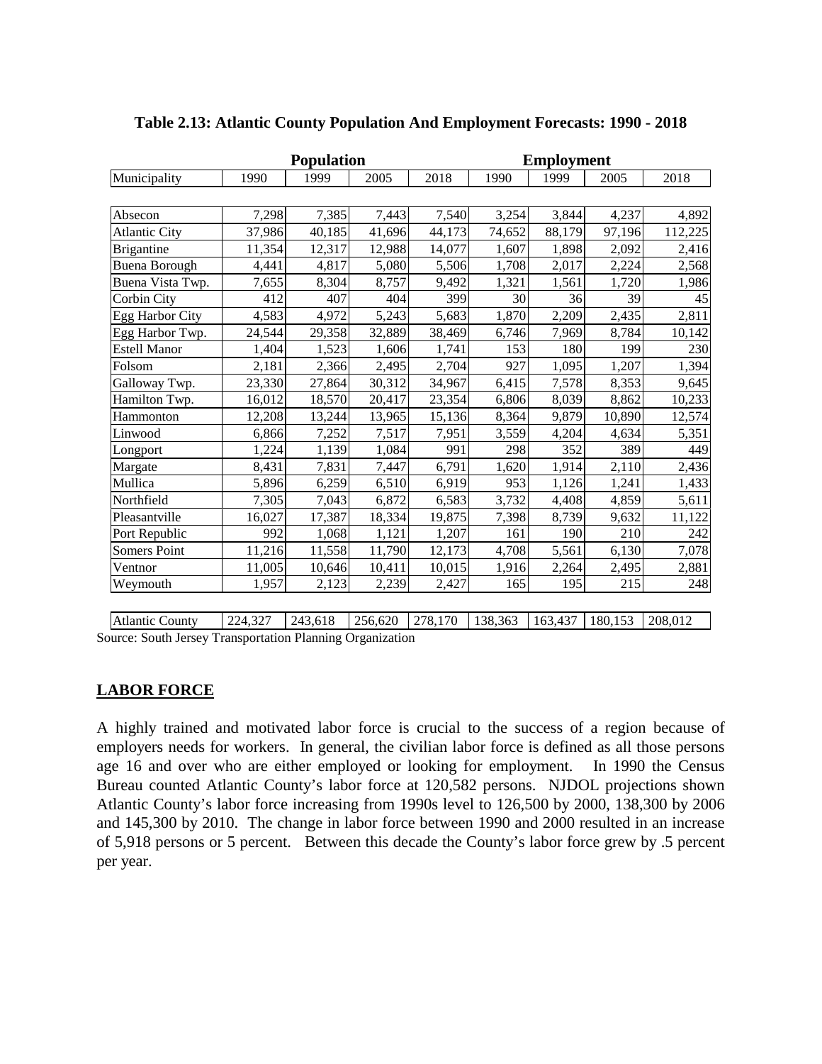**Table 2.13: Atlantic County Population And Employment Forecasts: 1990 - 2018**

| | Population | | | | Employment | | | |
|---|---|---|---|---|---|---|---|---|
| Municipality | 1990 | 1999 | 2005 | 2018 | 1990 | 1999 | 2005 | 2018 |
| Absecon | 7,298 | 7,385 | 7,443 | 7,540 | 3,254 | 3,844 | 4,237 | 4,892 |
| Atlantic City | 37,986 | 40,185 | 41,696 | 44,173 | 74,652 | 88,179 | 97,196 | 112,225 |
| Brigantine | 11,354 | 12,317 | 12,988 | 14,077 | 1,607 | 1,898 | 2,092 | 2,416 |
| Buena Borough | 4,441 | 4,817 | 5,080 | 5,506 | 1,708 | 2,017 | 2,224 | 2,568 |
| Buena Vista Twp. | 7,655 | 8,304 | 8,757 | 9,492 | 1,321 | 1,561 | 1,720 | 1,986 |
| Corbin City | 412 | 407 | 404 | 399 | 30 | 36 | 39 | 45 |
| Egg Harbor City | 4,583 | 4,972 | 5,243 | 5,683 | 1,870 | 2,209 | 2,435 | 2,811 |
| Egg Harbor Twp. | 24,544 | 29,358 | 32,889 | 38,469 | 6,746 | 7,969 | 8,784 | 10,142 |
| Estell Manor | 1,404 | 1,523 | 1,606 | 1,741 | 153 | 180 | 199 | 230 |
| Folsom | 2,181 | 2,366 | 2,495 | 2,704 | 927 | 1,095 | 1,207 | 1,394 |
| Galloway Twp. | 23,330 | 27,864 | 30,312 | 34,967 | 6,415 | 7,578 | 8,353 | 9,645 |
| Hamilton Twp. | 16,012 | 18,570 | 20,417 | 23,354 | 6,806 | 8,039 | 8,862 | 10,233 |
| Hammonton | 12,208 | 13,244 | 13,965 | 15,136 | 8,364 | 9,879 | 10,890 | 12,574 |
| Linwood | 6,866 | 7,252 | 7,517 | 7,951 | 3,559 | 4,204 | 4,634 | 5,351 |
| Longport | 1,224 | 1,139 | 1,084 | 991 | 298 | 352 | 389 | 449 |
| Margate | 8,431 | 7,831 | 7,447 | 6,791 | 1,620 | 1,914 | 2,110 | 2,436 |
| Mullica | 5,896 | 6,259 | 6,510 | 6,919 | 953 | 1,126 | 1,241 | 1,433 |
| Northfield | 7,305 | 7,043 | 6,872 | 6,583 | 3,732 | 4,408 | 4,859 | 5,611 |
| Pleasantville | 16,027 | 17,387 | 18,334 | 19,875 | 7,398 | 8,739 | 9,632 | 11,122 |
| Port Republic | 992 | 1,068 | 1,121 | 1,207 | 161 | 190 | 210 | 242 |
| Somers Point | 11,216 | 11,558 | 11,790 | 12,173 | 4,708 | 5,561 | 6,130 | 7,078 |
| Ventnor | 11,005 | 10,646 | 10,411 | 10,015 | 1,916 | 2,264 | 2,495 | 2,881 |
| Weymouth | 1,957 | 2,123 | 2,239 | 2,427 | 165 | 195 | 215 | 248 |
| Atlantic County | 224,327 | 243,618 | 256,620 | 278,170 | 138,363 | 163,437 | 180,153 | 208,012 |

Source: South Jersey Transportation Planning Organization

## LABOR FORCE

A highly trained and motivated labor force is crucial to the success of a region because of employers needs for workers. In general, the civilian labor force is defined as all those persons age 16 and over who are either employed or looking for employment. In 1990 the Census Bureau counted Atlantic County's labor force at 120,582 persons. NJDOL projections shown Atlantic County's labor force increasing from 1990s level to 126,500 by 2000, 138,300 by 2006 and 145,300 by 2010. The change in labor force between 1990 and 2000 resulted in an increase of 5,918 persons or 5 percent. Between this decade the County's labor force grew by .5 percent per year.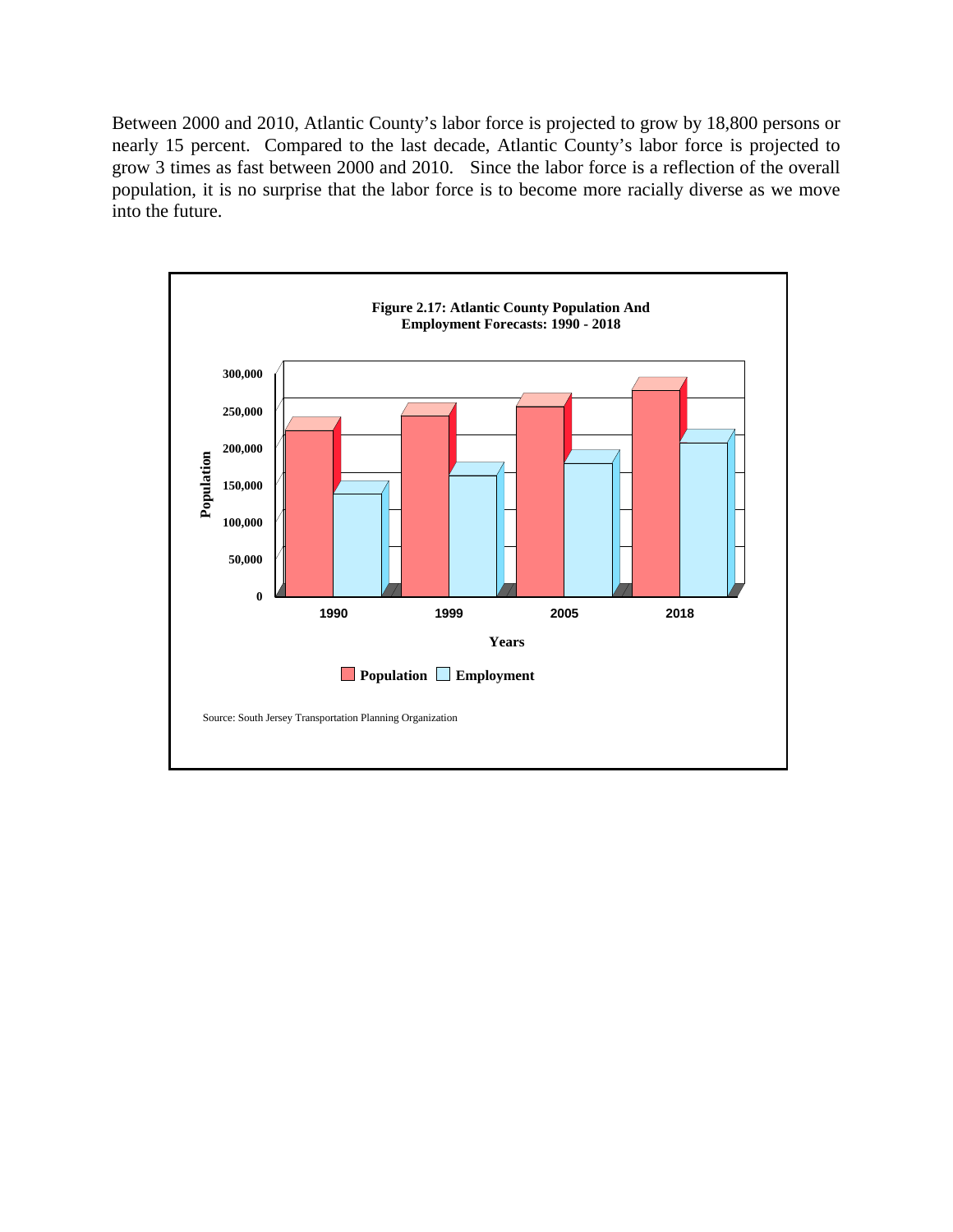Between 2000 and 2010, Atlantic County's labor force is projected to grow by 18,800 persons or nearly 15 percent. Compared to the last decade, Atlantic County's labor force is projected to grow 3 times as fast between 2000 and 2010. Since the labor force is a reflection of the overall population, it is no surprise that the labor force is to become more racially diverse as we move into the future.

**Figure 2.17: Atlantic County Population And Employment Forecasts: 1990 - 2018**

Source: South Jersey Transportation Planning Organization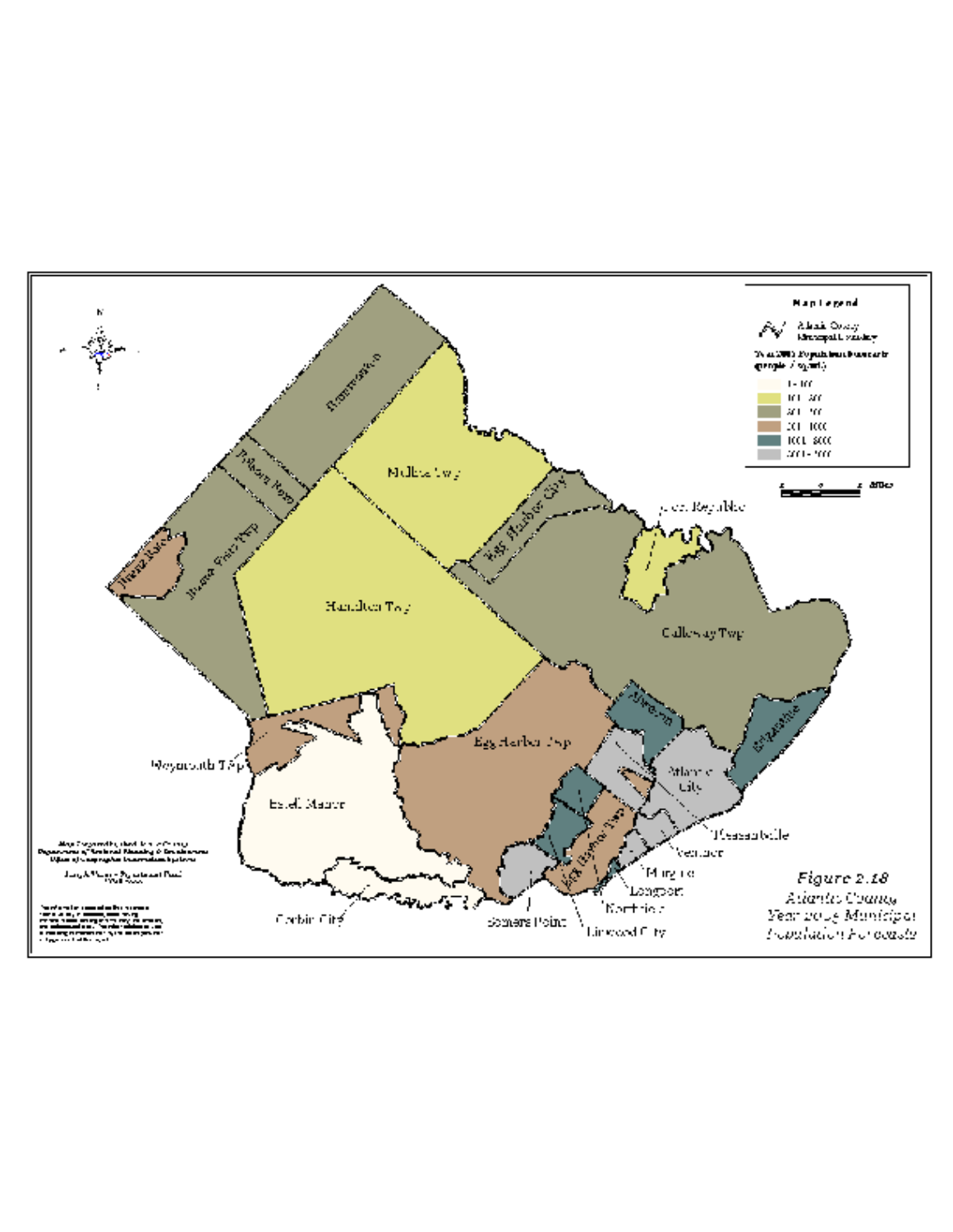**Map Legend**

Atlantic County Municipal Boundary

Year 2025 Population Density (people / sq.mi.)

- 0 - 100
- 101 - 300
- 301 - 700
- 701 - 1000
- 1001 - 3000
- 3001 - 7000

Buena Vista Twp
Buena
Folsom Boro
Hammonton
Mullica Twp
Hamilton Twp
Egg Harbor City
Port Republic
Galloway Twp
Absecon
Brigantine
Egg Harbor Twp
Weymouth Twp
Estell Manor
Atlantic City
Pleasantville
Ventnor
Margate
Longport
Northfield
Linwood City
Somers Point
Corbin City

*Figure 2.18*
*Atlantic County*
*Year 2025 Municipal Population Forecasts*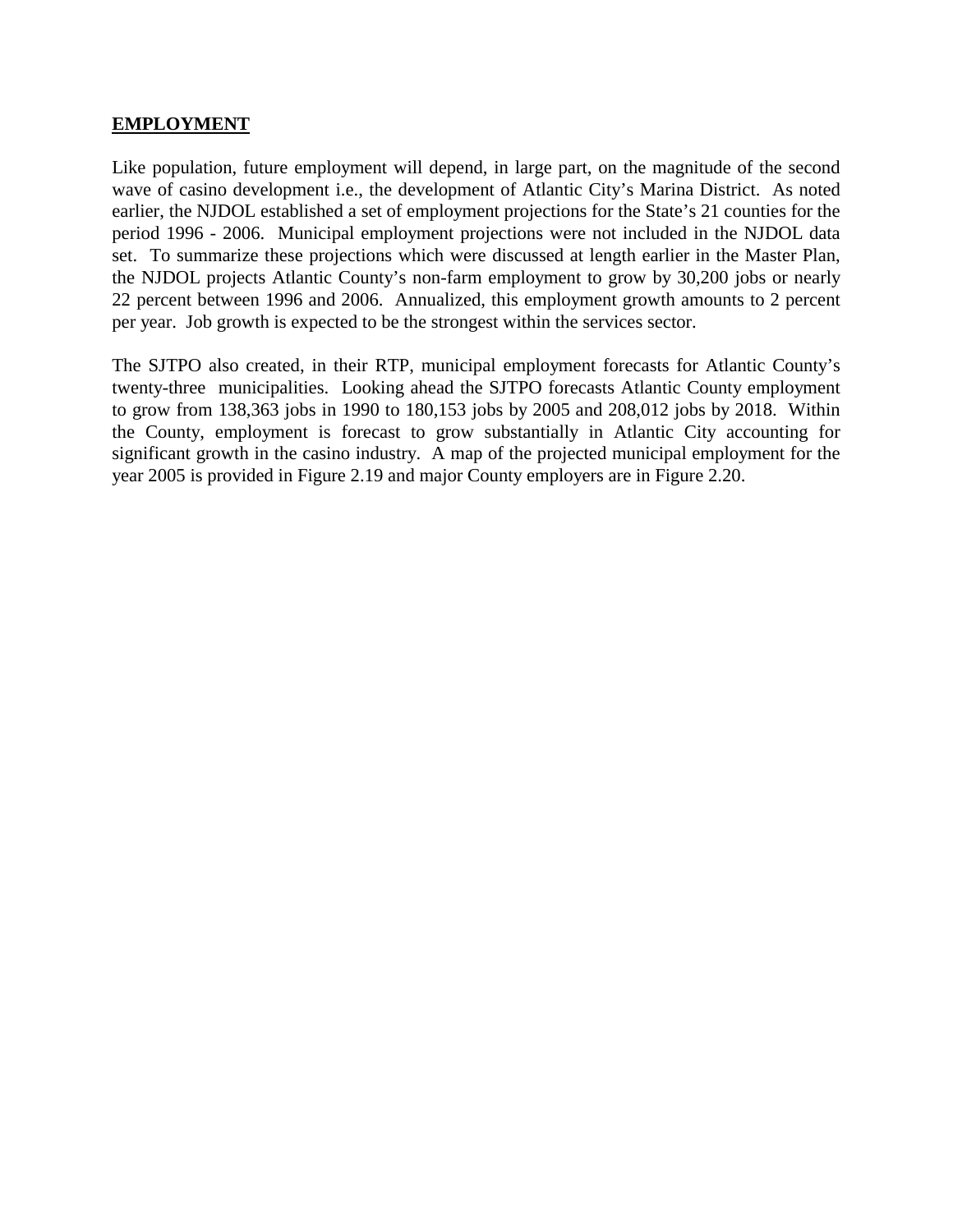**EMPLOYMENT**

Like population, future employment will depend, in large part, on the magnitude of the second wave of casino development i.e., the development of Atlantic City's Marina District. As noted earlier, the NJDOL established a set of employment projections for the State's 21 counties for the period 1996 - 2006. Municipal employment projections were not included in the NJDOL data set. To summarize these projections which were discussed at length earlier in the Master Plan, the NJDOL projects Atlantic County's non-farm employment to grow by 30,200 jobs or nearly 22 percent between 1996 and 2006. Annualized, this employment growth amounts to 2 percent per year. Job growth is expected to be the strongest within the services sector.

The SJTPO also created, in their RTP, municipal employment forecasts for Atlantic County's twenty-three municipalities. Looking ahead the SJTPO forecasts Atlantic County employment to grow from 138,363 jobs in 1990 to 180,153 jobs by 2005 and 208,012 jobs by 2018. Within the County, employment is forecast to grow substantially in Atlantic City accounting for significant growth in the casino industry. A map of the projected municipal employment for the year 2005 is provided in Figure 2.19 and major County employers are in Figure 2.20.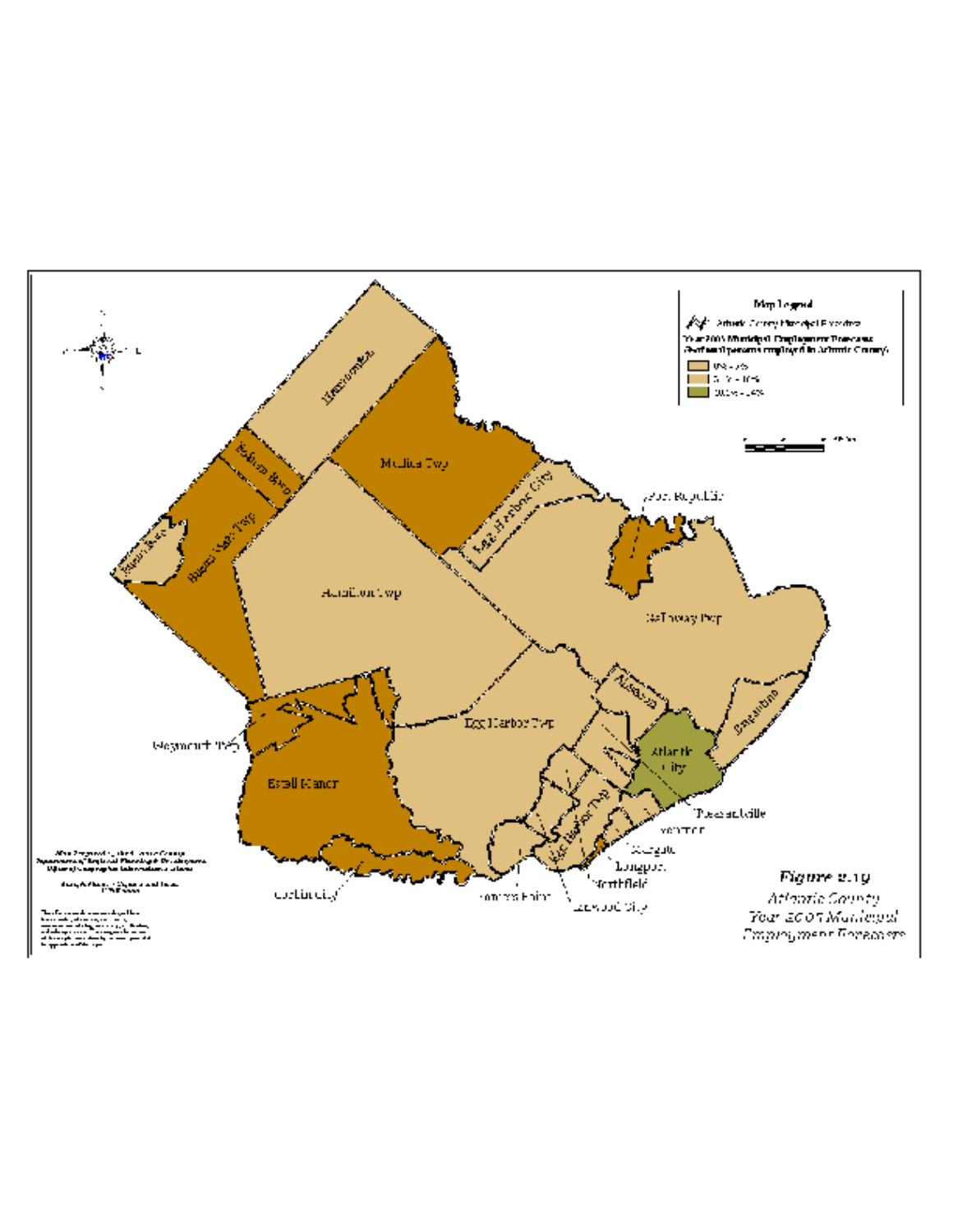Figure 2.19

Atlantic County

Year 2005 Municipal Employment Forecasts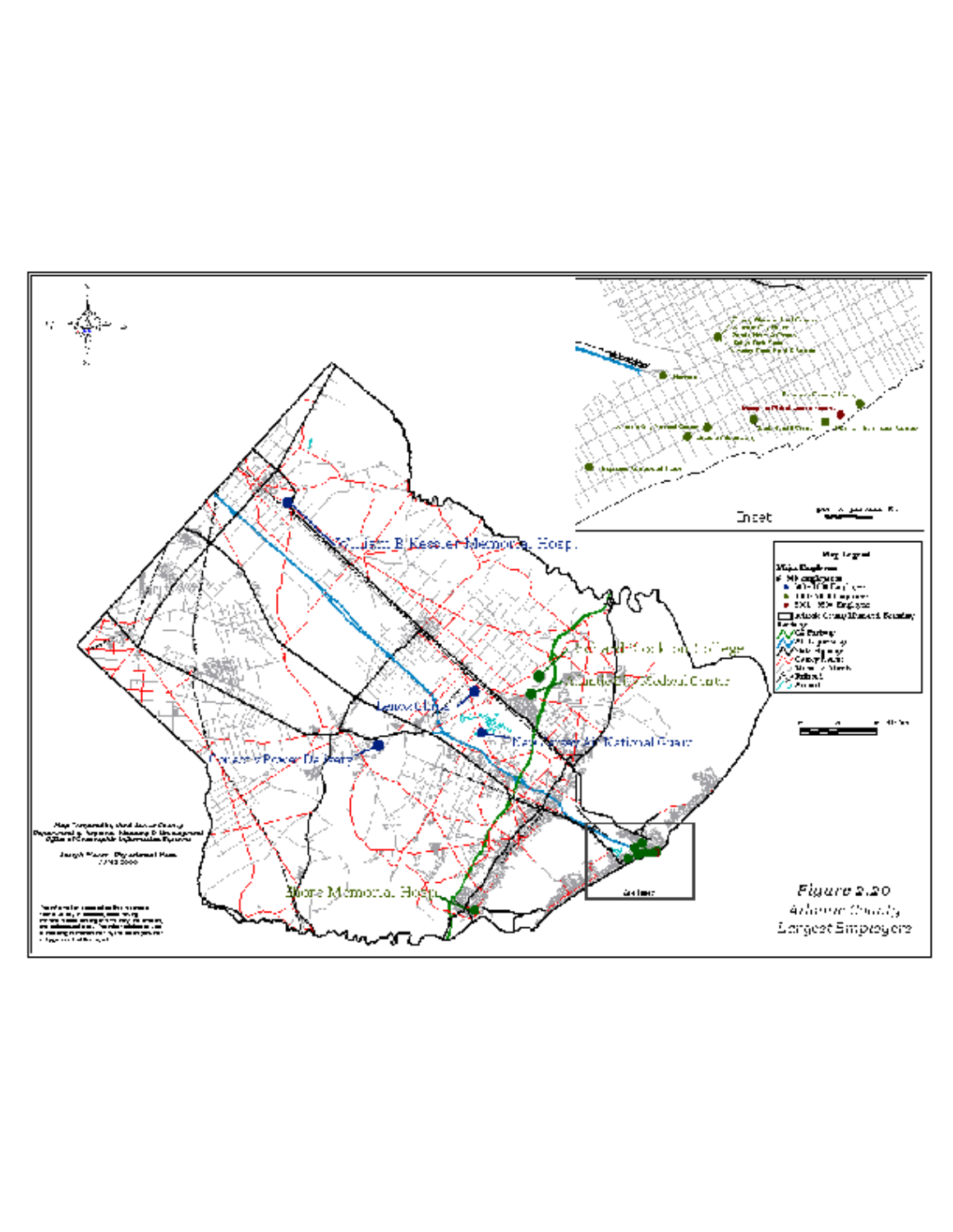Inset

William B Kessler Memorial Hosp.

Atlantic Cape Community College

AtlantiCare Medical Center

Lenox China

New Jersey Air National Guard

Conectiv Power Delivery

Shore Memorial Hosp.

Figure 2.20

Atlantic County

Largest Employers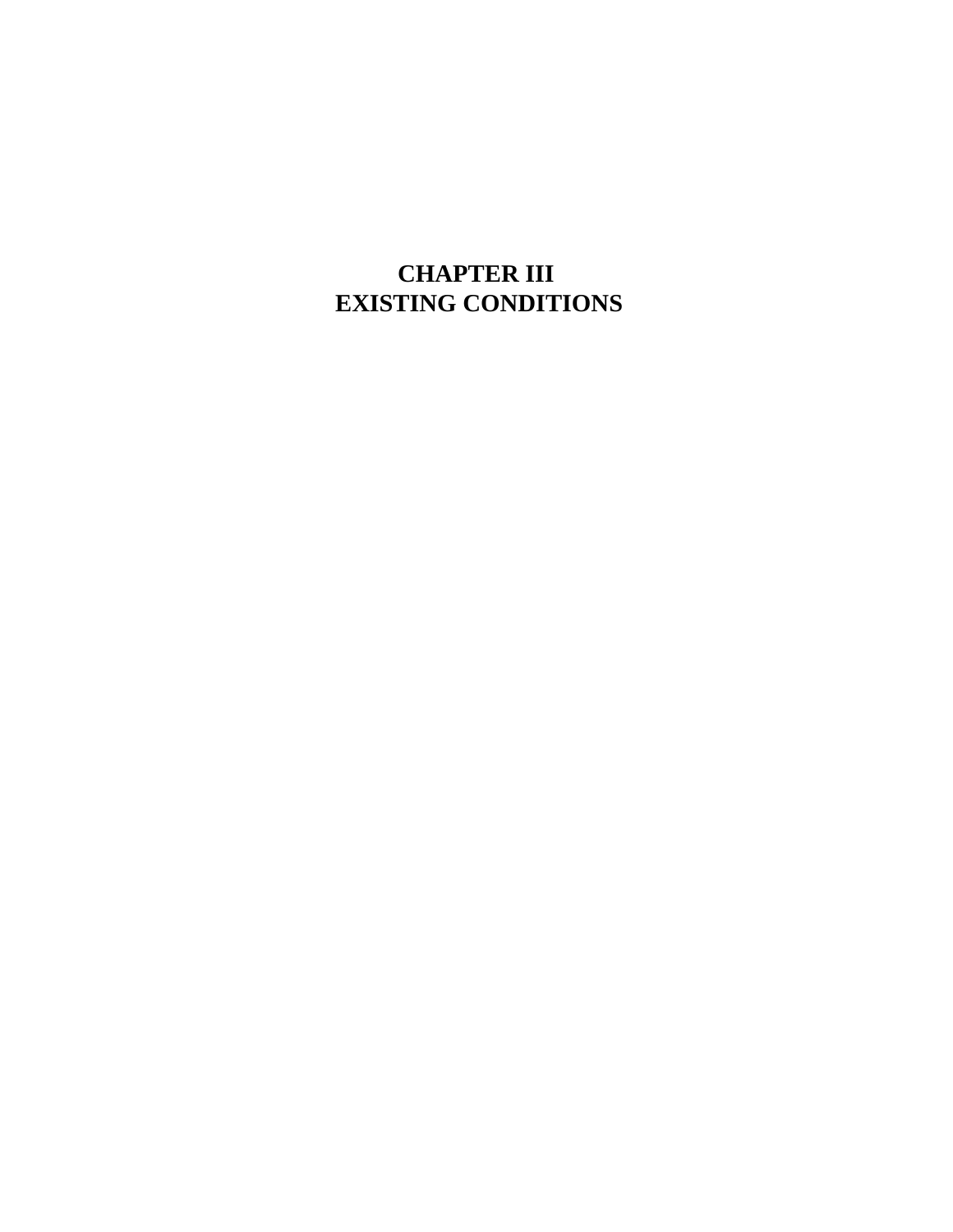# CHAPTER III
# EXISTING CONDITIONS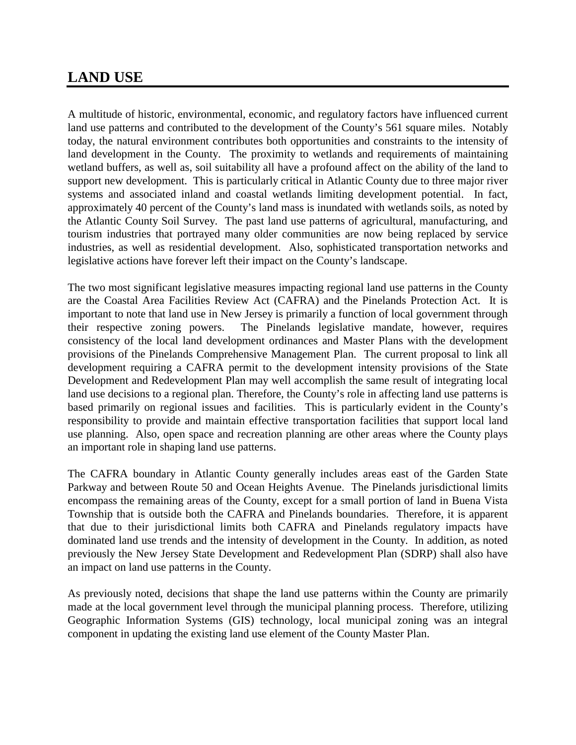# LAND USE

A multitude of historic, environmental, economic, and regulatory factors have influenced current land use patterns and contributed to the development of the County's 561 square miles. Notably today, the natural environment contributes both opportunities and constraints to the intensity of land development in the County. The proximity to wetlands and requirements of maintaining wetland buffers, as well as, soil suitability all have a profound affect on the ability of the land to support new development. This is particularly critical in Atlantic County due to three major river systems and associated inland and coastal wetlands limiting development potential. In fact, approximately 40 percent of the County's land mass is inundated with wetlands soils, as noted by the Atlantic County Soil Survey. The past land use patterns of agricultural, manufacturing, and tourism industries that portrayed many older communities are now being replaced by service industries, as well as residential development. Also, sophisticated transportation networks and legislative actions have forever left their impact on the County's landscape.

The two most significant legislative measures impacting regional land use patterns in the County are the Coastal Area Facilities Review Act (CAFRA) and the Pinelands Protection Act. It is important to note that land use in New Jersey is primarily a function of local government through their respective zoning powers. The Pinelands legislative mandate, however, requires consistency of the local land development ordinances and Master Plans with the development provisions of the Pinelands Comprehensive Management Plan. The current proposal to link all development requiring a CAFRA permit to the development intensity provisions of the State Development and Redevelopment Plan may well accomplish the same result of integrating local land use decisions to a regional plan. Therefore, the County's role in affecting land use patterns is based primarily on regional issues and facilities. This is particularly evident in the County's responsibility to provide and maintain effective transportation facilities that support local land use planning. Also, open space and recreation planning are other areas where the County plays an important role in shaping land use patterns.

The CAFRA boundary in Atlantic County generally includes areas east of the Garden State Parkway and between Route 50 and Ocean Heights Avenue. The Pinelands jurisdictional limits encompass the remaining areas of the County, except for a small portion of land in Buena Vista Township that is outside both the CAFRA and Pinelands boundaries. Therefore, it is apparent that due to their jurisdictional limits both CAFRA and Pinelands regulatory impacts have dominated land use trends and the intensity of development in the County. In addition, as noted previously the New Jersey State Development and Redevelopment Plan (SDRP) shall also have an impact on land use patterns in the County.

As previously noted, decisions that shape the land use patterns within the County are primarily made at the local government level through the municipal planning process. Therefore, utilizing Geographic Information Systems (GIS) technology, local municipal zoning was an integral component in updating the existing land use element of the County Master Plan.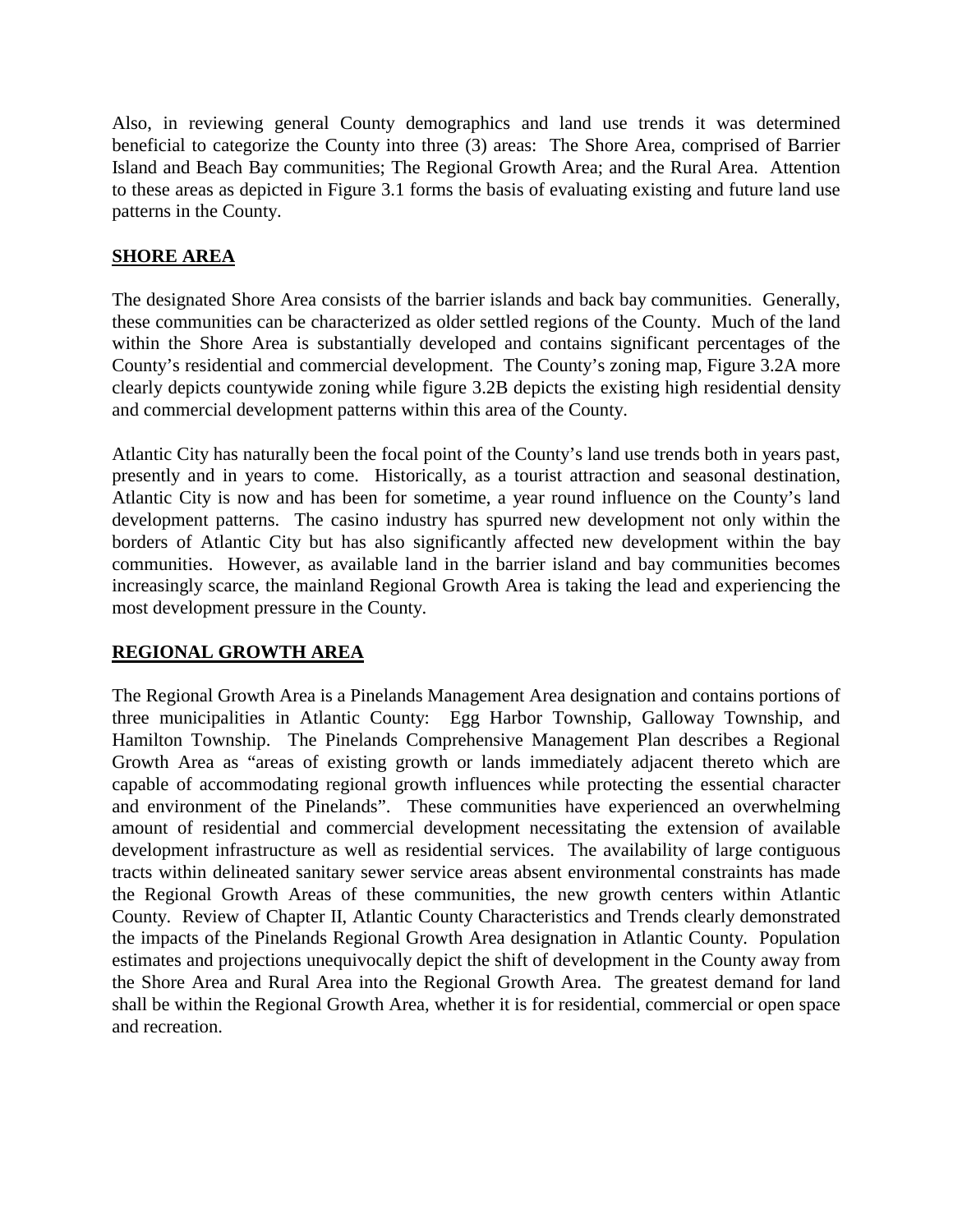Also, in reviewing general County demographics and land use trends it was determined beneficial to categorize the County into three (3) areas: The Shore Area, comprised of Barrier Island and Beach Bay communities; The Regional Growth Area; and the Rural Area. Attention to these areas as depicted in Figure 3.1 forms the basis of evaluating existing and future land use patterns in the County.

## SHORE AREA

The designated Shore Area consists of the barrier islands and back bay communities. Generally, these communities can be characterized as older settled regions of the County. Much of the land within the Shore Area is substantially developed and contains significant percentages of the County's residential and commercial development. The County's zoning map, Figure 3.2A more clearly depicts countywide zoning while figure 3.2B depicts the existing high residential density and commercial development patterns within this area of the County.

Atlantic City has naturally been the focal point of the County's land use trends both in years past, presently and in years to come. Historically, as a tourist attraction and seasonal destination, Atlantic City is now and has been for sometime, a year round influence on the County's land development patterns. The casino industry has spurred new development not only within the borders of Atlantic City but has also significantly affected new development within the bay communities. However, as available land in the barrier island and bay communities becomes increasingly scarce, the mainland Regional Growth Area is taking the lead and experiencing the most development pressure in the County.

## REGIONAL GROWTH AREA

The Regional Growth Area is a Pinelands Management Area designation and contains portions of three municipalities in Atlantic County: Egg Harbor Township, Galloway Township, and Hamilton Township. The Pinelands Comprehensive Management Plan describes a Regional Growth Area as "areas of existing growth or lands immediately adjacent thereto which are capable of accommodating regional growth influences while protecting the essential character and environment of the Pinelands". These communities have experienced an overwhelming amount of residential and commercial development necessitating the extension of available development infrastructure as well as residential services. The availability of large contiguous tracts within delineated sanitary sewer service areas absent environmental constraints has made the Regional Growth Areas of these communities, the new growth centers within Atlantic County. Review of Chapter II, Atlantic County Characteristics and Trends clearly demonstrated the impacts of the Pinelands Regional Growth Area designation in Atlantic County. Population estimates and projections unequivocally depict the shift of development in the County away from the Shore Area and Rural Area into the Regional Growth Area. The greatest demand for land shall be within the Regional Growth Area, whether it is for residential, commercial or open space and recreation.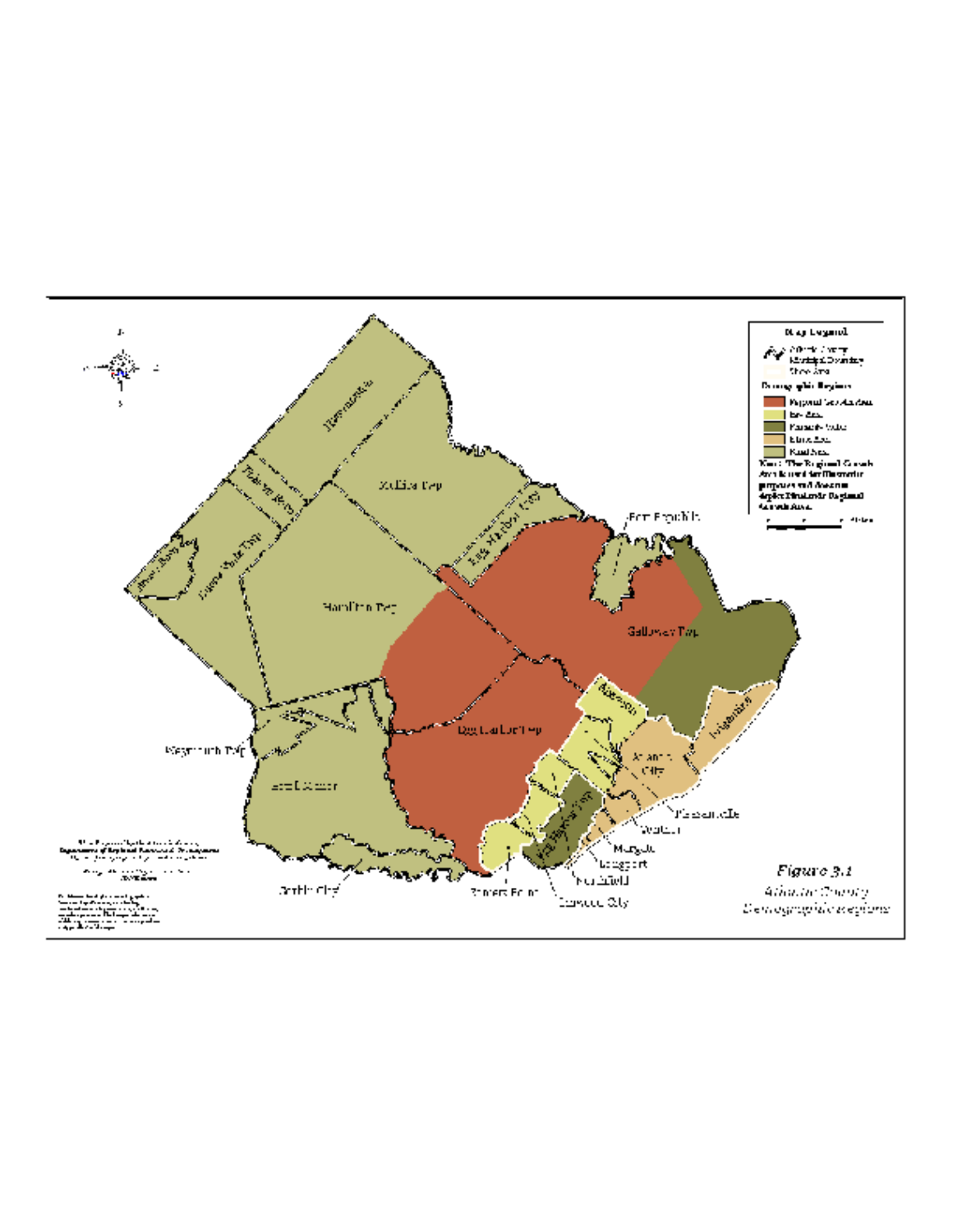*Figure 3.1*

*Atlantic County Demographic Regions*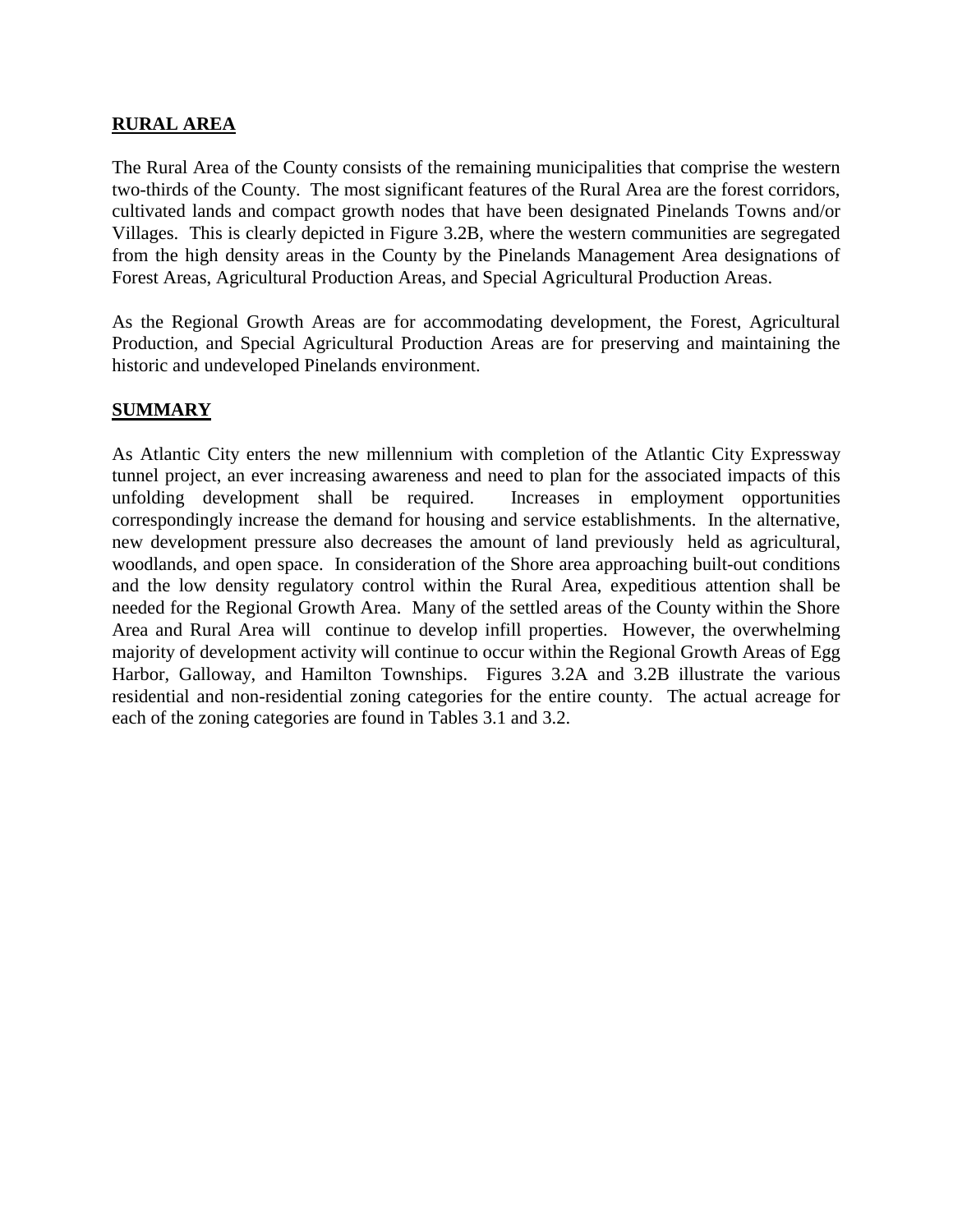## RURAL AREA

The Rural Area of the County consists of the remaining municipalities that comprise the western two-thirds of the County. The most significant features of the Rural Area are the forest corridors, cultivated lands and compact growth nodes that have been designated Pinelands Towns and/or Villages. This is clearly depicted in Figure 3.2B, where the western communities are segregated from the high density areas in the County by the Pinelands Management Area designations of Forest Areas, Agricultural Production Areas, and Special Agricultural Production Areas.

As the Regional Growth Areas are for accommodating development, the Forest, Agricultural Production, and Special Agricultural Production Areas are for preserving and maintaining the historic and undeveloped Pinelands environment.

## SUMMARY

As Atlantic City enters the new millennium with completion of the Atlantic City Expressway tunnel project, an ever increasing awareness and need to plan for the associated impacts of this unfolding development shall be required. Increases in employment opportunities correspondingly increase the demand for housing and service establishments. In the alternative, new development pressure also decreases the amount of land previously held as agricultural, woodlands, and open space. In consideration of the Shore area approaching built-out conditions and the low density regulatory control within the Rural Area, expeditious attention shall be needed for the Regional Growth Area. Many of the settled areas of the County within the Shore Area and Rural Area will continue to develop infill properties. However, the overwhelming majority of development activity will continue to occur within the Regional Growth Areas of Egg Harbor, Galloway, and Hamilton Townships. Figures 3.2A and 3.2B illustrate the various residential and non-residential zoning categories for the entire county. The actual acreage for each of the zoning categories are found in Tables 3.1 and 3.2.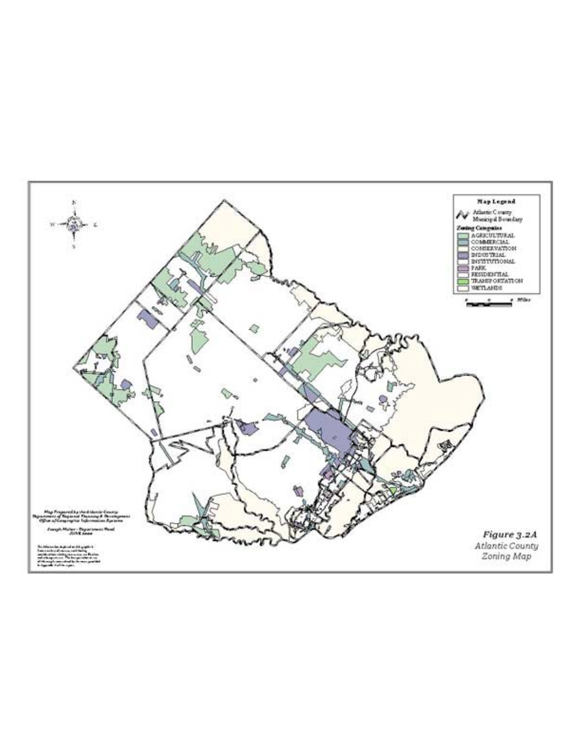**Map Legend**

Atlantic County Municipal Boundary

**Zoning Categories**

- AGRICULTURAL
- COMMERCIAL
- CONSERVATION
- INDUSTRIAL
- INSTITUTIONAL
- PARK
- RESIDENTIAL
- TRANSPORTATION
- WETLANDS

Miles

Map Prepared by the Atlantic County Department of Regional Planning & Development Office of Geographic Information Systems

Joseph Maher - Department Head
JUNE 2000

*Figure 3.2A*
*Atlantic County Zoning Map*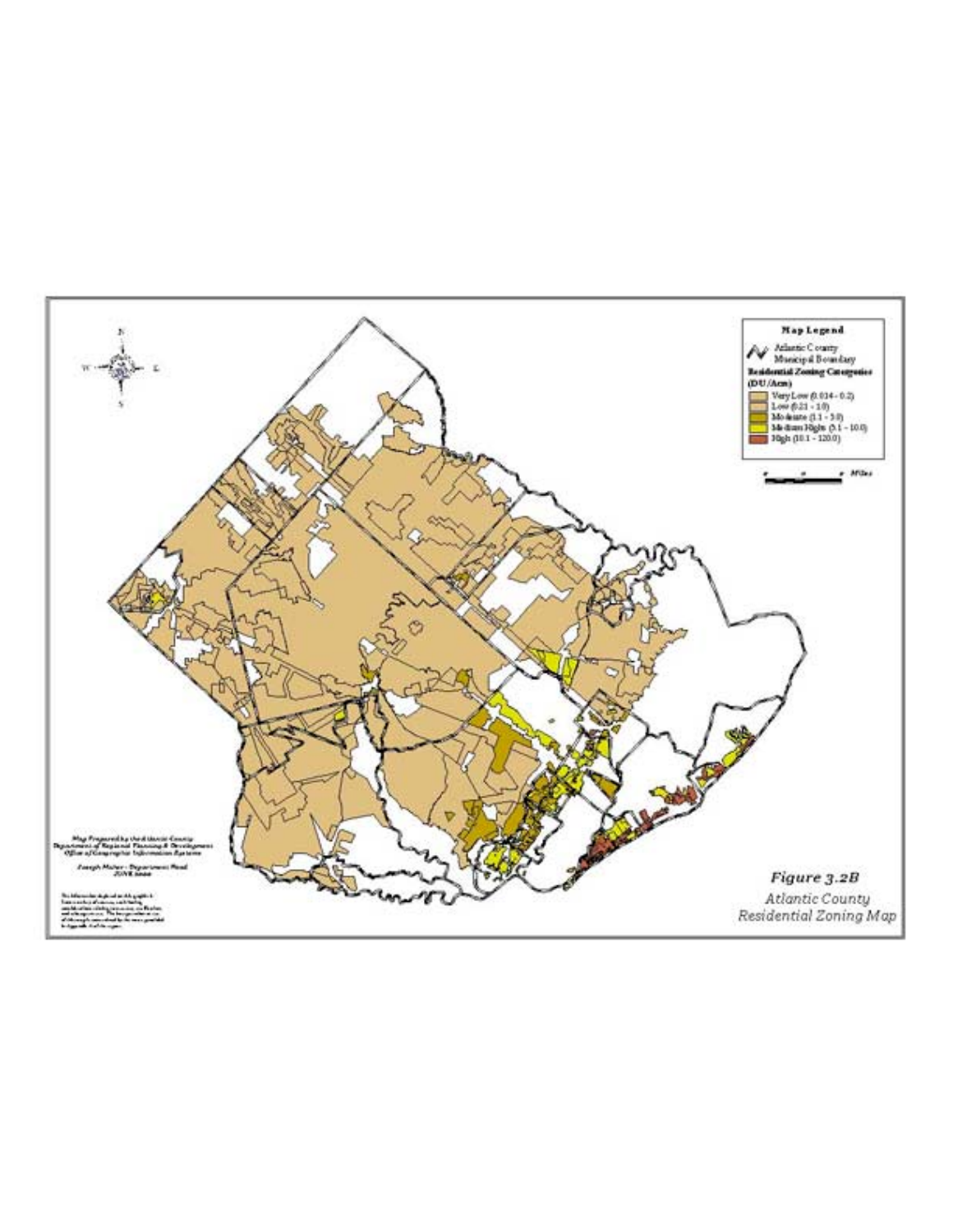**Map Legend**

Atlantic County Municipal Boundary

**Residential Zoning Categories (DU/Acre)**

- Very Low (0.014 - 0.2)
- Low (0.21 - 1.0)
- Moderate (1.1 - 5.0)
- Medium High (5.1 - 10.0)
- High (10.1 - 120.0)

Miles

Map Prepared by the Atlantic County Department of Regional Planning & Development Office of Geographic Information Systems

Joseph Maher - Department Head
JUNE 2000

*Figure 3.2B*

*Atlantic County Residential Zoning Map*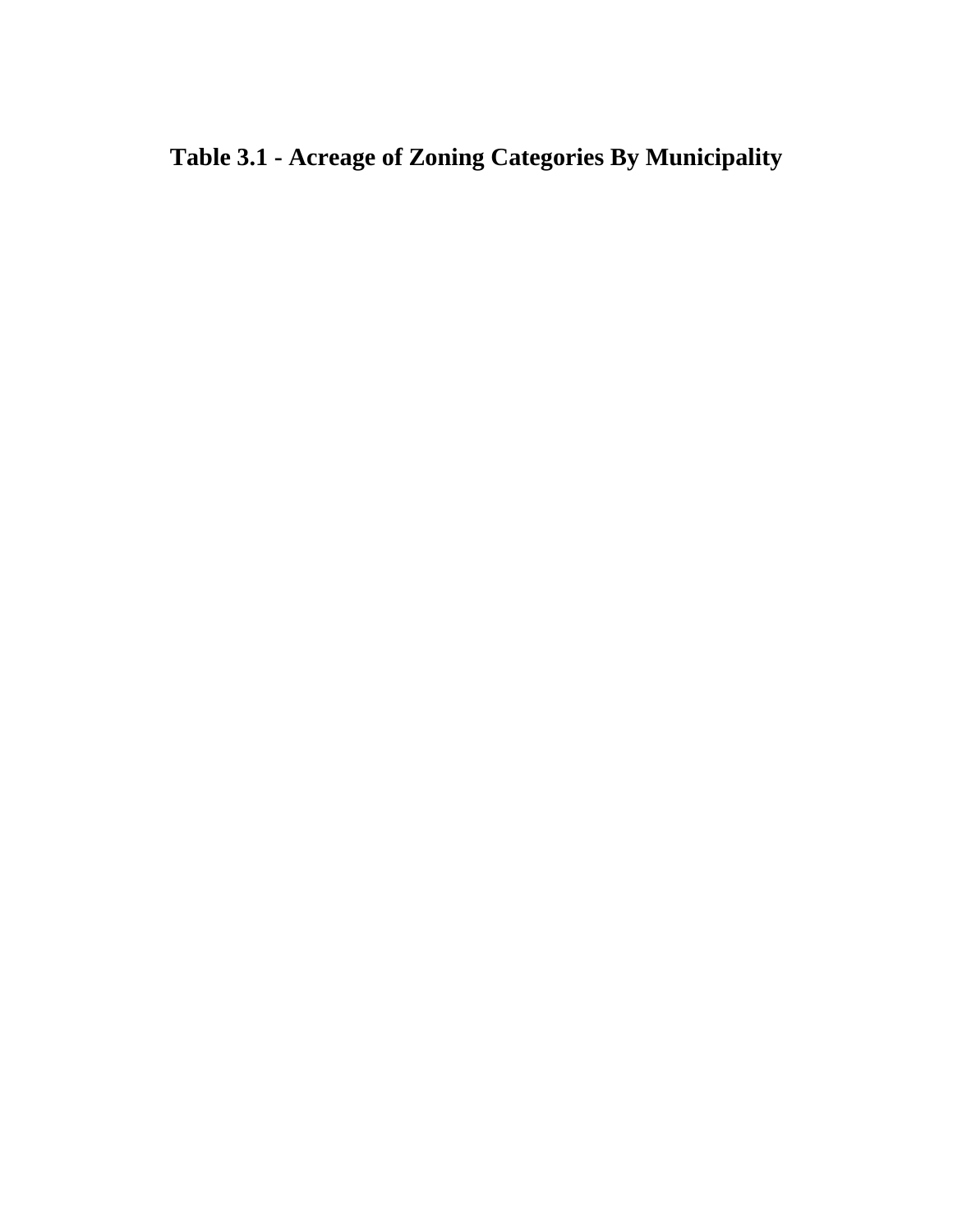# Table 3.1 - Acreage of Zoning Categories By Municipality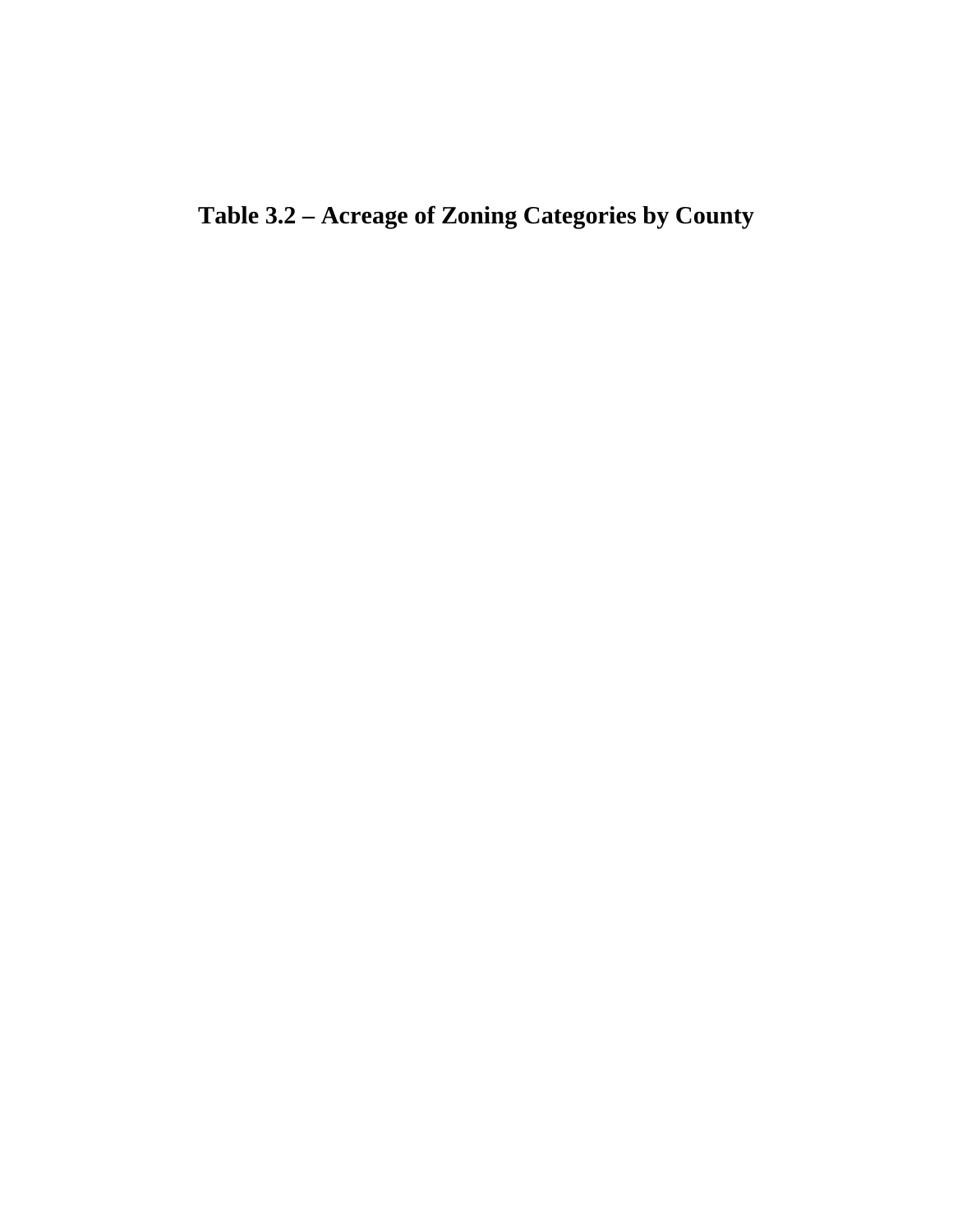# Table 3.2 – Acreage of Zoning Categories by County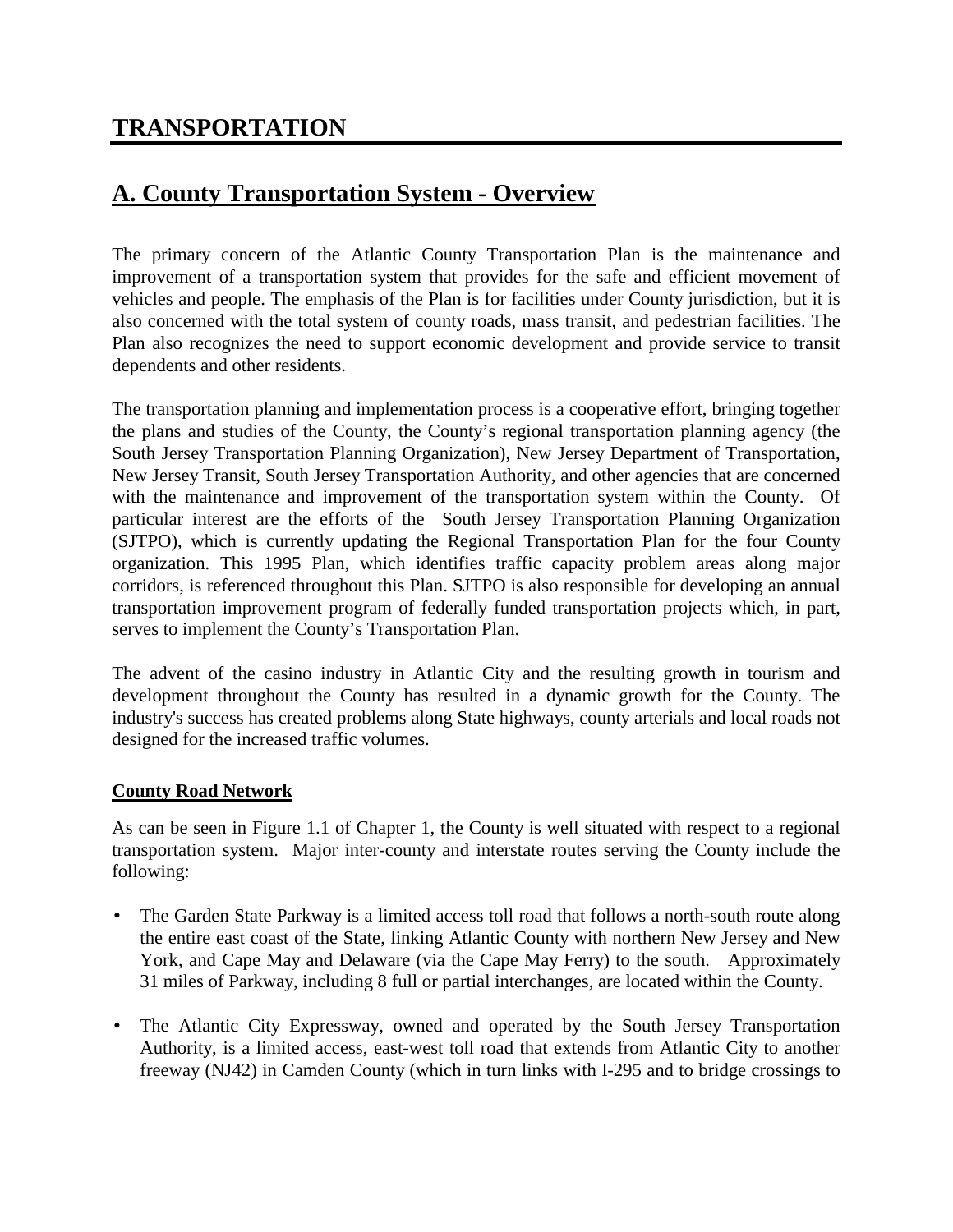# TRANSPORTATION

## A. County Transportation System - Overview

The primary concern of the Atlantic County Transportation Plan is the maintenance and improvement of a transportation system that provides for the safe and efficient movement of vehicles and people. The emphasis of the Plan is for facilities under County jurisdiction, but it is also concerned with the total system of county roads, mass transit, and pedestrian facilities. The Plan also recognizes the need to support economic development and provide service to transit dependents and other residents.

The transportation planning and implementation process is a cooperative effort, bringing together the plans and studies of the County, the County's regional transportation planning agency (the South Jersey Transportation Planning Organization), New Jersey Department of Transportation, New Jersey Transit, South Jersey Transportation Authority, and other agencies that are concerned with the maintenance and improvement of the transportation system within the County. Of particular interest are the efforts of the South Jersey Transportation Planning Organization (SJTPO), which is currently updating the Regional Transportation Plan for the four County organization. This 1995 Plan, which identifies traffic capacity problem areas along major corridors, is referenced throughout this Plan. SJTPO is also responsible for developing an annual transportation improvement program of federally funded transportation projects which, in part, serves to implement the County's Transportation Plan.

The advent of the casino industry in Atlantic City and the resulting growth in tourism and development throughout the County has resulted in a dynamic growth for the County. The industry's success has created problems along State highways, county arterials and local roads not designed for the increased traffic volumes.

### County Road Network

As can be seen in Figure 1.1 of Chapter 1, the County is well situated with respect to a regional transportation system. Major inter-county and interstate routes serving the County include the following:

- The Garden State Parkway is a limited access toll road that follows a north-south route along the entire east coast of the State, linking Atlantic County with northern New Jersey and New York, and Cape May and Delaware (via the Cape May Ferry) to the south. Approximately 31 miles of Parkway, including 8 full or partial interchanges, are located within the County.

- The Atlantic City Expressway, owned and operated by the South Jersey Transportation Authority, is a limited access, east-west toll road that extends from Atlantic City to another freeway (NJ42) in Camden County (which in turn links with I-295 and to bridge crossings to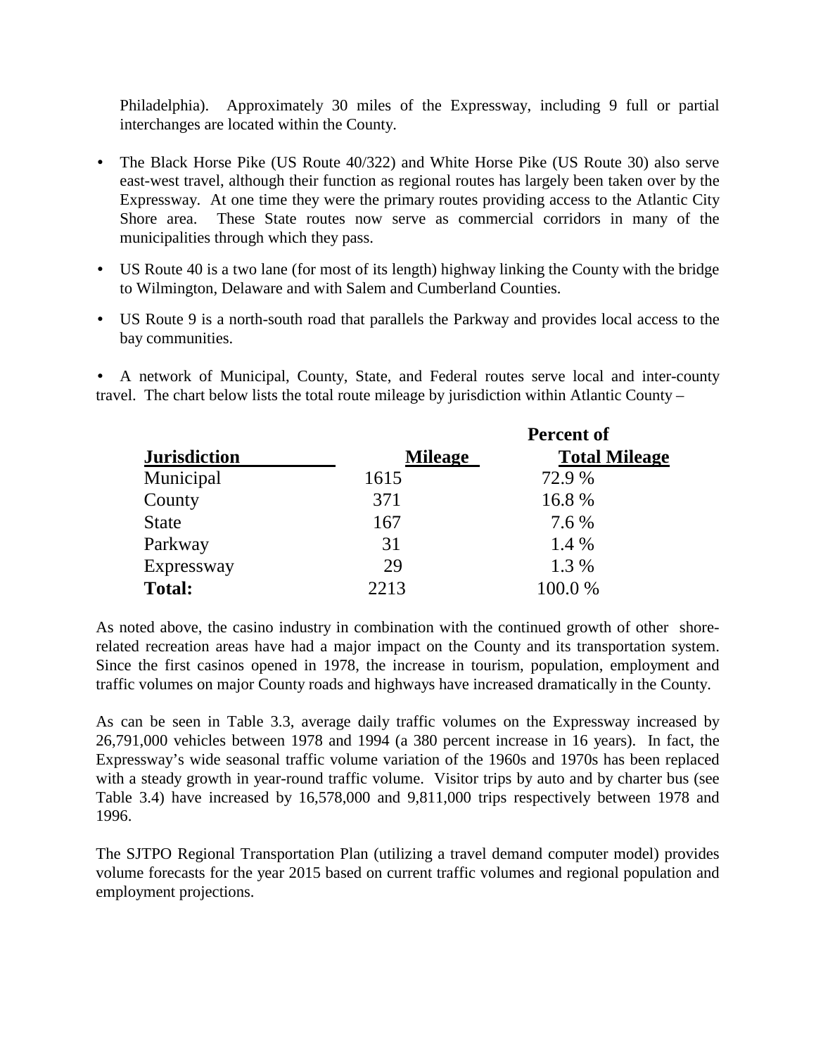Philadelphia). Approximately 30 miles of the Expressway, including 9 full or partial interchanges are located within the County.

- The Black Horse Pike (US Route 40/322) and White Horse Pike (US Route 30) also serve east-west travel, although their function as regional routes has largely been taken over by the Expressway. At one time they were the primary routes providing access to the Atlantic City Shore area. These State routes now serve as commercial corridors in many of the municipalities through which they pass.
- US Route 40 is a two lane (for most of its length) highway linking the County with the bridge to Wilmington, Delaware and with Salem and Cumberland Counties.
- US Route 9 is a north-south road that parallels the Parkway and provides local access to the bay communities.
- A network of Municipal, County, State, and Federal routes serve local and inter-county travel. The chart below lists the total route mileage by jurisdiction within Atlantic County –

| **Jurisdiction** | **Mileage** | **Percent of Total Mileage** |
|---|---|---|
| Municipal | 1615 | 72.9 % |
| County | 371 | 16.8 % |
| State | 167 | 7.6 % |
| Parkway | 31 | 1.4 % |
| Expressway | 29 | 1.3 % |
| **Total:** | 2213 | 100.0 % |

As noted above, the casino industry in combination with the continued growth of other shore-related recreation areas have had a major impact on the County and its transportation system. Since the first casinos opened in 1978, the increase in tourism, population, employment and traffic volumes on major County roads and highways have increased dramatically in the County.

As can be seen in Table 3.3, average daily traffic volumes on the Expressway increased by 26,791,000 vehicles between 1978 and 1994 (a 380 percent increase in 16 years). In fact, the Expressway's wide seasonal traffic volume variation of the 1960s and 1970s has been replaced with a steady growth in year-round traffic volume. Visitor trips by auto and by charter bus (see Table 3.4) have increased by 16,578,000 and 9,811,000 trips respectively between 1978 and 1996.

The SJTPO Regional Transportation Plan (utilizing a travel demand computer model) provides volume forecasts for the year 2015 based on current traffic volumes and regional population and employment projections.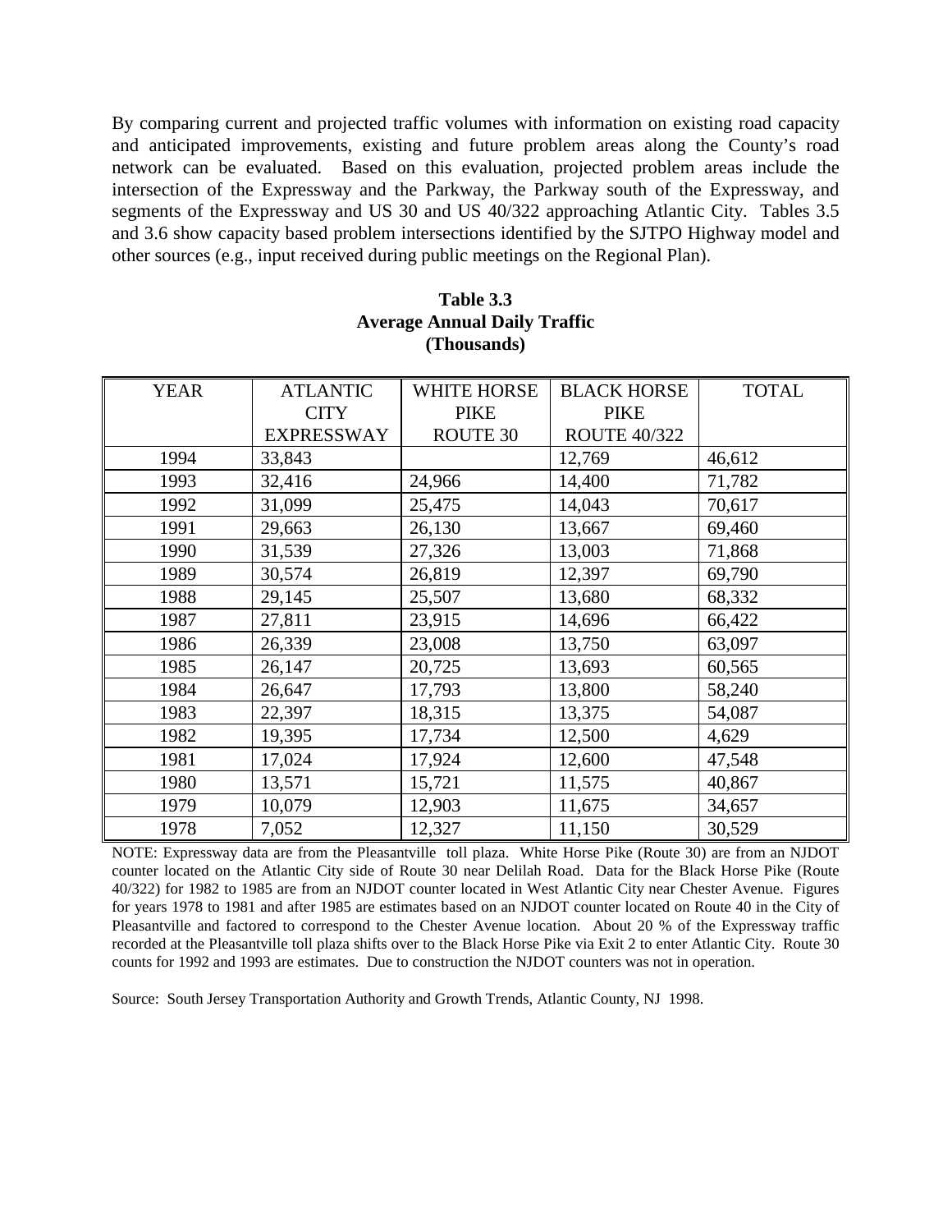By comparing current and projected traffic volumes with information on existing road capacity and anticipated improvements, existing and future problem areas along the County's road network can be evaluated. Based on this evaluation, projected problem areas include the intersection of the Expressway and the Parkway, the Parkway south of the Expressway, and segments of the Expressway and US 30 and US 40/322 approaching Atlantic City. Tables 3.5 and 3.6 show capacity based problem intersections identified by the SJTPO Highway model and other sources (e.g., input received during public meetings on the Regional Plan).

**Table 3.3**
**Average Annual Daily Traffic**
**(Thousands)**

| YEAR | ATLANTIC CITY EXPRESSWAY | WHITE HORSE PIKE ROUTE 30 | BLACK HORSE PIKE ROUTE 40/322 | TOTAL |
|---|---|---|---|---|
| 1994 | 33,843 | | 12,769 | 46,612 |
| 1993 | 32,416 | 24,966 | 14,400 | 71,782 |
| 1992 | 31,099 | 25,475 | 14,043 | 70,617 |
| 1991 | 29,663 | 26,130 | 13,667 | 69,460 |
| 1990 | 31,539 | 27,326 | 13,003 | 71,868 |
| 1989 | 30,574 | 26,819 | 12,397 | 69,790 |
| 1988 | 29,145 | 25,507 | 13,680 | 68,332 |
| 1987 | 27,811 | 23,915 | 14,696 | 66,422 |
| 1986 | 26,339 | 23,008 | 13,750 | 63,097 |
| 1985 | 26,147 | 20,725 | 13,693 | 60,565 |
| 1984 | 26,647 | 17,793 | 13,800 | 58,240 |
| 1983 | 22,397 | 18,315 | 13,375 | 54,087 |
| 1982 | 19,395 | 17,734 | 12,500 | 4,629 |
| 1981 | 17,024 | 17,924 | 12,600 | 47,548 |
| 1980 | 13,571 | 15,721 | 11,575 | 40,867 |
| 1979 | 10,079 | 12,903 | 11,675 | 34,657 |
| 1978 | 7,052 | 12,327 | 11,150 | 30,529 |

NOTE: Expressway data are from the Pleasantville toll plaza. White Horse Pike (Route 30) are from an NJDOT counter located on the Atlantic City side of Route 30 near Delilah Road. Data for the Black Horse Pike (Route 40/322) for 1982 to 1985 are from an NJDOT counter located in West Atlantic City near Chester Avenue. Figures for years 1978 to 1981 and after 1985 are estimates based on an NJDOT counter located on Route 40 in the City of Pleasantville and factored to correspond to the Chester Avenue location. About 20 % of the Expressway traffic recorded at the Pleasantville toll plaza shifts over to the Black Horse Pike via Exit 2 to enter Atlantic City. Route 30 counts for 1992 and 1993 are estimates. Due to construction the NJDOT counters was not in operation.

Source: South Jersey Transportation Authority and Growth Trends, Atlantic County, NJ 1998.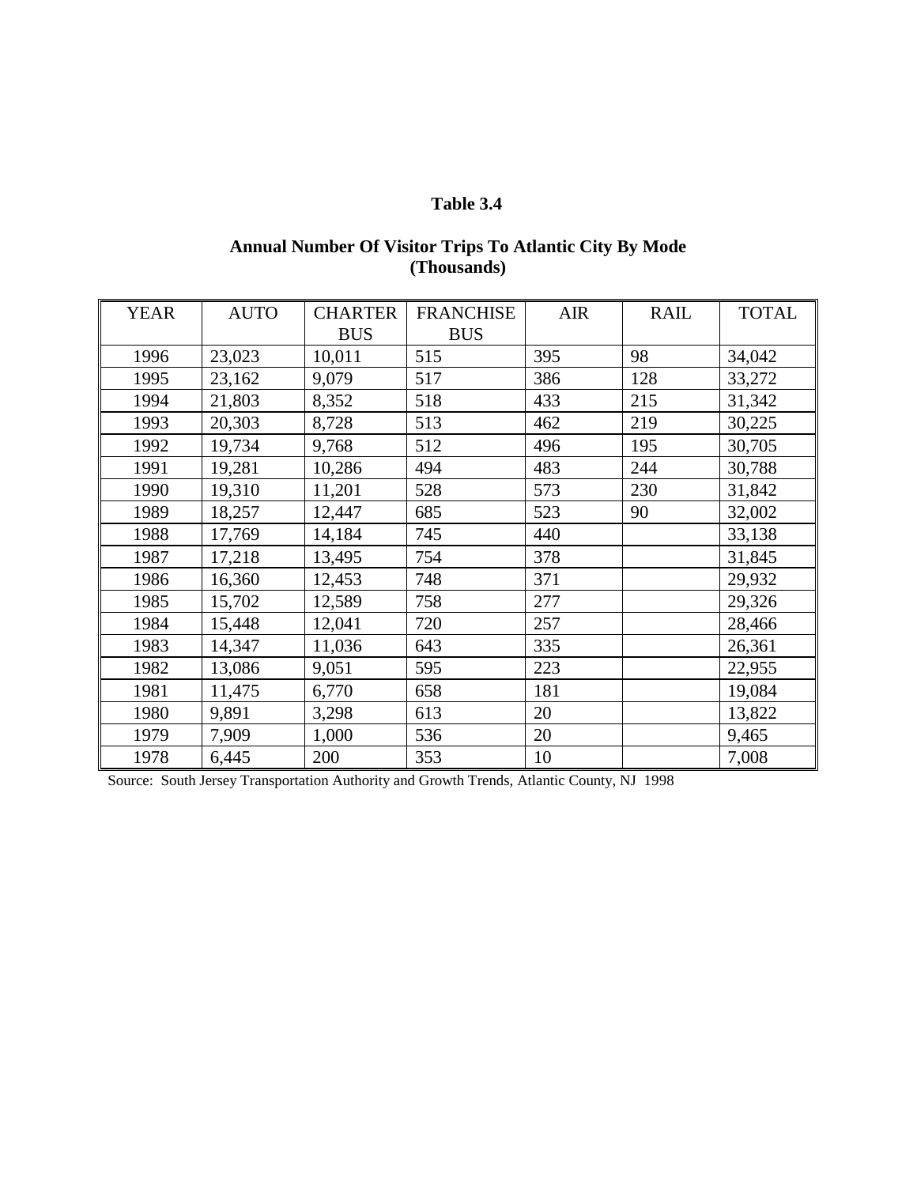**Table 3.4**

**Annual Number Of Visitor Trips To Atlantic City By Mode (Thousands)**

| YEAR | AUTO | CHARTER BUS | FRANCHISE BUS | AIR | RAIL | TOTAL |
|---|---|---|---|---|---|---|
| 1996 | 23,023 | 10,011 | 515 | 395 | 98 | 34,042 |
| 1995 | 23,162 | 9,079 | 517 | 386 | 128 | 33,272 |
| 1994 | 21,803 | 8,352 | 518 | 433 | 215 | 31,342 |
| 1993 | 20,303 | 8,728 | 513 | 462 | 219 | 30,225 |
| 1992 | 19,734 | 9,768 | 512 | 496 | 195 | 30,705 |
| 1991 | 19,281 | 10,286 | 494 | 483 | 244 | 30,788 |
| 1990 | 19,310 | 11,201 | 528 | 573 | 230 | 31,842 |
| 1989 | 18,257 | 12,447 | 685 | 523 | 90 | 32,002 |
| 1988 | 17,769 | 14,184 | 745 | 440 | | 33,138 |
| 1987 | 17,218 | 13,495 | 754 | 378 | | 31,845 |
| 1986 | 16,360 | 12,453 | 748 | 371 | | 29,932 |
| 1985 | 15,702 | 12,589 | 758 | 277 | | 29,326 |
| 1984 | 15,448 | 12,041 | 720 | 257 | | 28,466 |
| 1983 | 14,347 | 11,036 | 643 | 335 | | 26,361 |
| 1982 | 13,086 | 9,051 | 595 | 223 | | 22,955 |
| 1981 | 11,475 | 6,770 | 658 | 181 | | 19,084 |
| 1980 | 9,891 | 3,298 | 613 | 20 | | 13,822 |
| 1979 | 7,909 | 1,000 | 536 | 20 | | 9,465 |
| 1978 | 6,445 | 200 | 353 | 10 | | 7,008 |

Source: South Jersey Transportation Authority and Growth Trends, Atlantic County, NJ 1998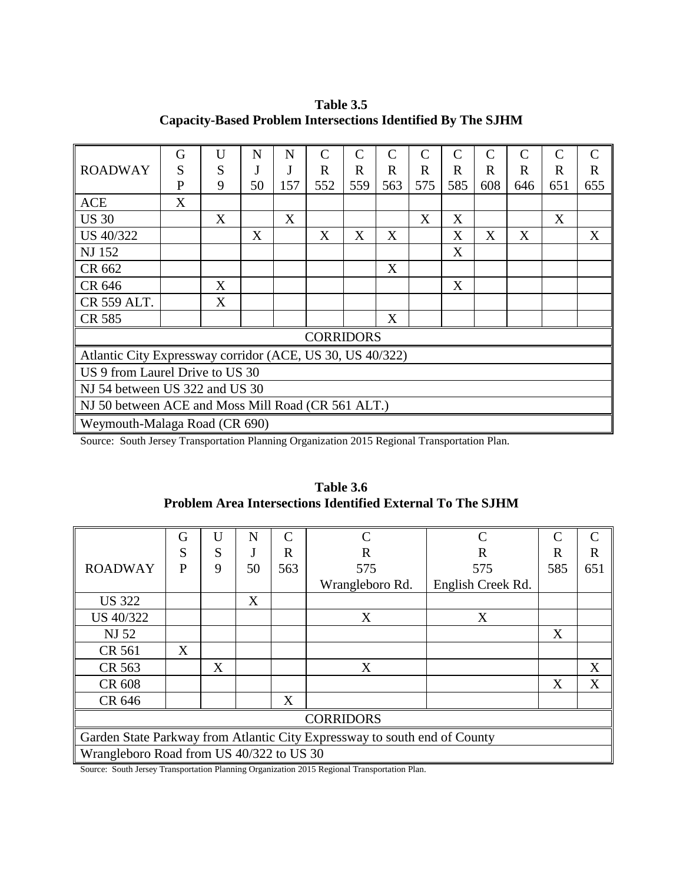**Table 3.5**
**Capacity-Based Problem Intersections Identified By The SJHM**

| ROADWAY | GSP | US 9 | NJ 50 | NJ 157 | CR 552 | CR 559 | CR 563 | CR 575 | CR 585 | CR 608 | CR 646 | CR 651 | CR 655 |
|---|---|---|---|---|---|---|---|---|---|---|---|---|---|
| ACE | X | | | | | | | | | | | | |
| US 30 | | X | | X | | | | X | X | | | X | |
| US 40/322 | | | X | | X | X | X | | X | X | X | | X |
| NJ 152 | | | | | | | | | X | | | | |
| CR 662 | | | | | | | X | | | | | | |
| CR 646 | | X | | | | | | | X | | | | |
| CR 559 ALT. | | X | | | | | | | | | | | |
| CR 585 | | | | | | | X | | | | | | |
| CORRIDORS | | | | | | | | | | | | | |
| Atlantic City Expressway corridor (ACE, US 30, US 40/322) | | | | | | | | | | | | | |
| US 9 from Laurel Drive to US 30 | | | | | | | | | | | | | |
| NJ 54 between US 322 and US 30 | | | | | | | | | | | | | |
| NJ 50 between ACE and Moss Mill Road (CR 561 ALT.) | | | | | | | | | | | | | |
| Weymouth-Malaga Road (CR 690) | | | | | | | | | | | | | |

Source: South Jersey Transportation Planning Organization 2015 Regional Transportation Plan.

**Table 3.6**
**Problem Area Intersections Identified External To The SJHM**

| ROADWAY | GSP | US 9 | NJ 50 | CR 563 | CR 575 Wrangleboro Rd. | CR 575 English Creek Rd. | CR 585 | CR 651 |
|---|---|---|---|---|---|---|---|---|
| US 322 | | | X | | | | | |
| US 40/322 | | | | | X | X | | |
| NJ 52 | | | | | | | X | |
| CR 561 | X | | | | | | | |
| CR 563 | | X | | | X | | | X |
| CR 608 | | | | | | | X | X |
| CR 646 | | | | X | | | | |
| CORRIDORS | | | | | | | | |
| Garden State Parkway from Atlantic City Expressway to south end of County | | | | | | | | |
| Wrangleboro Road from US 40/322 to US 30 | | | | | | | | |

Source: South Jersey Transportation Planning Organization 2015 Regional Transportation Plan.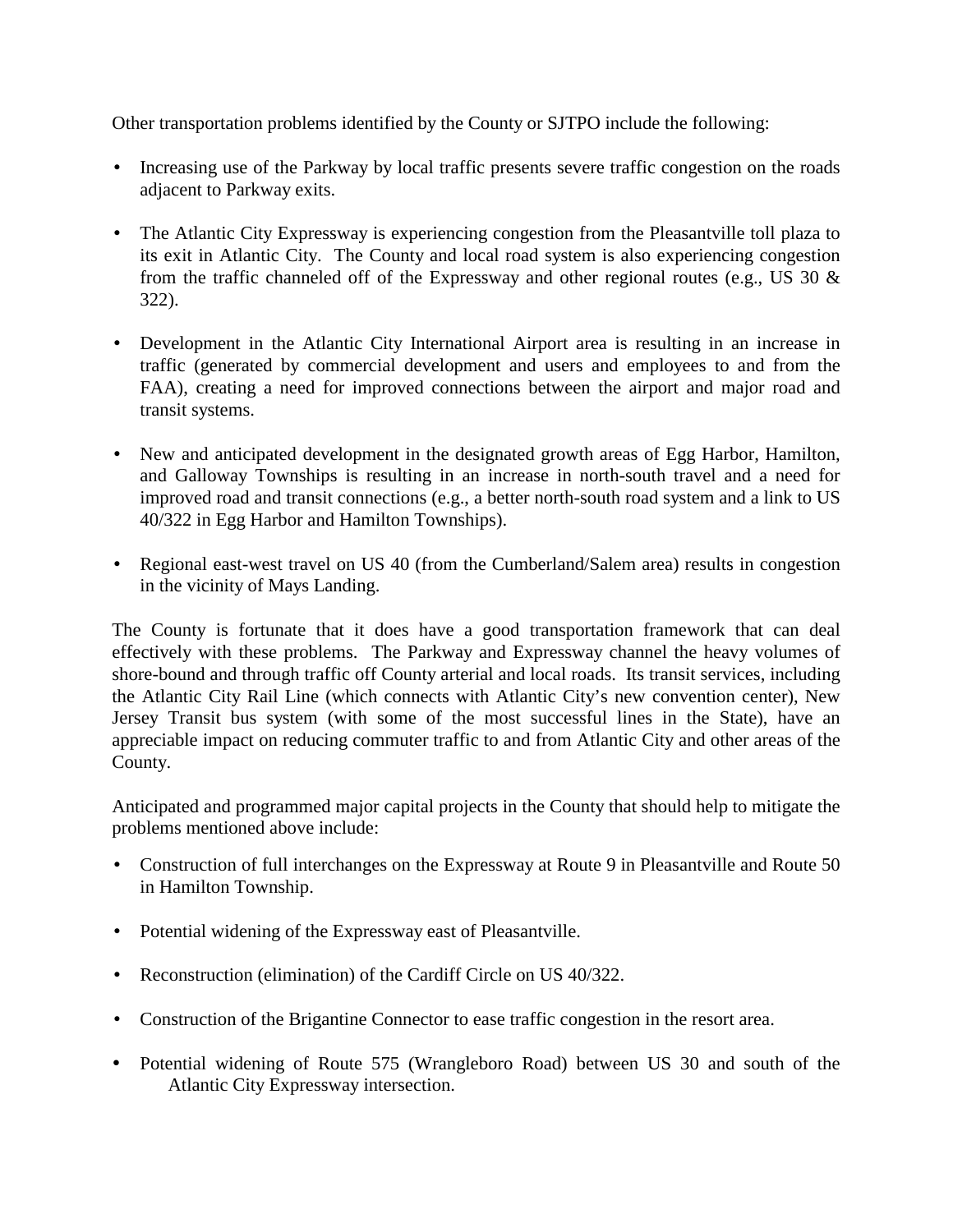Other transportation problems identified by the County or SJTPO include the following:

- Increasing use of the Parkway by local traffic presents severe traffic congestion on the roads adjacent to Parkway exits.
- The Atlantic City Expressway is experiencing congestion from the Pleasantville toll plaza to its exit in Atlantic City. The County and local road system is also experiencing congestion from the traffic channeled off of the Expressway and other regional routes (e.g., US 30 & 322).
- Development in the Atlantic City International Airport area is resulting in an increase in traffic (generated by commercial development and users and employees to and from the FAA), creating a need for improved connections between the airport and major road and transit systems.
- New and anticipated development in the designated growth areas of Egg Harbor, Hamilton, and Galloway Townships is resulting in an increase in north-south travel and a need for improved road and transit connections (e.g., a better north-south road system and a link to US 40/322 in Egg Harbor and Hamilton Townships).
- Regional east-west travel on US 40 (from the Cumberland/Salem area) results in congestion in the vicinity of Mays Landing.

The County is fortunate that it does have a good transportation framework that can deal effectively with these problems. The Parkway and Expressway channel the heavy volumes of shore-bound and through traffic off County arterial and local roads. Its transit services, including the Atlantic City Rail Line (which connects with Atlantic City's new convention center), New Jersey Transit bus system (with some of the most successful lines in the State), have an appreciable impact on reducing commuter traffic to and from Atlantic City and other areas of the County.

Anticipated and programmed major capital projects in the County that should help to mitigate the problems mentioned above include:

- Construction of full interchanges on the Expressway at Route 9 in Pleasantville and Route 50 in Hamilton Township.
- Potential widening of the Expressway east of Pleasantville.
- Reconstruction (elimination) of the Cardiff Circle on US 40/322.
- Construction of the Brigantine Connector to ease traffic congestion in the resort area.
- Potential widening of Route 575 (Wrangleboro Road) between US 30 and south of the Atlantic City Expressway intersection.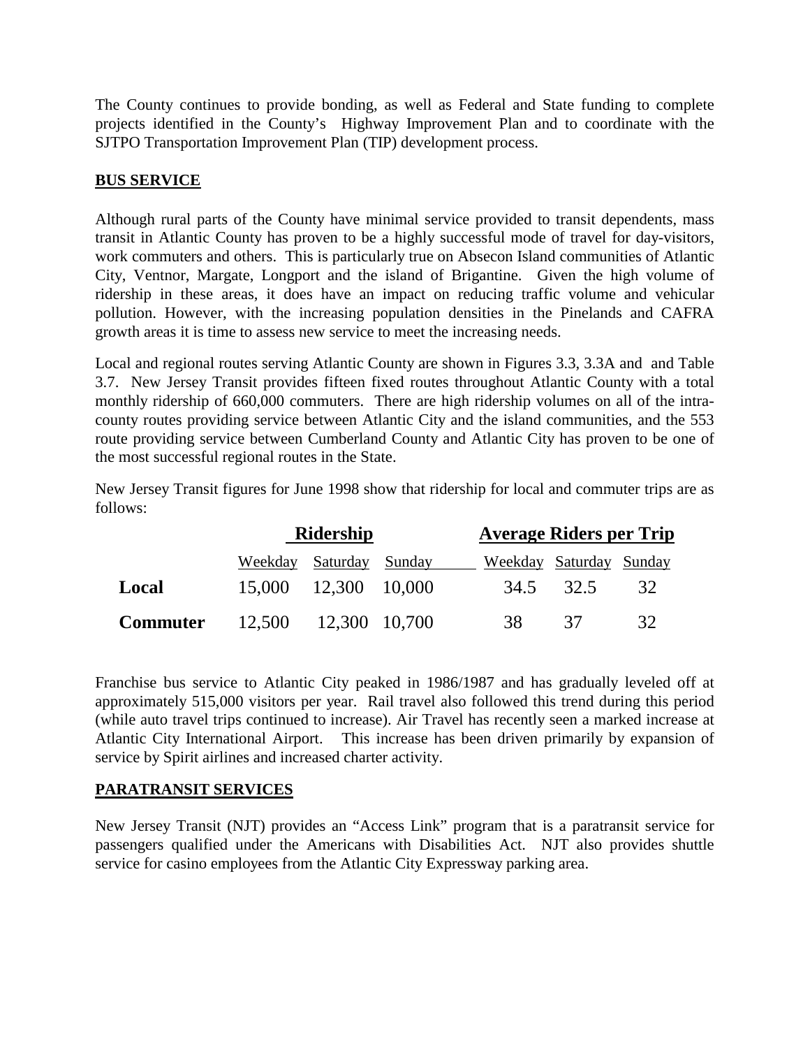The County continues to provide bonding, as well as Federal and State funding to complete projects identified in the County's Highway Improvement Plan and to coordinate with the SJTPO Transportation Improvement Plan (TIP) development process.

## BUS SERVICE

Although rural parts of the County have minimal service provided to transit dependents, mass transit in Atlantic County has proven to be a highly successful mode of travel for day-visitors, work commuters and others. This is particularly true on Absecon Island communities of Atlantic City, Ventnor, Margate, Longport and the island of Brigantine. Given the high volume of ridership in these areas, it does have an impact on reducing traffic volume and vehicular pollution. However, with the increasing population densities in the Pinelands and CAFRA growth areas it is time to assess new service to meet the increasing needs.

Local and regional routes serving Atlantic County are shown in Figures 3.3, 3.3A and and Table 3.7. New Jersey Transit provides fifteen fixed routes throughout Atlantic County with a total monthly ridership of 660,000 commuters. There are high ridership volumes on all of the intra-county routes providing service between Atlantic City and the island communities, and the 553 route providing service between Cumberland County and Atlantic City has proven to be one of the most successful regional routes in the State.

New Jersey Transit figures for June 1998 show that ridership for local and commuter trips are as follows:

| | **Ridership** | | | **Average Riders per Trip** | | |
|---|---|---|---|---|---|---|
| | Weekday | Saturday | Sunday | Weekday | Saturday | Sunday |
| **Local** | 15,000 | 12,300 | 10,000 | 34.5 | 32.5 | 32 |
| **Commuter** | 12,500 | 12,300 | 10,700 | 38 | 37 | 32 |

Franchise bus service to Atlantic City peaked in 1986/1987 and has gradually leveled off at approximately 515,000 visitors per year. Rail travel also followed this trend during this period (while auto travel trips continued to increase). Air Travel has recently seen a marked increase at Atlantic City International Airport. This increase has been driven primarily by expansion of service by Spirit airlines and increased charter activity.

## PARATRANSIT SERVICES

New Jersey Transit (NJT) provides an "Access Link" program that is a paratransit service for passengers qualified under the Americans with Disabilities Act. NJT also provides shuttle service for casino employees from the Atlantic City Expressway parking area.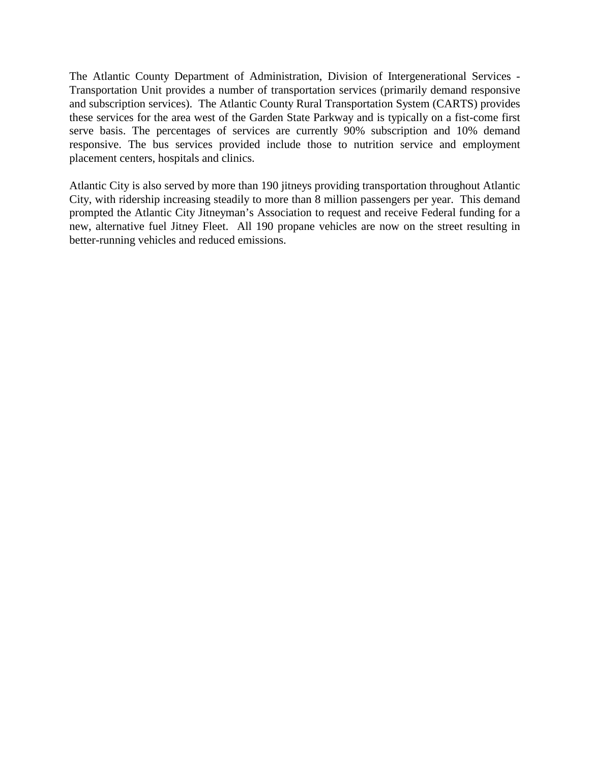The Atlantic County Department of Administration, Division of Intergenerational Services - Transportation Unit provides a number of transportation services (primarily demand responsive and subscription services). The Atlantic County Rural Transportation System (CARTS) provides these services for the area west of the Garden State Parkway and is typically on a fist-come first serve basis. The percentages of services are currently 90% subscription and 10% demand responsive. The bus services provided include those to nutrition service and employment placement centers, hospitals and clinics.

Atlantic City is also served by more than 190 jitneys providing transportation throughout Atlantic City, with ridership increasing steadily to more than 8 million passengers per year. This demand prompted the Atlantic City Jitneyman's Association to request and receive Federal funding for a new, alternative fuel Jitney Fleet. All 190 propane vehicles are now on the street resulting in better-running vehicles and reduced emissions.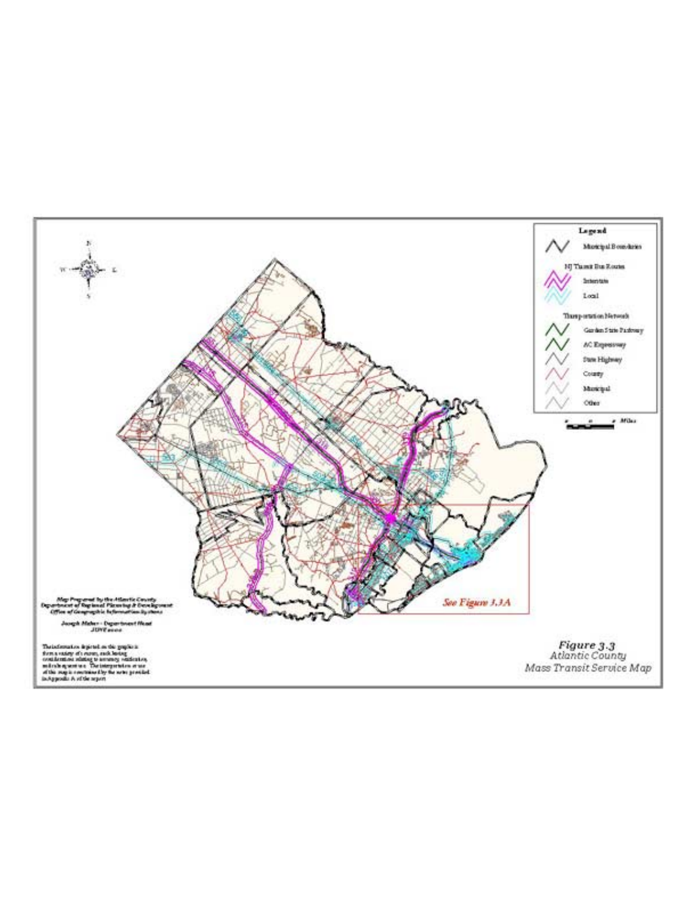**Legend**

Municipal Boundaries

NJ Transit Bus Routes

Interstate

Local

Transportation Network

Garden State Parkway

AC Expressway

State Highway

County

Municipal

Other

Miles

See Figure 3.3A

*Map Prepared by the Atlantic County Department of Regional Planning & Development Office of Geographic Information Systems*

*Joseph Maher - Department Head JUNE 2000*

The information depicted on this graphic is from a variety of sources, each having considerations relating to accuracy, verification, and subsequent use. The interpretation or use of this map is conditioned by the notes provided in Appendix A of the report.

*Figure 3.3*
*Atlantic County*
*Mass Transit Service Map*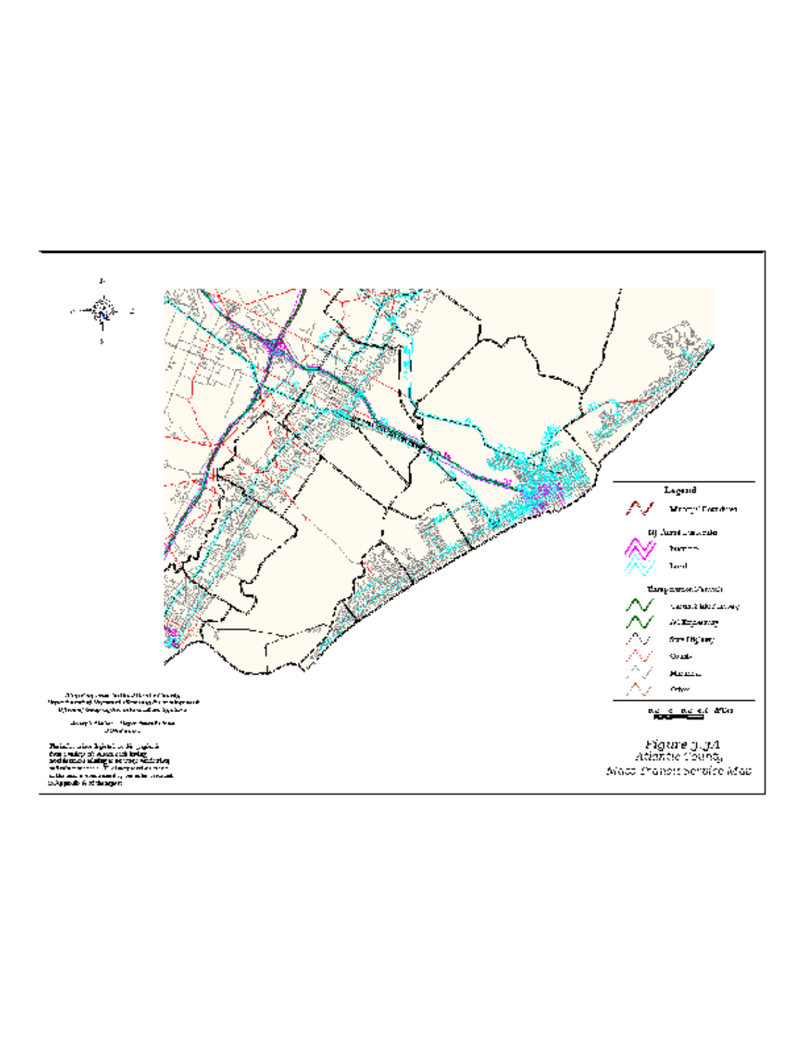Legend

Minority Corridors

NJ Transit Bus Routes

Express

Local

Transportation Network

Garden State Parkway

AC Expressway

State Highway

County

Municipal

Other

Figure 3.3A
Atlantic County
Mass Transit Service Map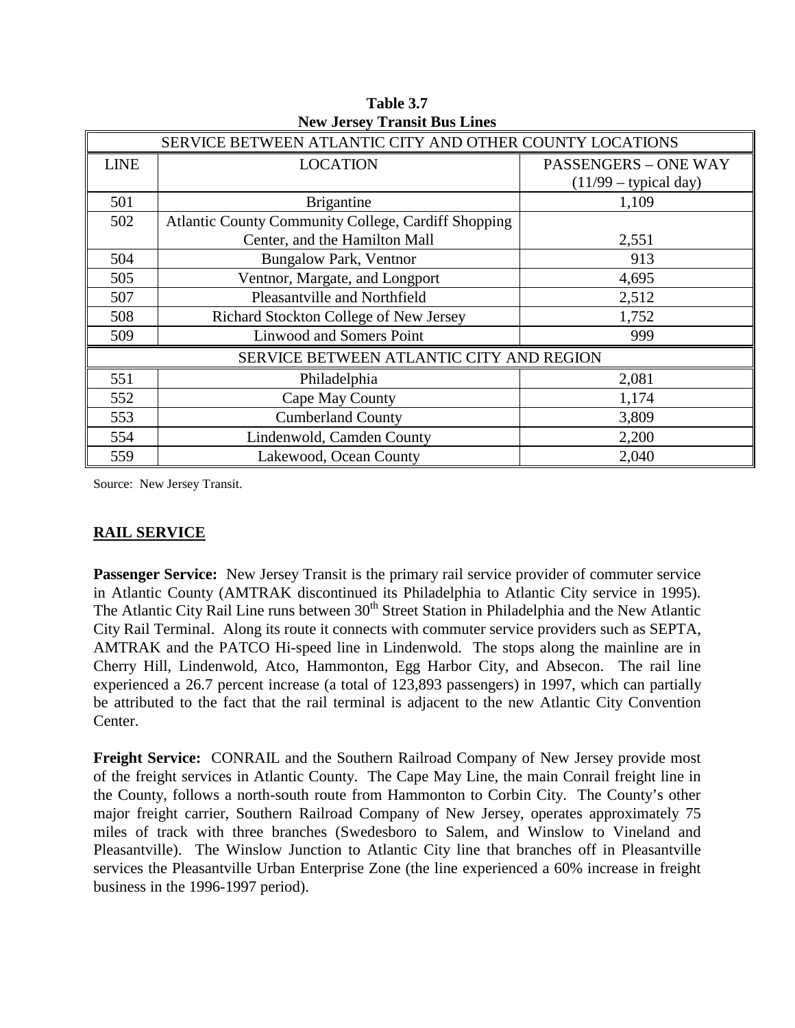**Table 3.7**
**New Jersey Transit Bus Lines**

| SERVICE BETWEEN ATLANTIC CITY AND OTHER COUNTY LOCATIONS | | |
|---|---|---|
| LINE | LOCATION | PASSENGERS – ONE WAY (11/99 – typical day) |
| 501 | Brigantine | 1,109 |
| 502 | Atlantic County Community College, Cardiff Shopping Center, and the Hamilton Mall | 2,551 |
| 504 | Bungalow Park, Ventnor | 913 |
| 505 | Ventnor, Margate, and Longport | 4,695 |
| 507 | Pleasantville and Northfield | 2,512 |
| 508 | Richard Stockton College of New Jersey | 1,752 |
| 509 | Linwood and Somers Point | 999 |
| SERVICE BETWEEN ATLANTIC CITY AND REGION | | |
| 551 | Philadelphia | 2,081 |
| 552 | Cape May County | 1,174 |
| 553 | Cumberland County | 3,809 |
| 554 | Lindenwold, Camden County | 2,200 |
| 559 | Lakewood, Ocean County | 2,040 |

Source: New Jersey Transit.

## RAIL SERVICE

**Passenger Service:** New Jersey Transit is the primary rail service provider of commuter service in Atlantic County (AMTRAK discontinued its Philadelphia to Atlantic City service in 1995). The Atlantic City Rail Line runs between 30th Street Station in Philadelphia and the New Atlantic City Rail Terminal. Along its route it connects with commuter service providers such as SEPTA, AMTRAK and the PATCO Hi-speed line in Lindenwold. The stops along the mainline are in Cherry Hill, Lindenwold, Atco, Hammonton, Egg Harbor City, and Absecon. The rail line experienced a 26.7 percent increase (a total of 123,893 passengers) in 1997, which can partially be attributed to the fact that the rail terminal is adjacent to the new Atlantic City Convention Center.

**Freight Service:** CONRAIL and the Southern Railroad Company of New Jersey provide most of the freight services in Atlantic County. The Cape May Line, the main Conrail freight line in the County, follows a north-south route from Hammonton to Corbin City. The County's other major freight carrier, Southern Railroad Company of New Jersey, operates approximately 75 miles of track with three branches (Swedesboro to Salem, and Winslow to Vineland and Pleasantville). The Winslow Junction to Atlantic City line that branches off in Pleasantville services the Pleasantville Urban Enterprise Zone (the line experienced a 60% increase in freight business in the 1996-1997 period).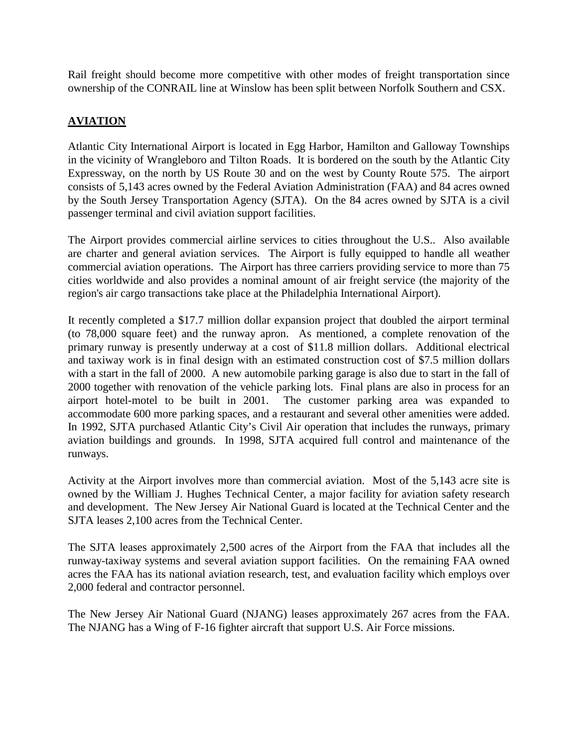Rail freight should become more competitive with other modes of freight transportation since ownership of the CONRAIL line at Winslow has been split between Norfolk Southern and CSX.

## AVIATION

Atlantic City International Airport is located in Egg Harbor, Hamilton and Galloway Townships in the vicinity of Wrangleboro and Tilton Roads. It is bordered on the south by the Atlantic City Expressway, on the north by US Route 30 and on the west by County Route 575. The airport consists of 5,143 acres owned by the Federal Aviation Administration (FAA) and 84 acres owned by the South Jersey Transportation Agency (SJTA). On the 84 acres owned by SJTA is a civil passenger terminal and civil aviation support facilities.

The Airport provides commercial airline services to cities throughout the U.S.. Also available are charter and general aviation services. The Airport is fully equipped to handle all weather commercial aviation operations. The Airport has three carriers providing service to more than 75 cities worldwide and also provides a nominal amount of air freight service (the majority of the region's air cargo transactions take place at the Philadelphia International Airport).

It recently completed a $17.7 million dollar expansion project that doubled the airport terminal (to 78,000 square feet) and the runway apron. As mentioned, a complete renovation of the primary runway is presently underway at a cost of $11.8 million dollars. Additional electrical and taxiway work is in final design with an estimated construction cost of $7.5 million dollars with a start in the fall of 2000. A new automobile parking garage is also due to start in the fall of 2000 together with renovation of the vehicle parking lots. Final plans are also in process for an airport hotel-motel to be built in 2001. The customer parking area was expanded to accommodate 600 more parking spaces, and a restaurant and several other amenities were added. In 1992, SJTA purchased Atlantic City's Civil Air operation that includes the runways, primary aviation buildings and grounds. In 1998, SJTA acquired full control and maintenance of the runways.

Activity at the Airport involves more than commercial aviation. Most of the 5,143 acre site is owned by the William J. Hughes Technical Center, a major facility for aviation safety research and development. The New Jersey Air National Guard is located at the Technical Center and the SJTA leases 2,100 acres from the Technical Center.

The SJTA leases approximately 2,500 acres of the Airport from the FAA that includes all the runway-taxiway systems and several aviation support facilities. On the remaining FAA owned acres the FAA has its national aviation research, test, and evaluation facility which employs over 2,000 federal and contractor personnel.

The New Jersey Air National Guard (NJANG) leases approximately 267 acres from the FAA. The NJANG has a Wing of F-16 fighter aircraft that support U.S. Air Force missions.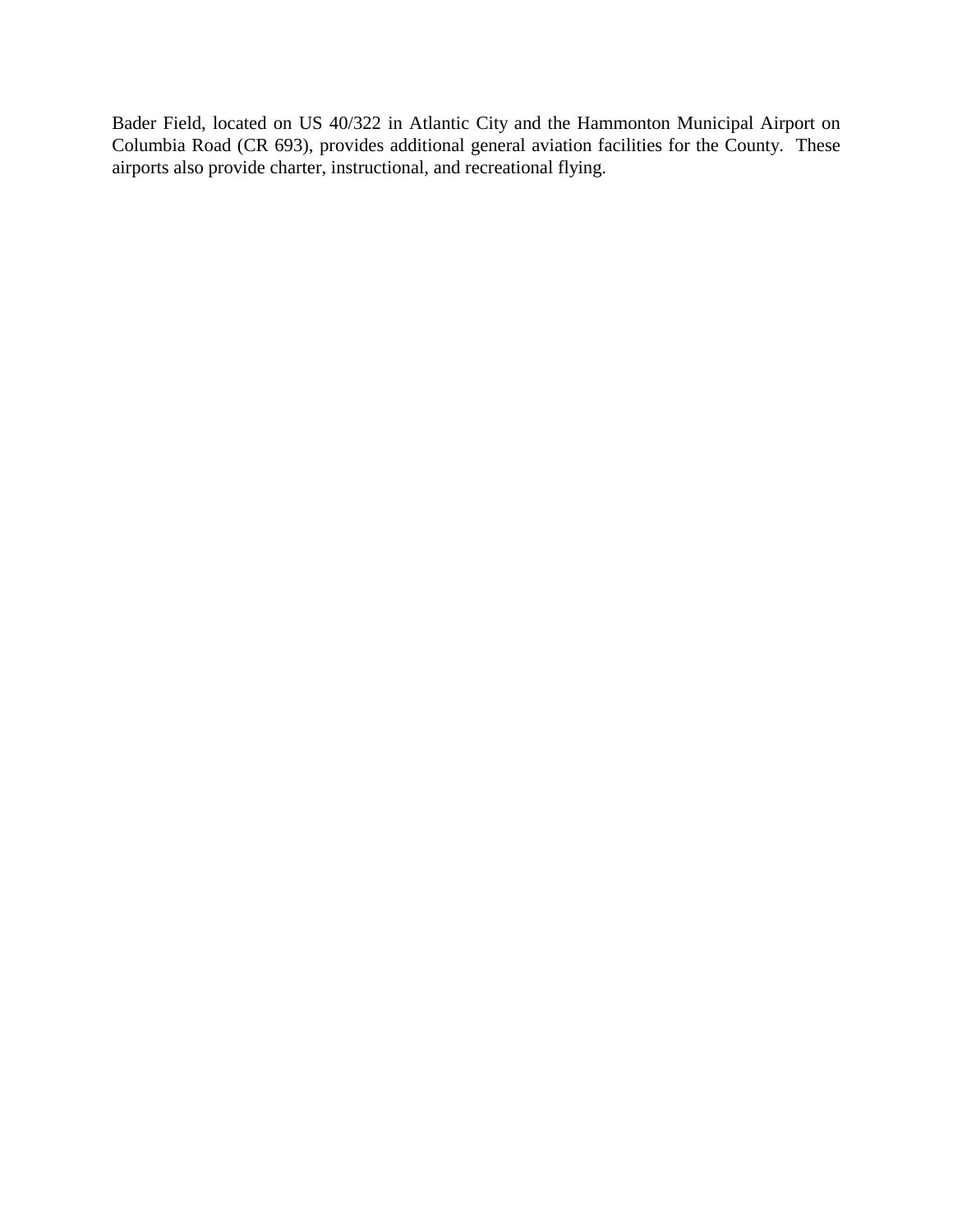Bader Field, located on US 40/322 in Atlantic City and the Hammonton Municipal Airport on Columbia Road (CR 693), provides additional general aviation facilities for the County. These airports also provide charter, instructional, and recreational flying.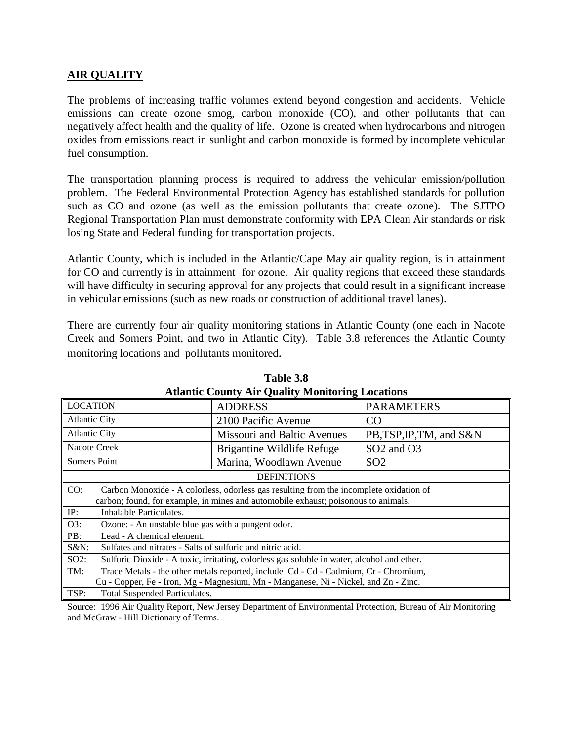## AIR QUALITY

The problems of increasing traffic volumes extend beyond congestion and accidents. Vehicle emissions can create ozone smog, carbon monoxide (CO), and other pollutants that can negatively affect health and the quality of life. Ozone is created when hydrocarbons and nitrogen oxides from emissions react in sunlight and carbon monoxide is formed by incomplete vehicular fuel consumption.

The transportation planning process is required to address the vehicular emission/pollution problem. The Federal Environmental Protection Agency has established standards for pollution such as CO and ozone (as well as the emission pollutants that create ozone). The SJTPO Regional Transportation Plan must demonstrate conformity with EPA Clean Air standards or risk losing State and Federal funding for transportation projects.

Atlantic County, which is included in the Atlantic/Cape May air quality region, is in attainment for CO and currently is in attainment for ozone. Air quality regions that exceed these standards will have difficulty in securing approval for any projects that could result in a significant increase in vehicular emissions (such as new roads or construction of additional travel lanes).

There are currently four air quality monitoring stations in Atlantic County (one each in Nacote Creek and Somers Point, and two in Atlantic City). Table 3.8 references the Atlantic County monitoring locations and pollutants monitored.

**Table 3.8**
**Atlantic County Air Quality Monitoring Locations**

| LOCATION | ADDRESS | PARAMETERS |
|---|---|---|
| Atlantic City | 2100 Pacific Avenue | CO |
| Atlantic City | Missouri and Baltic Avenues | PB,TSP,IP,TM, and S&N |
| Nacote Creek | Brigantine Wildlife Refuge | $SO_2$ and $O_3$ |
| Somers Point | Marina, Woodlawn Avenue | $SO_2$ |

| DEFINITIONS | |
|---|---|
| CO: | Carbon Monoxide - A colorless, odorless gas resulting from the incomplete oxidation of carbon; found, for example, in mines and automobile exhaust; poisonous to animals. |
| IP: | Inhalable Particulates. |
| O3: | Ozone: - An unstable blue gas with a pungent odor. |
| PB: | Lead - A chemical element. |
| S&N: | Sulfates and nitrates - Salts of sulfuric and nitric acid. |
| SO2: | Sulfuric Dioxide - A toxic, irritating, colorless gas soluble in water, alcohol and ether. |
| TM: | Trace Metals - the other metals reported, include Cd - Cd - Cadmium, Cr - Chromium, Cu - Copper, Fe - Iron, Mg - Magnesium, Mn - Manganese, Ni - Nickel, and Zn - Zinc. |
| TSP: | Total Suspended Particulates. |

Source: 1996 Air Quality Report, New Jersey Department of Environmental Protection, Bureau of Air Monitoring and McGraw - Hill Dictionary of Terms.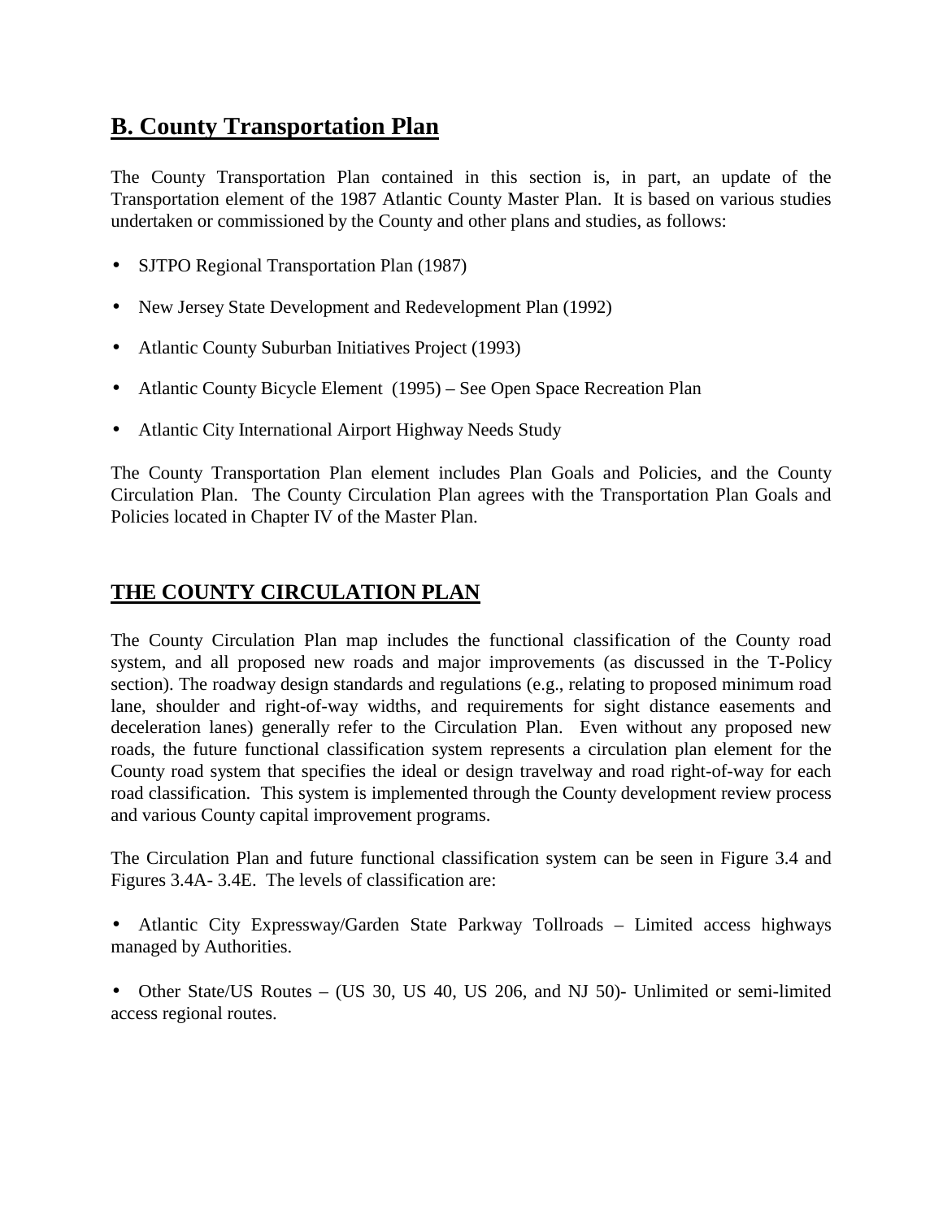## B. County Transportation Plan

The County Transportation Plan contained in this section is, in part, an update of the Transportation element of the 1987 Atlantic County Master Plan. It is based on various studies undertaken or commissioned by the County and other plans and studies, as follows:

- SJTPO Regional Transportation Plan (1987)
- New Jersey State Development and Redevelopment Plan (1992)
- Atlantic County Suburban Initiatives Project (1993)
- Atlantic County Bicycle Element (1995) – See Open Space Recreation Plan
- Atlantic City International Airport Highway Needs Study

The County Transportation Plan element includes Plan Goals and Policies, and the County Circulation Plan. The County Circulation Plan agrees with the Transportation Plan Goals and Policies located in Chapter IV of the Master Plan.

## THE COUNTY CIRCULATION PLAN

The County Circulation Plan map includes the functional classification of the County road system, and all proposed new roads and major improvements (as discussed in the T-Policy section). The roadway design standards and regulations (e.g., relating to proposed minimum road lane, shoulder and right-of-way widths, and requirements for sight distance easements and deceleration lanes) generally refer to the Circulation Plan. Even without any proposed new roads, the future functional classification system represents a circulation plan element for the County road system that specifies the ideal or design travelway and road right-of-way for each road classification. This system is implemented through the County development review process and various County capital improvement programs.

The Circulation Plan and future functional classification system can be seen in Figure 3.4 and Figures 3.4A- 3.4E. The levels of classification are:

- Atlantic City Expressway/Garden State Parkway Tollroads – Limited access highways managed by Authorities.
- Other State/US Routes – (US 30, US 40, US 206, and NJ 50)- Unlimited or semi-limited access regional routes.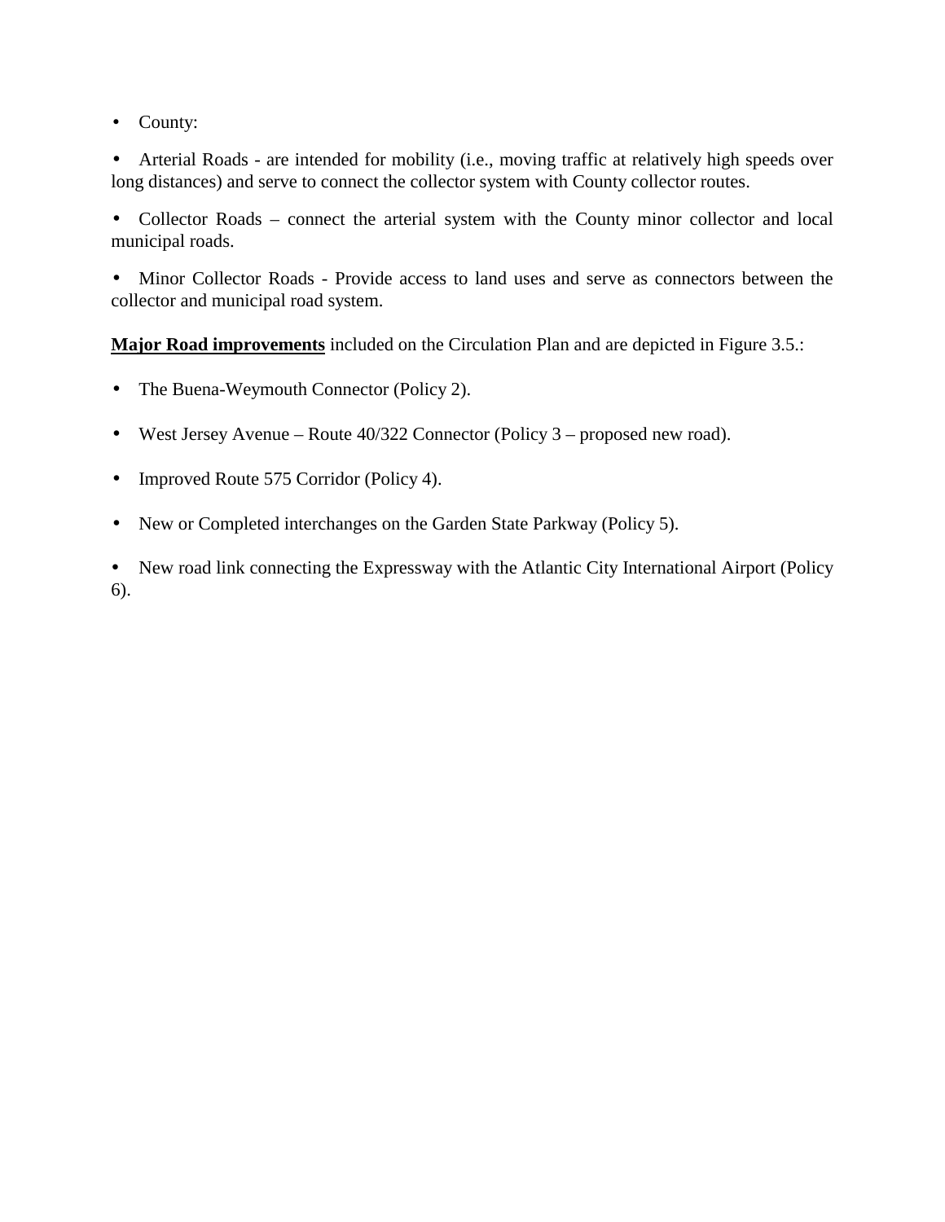- County:

- Arterial Roads - are intended for mobility (i.e., moving traffic at relatively high speeds over long distances) and serve to connect the collector system with County collector routes.

- Collector Roads – connect the arterial system with the County minor collector and local municipal roads.

- Minor Collector Roads - Provide access to land uses and serve as connectors between the collector and municipal road system.

**Major Road improvements** included on the Circulation Plan and are depicted in Figure 3.5.:

- The Buena-Weymouth Connector (Policy 2).

- West Jersey Avenue – Route 40/322 Connector (Policy 3 – proposed new road).

- Improved Route 575 Corridor (Policy 4).

- New or Completed interchanges on the Garden State Parkway (Policy 5).

- New road link connecting the Expressway with the Atlantic City International Airport (Policy 6).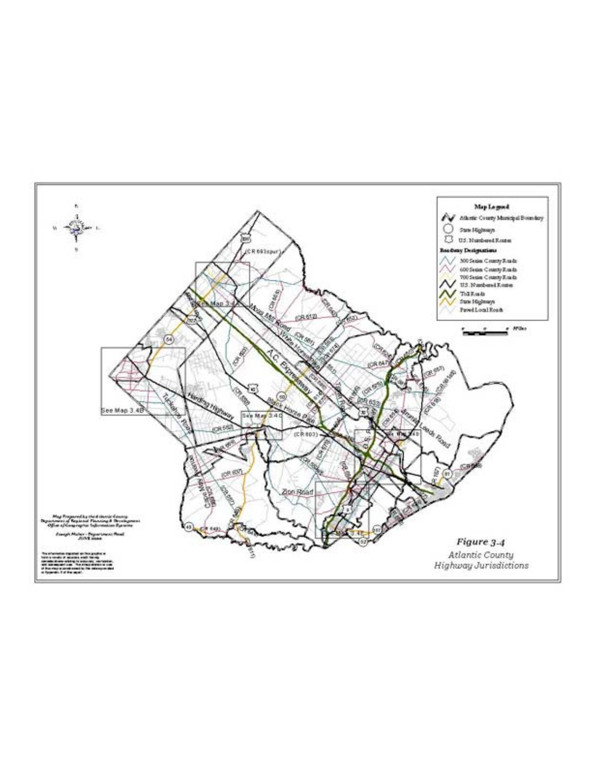Figure 3-4
Atlantic County
Highway Jurisdictions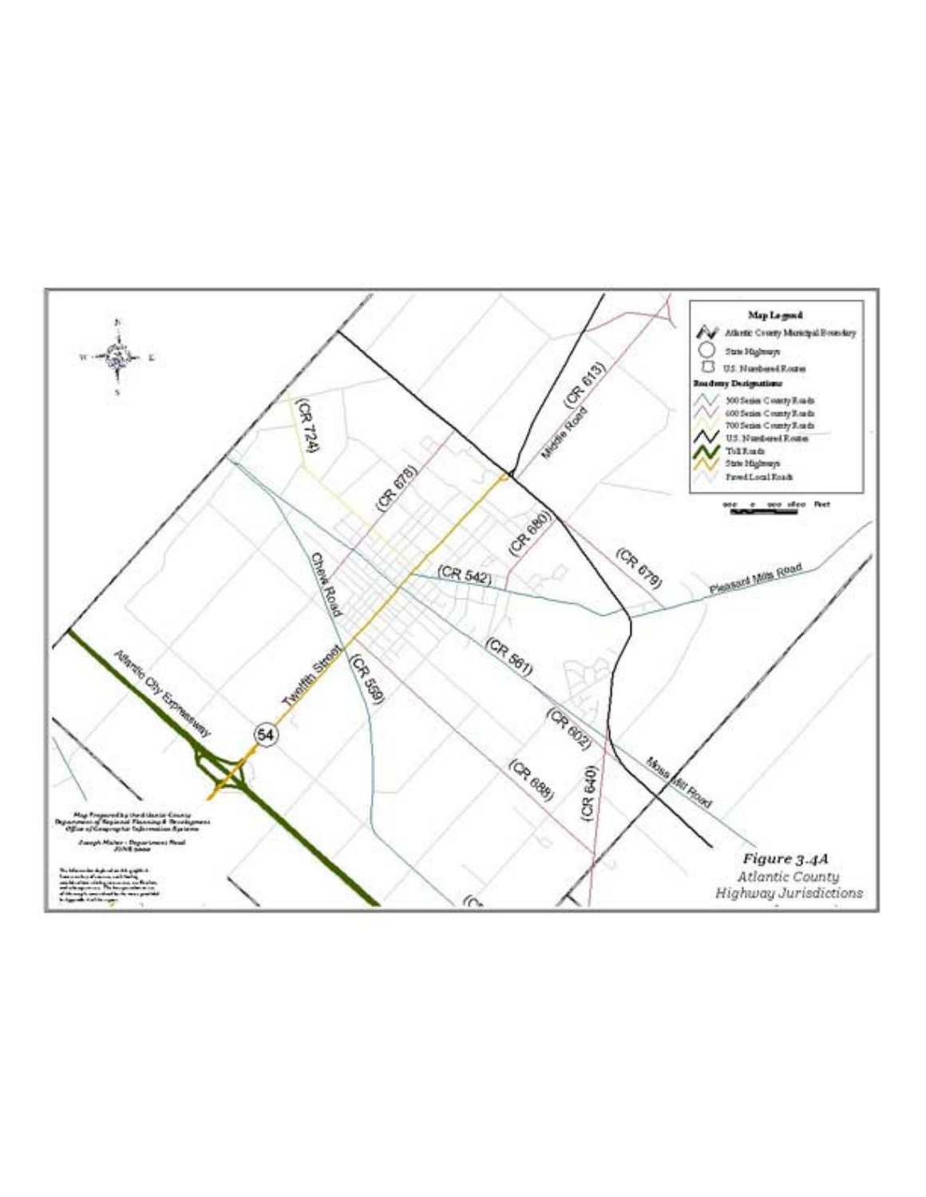Map Legend

- Atlantic County Municipal Boundary
- State Highways
- U.S. Numbered Routes

Roadway Designations

- 500 Series County Roads
- 600 Series County Roads
- 700 Series County Roads
- U.S. Numbered Routes
- Toll Roads
- State Highways
- Paved Local Roads

(CR 613) Middle Road (CR 724) (CR 678) (CR 680) (CR 679) Pleasant Mills Road (CR 542) Chew Road Twelfth Street (CR 561) (CR 559) Atlantic City Expressway 54 (CR 602) Moss Mill Road (CR 688) (CR 640)

Map Prepared by the Atlantic County Department of Regional Planning & Development Office of Geographic Information Systems

Joseph Maher - Department Head

*Figure 3.4A*
*Atlantic County Highway Jurisdictions*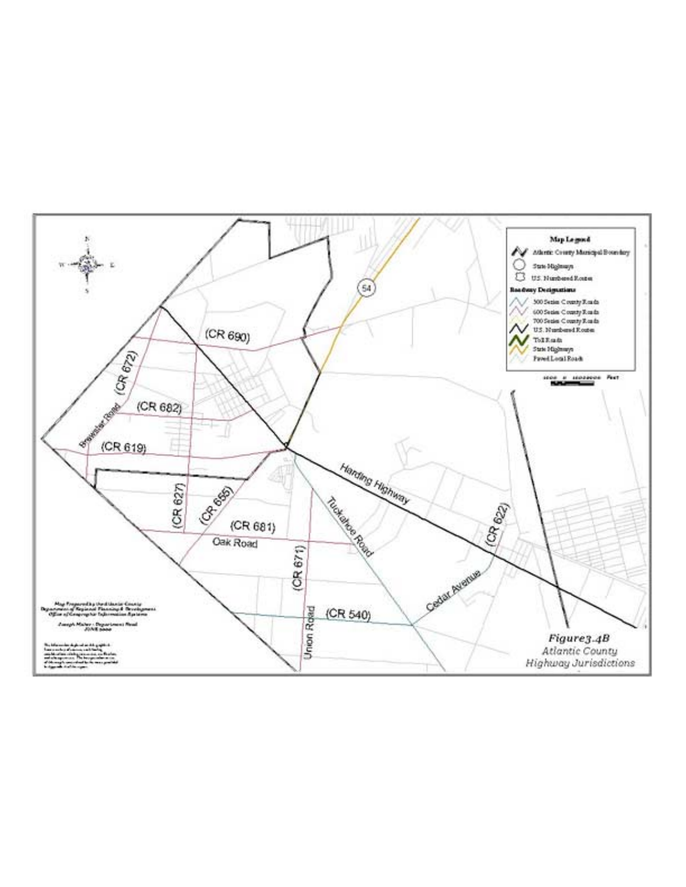Figure3.4B
Atlantic County
Highway Jurisdictions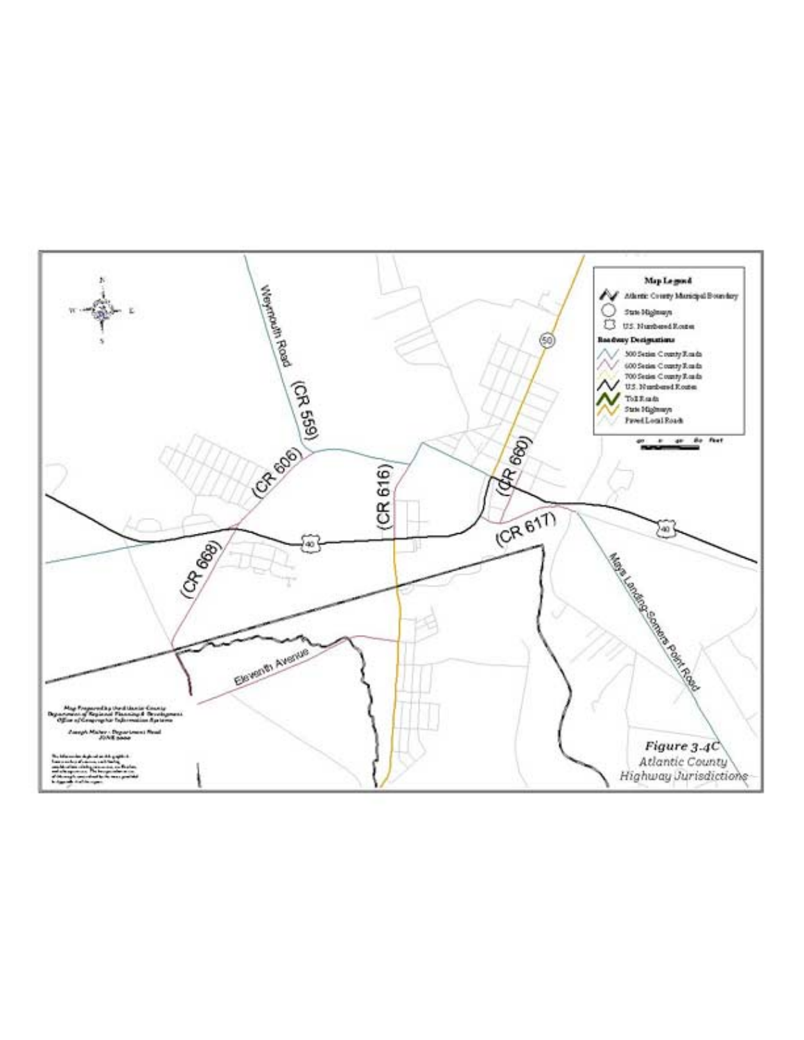Map Legend

- Atlantic County Municipal Boundary
- State Highways
- U.S. Numbered Routes

Roadway Designations

- 500 Series County Roads
- 600 Series County Roads
- 700 Series County Roads
- U.S. Numbered Routes
- Toll Roads
- State Highways
- Paved Local Roads

Weymouth Road (CR 559)

(CR 606)

(CR 616)

(CR 660)

(CR 668)

(CR 617)

Eleventh Avenue

Mays Landing-Somers Point Road

50

40

Map Prepared by the Atlantic County Department of Regional Planning & Development Office of Geographic Information Systems

Joseph Maher - Department Head
JUNE 2000

*Figure 3.4C*
*Atlantic County*
*Highway Jurisdictions*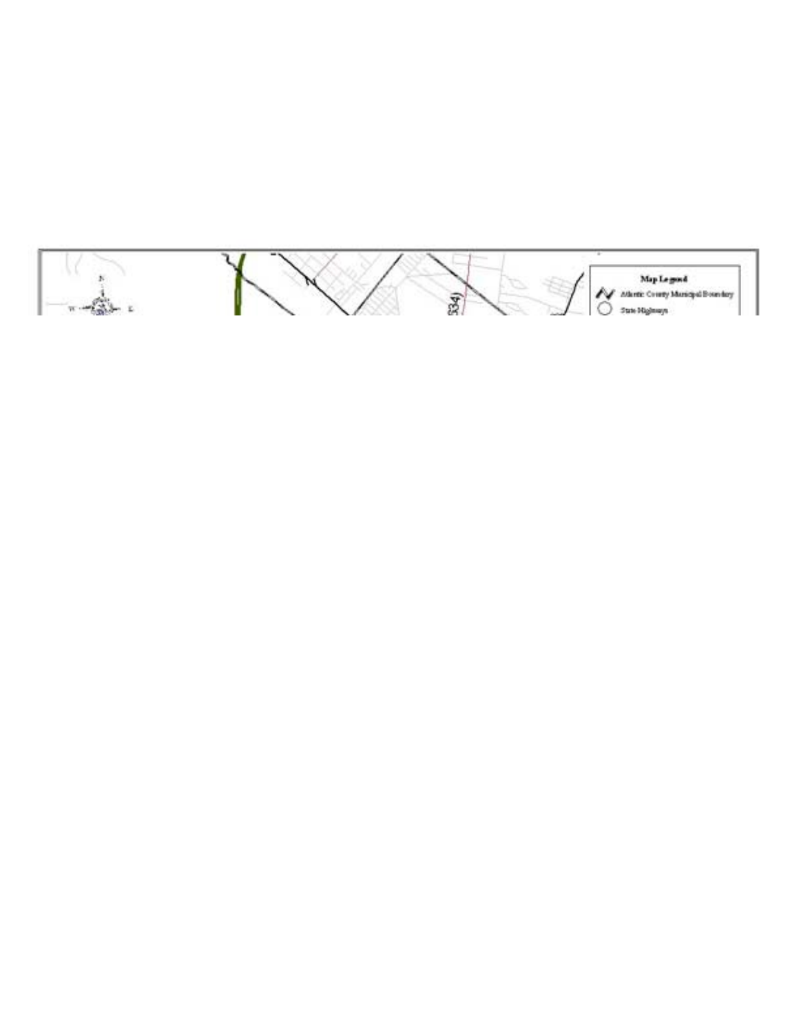Map Legend

Atlantic County Municipal Boundary

State Highways

N

W

E

534)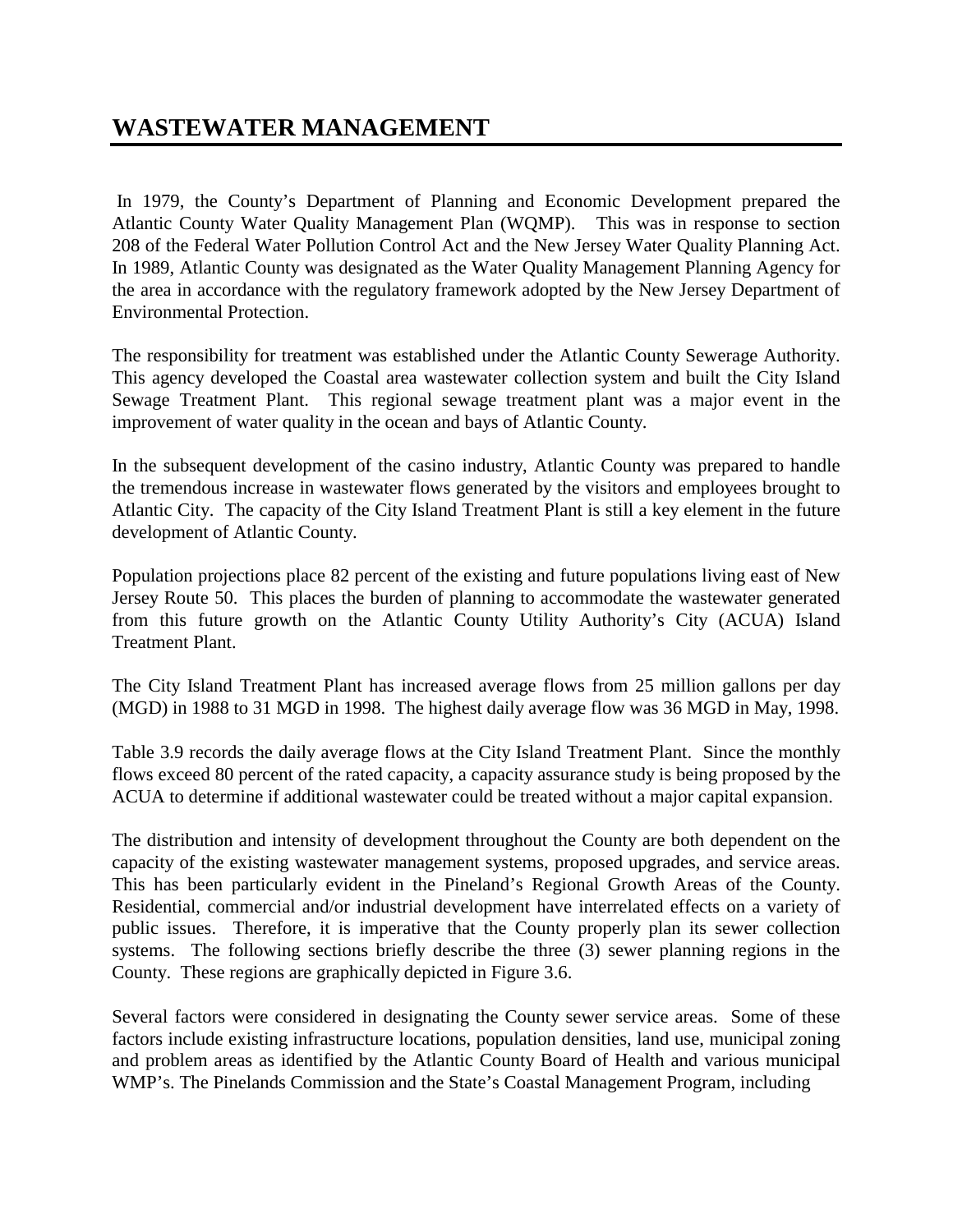# WASTEWATER MANAGEMENT

In 1979, the County's Department of Planning and Economic Development prepared the Atlantic County Water Quality Management Plan (WQMP). This was in response to section 208 of the Federal Water Pollution Control Act and the New Jersey Water Quality Planning Act. In 1989, Atlantic County was designated as the Water Quality Management Planning Agency for the area in accordance with the regulatory framework adopted by the New Jersey Department of Environmental Protection.

The responsibility for treatment was established under the Atlantic County Sewerage Authority. This agency developed the Coastal area wastewater collection system and built the City Island Sewage Treatment Plant. This regional sewage treatment plant was a major event in the improvement of water quality in the ocean and bays of Atlantic County.

In the subsequent development of the casino industry, Atlantic County was prepared to handle the tremendous increase in wastewater flows generated by the visitors and employees brought to Atlantic City. The capacity of the City Island Treatment Plant is still a key element in the future development of Atlantic County.

Population projections place 82 percent of the existing and future populations living east of New Jersey Route 50. This places the burden of planning to accommodate the wastewater generated from this future growth on the Atlantic County Utility Authority's City (ACUA) Island Treatment Plant.

The City Island Treatment Plant has increased average flows from 25 million gallons per day (MGD) in 1988 to 31 MGD in 1998. The highest daily average flow was 36 MGD in May, 1998.

Table 3.9 records the daily average flows at the City Island Treatment Plant. Since the monthly flows exceed 80 percent of the rated capacity, a capacity assurance study is being proposed by the ACUA to determine if additional wastewater could be treated without a major capital expansion.

The distribution and intensity of development throughout the County are both dependent on the capacity of the existing wastewater management systems, proposed upgrades, and service areas. This has been particularly evident in the Pineland's Regional Growth Areas of the County. Residential, commercial and/or industrial development have interrelated effects on a variety of public issues. Therefore, it is imperative that the County properly plan its sewer collection systems. The following sections briefly describe the three (3) sewer planning regions in the County. These regions are graphically depicted in Figure 3.6.

Several factors were considered in designating the County sewer service areas. Some of these factors include existing infrastructure locations, population densities, land use, municipal zoning and problem areas as identified by the Atlantic County Board of Health and various municipal WMP's. The Pinelands Commission and the State's Coastal Management Program, including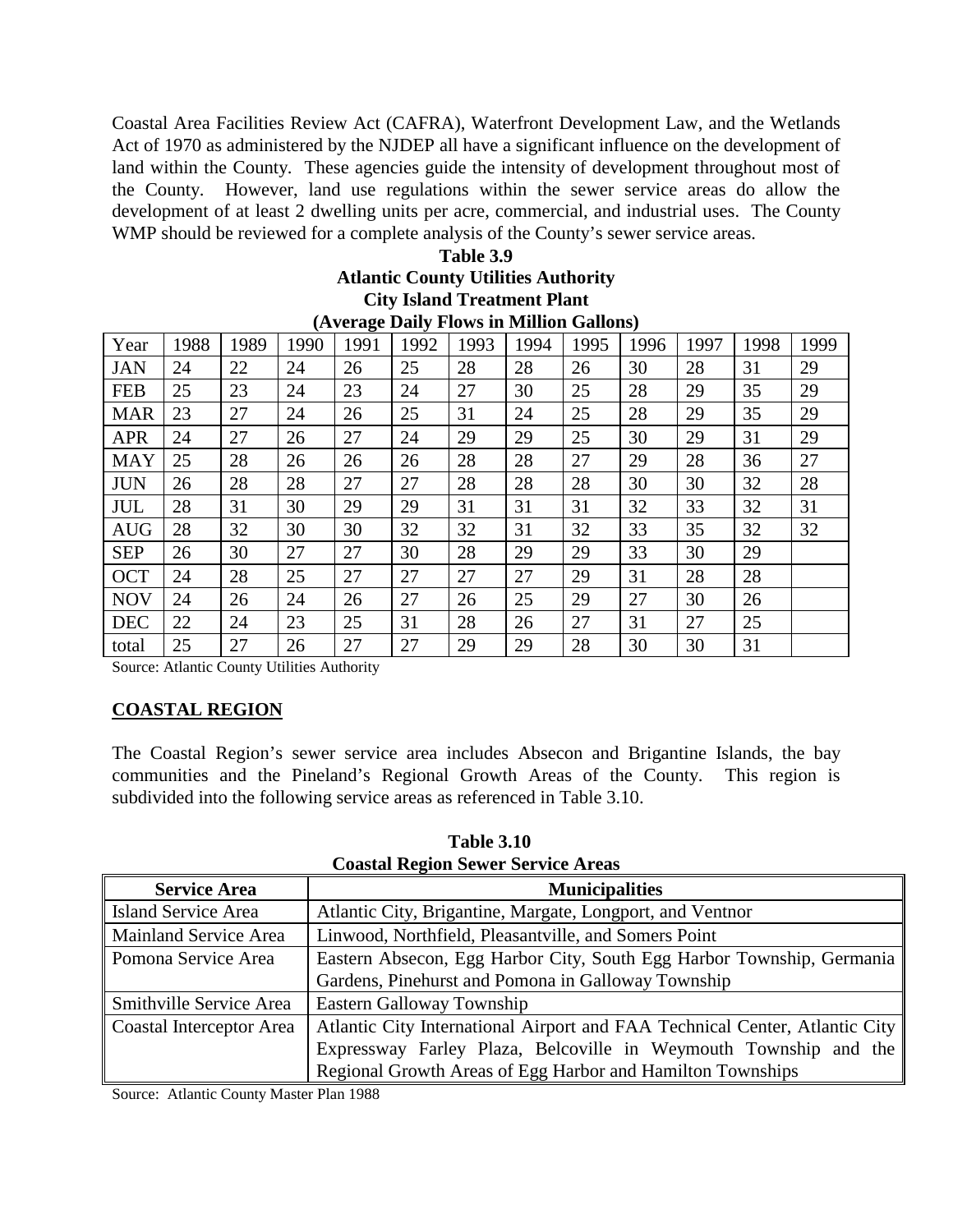Coastal Area Facilities Review Act (CAFRA), Waterfront Development Law, and the Wetlands Act of 1970 as administered by the NJDEP all have a significant influence on the development of land within the County. These agencies guide the intensity of development throughout most of the County. However, land use regulations within the sewer service areas do allow the development of at least 2 dwelling units per acre, commercial, and industrial uses. The County WMP should be reviewed for a complete analysis of the County's sewer service areas.

**Table 3.9**
**Atlantic County Utilities Authority**
**City Island Treatment Plant**
**(Average Daily Flows in Million Gallons)**

| Year | 1988 | 1989 | 1990 | 1991 | 1992 | 1993 | 1994 | 1995 | 1996 | 1997 | 1998 | 1999 |
|---|---|---|---|---|---|---|---|---|---|---|---|---|
| JAN | 24 | 22 | 24 | 26 | 25 | 28 | 28 | 26 | 30 | 28 | 31 | 29 |
| FEB | 25 | 23 | 24 | 23 | 24 | 27 | 30 | 25 | 28 | 29 | 35 | 29 |
| MAR | 23 | 27 | 24 | 26 | 25 | 31 | 24 | 25 | 28 | 29 | 35 | 29 |
| APR | 24 | 27 | 26 | 27 | 24 | 29 | 29 | 25 | 30 | 29 | 31 | 29 |
| MAY | 25 | 28 | 26 | 26 | 26 | 28 | 28 | 27 | 29 | 28 | 36 | 27 |
| JUN | 26 | 28 | 28 | 27 | 27 | 28 | 28 | 28 | 30 | 30 | 32 | 28 |
| JUL | 28 | 31 | 30 | 29 | 29 | 31 | 31 | 31 | 32 | 33 | 32 | 31 |
| AUG | 28 | 32 | 30 | 30 | 32 | 32 | 31 | 32 | 33 | 35 | 32 | 32 |
| SEP | 26 | 30 | 27 | 27 | 30 | 28 | 29 | 29 | 33 | 30 | 29 | |
| OCT | 24 | 28 | 25 | 27 | 27 | 27 | 27 | 29 | 31 | 28 | 28 | |
| NOV | 24 | 26 | 24 | 26 | 27 | 26 | 25 | 29 | 27 | 30 | 26 | |
| DEC | 22 | 24 | 23 | 25 | 31 | 28 | 26 | 27 | 31 | 27 | 25 | |
| total | 25 | 27 | 26 | 27 | 27 | 29 | 29 | 28 | 30 | 30 | 31 | |

Source: Atlantic County Utilities Authority

## COASTAL REGION

The Coastal Region's sewer service area includes Absecon and Brigantine Islands, the bay communities and the Pineland's Regional Growth Areas of the County. This region is subdivided into the following service areas as referenced in Table 3.10.

**Table 3.10**
**Coastal Region Sewer Service Areas**

| Service Area | Municipalities |
|---|---|
| Island Service Area | Atlantic City, Brigantine, Margate, Longport, and Ventnor |
| Mainland Service Area | Linwood, Northfield, Pleasantville, and Somers Point |
| Pomona Service Area | Eastern Absecon, Egg Harbor City, South Egg Harbor Township, Germania Gardens, Pinehurst and Pomona in Galloway Township |
| Smithville Service Area | Eastern Galloway Township |
| Coastal Interceptor Area | Atlantic City International Airport and FAA Technical Center, Atlantic City Expressway Farley Plaza, Belcoville in Weymouth Township and the Regional Growth Areas of Egg Harbor and Hamilton Townships |

Source: Atlantic County Master Plan 1988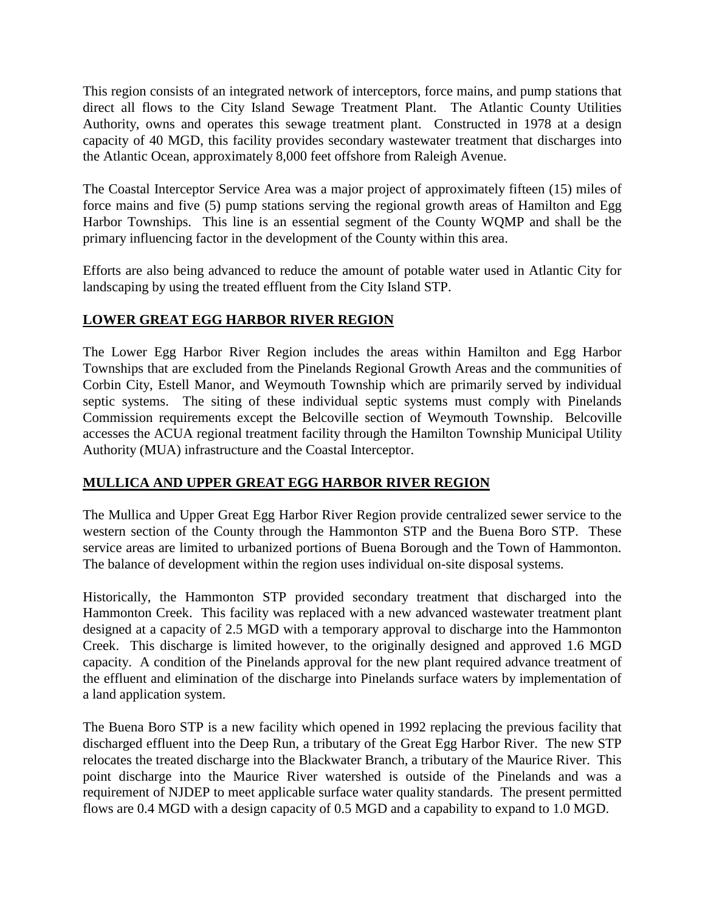This region consists of an integrated network of interceptors, force mains, and pump stations that direct all flows to the City Island Sewage Treatment Plant. The Atlantic County Utilities Authority, owns and operates this sewage treatment plant. Constructed in 1978 at a design capacity of 40 MGD, this facility provides secondary wastewater treatment that discharges into the Atlantic Ocean, approximately 8,000 feet offshore from Raleigh Avenue.

The Coastal Interceptor Service Area was a major project of approximately fifteen (15) miles of force mains and five (5) pump stations serving the regional growth areas of Hamilton and Egg Harbor Townships. This line is an essential segment of the County WQMP and shall be the primary influencing factor in the development of the County within this area.

Efforts are also being advanced to reduce the amount of potable water used in Atlantic City for landscaping by using the treated effluent from the City Island STP.

## LOWER GREAT EGG HARBOR RIVER REGION

The Lower Egg Harbor River Region includes the areas within Hamilton and Egg Harbor Townships that are excluded from the Pinelands Regional Growth Areas and the communities of Corbin City, Estell Manor, and Weymouth Township which are primarily served by individual septic systems. The siting of these individual septic systems must comply with Pinelands Commission requirements except the Belcoville section of Weymouth Township. Belcoville accesses the ACUA regional treatment facility through the Hamilton Township Municipal Utility Authority (MUA) infrastructure and the Coastal Interceptor.

## MULLICA AND UPPER GREAT EGG HARBOR RIVER REGION

The Mullica and Upper Great Egg Harbor River Region provide centralized sewer service to the western section of the County through the Hammonton STP and the Buena Boro STP. These service areas are limited to urbanized portions of Buena Borough and the Town of Hammonton. The balance of development within the region uses individual on-site disposal systems.

Historically, the Hammonton STP provided secondary treatment that discharged into the Hammonton Creek. This facility was replaced with a new advanced wastewater treatment plant designed at a capacity of 2.5 MGD with a temporary approval to discharge into the Hammonton Creek. This discharge is limited however, to the originally designed and approved 1.6 MGD capacity. A condition of the Pinelands approval for the new plant required advance treatment of the effluent and elimination of the discharge into Pinelands surface waters by implementation of a land application system.

The Buena Boro STP is a new facility which opened in 1992 replacing the previous facility that discharged effluent into the Deep Run, a tributary of the Great Egg Harbor River. The new STP relocates the treated discharge into the Blackwater Branch, a tributary of the Maurice River. This point discharge into the Maurice River watershed is outside of the Pinelands and was a requirement of NJDEP to meet applicable surface water quality standards. The present permitted flows are 0.4 MGD with a design capacity of 0.5 MGD and a capability to expand to 1.0 MGD.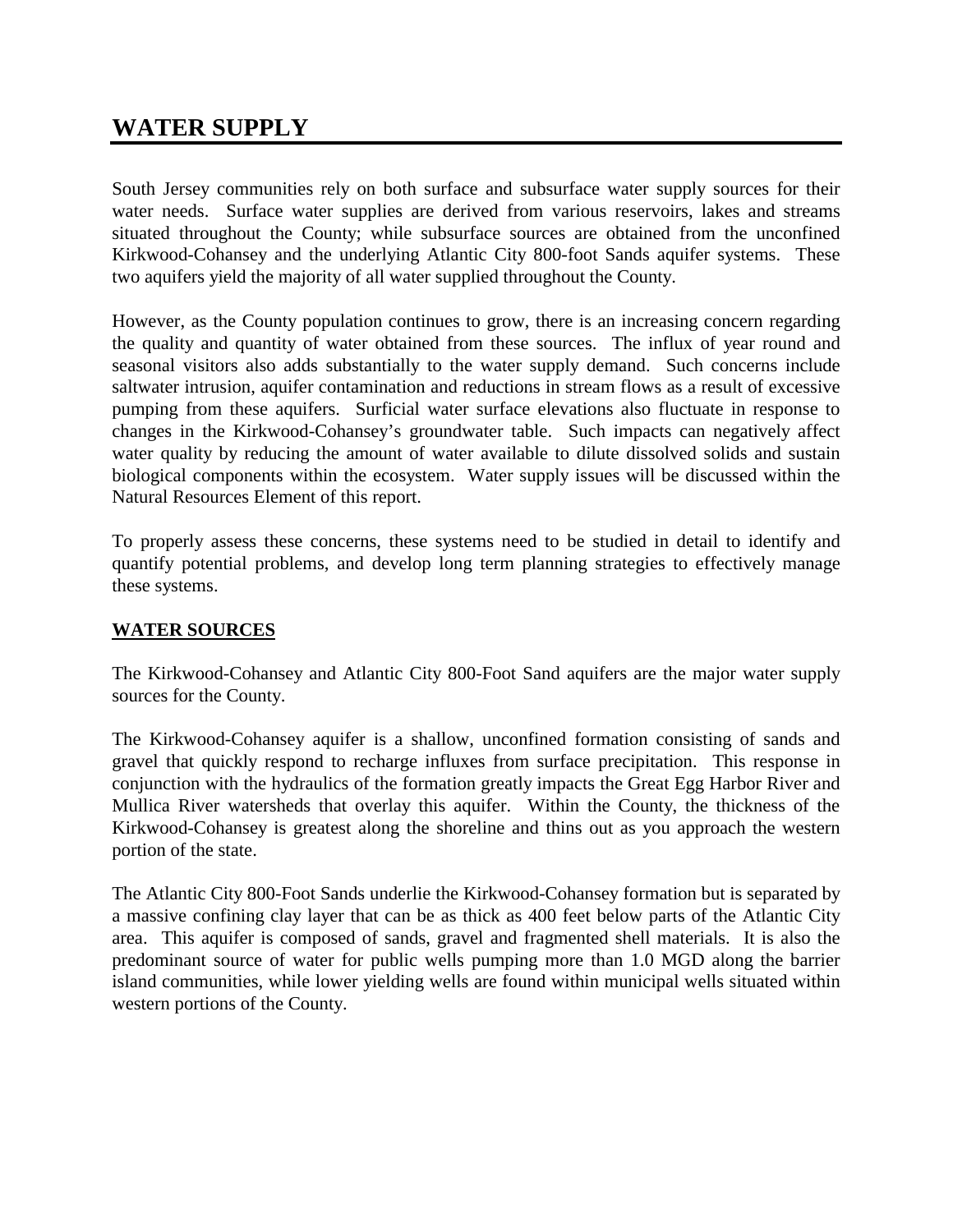# WATER SUPPLY

South Jersey communities rely on both surface and subsurface water supply sources for their water needs. Surface water supplies are derived from various reservoirs, lakes and streams situated throughout the County; while subsurface sources are obtained from the unconfined Kirkwood-Cohansey and the underlying Atlantic City 800-foot Sands aquifer systems. These two aquifers yield the majority of all water supplied throughout the County.

However, as the County population continues to grow, there is an increasing concern regarding the quality and quantity of water obtained from these sources. The influx of year round and seasonal visitors also adds substantially to the water supply demand. Such concerns include saltwater intrusion, aquifer contamination and reductions in stream flows as a result of excessive pumping from these aquifers. Surficial water surface elevations also fluctuate in response to changes in the Kirkwood-Cohansey's groundwater table. Such impacts can negatively affect water quality by reducing the amount of water available to dilute dissolved solids and sustain biological components within the ecosystem. Water supply issues will be discussed within the Natural Resources Element of this report.

To properly assess these concerns, these systems need to be studied in detail to identify and quantify potential problems, and develop long term planning strategies to effectively manage these systems.

## WATER SOURCES

The Kirkwood-Cohansey and Atlantic City 800-Foot Sand aquifers are the major water supply sources for the County.

The Kirkwood-Cohansey aquifer is a shallow, unconfined formation consisting of sands and gravel that quickly respond to recharge influxes from surface precipitation. This response in conjunction with the hydraulics of the formation greatly impacts the Great Egg Harbor River and Mullica River watersheds that overlay this aquifer. Within the County, the thickness of the Kirkwood-Cohansey is greatest along the shoreline and thins out as you approach the western portion of the state.

The Atlantic City 800-Foot Sands underlie the Kirkwood-Cohansey formation but is separated by a massive confining clay layer that can be as thick as 400 feet below parts of the Atlantic City area. This aquifer is composed of sands, gravel and fragmented shell materials. It is also the predominant source of water for public wells pumping more than 1.0 MGD along the barrier island communities, while lower yielding wells are found within municipal wells situated within western portions of the County.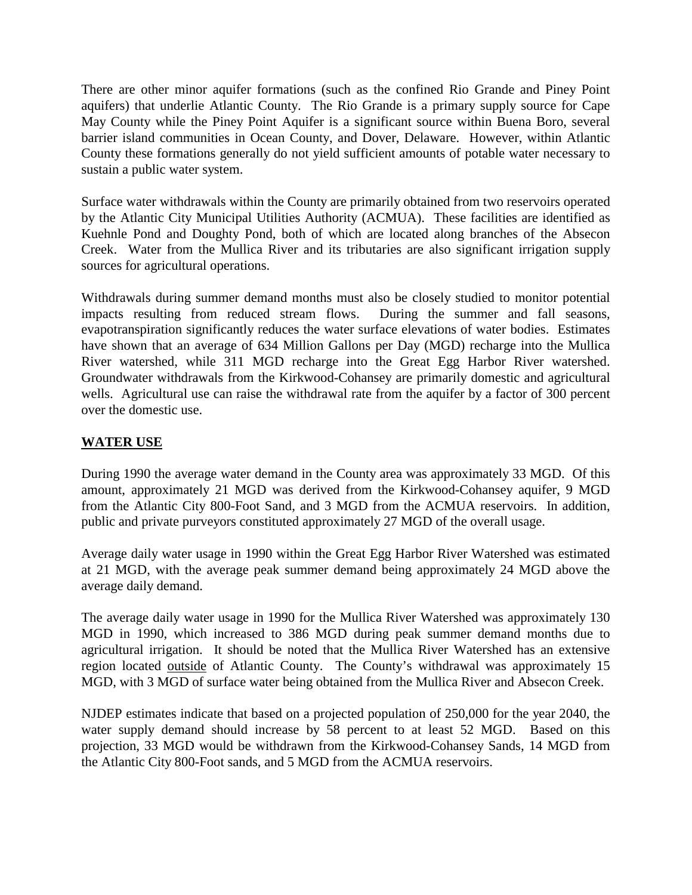There are other minor aquifer formations (such as the confined Rio Grande and Piney Point aquifers) that underlie Atlantic County. The Rio Grande is a primary supply source for Cape May County while the Piney Point Aquifer is a significant source within Buena Boro, several barrier island communities in Ocean County, and Dover, Delaware. However, within Atlantic County these formations generally do not yield sufficient amounts of potable water necessary to sustain a public water system.

Surface water withdrawals within the County are primarily obtained from two reservoirs operated by the Atlantic City Municipal Utilities Authority (ACMUA). These facilities are identified as Kuehnle Pond and Doughty Pond, both of which are located along branches of the Absecon Creek. Water from the Mullica River and its tributaries are also significant irrigation supply sources for agricultural operations.

Withdrawals during summer demand months must also be closely studied to monitor potential impacts resulting from reduced stream flows. During the summer and fall seasons, evapotranspiration significantly reduces the water surface elevations of water bodies. Estimates have shown that an average of 634 Million Gallons per Day (MGD) recharge into the Mullica River watershed, while 311 MGD recharge into the Great Egg Harbor River watershed. Groundwater withdrawals from the Kirkwood-Cohansey are primarily domestic and agricultural wells. Agricultural use can raise the withdrawal rate from the aquifer by a factor of 300 percent over the domestic use.

## WATER USE

During 1990 the average water demand in the County area was approximately 33 MGD. Of this amount, approximately 21 MGD was derived from the Kirkwood-Cohansey aquifer, 9 MGD from the Atlantic City 800-Foot Sand, and 3 MGD from the ACMUA reservoirs. In addition, public and private purveyors constituted approximately 27 MGD of the overall usage.

Average daily water usage in 1990 within the Great Egg Harbor River Watershed was estimated at 21 MGD, with the average peak summer demand being approximately 24 MGD above the average daily demand.

The average daily water usage in 1990 for the Mullica River Watershed was approximately 130 MGD in 1990, which increased to 386 MGD during peak summer demand months due to agricultural irrigation. It should be noted that the Mullica River Watershed has an extensive region located outside of Atlantic County. The County's withdrawal was approximately 15 MGD, with 3 MGD of surface water being obtained from the Mullica River and Absecon Creek.

NJDEP estimates indicate that based on a projected population of 250,000 for the year 2040, the water supply demand should increase by 58 percent to at least 52 MGD. Based on this projection, 33 MGD would be withdrawn from the Kirkwood-Cohansey Sands, 14 MGD from the Atlantic City 800-Foot sands, and 5 MGD from the ACMUA reservoirs.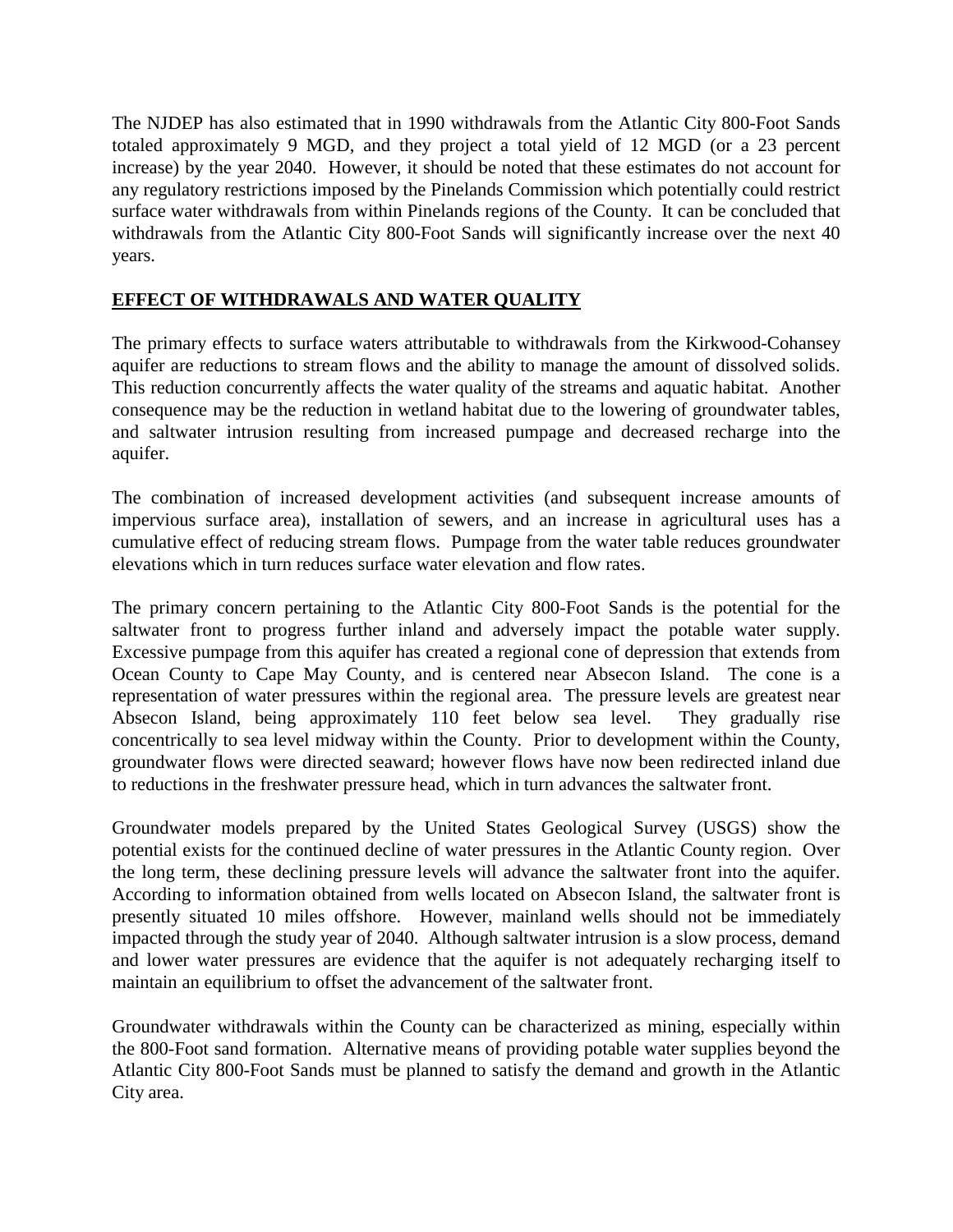The NJDEP has also estimated that in 1990 withdrawals from the Atlantic City 800-Foot Sands totaled approximately 9 MGD, and they project a total yield of 12 MGD (or a 23 percent increase) by the year 2040. However, it should be noted that these estimates do not account for any regulatory restrictions imposed by the Pinelands Commission which potentially could restrict surface water withdrawals from within Pinelands regions of the County. It can be concluded that withdrawals from the Atlantic City 800-Foot Sands will significantly increase over the next 40 years.

## EFFECT OF WITHDRAWALS AND WATER QUALITY

The primary effects to surface waters attributable to withdrawals from the Kirkwood-Cohansey aquifer are reductions to stream flows and the ability to manage the amount of dissolved solids. This reduction concurrently affects the water quality of the streams and aquatic habitat. Another consequence may be the reduction in wetland habitat due to the lowering of groundwater tables, and saltwater intrusion resulting from increased pumpage and decreased recharge into the aquifer.

The combination of increased development activities (and subsequent increase amounts of impervious surface area), installation of sewers, and an increase in agricultural uses has a cumulative effect of reducing stream flows. Pumpage from the water table reduces groundwater elevations which in turn reduces surface water elevation and flow rates.

The primary concern pertaining to the Atlantic City 800-Foot Sands is the potential for the saltwater front to progress further inland and adversely impact the potable water supply. Excessive pumpage from this aquifer has created a regional cone of depression that extends from Ocean County to Cape May County, and is centered near Absecon Island. The cone is a representation of water pressures within the regional area. The pressure levels are greatest near Absecon Island, being approximately 110 feet below sea level. They gradually rise concentrically to sea level midway within the County. Prior to development within the County, groundwater flows were directed seaward; however flows have now been redirected inland due to reductions in the freshwater pressure head, which in turn advances the saltwater front.

Groundwater models prepared by the United States Geological Survey (USGS) show the potential exists for the continued decline of water pressures in the Atlantic County region. Over the long term, these declining pressure levels will advance the saltwater front into the aquifer. According to information obtained from wells located on Absecon Island, the saltwater front is presently situated 10 miles offshore. However, mainland wells should not be immediately impacted through the study year of 2040. Although saltwater intrusion is a slow process, demand and lower water pressures are evidence that the aquifer is not adequately recharging itself to maintain an equilibrium to offset the advancement of the saltwater front.

Groundwater withdrawals within the County can be characterized as mining, especially within the 800-Foot sand formation. Alternative means of providing potable water supplies beyond the Atlantic City 800-Foot Sands must be planned to satisfy the demand and growth in the Atlantic City area.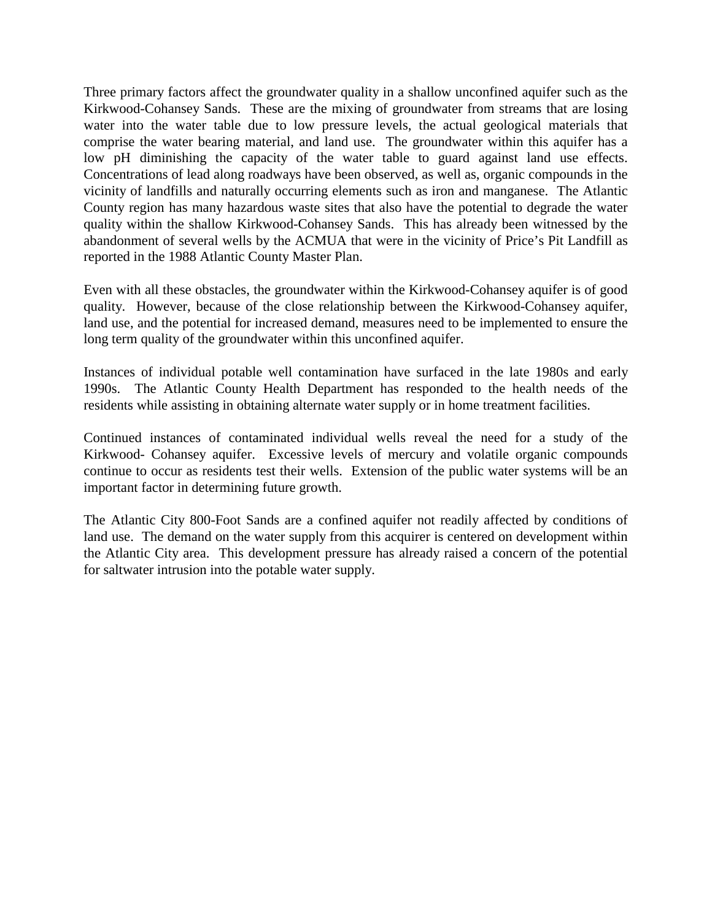Three primary factors affect the groundwater quality in a shallow unconfined aquifer such as the Kirkwood-Cohansey Sands. These are the mixing of groundwater from streams that are losing water into the water table due to low pressure levels, the actual geological materials that comprise the water bearing material, and land use. The groundwater within this aquifer has a low pH diminishing the capacity of the water table to guard against land use effects. Concentrations of lead along roadways have been observed, as well as, organic compounds in the vicinity of landfills and naturally occurring elements such as iron and manganese. The Atlantic County region has many hazardous waste sites that also have the potential to degrade the water quality within the shallow Kirkwood-Cohansey Sands. This has already been witnessed by the abandonment of several wells by the ACMUA that were in the vicinity of Price's Pit Landfill as reported in the 1988 Atlantic County Master Plan.

Even with all these obstacles, the groundwater within the Kirkwood-Cohansey aquifer is of good quality. However, because of the close relationship between the Kirkwood-Cohansey aquifer, land use, and the potential for increased demand, measures need to be implemented to ensure the long term quality of the groundwater within this unconfined aquifer.

Instances of individual potable well contamination have surfaced in the late 1980s and early 1990s. The Atlantic County Health Department has responded to the health needs of the residents while assisting in obtaining alternate water supply or in home treatment facilities.

Continued instances of contaminated individual wells reveal the need for a study of the Kirkwood- Cohansey aquifer. Excessive levels of mercury and volatile organic compounds continue to occur as residents test their wells. Extension of the public water systems will be an important factor in determining future growth.

The Atlantic City 800-Foot Sands are a confined aquifer not readily affected by conditions of land use. The demand on the water supply from this acquirer is centered on development within the Atlantic City area. This development pressure has already raised a concern of the potential for saltwater intrusion into the potable water supply.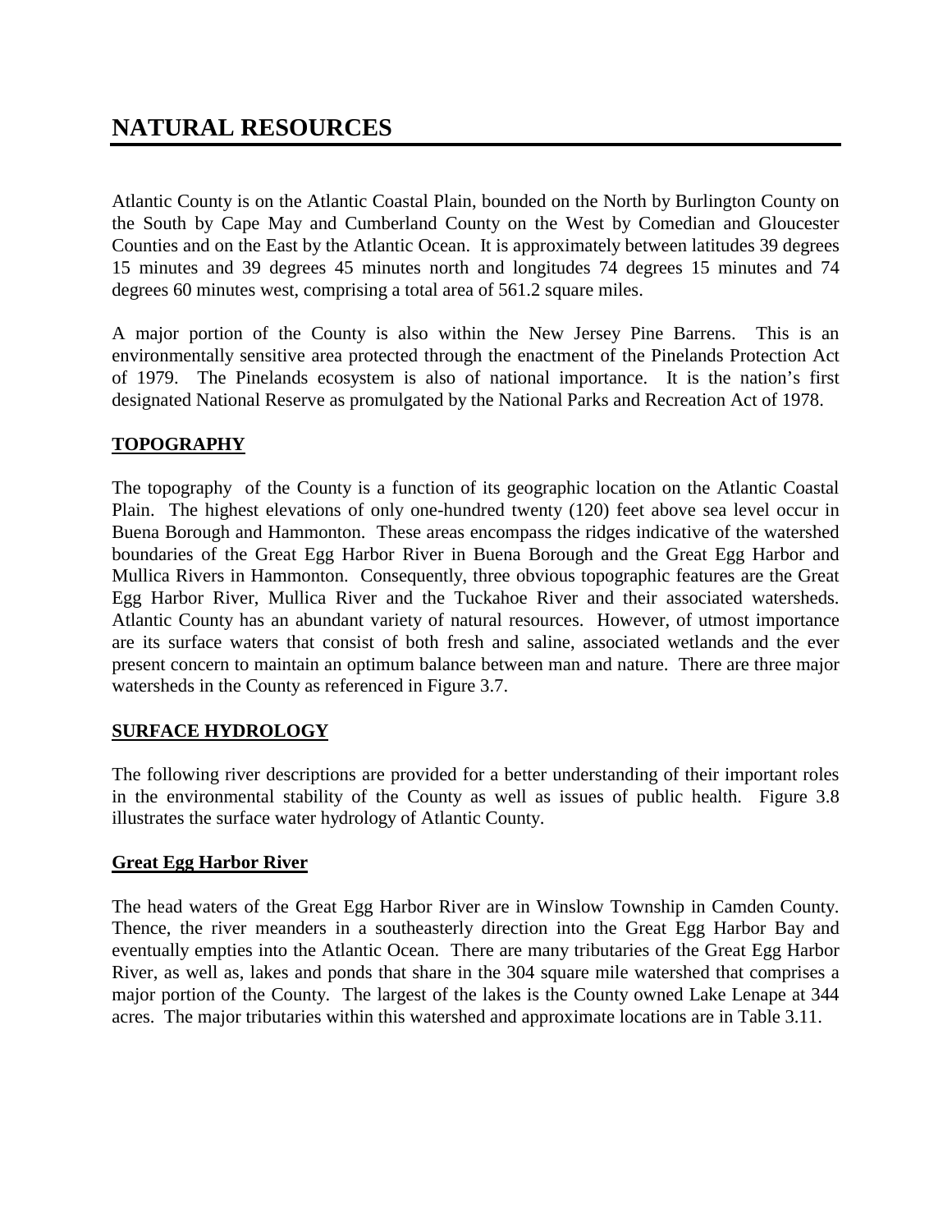# NATURAL RESOURCES

Atlantic County is on the Atlantic Coastal Plain, bounded on the North by Burlington County on the South by Cape May and Cumberland County on the West by Comedian and Gloucester Counties and on the East by the Atlantic Ocean. It is approximately between latitudes 39 degrees 15 minutes and 39 degrees 45 minutes north and longitudes 74 degrees 15 minutes and 74 degrees 60 minutes west, comprising a total area of 561.2 square miles.

A major portion of the County is also within the New Jersey Pine Barrens. This is an environmentally sensitive area protected through the enactment of the Pinelands Protection Act of 1979. The Pinelands ecosystem is also of national importance. It is the nation's first designated National Reserve as promulgated by the National Parks and Recreation Act of 1978.

## TOPOGRAPHY

The topography of the County is a function of its geographic location on the Atlantic Coastal Plain. The highest elevations of only one-hundred twenty (120) feet above sea level occur in Buena Borough and Hammonton. These areas encompass the ridges indicative of the watershed boundaries of the Great Egg Harbor River in Buena Borough and the Great Egg Harbor and Mullica Rivers in Hammonton. Consequently, three obvious topographic features are the Great Egg Harbor River, Mullica River and the Tuckahoe River and their associated watersheds. Atlantic County has an abundant variety of natural resources. However, of utmost importance are its surface waters that consist of both fresh and saline, associated wetlands and the ever present concern to maintain an optimum balance between man and nature. There are three major watersheds in the County as referenced in Figure 3.7.

## SURFACE HYDROLOGY

The following river descriptions are provided for a better understanding of their important roles in the environmental stability of the County as well as issues of public health. Figure 3.8 illustrates the surface water hydrology of Atlantic County.

### Great Egg Harbor River

The head waters of the Great Egg Harbor River are in Winslow Township in Camden County. Thence, the river meanders in a southeasterly direction into the Great Egg Harbor Bay and eventually empties into the Atlantic Ocean. There are many tributaries of the Great Egg Harbor River, as well as, lakes and ponds that share in the 304 square mile watershed that comprises a major portion of the County. The largest of the lakes is the County owned Lake Lenape at 344 acres. The major tributaries within this watershed and approximate locations are in Table 3.11.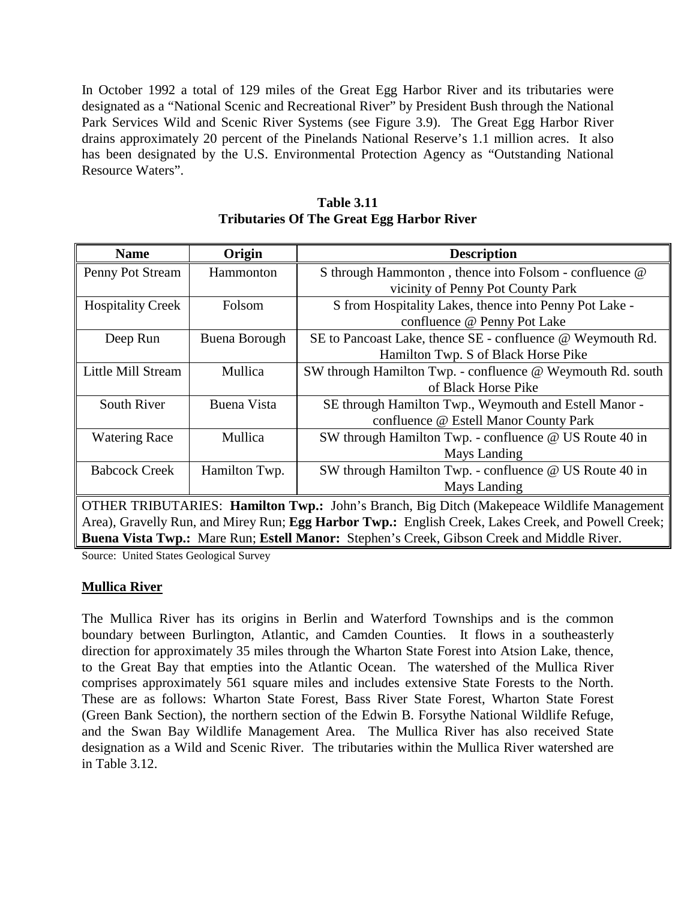In October 1992 a total of 129 miles of the Great Egg Harbor River and its tributaries were designated as a "National Scenic and Recreational River" by President Bush through the National Park Services Wild and Scenic River Systems (see Figure 3.9). The Great Egg Harbor River drains approximately 20 percent of the Pinelands National Reserve's 1.1 million acres. It also has been designated by the U.S. Environmental Protection Agency as "Outstanding National Resource Waters".

**Table 3.11**
**Tributaries Of The Great Egg Harbor River**

| Name | Origin | Description |
|---|---|---|
| Penny Pot Stream | Hammonton | S through Hammonton , thence into Folsom - confluence @ vicinity of Penny Pot County Park |
| Hospitality Creek | Folsom | S from Hospitality Lakes, thence into Penny Pot Lake - confluence @ Penny Pot Lake |
| Deep Run | Buena Borough | SE to Pancoast Lake, thence SE - confluence @ Weymouth Rd. Hamilton Twp. S of Black Horse Pike |
| Little Mill Stream | Mullica | SW through Hamilton Twp. - confluence @ Weymouth Rd. south of Black Horse Pike |
| South River | Buena Vista | SE through Hamilton Twp., Weymouth and Estell Manor - confluence @ Estell Manor County Park |
| Watering Race | Mullica | SW through Hamilton Twp. - confluence @ US Route 40 in Mays Landing |
| Babcock Creek | Hamilton Twp. | SW through Hamilton Twp. - confluence @ US Route 40 in Mays Landing |
| OTHER TRIBUTARIES: **Hamilton Twp.:** John's Branch, Big Ditch (Makepeace Wildlife Management Area), Gravelly Run, and Mirey Run; **Egg Harbor Twp.:** English Creek, Lakes Creek, and Powell Creek; **Buena Vista Twp.:** Mare Run; **Estell Manor:** Stephen's Creek, Gibson Creek and Middle River. | | |

Source: United States Geological Survey

**Mullica River**

The Mullica River has its origins in Berlin and Waterford Townships and is the common boundary between Burlington, Atlantic, and Camden Counties. It flows in a southeasterly direction for approximately 35 miles through the Wharton State Forest into Atsion Lake, thence, to the Great Bay that empties into the Atlantic Ocean. The watershed of the Mullica River comprises approximately 561 square miles and includes extensive State Forests to the North. These are as follows: Wharton State Forest, Bass River State Forest, Wharton State Forest (Green Bank Section), the northern section of the Edwin B. Forsythe National Wildlife Refuge, and the Swan Bay Wildlife Management Area. The Mullica River has also received State designation as a Wild and Scenic River. The tributaries within the Mullica River watershed are in Table 3.12.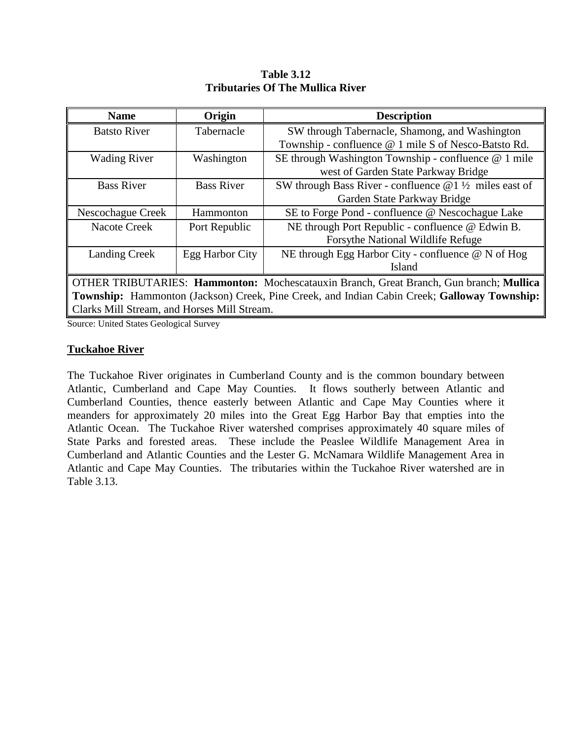**Table 3.12**
**Tributaries Of The Mullica River**

| Name | Origin | Description |
| --- | --- | --- |
| Batsto River | Tabernacle | SW through Tabernacle, Shamong, and Washington Township - confluence @ 1 mile S of Nesco-Batsto Rd. |
| Wading River | Washington | SE through Washington Township - confluence @ 1 mile west of Garden State Parkway Bridge |
| Bass River | Bass River | SW through Bass River - confluence @1 ½ miles east of Garden State Parkway Bridge |
| Nescochague Creek | Hammonton | SE to Forge Pond - confluence @ Nescochague Lake |
| Nacote Creek | Port Republic | NE through Port Republic - confluence @ Edwin B. Forsythe National Wildlife Refuge |
| Landing Creek | Egg Harbor City | NE through Egg Harbor City - confluence @ N of Hog Island |
| OTHER TRIBUTARIES: **Hammonton:** Mochescatauxin Branch, Great Branch, Gun branch; **Mullica Township:** Hammonton (Jackson) Creek, Pine Creek, and Indian Cabin Creek; **Galloway Township:** Clarks Mill Stream, and Horses Mill Stream. | | |

Source: United States Geological Survey

**Tuckahoe River**

The Tuckahoe River originates in Cumberland County and is the common boundary between Atlantic, Cumberland and Cape May Counties. It flows southerly between Atlantic and Cumberland Counties, thence easterly between Atlantic and Cape May Counties where it meanders for approximately 20 miles into the Great Egg Harbor Bay that empties into the Atlantic Ocean. The Tuckahoe River watershed comprises approximately 40 square miles of State Parks and forested areas. These include the Peaslee Wildlife Management Area in Cumberland and Atlantic Counties and the Lester G. McNamara Wildlife Management Area in Atlantic and Cape May Counties. The tributaries within the Tuckahoe River watershed are in Table 3.13.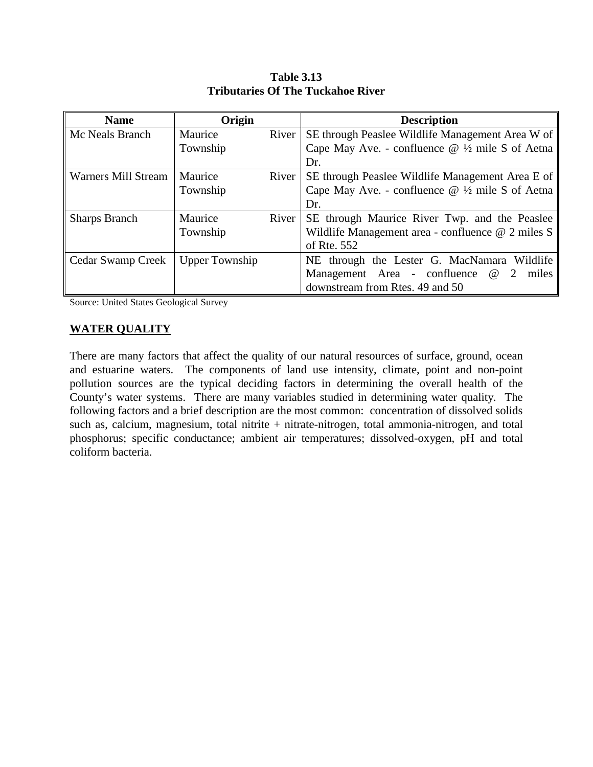**Table 3.13**
**Tributaries Of The Tuckahoe River**

| Name | Origin | Description |
|---|---|---|
| Mc Neals Branch | Maurice River Township | SE through Peaslee Wildlife Management Area W of Cape May Ave. - confluence @ ½ mile S of Aetna Dr. |
| Warners Mill Stream | Maurice River Township | SE through Peaslee Wildlife Management Area E of Cape May Ave. - confluence @ ½ mile S of Aetna Dr. |
| Sharps Branch | Maurice River Township | SE through Maurice River Twp. and the Peaslee Wildlife Management area - confluence @ 2 miles S of Rte. 552 |
| Cedar Swamp Creek | Upper Township | NE through the Lester G. MacNamara Wildlife Management Area - confluence @ 2 miles downstream from Rtes. 49 and 50 |

Source: United States Geological Survey

## WATER QUALITY

There are many factors that affect the quality of our natural resources of surface, ground, ocean and estuarine waters. The components of land use intensity, climate, point and non-point pollution sources are the typical deciding factors in determining the overall health of the County's water systems. There are many variables studied in determining water quality. The following factors and a brief description are the most common: concentration of dissolved solids such as, calcium, magnesium, total nitrite + nitrate-nitrogen, total ammonia-nitrogen, and total phosphorus; specific conductance; ambient air temperatures; dissolved-oxygen, pH and total coliform bacteria.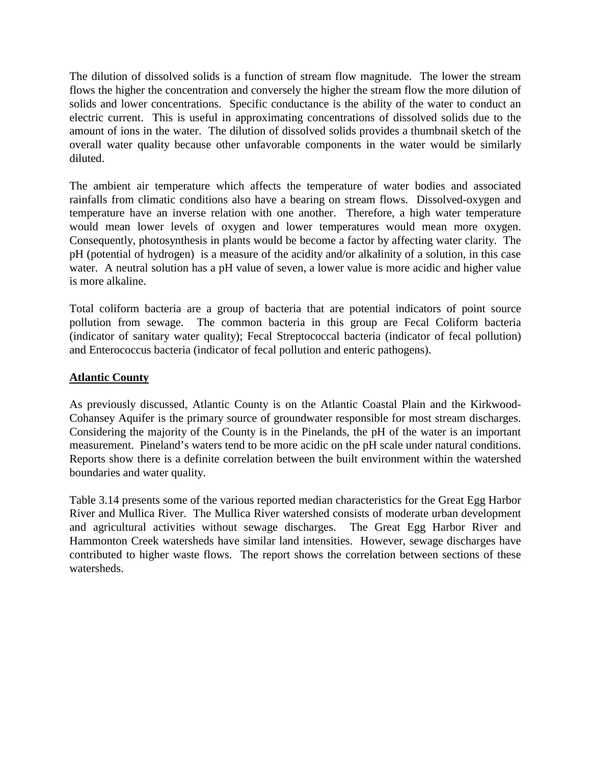The dilution of dissolved solids is a function of stream flow magnitude. The lower the stream flows the higher the concentration and conversely the higher the stream flow the more dilution of solids and lower concentrations. Specific conductance is the ability of the water to conduct an electric current. This is useful in approximating concentrations of dissolved solids due to the amount of ions in the water. The dilution of dissolved solids provides a thumbnail sketch of the overall water quality because other unfavorable components in the water would be similarly diluted.

The ambient air temperature which affects the temperature of water bodies and associated rainfalls from climatic conditions also have a bearing on stream flows. Dissolved-oxygen and temperature have an inverse relation with one another. Therefore, a high water temperature would mean lower levels of oxygen and lower temperatures would mean more oxygen. Consequently, photosynthesis in plants would be become a factor by affecting water clarity. The pH (potential of hydrogen) is a measure of the acidity and/or alkalinity of a solution, in this case water. A neutral solution has a pH value of seven, a lower value is more acidic and higher value is more alkaline.

Total coliform bacteria are a group of bacteria that are potential indicators of point source pollution from sewage. The common bacteria in this group are Fecal Coliform bacteria (indicator of sanitary water quality); Fecal Streptococcal bacteria (indicator of fecal pollution) and Enterococcus bacteria (indicator of fecal pollution and enteric pathogens).

**Atlantic County**

As previously discussed, Atlantic County is on the Atlantic Coastal Plain and the Kirkwood-Cohansey Aquifer is the primary source of groundwater responsible for most stream discharges. Considering the majority of the County is in the Pinelands, the pH of the water is an important measurement. Pineland's waters tend to be more acidic on the pH scale under natural conditions. Reports show there is a definite correlation between the built environment within the watershed boundaries and water quality.

Table 3.14 presents some of the various reported median characteristics for the Great Egg Harbor River and Mullica River. The Mullica River watershed consists of moderate urban development and agricultural activities without sewage discharges. The Great Egg Harbor River and Hammonton Creek watersheds have similar land intensities. However, sewage discharges have contributed to higher waste flows. The report shows the correlation between sections of these watersheds.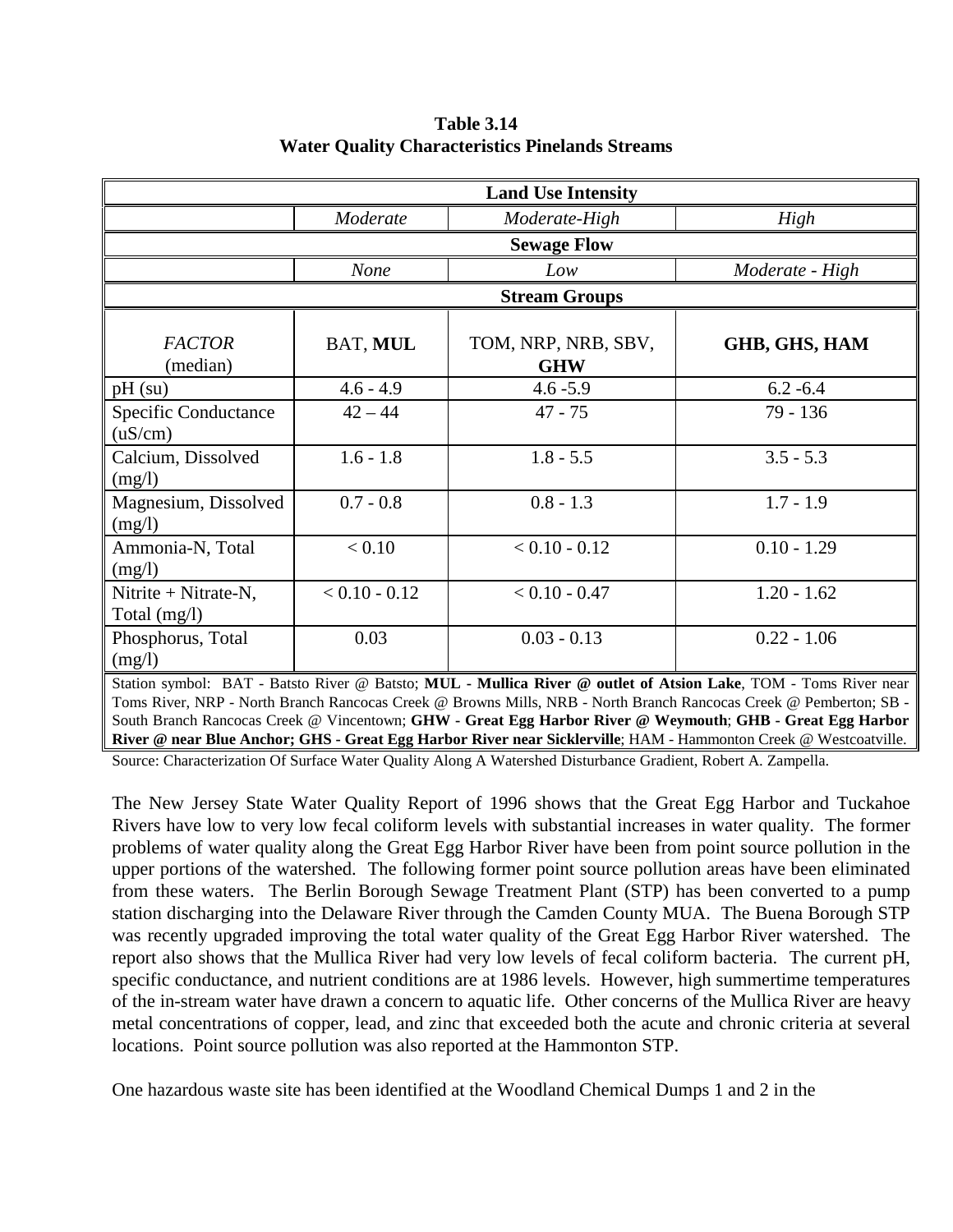**Table 3.14**
**Water Quality Characteristics Pinelands Streams**

| **Land Use Intensity** | | | |
|---|---|---|---|
| | *Moderate* | *Moderate-High* | *High* |
| **Sewage Flow** | | | |
| | *None* | *Low* | *Moderate - High* |
| **Stream Groups** | | | |
| *FACTOR* (median) | BAT, **MUL** | TOM, NRP, NRB, SBV, **GHW** | **GHB, GHS, HAM** |
| pH (su) | 4.6 - 4.9 | 4.6 -5.9 | 6.2 -6.4 |
| Specific Conductance (uS/cm) | 42 – 44 | 47 - 75 | 79 - 136 |
| Calcium, Dissolved (mg/l) | 1.6 - 1.8 | 1.8 - 5.5 | 3.5 - 5.3 |
| Magnesium, Dissolved (mg/l) | 0.7 - 0.8 | 0.8 - 1.3 | 1.7 - 1.9 |
| Ammonia-N, Total (mg/l) | < 0.10 | < 0.10 - 0.12 | 0.10 - 1.29 |
| Nitrite + Nitrate-N, Total (mg/l) | < 0.10 - 0.12 | < 0.10 - 0.47 | 1.20 - 1.62 |
| Phosphorus, Total (mg/l) | 0.03 | 0.03 - 0.13 | 0.22 - 1.06 |

Station symbol: BAT - Batsto River @ Batsto; **MUL - Mullica River @ outlet of Atsion Lake**, TOM - Toms River near Toms River, NRP - North Branch Rancocas Creek @ Browns Mills, NRB - North Branch Rancocas Creek @ Pemberton; SB - South Branch Rancocas Creek @ Vincentown; **GHW - Great Egg Harbor River @ Weymouth**; **GHB - Great Egg Harbor River @ near Blue Anchor; GHS - Great Egg Harbor River near Sicklerville**; HAM - Hammonton Creek @ Westcoatville.

Source: Characterization Of Surface Water Quality Along A Watershed Disturbance Gradient, Robert A. Zampella.

The New Jersey State Water Quality Report of 1996 shows that the Great Egg Harbor and Tuckahoe Rivers have low to very low fecal coliform levels with substantial increases in water quality. The former problems of water quality along the Great Egg Harbor River have been from point source pollution in the upper portions of the watershed. The following former point source pollution areas have been eliminated from these waters. The Berlin Borough Sewage Treatment Plant (STP) has been converted to a pump station discharging into the Delaware River through the Camden County MUA. The Buena Borough STP was recently upgraded improving the total water quality of the Great Egg Harbor River watershed. The report also shows that the Mullica River had very low levels of fecal coliform bacteria. The current pH, specific conductance, and nutrient conditions are at 1986 levels. However, high summertime temperatures of the in-stream water have drawn a concern to aquatic life. Other concerns of the Mullica River are heavy metal concentrations of copper, lead, and zinc that exceeded both the acute and chronic criteria at several locations. Point source pollution was also reported at the Hammonton STP.

One hazardous waste site has been identified at the Woodland Chemical Dumps 1 and 2 in the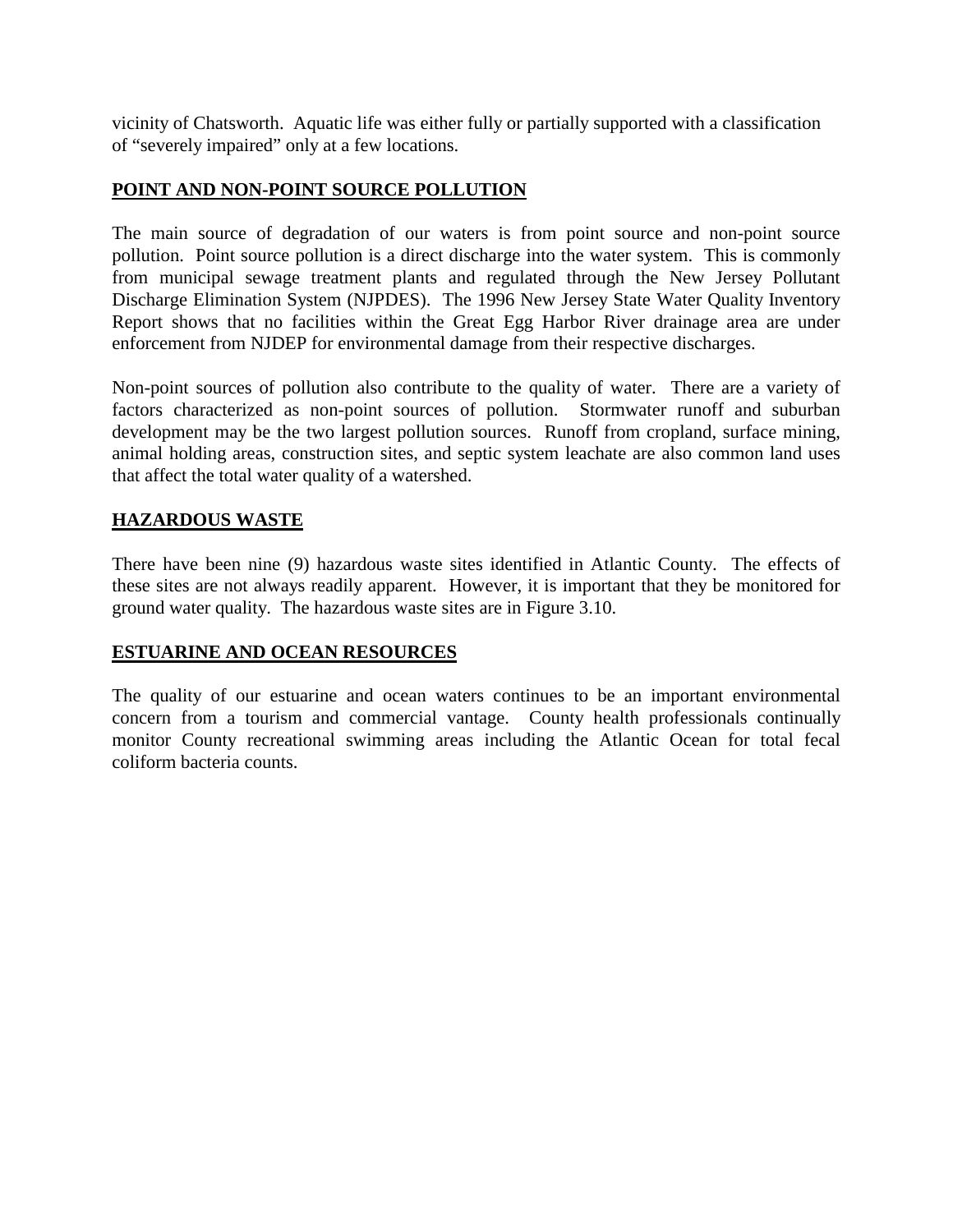vicinity of Chatsworth. Aquatic life was either fully or partially supported with a classification of "severely impaired" only at a few locations.

## POINT AND NON-POINT SOURCE POLLUTION

The main source of degradation of our waters is from point source and non-point source pollution. Point source pollution is a direct discharge into the water system. This is commonly from municipal sewage treatment plants and regulated through the New Jersey Pollutant Discharge Elimination System (NJPDES). The 1996 New Jersey State Water Quality Inventory Report shows that no facilities within the Great Egg Harbor River drainage area are under enforcement from NJDEP for environmental damage from their respective discharges.

Non-point sources of pollution also contribute to the quality of water. There are a variety of factors characterized as non-point sources of pollution. Stormwater runoff and suburban development may be the two largest pollution sources. Runoff from cropland, surface mining, animal holding areas, construction sites, and septic system leachate are also common land uses that affect the total water quality of a watershed.

## HAZARDOUS WASTE

There have been nine (9) hazardous waste sites identified in Atlantic County. The effects of these sites are not always readily apparent. However, it is important that they be monitored for ground water quality. The hazardous waste sites are in Figure 3.10.

## ESTUARINE AND OCEAN RESOURCES

The quality of our estuarine and ocean waters continues to be an important environmental concern from a tourism and commercial vantage. County health professionals continually monitor County recreational swimming areas including the Atlantic Ocean for total fecal coliform bacteria counts.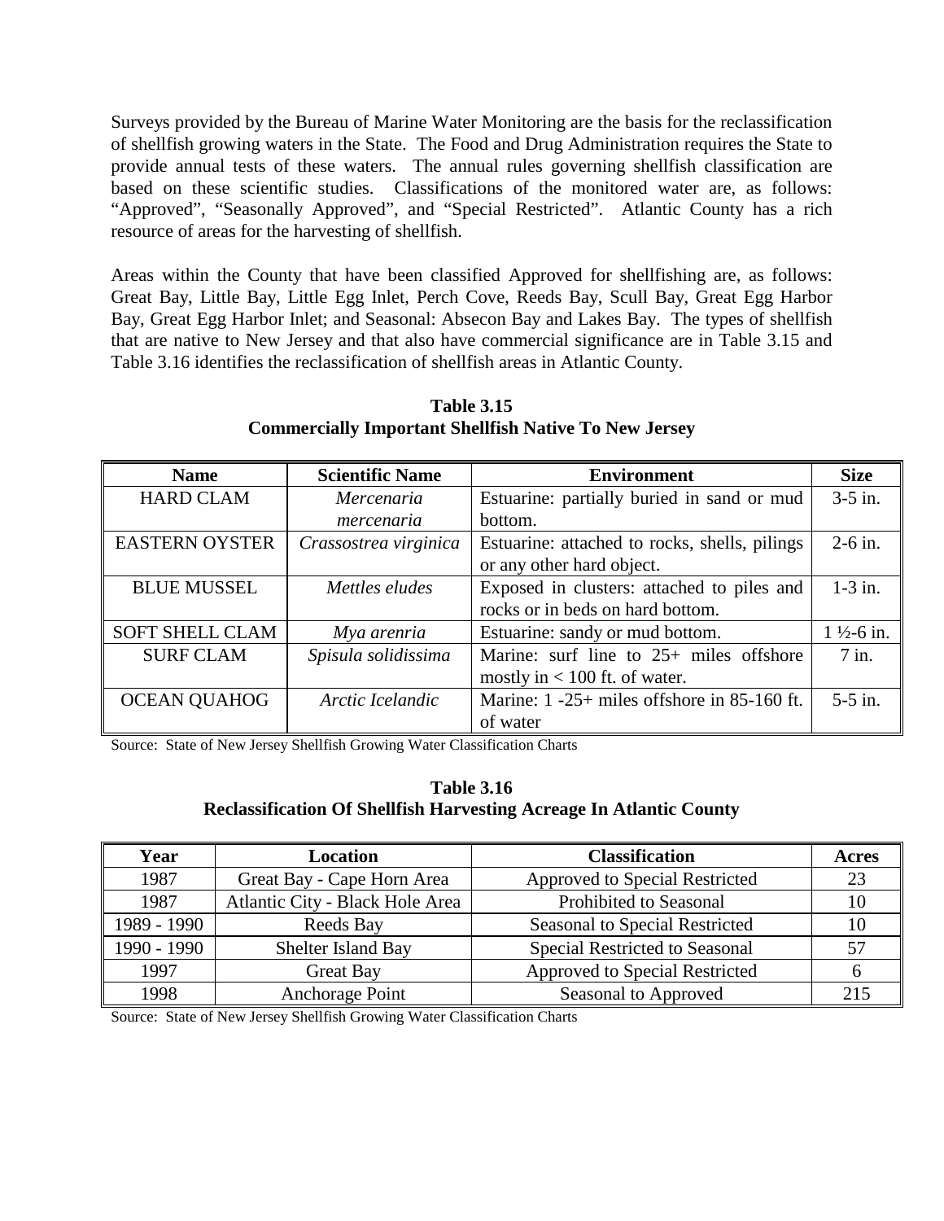Surveys provided by the Bureau of Marine Water Monitoring are the basis for the reclassification of shellfish growing waters in the State. The Food and Drug Administration requires the State to provide annual tests of these waters. The annual rules governing shellfish classification are based on these scientific studies. Classifications of the monitored water are, as follows: "Approved", "Seasonally Approved", and "Special Restricted". Atlantic County has a rich resource of areas for the harvesting of shellfish.

Areas within the County that have been classified Approved for shellfishing are, as follows: Great Bay, Little Bay, Little Egg Inlet, Perch Cove, Reeds Bay, Scull Bay, Great Egg Harbor Bay, Great Egg Harbor Inlet; and Seasonal: Absecon Bay and Lakes Bay. The types of shellfish that are native to New Jersey and that also have commercial significance are in Table 3.15 and Table 3.16 identifies the reclassification of shellfish areas in Atlantic County.

**Table 3.15**
**Commercially Important Shellfish Native To New Jersey**

| Name | Scientific Name | Environment | Size |
|---|---|---|---|
| HARD CLAM | *Mercenaria mercenaria* | Estuarine: partially buried in sand or mud bottom. | 3-5 in. |
| EASTERN OYSTER | *Crassostrea virginica* | Estuarine: attached to rocks, shells, pilings or any other hard object. | 2-6 in. |
| BLUE MUSSEL | *Mettles eludes* | Exposed in clusters: attached to piles and rocks or in beds on hard bottom. | 1-3 in. |
| SOFT SHELL CLAM | *Mya arenria* | Estuarine: sandy or mud bottom. | 1 ½-6 in. |
| SURF CLAM | *Spisula solidissima* | Marine: surf line to 25+ miles offshore mostly in < 100 ft. of water. | 7 in. |
| OCEAN QUAHOG | *Arctic Icelandic* | Marine: 1 -25+ miles offshore in 85-160 ft. of water | 5-5 in. |

Source: State of New Jersey Shellfish Growing Water Classification Charts

**Table 3.16**
**Reclassification Of Shellfish Harvesting Acreage In Atlantic County**

| Year | Location | Classification | Acres |
|---|---|---|---|
| 1987 | Great Bay - Cape Horn Area | Approved to Special Restricted | 23 |
| 1987 | Atlantic City - Black Hole Area | Prohibited to Seasonal | 10 |
| 1989 - 1990 | Reeds Bay | Seasonal to Special Restricted | 10 |
| 1990 - 1990 | Shelter Island Bay | Special Restricted to Seasonal | 57 |
| 1997 | Great Bay | Approved to Special Restricted | 6 |
| 1998 | Anchorage Point | Seasonal to Approved | 215 |

Source: State of New Jersey Shellfish Growing Water Classification Charts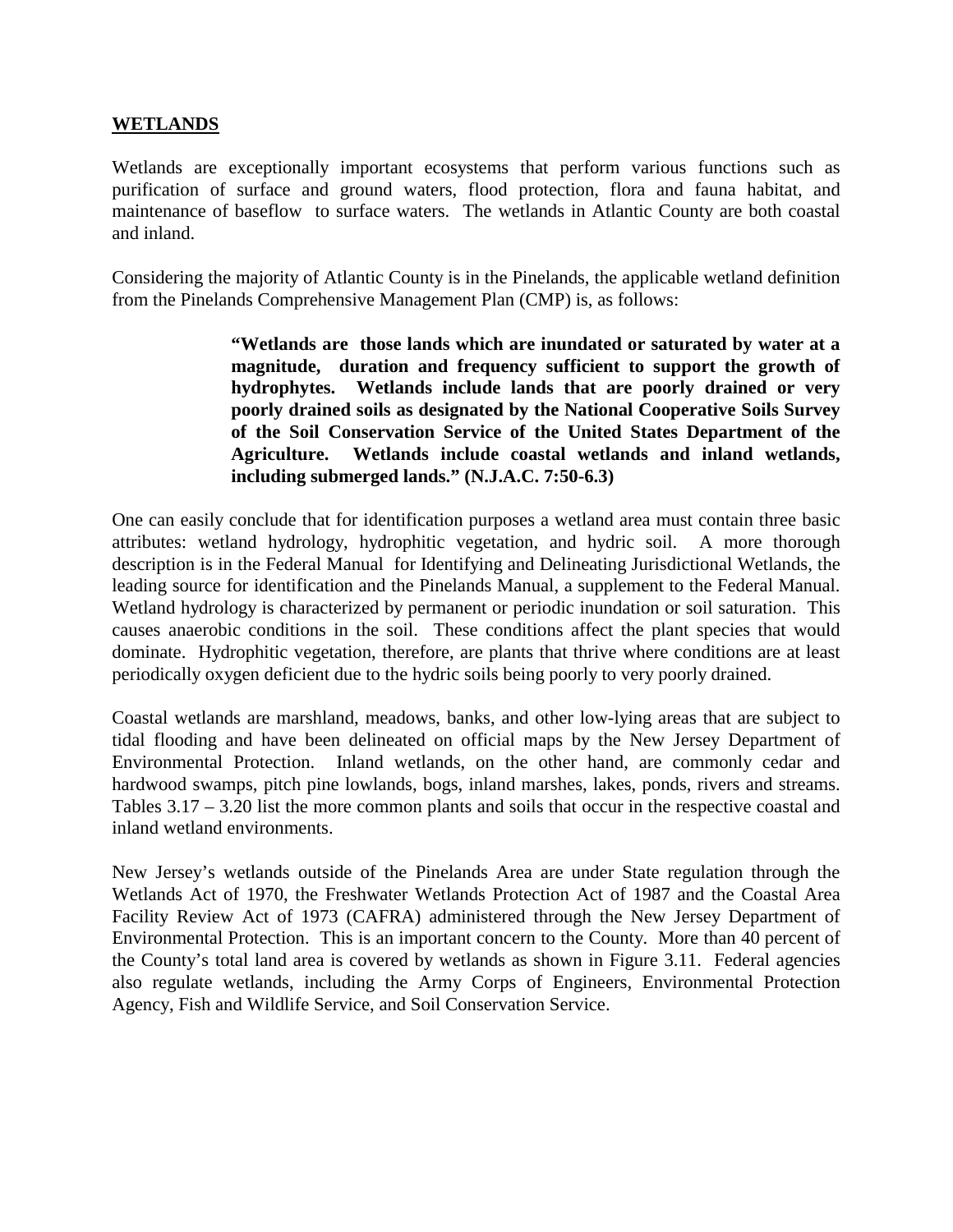**WETLANDS**

Wetlands are exceptionally important ecosystems that perform various functions such as purification of surface and ground waters, flood protection, flora and fauna habitat, and maintenance of baseflow to surface waters. The wetlands in Atlantic County are both coastal and inland.

Considering the majority of Atlantic County is in the Pinelands, the applicable wetland definition from the Pinelands Comprehensive Management Plan (CMP) is, as follows:

> **"Wetlands are those lands which are inundated or saturated by water at a magnitude, duration and frequency sufficient to support the growth of hydrophytes. Wetlands include lands that are poorly drained or very poorly drained soils as designated by the National Cooperative Soils Survey of the Soil Conservation Service of the United States Department of the Agriculture. Wetlands include coastal wetlands and inland wetlands, including submerged lands." (N.J.A.C. 7:50-6.3)**

One can easily conclude that for identification purposes a wetland area must contain three basic attributes: wetland hydrology, hydrophitic vegetation, and hydric soil. A more thorough description is in the Federal Manual for Identifying and Delineating Jurisdictional Wetlands, the leading source for identification and the Pinelands Manual, a supplement to the Federal Manual. Wetland hydrology is characterized by permanent or periodic inundation or soil saturation. This causes anaerobic conditions in the soil. These conditions affect the plant species that would dominate. Hydrophitic vegetation, therefore, are plants that thrive where conditions are at least periodically oxygen deficient due to the hydric soils being poorly to very poorly drained.

Coastal wetlands are marshland, meadows, banks, and other low-lying areas that are subject to tidal flooding and have been delineated on official maps by the New Jersey Department of Environmental Protection. Inland wetlands, on the other hand, are commonly cedar and hardwood swamps, pitch pine lowlands, bogs, inland marshes, lakes, ponds, rivers and streams. Tables 3.17 – 3.20 list the more common plants and soils that occur in the respective coastal and inland wetland environments.

New Jersey's wetlands outside of the Pinelands Area are under State regulation through the Wetlands Act of 1970, the Freshwater Wetlands Protection Act of 1987 and the Coastal Area Facility Review Act of 1973 (CAFRA) administered through the New Jersey Department of Environmental Protection. This is an important concern to the County. More than 40 percent of the County's total land area is covered by wetlands as shown in Figure 3.11. Federal agencies also regulate wetlands, including the Army Corps of Engineers, Environmental Protection Agency, Fish and Wildlife Service, and Soil Conservation Service.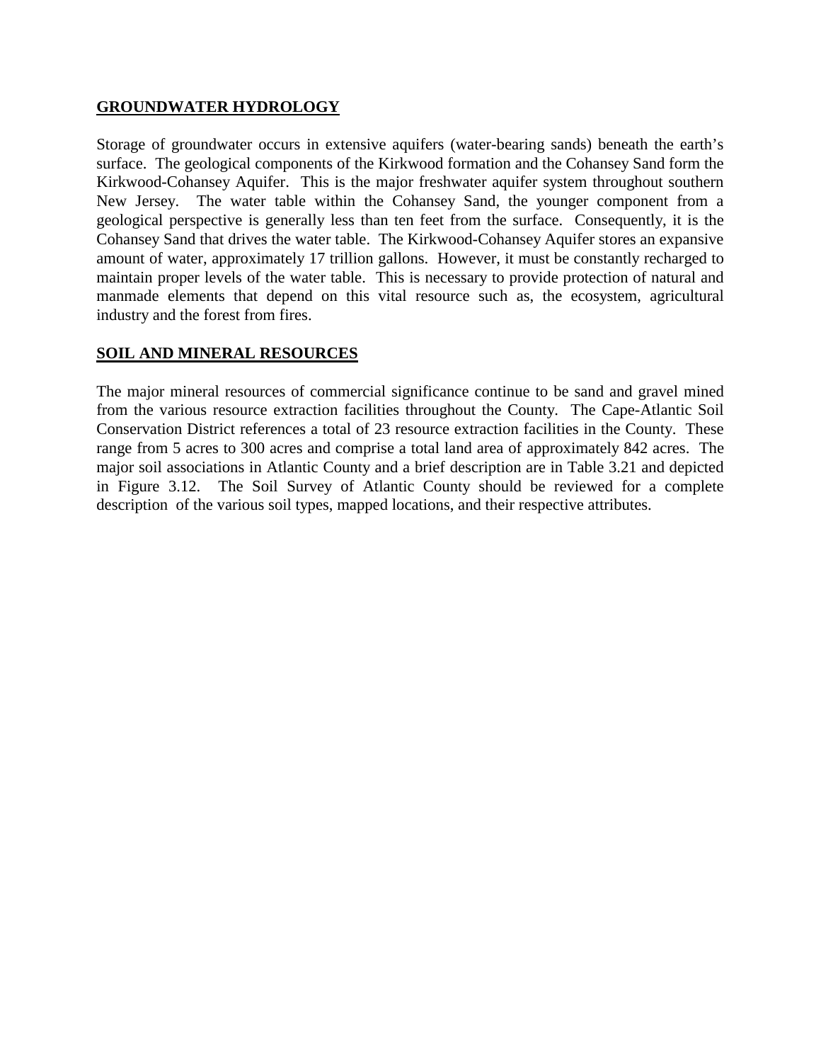## GROUNDWATER HYDROLOGY

Storage of groundwater occurs in extensive aquifers (water-bearing sands) beneath the earth's surface. The geological components of the Kirkwood formation and the Cohansey Sand form the Kirkwood-Cohansey Aquifer. This is the major freshwater aquifer system throughout southern New Jersey. The water table within the Cohansey Sand, the younger component from a geological perspective is generally less than ten feet from the surface. Consequently, it is the Cohansey Sand that drives the water table. The Kirkwood-Cohansey Aquifer stores an expansive amount of water, approximately 17 trillion gallons. However, it must be constantly recharged to maintain proper levels of the water table. This is necessary to provide protection of natural and manmade elements that depend on this vital resource such as, the ecosystem, agricultural industry and the forest from fires.

## SOIL AND MINERAL RESOURCES

The major mineral resources of commercial significance continue to be sand and gravel mined from the various resource extraction facilities throughout the County. The Cape-Atlantic Soil Conservation District references a total of 23 resource extraction facilities in the County. These range from 5 acres to 300 acres and comprise a total land area of approximately 842 acres. The major soil associations in Atlantic County and a brief description are in Table 3.21 and depicted in Figure 3.12. The Soil Survey of Atlantic County should be reviewed for a complete description of the various soil types, mapped locations, and their respective attributes.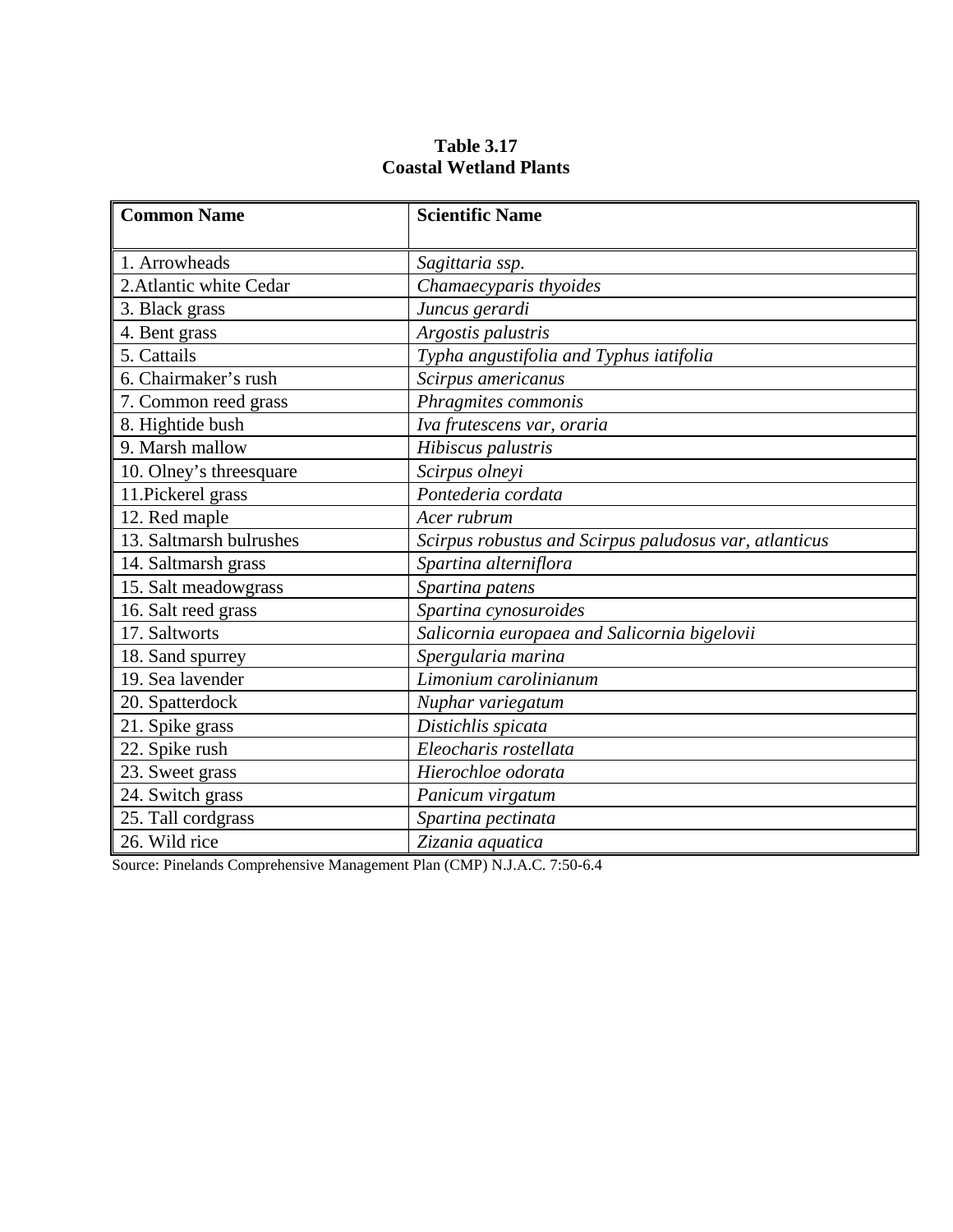**Table 3.17**
**Coastal Wetland Plants**

| Common Name | Scientific Name |
|---|---|
| 1. Arrowheads | *Sagittaria ssp.* |
| 2.Atlantic white Cedar | *Chamaecyparis thyoides* |
| 3. Black grass | *Juncus gerardi* |
| 4. Bent grass | *Argostis palustris* |
| 5. Cattails | *Typha angustifolia and Typhus iatifolia* |
| 6. Chairmaker's rush | *Scirpus americanus* |
| 7. Common reed grass | *Phragmites commonis* |
| 8. Hightide bush | *Iva frutescens var, oraria* |
| 9. Marsh mallow | *Hibiscus palustris* |
| 10. Olney's threesquare | *Scirpus olneyi* |
| 11.Pickerel grass | *Pontederia cordata* |
| 12. Red maple | *Acer rubrum* |
| 13. Saltmarsh bulrushes | *Scirpus robustus and Scirpus paludosus var, atlanticus* |
| 14. Saltmarsh grass | *Spartina alterniflora* |
| 15. Salt meadowgrass | *Spartina patens* |
| 16. Salt reed grass | *Spartina cynosuroides* |
| 17. Saltworts | *Salicornia europaea and Salicornia bigelovii* |
| 18. Sand spurrey | *Spergularia marina* |
| 19. Sea lavender | *Limonium carolinianum* |
| 20. Spatterdock | *Nuphar variegatum* |
| 21. Spike grass | *Distichlis spicata* |
| 22. Spike rush | *Eleocharis rostellata* |
| 23. Sweet grass | *Hierochloe odorata* |
| 24. Switch grass | *Panicum virgatum* |
| 25. Tall cordgrass | *Spartina pectinata* |
| 26. Wild rice | *Zizania aquatica* |

Source: Pinelands Comprehensive Management Plan (CMP) N.J.A.C. 7:50-6.4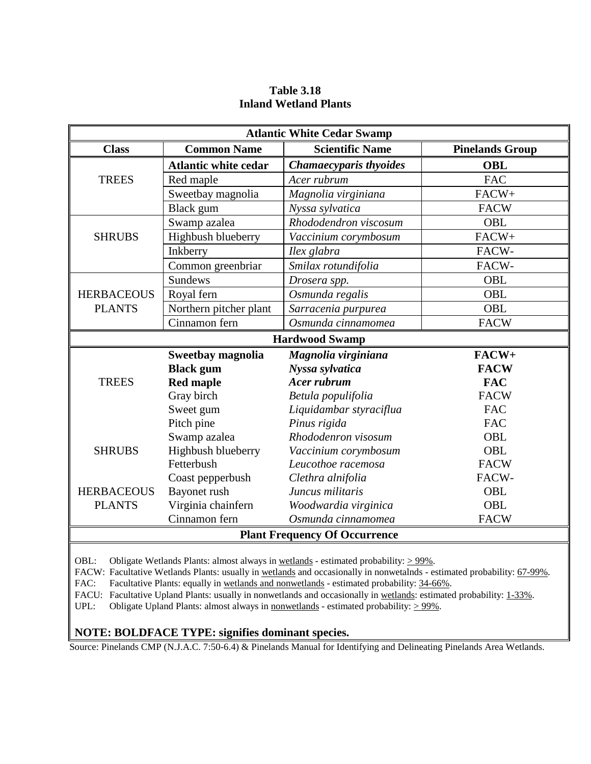**Table 3.18**
**Inland Wetland Plants**

| Class | Common Name | Scientific Name | Pinelands Group |
|---|---|---|---|
| **Atlantic White Cedar Swamp** | | | |
| TREES | **Atlantic white cedar** | ***Chamaecyparis thyoides*** | **OBL** |
| | Red maple | *Acer rubrum* | FAC |
| | Sweetbay magnolia | *Magnolia virginiana* | FACW+ |
| | Black gum | *Nyssa sylvatica* | FACW |
| SHRUBS | Swamp azalea | *Rhododendron viscosum* | OBL |
| | Highbush blueberry | *Vaccinium corymbosum* | FACW+ |
| | Inkberry | *Ilex glabra* | FACW- |
| | Common greenbriar | *Smilax rotundifolia* | FACW- |
| HERBACEOUS PLANTS | Sundews | *Drosera spp.* | OBL |
| | Royal fern | *Osmunda regalis* | OBL |
| | Northern pitcher plant | *Sarracenia purpurea* | OBL |
| | Cinnamon fern | *Osmunda cinnamomea* | FACW |
| **Hardwood Swamp** | | | |
| TREES | **Sweetbay magnolia** | ***Magnolia virginiana*** | **FACW+** |
| | **Black gum** | ***Nyssa sylvatica*** | **FACW** |
| | **Red maple** | ***Acer rubrum*** | **FAC** |
| | Gray birch | *Betula populifolia* | FACW |
| | Sweet gum | *Liquidambar styraciflua* | FAC |
| | Pitch pine | *Pinus rigida* | FAC |
| SHRUBS | Swamp azalea | *Rhododenron visosum* | OBL |
| | Highbush blueberry | *Vaccinium corymbosum* | OBL |
| | Fetterbush | *Leucothoe racemosa* | FACW |
| | Coast pepperbush | *Clethra alnifolia* | FACW- |
| HERBACEOUS PLANTS | Bayonet rush | *Juncus militaris* | OBL |
| | Virginia chainfern | *Woodwardia virginica* | OBL |
| | Cinnamon fern | *Osmunda cinnamomea* | FACW |

**Plant Frequency Of Occurrence**

OBL: Obligate Wetlands Plants: almost always in wetlands - estimated probability: > 99%.
FACW: Facultative Wetlands Plants: usually in wetlands and occasionally in nonwetalnds - estimated probability: 67-99%.
FAC: Facultative Plants: equally in wetlands and nonwetlands - estimated probability: 34-66%.
FACU: Facultative Upland Plants: usually in nonwetlands and occasionally in wetlands: estimated probability: 1-33%.
UPL: Obligate Upland Plants: almost always in nonwetlands - estimated probability: > 99%.

**NOTE: BOLDFACE TYPE: signifies dominant species.**

Source: Pinelands CMP (N.J.A.C. 7:50-6.4) & Pinelands Manual for Identifying and Delineating Pinelands Area Wetlands.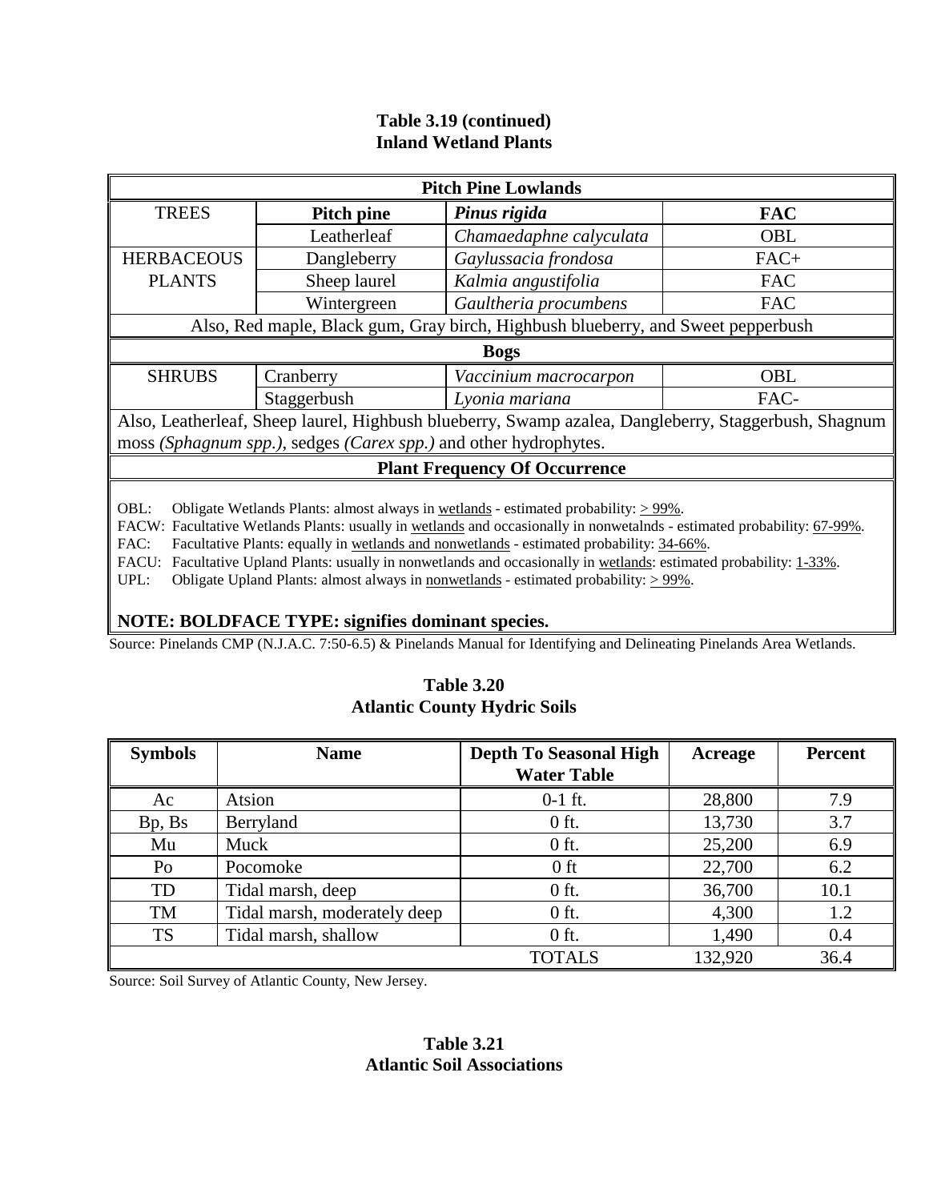**Table 3.19 (continued)**
**Inland Wetland Plants**

| Pitch Pine Lowlands | | | |
|---|---|---|---|
| TREES | **Pitch pine** | ***Pinus rigida*** | **FAC** |
| | Leatherleaf | *Chamaedaphne calyculata* | OBL |
| HERBACEOUS PLANTS | Dangleberry | *Gaylussacia frondosa* | FAC+ |
| | Sheep laurel | *Kalmia angustifolia* | FAC |
| | Wintergreen | *Gaultheria procumbens* | FAC |
| Also, Red maple, Black gum, Gray birch, Highbush blueberry, and Sweet pepperbush | | | |
| **Bogs** | | | |
| SHRUBS | Cranberry | *Vaccinium macrocarpon* | OBL |
| | Staggerbush | *Lyonia mariana* | FAC- |
| Also, Leatherleaf, Sheep laurel, Highbush blueberry, Swamp azalea, Dangleberry, Staggerbush, Shagnum moss *(Sphagnum spp.)*, sedges *(Carex spp.)* and other hydrophytes. | | | |
| **Plant Frequency Of Occurrence** | | | |

OBL: Obligate Wetlands Plants: almost always in wetlands - estimated probability: > 99%.
FACW: Facultative Wetlands Plants: usually in wetlands and occasionally in nonwetalnds - estimated probability: 67-99%.
FAC: Facultative Plants: equally in wetlands and nonwetlands - estimated probability: 34-66%.
FACU: Facultative Upland Plants: usually in nonwetlands and occasionally in wetlands: estimated probability: 1-33%.
UPL: Obligate Upland Plants: almost always in nonwetlands - estimated probability: > 99%.

**NOTE: BOLDFACE TYPE: signifies dominant species.**

Source: Pinelands CMP (N.J.A.C. 7:50-6.5) & Pinelands Manual for Identifying and Delineating Pinelands Area Wetlands.

**Table 3.20**
**Atlantic County Hydric Soils**

| Symbols | Name | Depth To Seasonal High Water Table | Acreage | Percent |
|---|---|---|---|---|
| Ac | Atsion | 0-1 ft. | 28,800 | 7.9 |
| Bp, Bs | Berryland | 0 ft. | 13,730 | 3.7 |
| Mu | Muck | 0 ft. | 25,200 | 6.9 |
| Po | Pocomoke | 0 ft | 22,700 | 6.2 |
| TD | Tidal marsh, deep | 0 ft. | 36,700 | 10.1 |
| TM | Tidal marsh, moderately deep | 0 ft. | 4,300 | 1.2 |
| TS | Tidal marsh, shallow | 0 ft. | 1,490 | 0.4 |
| | | TOTALS | 132,920 | 36.4 |

Source: Soil Survey of Atlantic County, New Jersey.

**Table 3.21**
**Atlantic Soil Associations**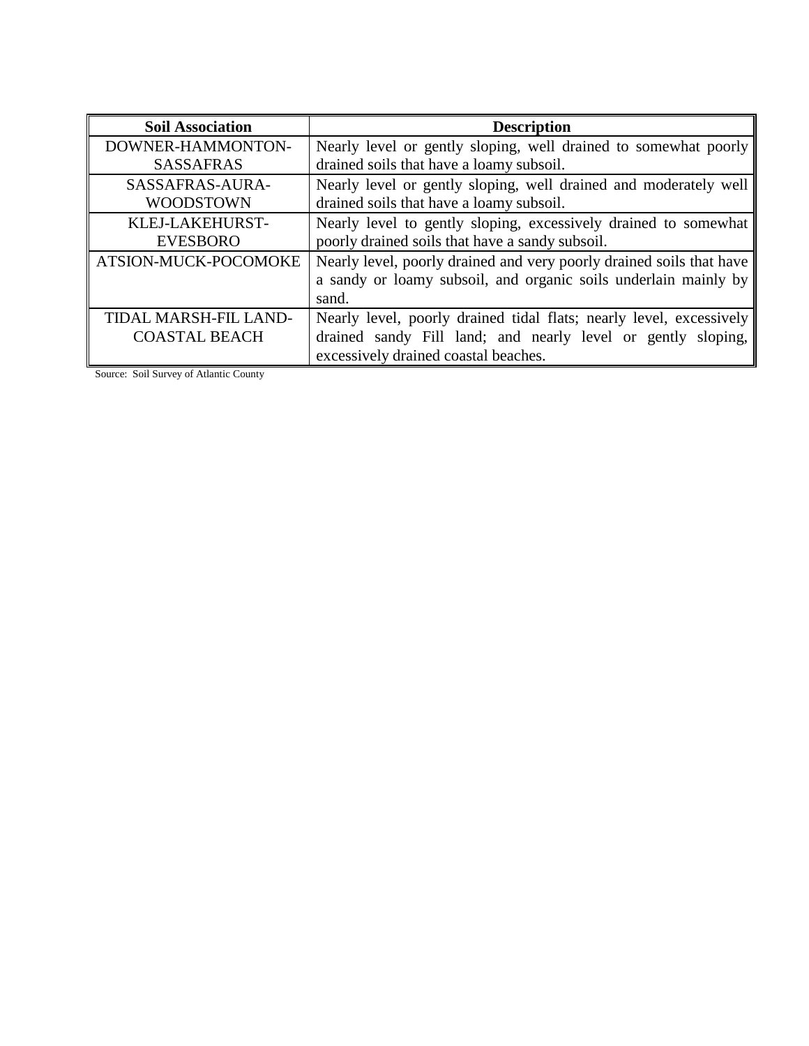| Soil Association | Description |
|---|---|
| DOWNER-HAMMONTON-SASSAFRAS | Nearly level or gently sloping, well drained to somewhat poorly drained soils that have a loamy subsoil. |
| SASSAFRAS-AURA-WOODSTOWN | Nearly level or gently sloping, well drained and moderately well drained soils that have a loamy subsoil. |
| KLEJ-LAKEHURST-EVESBORO | Nearly level to gently sloping, excessively drained to somewhat poorly drained soils that have a sandy subsoil. |
| ATSION-MUCK-POCOMOKE | Nearly level, poorly drained and very poorly drained soils that have a sandy or loamy subsoil, and organic soils underlain mainly by sand. |
| TIDAL MARSH-FIL LAND-COASTAL BEACH | Nearly level, poorly drained tidal flats; nearly level, excessively drained sandy Fill land; and nearly level or gently sloping, excessively drained coastal beaches. |

Source: Soil Survey of Atlantic County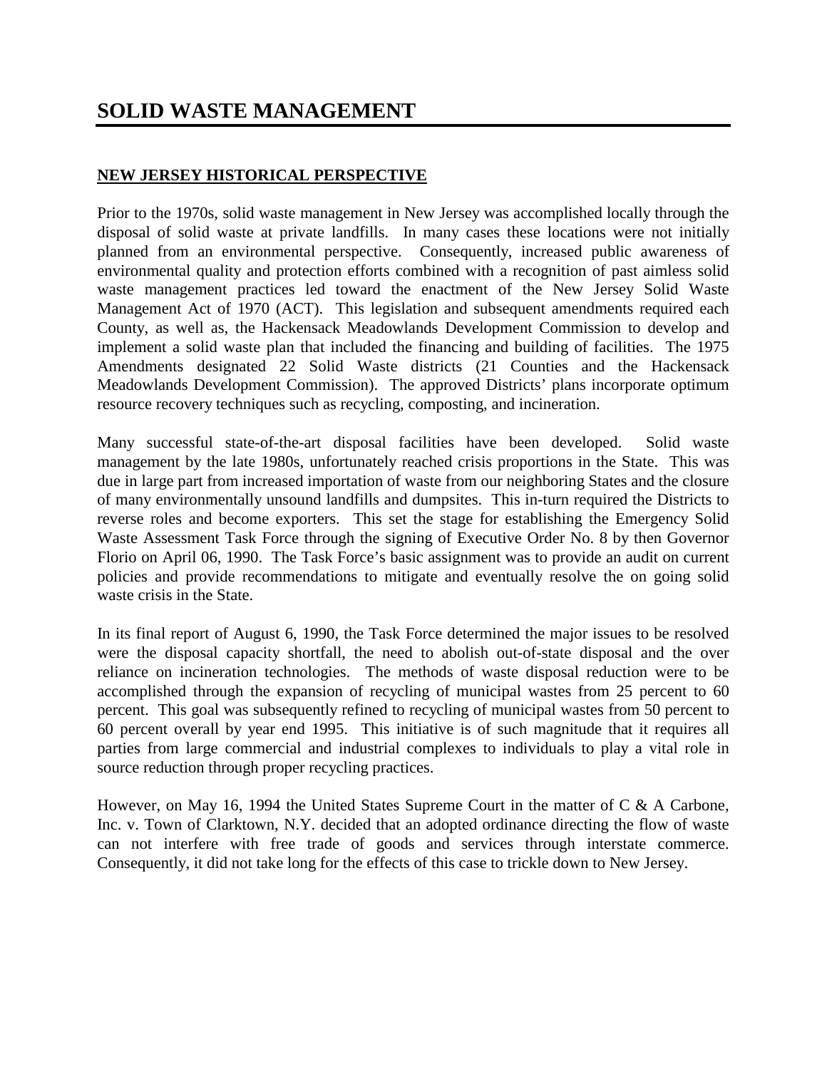# SOLID WASTE MANAGEMENT

## NEW JERSEY HISTORICAL PERSPECTIVE

Prior to the 1970s, solid waste management in New Jersey was accomplished locally through the disposal of solid waste at private landfills. In many cases these locations were not initially planned from an environmental perspective. Consequently, increased public awareness of environmental quality and protection efforts combined with a recognition of past aimless solid waste management practices led toward the enactment of the New Jersey Solid Waste Management Act of 1970 (ACT). This legislation and subsequent amendments required each County, as well as, the Hackensack Meadowlands Development Commission to develop and implement a solid waste plan that included the financing and building of facilities. The 1975 Amendments designated 22 Solid Waste districts (21 Counties and the Hackensack Meadowlands Development Commission). The approved Districts' plans incorporate optimum resource recovery techniques such as recycling, composting, and incineration.

Many successful state-of-the-art disposal facilities have been developed. Solid waste management by the late 1980s, unfortunately reached crisis proportions in the State. This was due in large part from increased importation of waste from our neighboring States and the closure of many environmentally unsound landfills and dumpsites. This in-turn required the Districts to reverse roles and become exporters. This set the stage for establishing the Emergency Solid Waste Assessment Task Force through the signing of Executive Order No. 8 by then Governor Florio on April 06, 1990. The Task Force's basic assignment was to provide an audit on current policies and provide recommendations to mitigate and eventually resolve the on going solid waste crisis in the State.

In its final report of August 6, 1990, the Task Force determined the major issues to be resolved were the disposal capacity shortfall, the need to abolish out-of-state disposal and the over reliance on incineration technologies. The methods of waste disposal reduction were to be accomplished through the expansion of recycling of municipal wastes from 25 percent to 60 percent. This goal was subsequently refined to recycling of municipal wastes from 50 percent to 60 percent overall by year end 1995. This initiative is of such magnitude that it requires all parties from large commercial and industrial complexes to individuals to play a vital role in source reduction through proper recycling practices.

However, on May 16, 1994 the United States Supreme Court in the matter of C & A Carbone, Inc. v. Town of Clarktown, N.Y. decided that an adopted ordinance directing the flow of waste can not interfere with free trade of goods and services through interstate commerce. Consequently, it did not take long for the effects of this case to trickle down to New Jersey.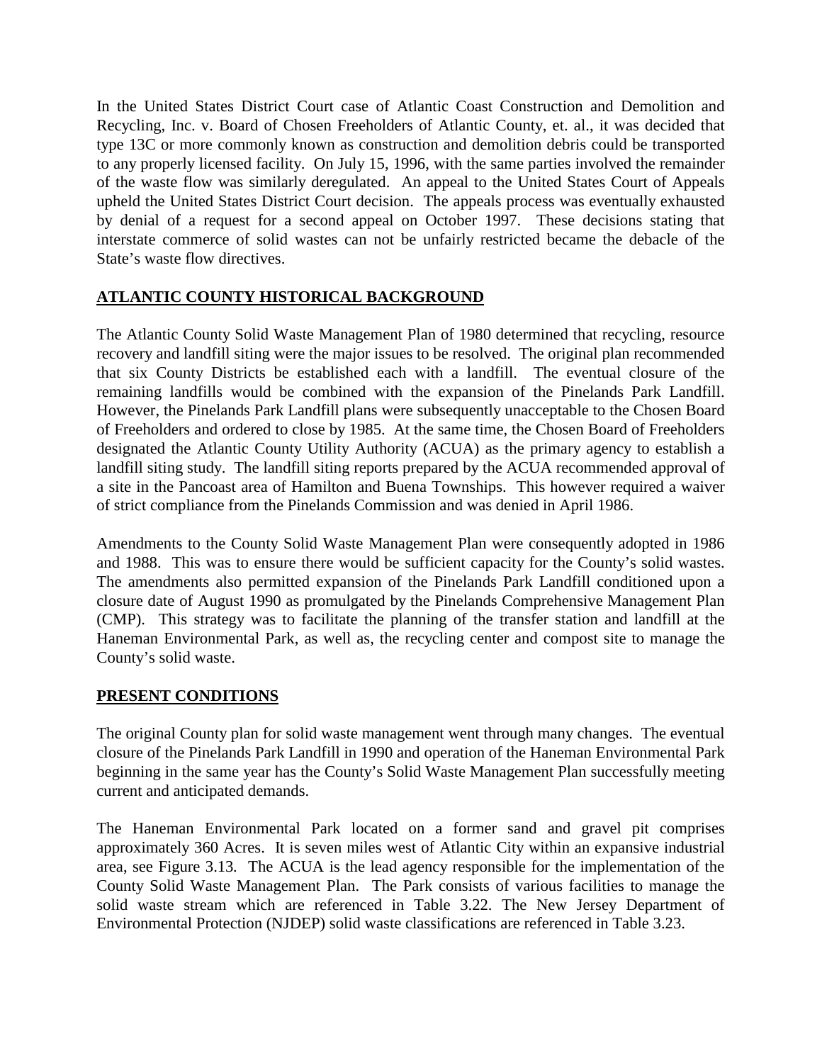In the United States District Court case of Atlantic Coast Construction and Demolition and Recycling, Inc. v. Board of Chosen Freeholders of Atlantic County, et. al., it was decided that type 13C or more commonly known as construction and demolition debris could be transported to any properly licensed facility. On July 15, 1996, with the same parties involved the remainder of the waste flow was similarly deregulated. An appeal to the United States Court of Appeals upheld the United States District Court decision. The appeals process was eventually exhausted by denial of a request for a second appeal on October 1997. These decisions stating that interstate commerce of solid wastes can not be unfairly restricted became the debacle of the State's waste flow directives.

## ATLANTIC COUNTY HISTORICAL BACKGROUND

The Atlantic County Solid Waste Management Plan of 1980 determined that recycling, resource recovery and landfill siting were the major issues to be resolved. The original plan recommended that six County Districts be established each with a landfill. The eventual closure of the remaining landfills would be combined with the expansion of the Pinelands Park Landfill. However, the Pinelands Park Landfill plans were subsequently unacceptable to the Chosen Board of Freeholders and ordered to close by 1985. At the same time, the Chosen Board of Freeholders designated the Atlantic County Utility Authority (ACUA) as the primary agency to establish a landfill siting study. The landfill siting reports prepared by the ACUA recommended approval of a site in the Pancoast area of Hamilton and Buena Townships. This however required a waiver of strict compliance from the Pinelands Commission and was denied in April 1986.

Amendments to the County Solid Waste Management Plan were consequently adopted in 1986 and 1988. This was to ensure there would be sufficient capacity for the County's solid wastes. The amendments also permitted expansion of the Pinelands Park Landfill conditioned upon a closure date of August 1990 as promulgated by the Pinelands Comprehensive Management Plan (CMP). This strategy was to facilitate the planning of the transfer station and landfill at the Haneman Environmental Park, as well as, the recycling center and compost site to manage the County's solid waste.

## PRESENT CONDITIONS

The original County plan for solid waste management went through many changes. The eventual closure of the Pinelands Park Landfill in 1990 and operation of the Haneman Environmental Park beginning in the same year has the County's Solid Waste Management Plan successfully meeting current and anticipated demands.

The Haneman Environmental Park located on a former sand and gravel pit comprises approximately 360 Acres. It is seven miles west of Atlantic City within an expansive industrial area, see Figure 3.13. The ACUA is the lead agency responsible for the implementation of the County Solid Waste Management Plan. The Park consists of various facilities to manage the solid waste stream which are referenced in Table 3.22. The New Jersey Department of Environmental Protection (NJDEP) solid waste classifications are referenced in Table 3.23.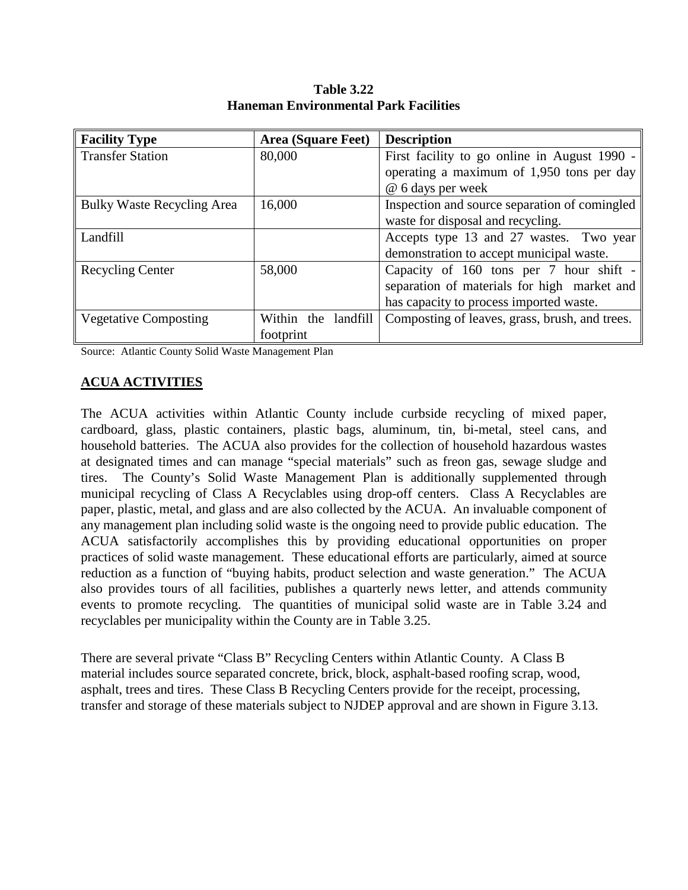**Table 3.22**
**Haneman Environmental Park Facilities**

| Facility Type | Area (Square Feet) | Description |
|---|---|---|
| Transfer Station | 80,000 | First facility to go online in August 1990 - operating a maximum of 1,950 tons per day @ 6 days per week |
| Bulky Waste Recycling Area | 16,000 | Inspection and source separation of comingled waste for disposal and recycling. |
| Landfill | | Accepts type 13 and 27 wastes. Two year demonstration to accept municipal waste. |
| Recycling Center | 58,000 | Capacity of 160 tons per 7 hour shift - separation of materials for high market and has capacity to process imported waste. |
| Vegetative Composting | Within the landfill footprint | Composting of leaves, grass, brush, and trees. |

Source: Atlantic County Solid Waste Management Plan

## ACUA ACTIVITIES

The ACUA activities within Atlantic County include curbside recycling of mixed paper, cardboard, glass, plastic containers, plastic bags, aluminum, tin, bi-metal, steel cans, and household batteries. The ACUA also provides for the collection of household hazardous wastes at designated times and can manage "special materials" such as freon gas, sewage sludge and tires. The County's Solid Waste Management Plan is additionally supplemented through municipal recycling of Class A Recyclables using drop-off centers. Class A Recyclables are paper, plastic, metal, and glass and are also collected by the ACUA. An invaluable component of any management plan including solid waste is the ongoing need to provide public education. The ACUA satisfactorily accomplishes this by providing educational opportunities on proper practices of solid waste management. These educational efforts are particularly, aimed at source reduction as a function of "buying habits, product selection and waste generation." The ACUA also provides tours of all facilities, publishes a quarterly news letter, and attends community events to promote recycling. The quantities of municipal solid waste are in Table 3.24 and recyclables per municipality within the County are in Table 3.25.

There are several private "Class B" Recycling Centers within Atlantic County. A Class B material includes source separated concrete, brick, block, asphalt-based roofing scrap, wood, asphalt, trees and tires. These Class B Recycling Centers provide for the receipt, processing, transfer and storage of these materials subject to NJDEP approval and are shown in Figure 3.13.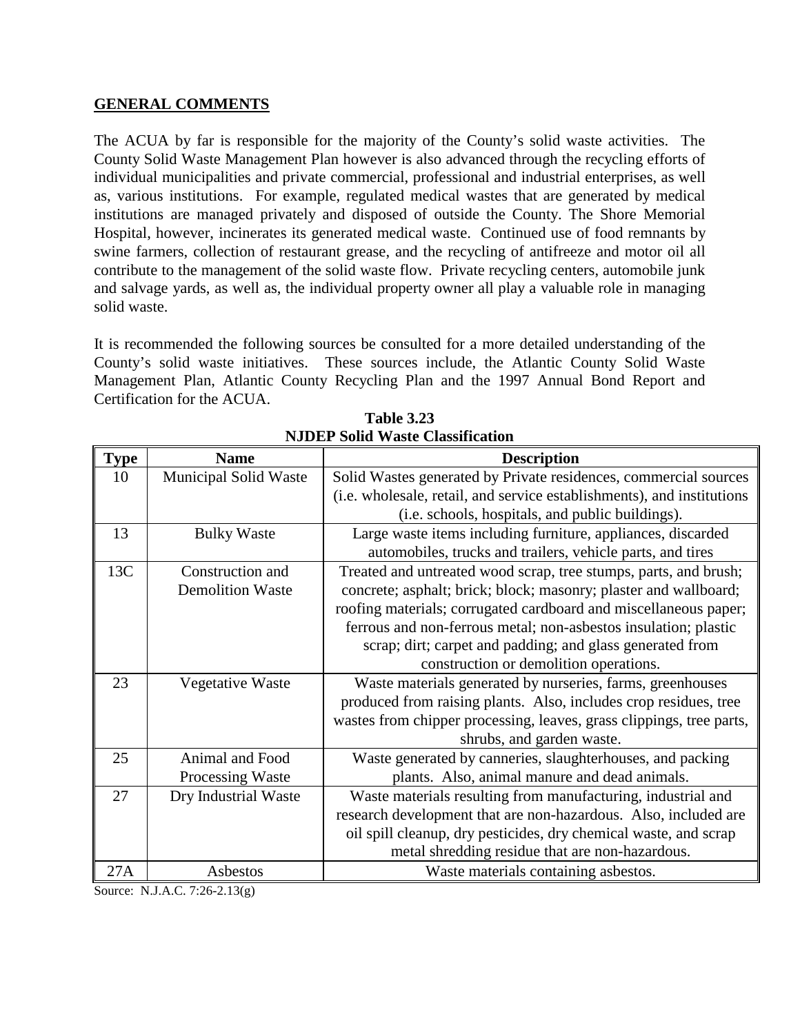## GENERAL COMMENTS

The ACUA by far is responsible for the majority of the County's solid waste activities. The County Solid Waste Management Plan however is also advanced through the recycling efforts of individual municipalities and private commercial, professional and industrial enterprises, as well as, various institutions. For example, regulated medical wastes that are generated by medical institutions are managed privately and disposed of outside the County. The Shore Memorial Hospital, however, incinerates its generated medical waste. Continued use of food remnants by swine farmers, collection of restaurant grease, and the recycling of antifreeze and motor oil all contribute to the management of the solid waste flow. Private recycling centers, automobile junk and salvage yards, as well as, the individual property owner all play a valuable role in managing solid waste.

It is recommended the following sources be consulted for a more detailed understanding of the County's solid waste initiatives. These sources include, the Atlantic County Solid Waste Management Plan, Atlantic County Recycling Plan and the 1997 Annual Bond Report and Certification for the ACUA.

**Table 3.23**
**NJDEP Solid Waste Classification**

| Type | Name | Description |
|---|---|---|
| 10 | Municipal Solid Waste | Solid Wastes generated by Private residences, commercial sources (i.e. wholesale, retail, and service establishments), and institutions (i.e. schools, hospitals, and public buildings). |
| 13 | Bulky Waste | Large waste items including furniture, appliances, discarded automobiles, trucks and trailers, vehicle parts, and tires |
| 13C | Construction and Demolition Waste | Treated and untreated wood scrap, tree stumps, parts, and brush; concrete; asphalt; brick; block; masonry; plaster and wallboard; roofing materials; corrugated cardboard and miscellaneous paper; ferrous and non-ferrous metal; non-asbestos insulation; plastic scrap; dirt; carpet and padding; and glass generated from construction or demolition operations. |
| 23 | Vegetative Waste | Waste materials generated by nurseries, farms, greenhouses produced from raising plants. Also, includes crop residues, tree wastes from chipper processing, leaves, grass clippings, tree parts, shrubs, and garden waste. |
| 25 | Animal and Food Processing Waste | Waste generated by canneries, slaughterhouses, and packing plants. Also, animal manure and dead animals. |
| 27 | Dry Industrial Waste | Waste materials resulting from manufacturing, industrial and research development that are non-hazardous. Also, included are oil spill cleanup, dry pesticides, dry chemical waste, and scrap metal shredding residue that are non-hazardous. |
| 27A | Asbestos | Waste materials containing asbestos. |

Source: N.J.A.C. 7:26-2.13(g)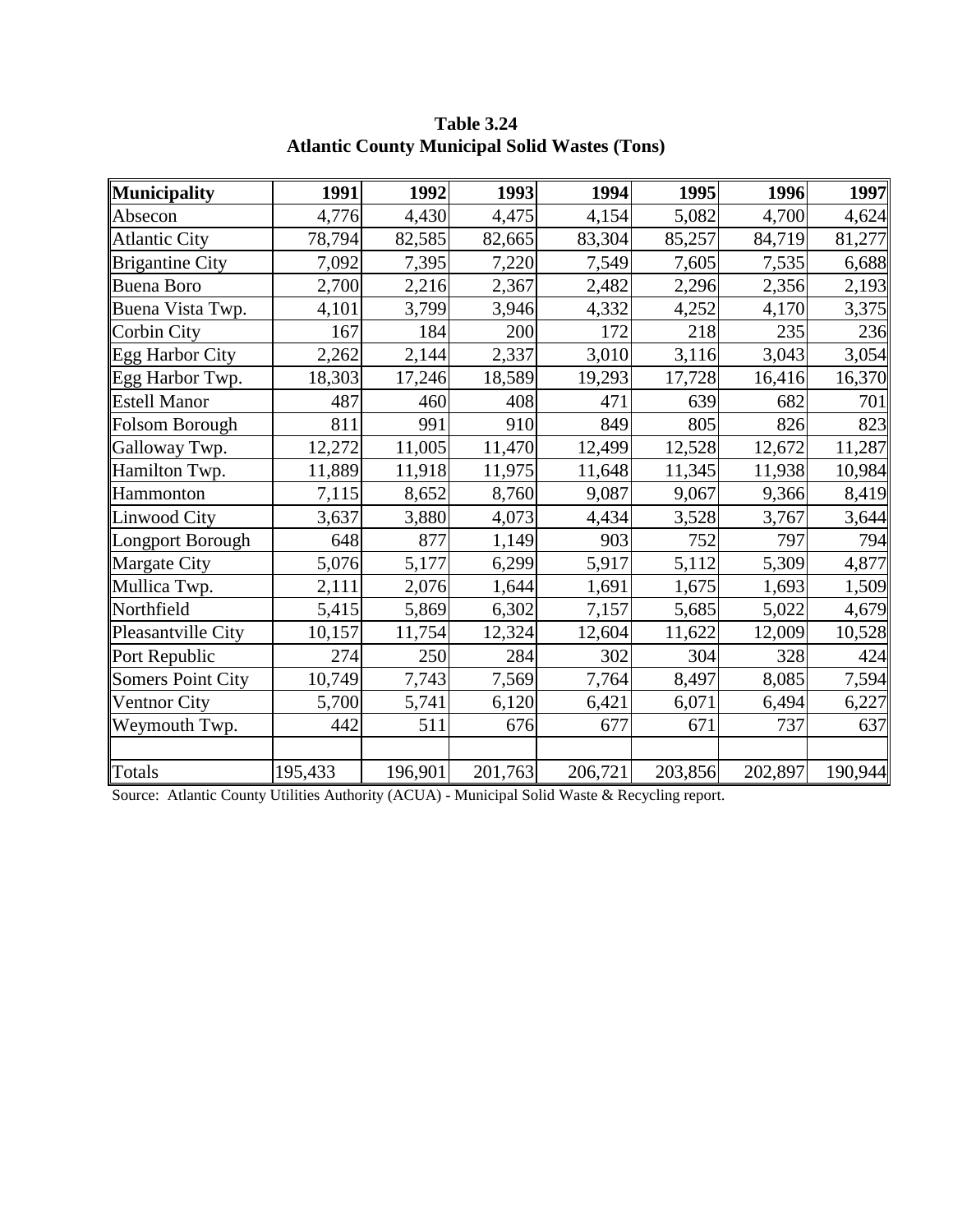**Table 3.24**
**Atlantic County Municipal Solid Wastes (Tons)**

| Municipality | 1991 | 1992 | 1993 | 1994 | 1995 | 1996 | 1997 |
|---|---|---|---|---|---|---|---|
| Absecon | 4,776 | 4,430 | 4,475 | 4,154 | 5,082 | 4,700 | 4,624 |
| Atlantic City | 78,794 | 82,585 | 82,665 | 83,304 | 85,257 | 84,719 | 81,277 |
| Brigantine City | 7,092 | 7,395 | 7,220 | 7,549 | 7,605 | 7,535 | 6,688 |
| Buena Boro | 2,700 | 2,216 | 2,367 | 2,482 | 2,296 | 2,356 | 2,193 |
| Buena Vista Twp. | 4,101 | 3,799 | 3,946 | 4,332 | 4,252 | 4,170 | 3,375 |
| Corbin City | 167 | 184 | 200 | 172 | 218 | 235 | 236 |
| Egg Harbor City | 2,262 | 2,144 | 2,337 | 3,010 | 3,116 | 3,043 | 3,054 |
| Egg Harbor Twp. | 18,303 | 17,246 | 18,589 | 19,293 | 17,728 | 16,416 | 16,370 |
| Estell Manor | 487 | 460 | 408 | 471 | 639 | 682 | 701 |
| Folsom Borough | 811 | 991 | 910 | 849 | 805 | 826 | 823 |
| Galloway Twp. | 12,272 | 11,005 | 11,470 | 12,499 | 12,528 | 12,672 | 11,287 |
| Hamilton Twp. | 11,889 | 11,918 | 11,975 | 11,648 | 11,345 | 11,938 | 10,984 |
| Hammonton | 7,115 | 8,652 | 8,760 | 9,087 | 9,067 | 9,366 | 8,419 |
| Linwood City | 3,637 | 3,880 | 4,073 | 4,434 | 3,528 | 3,767 | 3,644 |
| Longport Borough | 648 | 877 | 1,149 | 903 | 752 | 797 | 794 |
| Margate City | 5,076 | 5,177 | 6,299 | 5,917 | 5,112 | 5,309 | 4,877 |
| Mullica Twp. | 2,111 | 2,076 | 1,644 | 1,691 | 1,675 | 1,693 | 1,509 |
| Northfield | 5,415 | 5,869 | 6,302 | 7,157 | 5,685 | 5,022 | 4,679 |
| Pleasantville City | 10,157 | 11,754 | 12,324 | 12,604 | 11,622 | 12,009 | 10,528 |
| Port Republic | 274 | 250 | 284 | 302 | 304 | 328 | 424 |
| Somers Point City | 10,749 | 7,743 | 7,569 | 7,764 | 8,497 | 8,085 | 7,594 |
| Ventnor City | 5,700 | 5,741 | 6,120 | 6,421 | 6,071 | 6,494 | 6,227 |
| Weymouth Twp. | 442 | 511 | 676 | 677 | 671 | 737 | 637 |
| | | | | | | | |
| Totals | 195,433 | 196,901 | 201,763 | 206,721 | 203,856 | 202,897 | 190,944 |

Source: Atlantic County Utilities Authority (ACUA) - Municipal Solid Waste & Recycling report.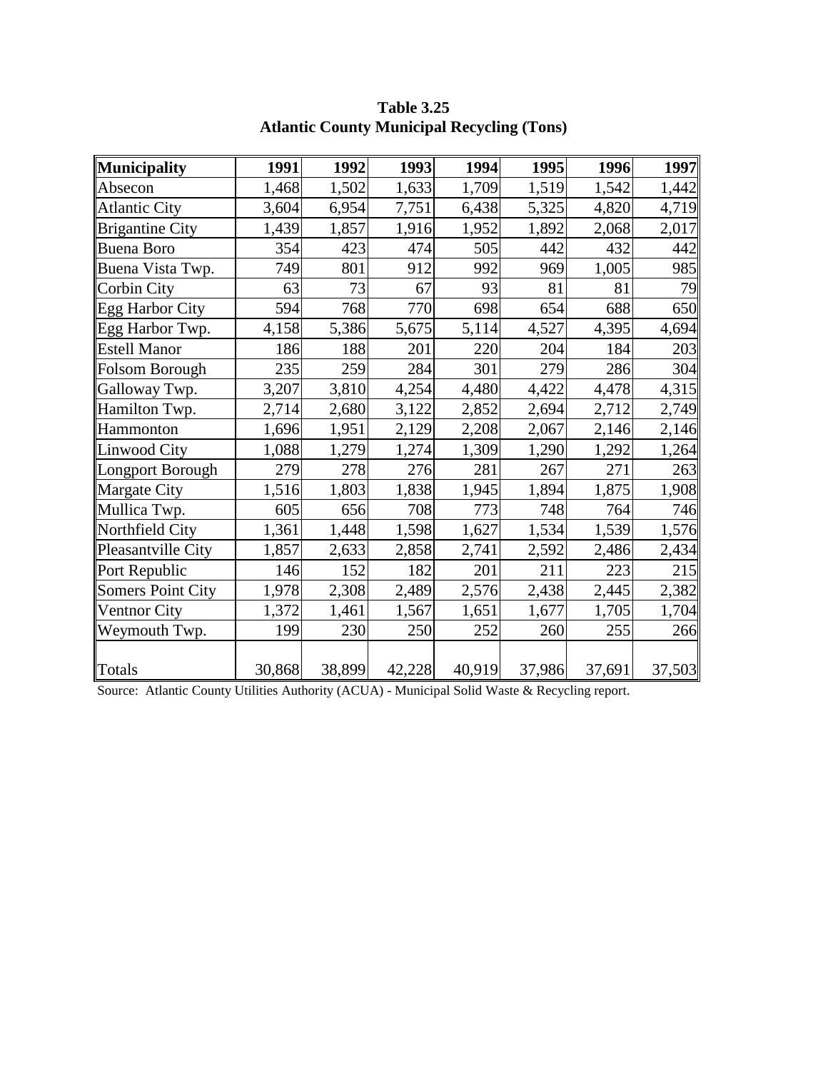**Table 3.25**
**Atlantic County Municipal Recycling (Tons)**

| Municipality | 1991 | 1992 | 1993 | 1994 | 1995 | 1996 | 1997 |
|---|---|---|---|---|---|---|---|
| Absecon | 1,468 | 1,502 | 1,633 | 1,709 | 1,519 | 1,542 | 1,442 |
| Atlantic City | 3,604 | 6,954 | 7,751 | 6,438 | 5,325 | 4,820 | 4,719 |
| Brigantine City | 1,439 | 1,857 | 1,916 | 1,952 | 1,892 | 2,068 | 2,017 |
| Buena Boro | 354 | 423 | 474 | 505 | 442 | 432 | 442 |
| Buena Vista Twp. | 749 | 801 | 912 | 992 | 969 | 1,005 | 985 |
| Corbin City | 63 | 73 | 67 | 93 | 81 | 81 | 79 |
| Egg Harbor City | 594 | 768 | 770 | 698 | 654 | 688 | 650 |
| Egg Harbor Twp. | 4,158 | 5,386 | 5,675 | 5,114 | 4,527 | 4,395 | 4,694 |
| Estell Manor | 186 | 188 | 201 | 220 | 204 | 184 | 203 |
| Folsom Borough | 235 | 259 | 284 | 301 | 279 | 286 | 304 |
| Galloway Twp. | 3,207 | 3,810 | 4,254 | 4,480 | 4,422 | 4,478 | 4,315 |
| Hamilton Twp. | 2,714 | 2,680 | 3,122 | 2,852 | 2,694 | 2,712 | 2,749 |
| Hammonton | 1,696 | 1,951 | 2,129 | 2,208 | 2,067 | 2,146 | 2,146 |
| Linwood City | 1,088 | 1,279 | 1,274 | 1,309 | 1,290 | 1,292 | 1,264 |
| Longport Borough | 279 | 278 | 276 | 281 | 267 | 271 | 263 |
| Margate City | 1,516 | 1,803 | 1,838 | 1,945 | 1,894 | 1,875 | 1,908 |
| Mullica Twp. | 605 | 656 | 708 | 773 | 748 | 764 | 746 |
| Northfield City | 1,361 | 1,448 | 1,598 | 1,627 | 1,534 | 1,539 | 1,576 |
| Pleasantville City | 1,857 | 2,633 | 2,858 | 2,741 | 2,592 | 2,486 | 2,434 |
| Port Republic | 146 | 152 | 182 | 201 | 211 | 223 | 215 |
| Somers Point City | 1,978 | 2,308 | 2,489 | 2,576 | 2,438 | 2,445 | 2,382 |
| Ventnor City | 1,372 | 1,461 | 1,567 | 1,651 | 1,677 | 1,705 | 1,704 |
| Weymouth Twp. | 199 | 230 | 250 | 252 | 260 | 255 | 266 |
| Totals | 30,868 | 38,899 | 42,228 | 40,919 | 37,986 | 37,691 | 37,503 |

Source: Atlantic County Utilities Authority (ACUA) - Municipal Solid Waste & Recycling report.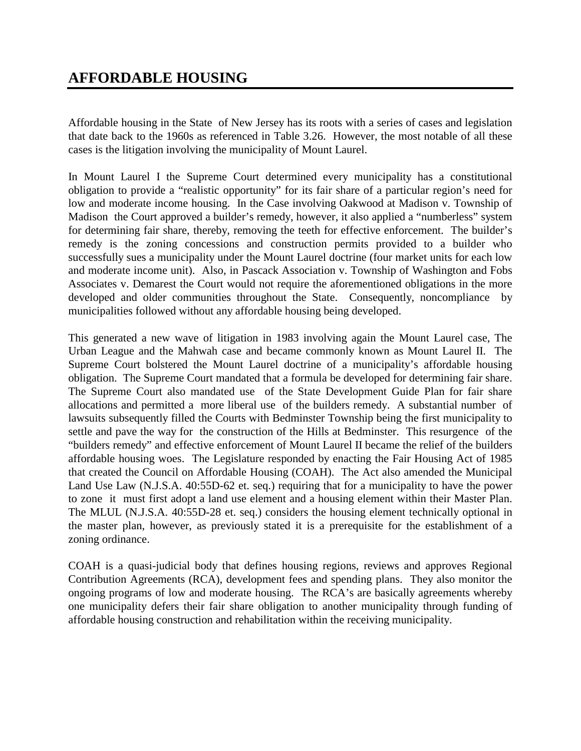# AFFORDABLE HOUSING

Affordable housing in the State of New Jersey has its roots with a series of cases and legislation that date back to the 1960s as referenced in Table 3.26. However, the most notable of all these cases is the litigation involving the municipality of Mount Laurel.

In Mount Laurel I the Supreme Court determined every municipality has a constitutional obligation to provide a "realistic opportunity" for its fair share of a particular region's need for low and moderate income housing. In the Case involving Oakwood at Madison v. Township of Madison the Court approved a builder's remedy, however, it also applied a "numberless" system for determining fair share, thereby, removing the teeth for effective enforcement. The builder's remedy is the zoning concessions and construction permits provided to a builder who successfully sues a municipality under the Mount Laurel doctrine (four market units for each low and moderate income unit). Also, in Pascack Association v. Township of Washington and Fobs Associates v. Demarest the Court would not require the aforementioned obligations in the more developed and older communities throughout the State. Consequently, noncompliance by municipalities followed without any affordable housing being developed.

This generated a new wave of litigation in 1983 involving again the Mount Laurel case, The Urban League and the Mahwah case and became commonly known as Mount Laurel II. The Supreme Court bolstered the Mount Laurel doctrine of a municipality's affordable housing obligation. The Supreme Court mandated that a formula be developed for determining fair share. The Supreme Court also mandated use of the State Development Guide Plan for fair share allocations and permitted a more liberal use of the builders remedy. A substantial number of lawsuits subsequently filled the Courts with Bedminster Township being the first municipality to settle and pave the way for the construction of the Hills at Bedminster. This resurgence of the "builders remedy" and effective enforcement of Mount Laurel II became the relief of the builders affordable housing woes. The Legislature responded by enacting the Fair Housing Act of 1985 that created the Council on Affordable Housing (COAH). The Act also amended the Municipal Land Use Law (N.J.S.A. 40:55D-62 et. seq.) requiring that for a municipality to have the power to zone it must first adopt a land use element and a housing element within their Master Plan. The MLUL (N.J.S.A. 40:55D-28 et. seq.) considers the housing element technically optional in the master plan, however, as previously stated it is a prerequisite for the establishment of a zoning ordinance.

COAH is a quasi-judicial body that defines housing regions, reviews and approves Regional Contribution Agreements (RCA), development fees and spending plans. They also monitor the ongoing programs of low and moderate housing. The RCA's are basically agreements whereby one municipality defers their fair share obligation to another municipality through funding of affordable housing construction and rehabilitation within the receiving municipality.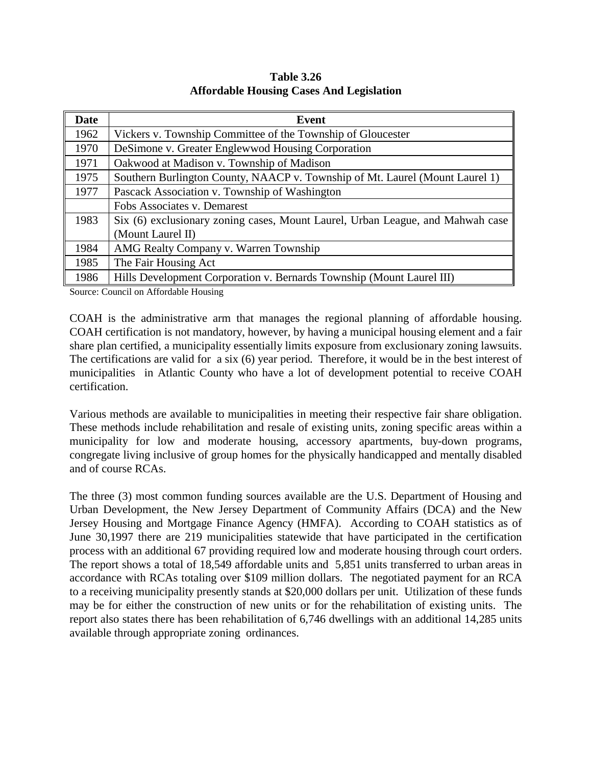**Table 3.26**
**Affordable Housing Cases And Legislation**

| Date | Event |
|---|---|
| 1962 | Vickers v. Township Committee of the Township of Gloucester |
| 1970 | DeSimone v. Greater Englewwod Housing Corporation |
| 1971 | Oakwood at Madison v. Township of Madison |
| 1975 | Southern Burlington County, NAACP v. Township of Mt. Laurel (Mount Laurel 1) |
| 1977 | Pascack Association v. Township of Washington |
| | Fobs Associates v. Demarest |
| 1983 | Six (6) exclusionary zoning cases, Mount Laurel, Urban League, and Mahwah case (Mount Laurel II) |
| 1984 | AMG Realty Company v. Warren Township |
| 1985 | The Fair Housing Act |
| 1986 | Hills Development Corporation v. Bernards Township (Mount Laurel III) |

Source: Council on Affordable Housing

COAH is the administrative arm that manages the regional planning of affordable housing. COAH certification is not mandatory, however, by having a municipal housing element and a fair share plan certified, a municipality essentially limits exposure from exclusionary zoning lawsuits. The certifications are valid for a six (6) year period. Therefore, it would be in the best interest of municipalities in Atlantic County who have a lot of development potential to receive COAH certification.

Various methods are available to municipalities in meeting their respective fair share obligation. These methods include rehabilitation and resale of existing units, zoning specific areas within a municipality for low and moderate housing, accessory apartments, buy-down programs, congregate living inclusive of group homes for the physically handicapped and mentally disabled and of course RCAs.

The three (3) most common funding sources available are the U.S. Department of Housing and Urban Development, the New Jersey Department of Community Affairs (DCA) and the New Jersey Housing and Mortgage Finance Agency (HMFA). According to COAH statistics as of June 30,1997 there are 219 municipalities statewide that have participated in the certification process with an additional 67 providing required low and moderate housing through court orders. The report shows a total of 18,549 affordable units and 5,851 units transferred to urban areas in accordance with RCAs totaling over $109 million dollars. The negotiated payment for an RCA to a receiving municipality presently stands at $20,000 dollars per unit. Utilization of these funds may be for either the construction of new units or for the rehabilitation of existing units. The report also states there has been rehabilitation of 6,746 dwellings with an additional 14,285 units available through appropriate zoning ordinances.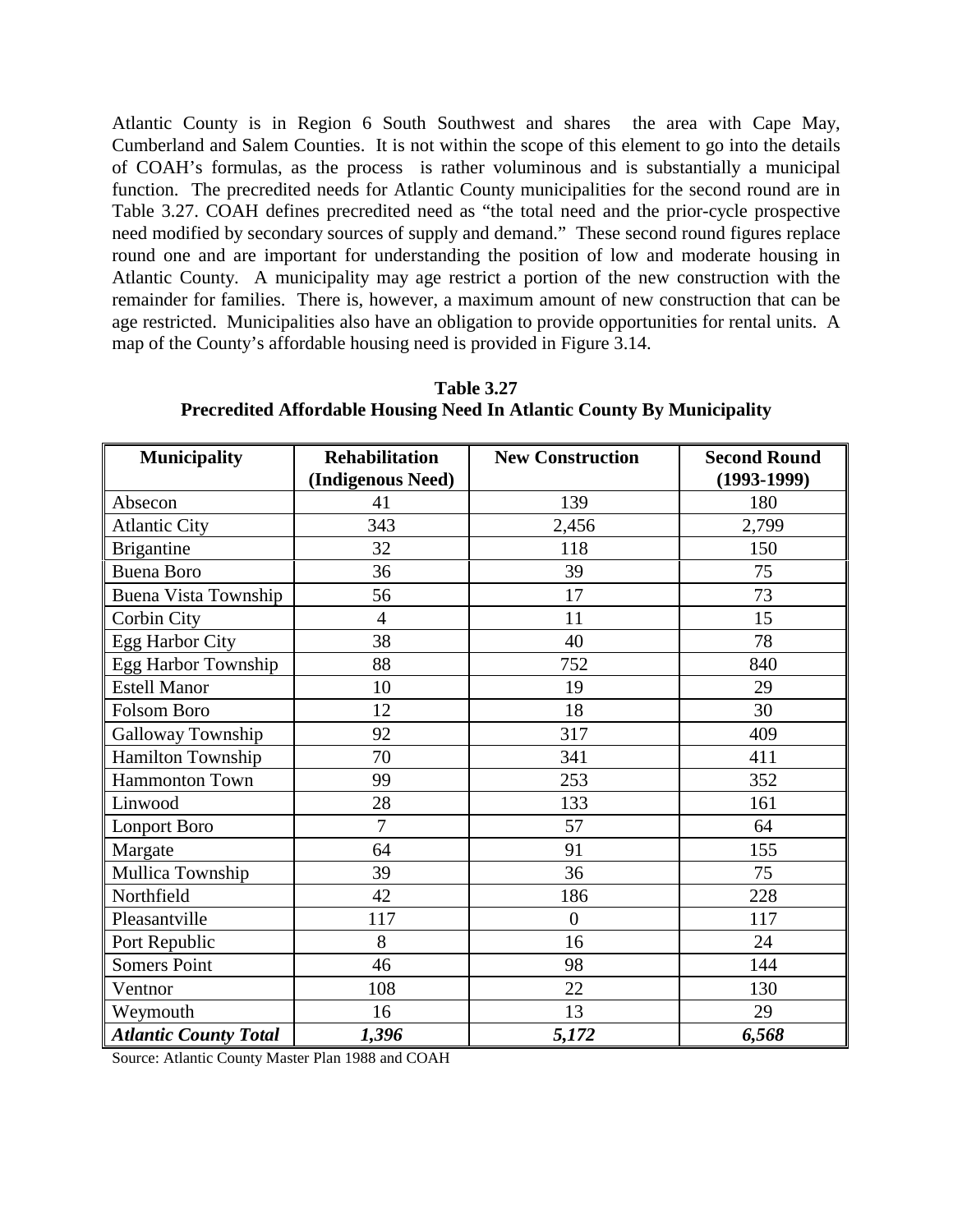Atlantic County is in Region 6 South Southwest and shares the area with Cape May, Cumberland and Salem Counties. It is not within the scope of this element to go into the details of COAH's formulas, as the process is rather voluminous and is substantially a municipal function. The precredited needs for Atlantic County municipalities for the second round are in Table 3.27. COAH defines precredited need as "the total need and the prior-cycle prospective need modified by secondary sources of supply and demand." These second round figures replace round one and are important for understanding the position of low and moderate housing in Atlantic County. A municipality may age restrict a portion of the new construction with the remainder for families. There is, however, a maximum amount of new construction that can be age restricted. Municipalities also have an obligation to provide opportunities for rental units. A map of the County's affordable housing need is provided in Figure 3.14.

**Table 3.27**
**Precredited Affordable Housing Need In Atlantic County By Municipality**

| Municipality | Rehabilitation (Indigenous Need) | New Construction | Second Round (1993-1999) |
|---|---|---|---|
| Absecon | 41 | 139 | 180 |
| Atlantic City | 343 | 2,456 | 2,799 |
| Brigantine | 32 | 118 | 150 |
| Buena Boro | 36 | 39 | 75 |
| Buena Vista Township | 56 | 17 | 73 |
| Corbin City | 4 | 11 | 15 |
| Egg Harbor City | 38 | 40 | 78 |
| Egg Harbor Township | 88 | 752 | 840 |
| Estell Manor | 10 | 19 | 29 |
| Folsom Boro | 12 | 18 | 30 |
| Galloway Township | 92 | 317 | 409 |
| Hamilton Township | 70 | 341 | 411 |
| Hammonton Town | 99 | 253 | 352 |
| Linwood | 28 | 133 | 161 |
| Lonport Boro | 7 | 57 | 64 |
| Margate | 64 | 91 | 155 |
| Mullica Township | 39 | 36 | 75 |
| Northfield | 42 | 186 | 228 |
| Pleasantville | 117 | 0 | 117 |
| Port Republic | 8 | 16 | 24 |
| Somers Point | 46 | 98 | 144 |
| Ventnor | 108 | 22 | 130 |
| Weymouth | 16 | 13 | 29 |
| ***Atlantic County Total*** | ***1,396*** | ***5,172*** | ***6,568*** |

Source: Atlantic County Master Plan 1988 and COAH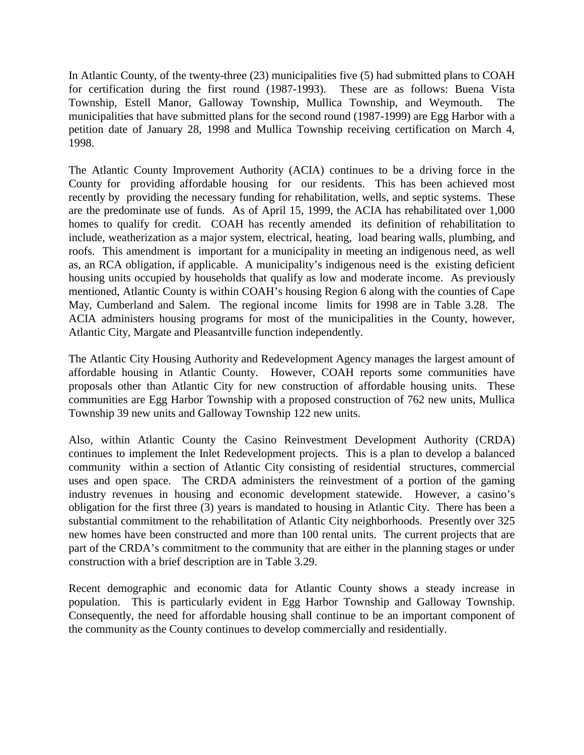In Atlantic County, of the twenty-three (23) municipalities five (5) had submitted plans to COAH for certification during the first round (1987-1993). These are as follows: Buena Vista Township, Estell Manor, Galloway Township, Mullica Township, and Weymouth. The municipalities that have submitted plans for the second round (1987-1999) are Egg Harbor with a petition date of January 28, 1998 and Mullica Township receiving certification on March 4, 1998.

The Atlantic County Improvement Authority (ACIA) continues to be a driving force in the County for providing affordable housing for our residents. This has been achieved most recently by providing the necessary funding for rehabilitation, wells, and septic systems. These are the predominate use of funds. As of April 15, 1999, the ACIA has rehabilitated over 1,000 homes to qualify for credit. COAH has recently amended its definition of rehabilitation to include, weatherization as a major system, electrical, heating, load bearing walls, plumbing, and roofs. This amendment is important for a municipality in meeting an indigenous need, as well as, an RCA obligation, if applicable. A municipality's indigenous need is the existing deficient housing units occupied by households that qualify as low and moderate income. As previously mentioned, Atlantic County is within COAH's housing Region 6 along with the counties of Cape May, Cumberland and Salem. The regional income limits for 1998 are in Table 3.28. The ACIA administers housing programs for most of the municipalities in the County, however, Atlantic City, Margate and Pleasantville function independently.

The Atlantic City Housing Authority and Redevelopment Agency manages the largest amount of affordable housing in Atlantic County. However, COAH reports some communities have proposals other than Atlantic City for new construction of affordable housing units. These communities are Egg Harbor Township with a proposed construction of 762 new units, Mullica Township 39 new units and Galloway Township 122 new units.

Also, within Atlantic County the Casino Reinvestment Development Authority (CRDA) continues to implement the Inlet Redevelopment projects. This is a plan to develop a balanced community within a section of Atlantic City consisting of residential structures, commercial uses and open space. The CRDA administers the reinvestment of a portion of the gaming industry revenues in housing and economic development statewide. However, a casino's obligation for the first three (3) years is mandated to housing in Atlantic City. There has been a substantial commitment to the rehabilitation of Atlantic City neighborhoods. Presently over 325 new homes have been constructed and more than 100 rental units. The current projects that are part of the CRDA's commitment to the community that are either in the planning stages or under construction with a brief description are in Table 3.29.

Recent demographic and economic data for Atlantic County shows a steady increase in population. This is particularly evident in Egg Harbor Township and Galloway Township. Consequently, the need for affordable housing shall continue to be an important component of the community as the County continues to develop commercially and residentially.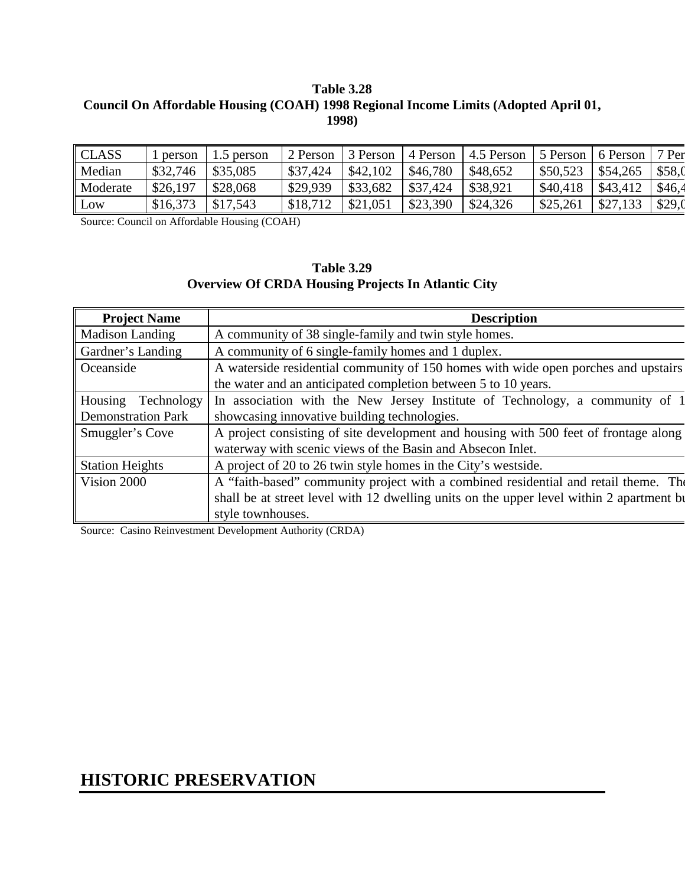**Table 3.28**
**Council On Affordable Housing (COAH) 1998 Regional Income Limits (Adopted April 01, 1998)**

| CLASS | 1 person | 1.5 person | 2 Person | 3 Person | 4 Person | 4.5 Person | 5 Person | 6 Person | 7 Per |
|---|---|---|---|---|---|---|---|---|---|
| Median | $32,746 | $35,085 | $37,424 | $42,102 | $46,780 | $48,652 | $50,523 | $54,265 | $58,0 |
| Moderate | $26,197 | $28,068 | $29,939 | $33,682 | $37,424 | $38,921 | $40,418 | $43,412 | $46,4 |
| Low | $16,373 | $17,543 | $18,712 | $21,051 | $23,390 | $24,326 | $25,261 | $27,133 | $29,0 |

Source: Council on Affordable Housing (COAH)

**Table 3.29**
**Overview Of CRDA Housing Projects In Atlantic City**

| Project Name | Description |
|---|---|
| Madison Landing | A community of 38 single-family and twin style homes. |
| Gardner's Landing | A community of 6 single-family homes and 1 duplex. |
| Oceanside | A waterside residential community of 150 homes with wide open porches and upstairs the water and an anticipated completion between 5 to 10 years. |
| Housing Technology Demonstration Park | In association with the New Jersey Institute of Technology, a community of 1 showcasing innovative building technologies. |
| Smuggler's Cove | A project consisting of site development and housing with 500 feet of frontage along waterway with scenic views of the Basin and Absecon Inlet. |
| Station Heights | A project of 20 to 26 twin style homes in the City's westside. |
| Vision 2000 | A "faith-based" community project with a combined residential and retail theme. The shall be at street level with 12 dwelling units on the upper level within 2 apartment bu style townhouses. |

Source: Casino Reinvestment Development Authority (CRDA)

# HISTORIC PRESERVATION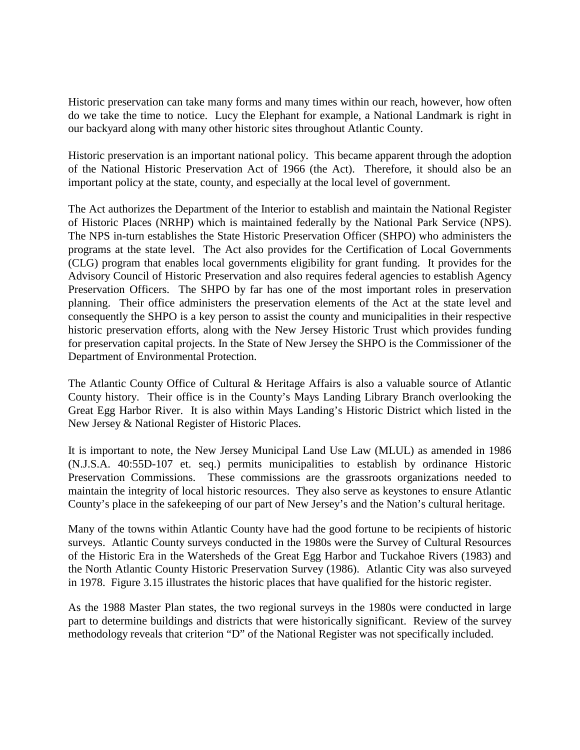Historic preservation can take many forms and many times within our reach, however, how often do we take the time to notice. Lucy the Elephant for example, a National Landmark is right in our backyard along with many other historic sites throughout Atlantic County.

Historic preservation is an important national policy. This became apparent through the adoption of the National Historic Preservation Act of 1966 (the Act). Therefore, it should also be an important policy at the state, county, and especially at the local level of government.

The Act authorizes the Department of the Interior to establish and maintain the National Register of Historic Places (NRHP) which is maintained federally by the National Park Service (NPS). The NPS in-turn establishes the State Historic Preservation Officer (SHPO) who administers the programs at the state level. The Act also provides for the Certification of Local Governments (CLG) program that enables local governments eligibility for grant funding. It provides for the Advisory Council of Historic Preservation and also requires federal agencies to establish Agency Preservation Officers. The SHPO by far has one of the most important roles in preservation planning. Their office administers the preservation elements of the Act at the state level and consequently the SHPO is a key person to assist the county and municipalities in their respective historic preservation efforts, along with the New Jersey Historic Trust which provides funding for preservation capital projects. In the State of New Jersey the SHPO is the Commissioner of the Department of Environmental Protection.

The Atlantic County Office of Cultural & Heritage Affairs is also a valuable source of Atlantic County history. Their office is in the County's Mays Landing Library Branch overlooking the Great Egg Harbor River. It is also within Mays Landing's Historic District which listed in the New Jersey & National Register of Historic Places.

It is important to note, the New Jersey Municipal Land Use Law (MLUL) as amended in 1986 (N.J.S.A. 40:55D-107 et. seq.) permits municipalities to establish by ordinance Historic Preservation Commissions. These commissions are the grassroots organizations needed to maintain the integrity of local historic resources. They also serve as keystones to ensure Atlantic County's place in the safekeeping of our part of New Jersey's and the Nation's cultural heritage.

Many of the towns within Atlantic County have had the good fortune to be recipients of historic surveys. Atlantic County surveys conducted in the 1980s were the Survey of Cultural Resources of the Historic Era in the Watersheds of the Great Egg Harbor and Tuckahoe Rivers (1983) and the North Atlantic County Historic Preservation Survey (1986). Atlantic City was also surveyed in 1978. Figure 3.15 illustrates the historic places that have qualified for the historic register.

As the 1988 Master Plan states, the two regional surveys in the 1980s were conducted in large part to determine buildings and districts that were historically significant. Review of the survey methodology reveals that criterion "D" of the National Register was not specifically included.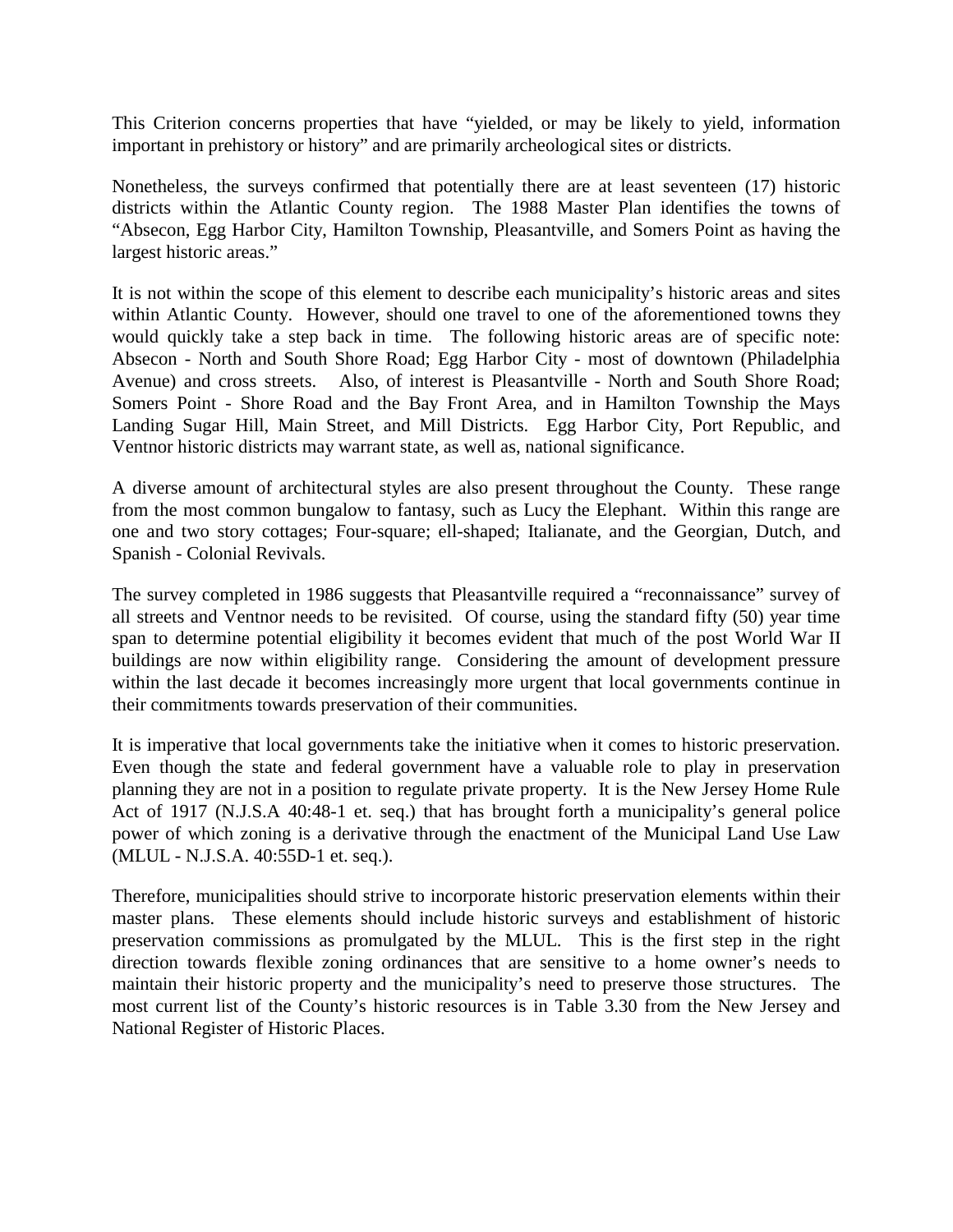This Criterion concerns properties that have "yielded, or may be likely to yield, information important in prehistory or history" and are primarily archeological sites or districts.

Nonetheless, the surveys confirmed that potentially there are at least seventeen (17) historic districts within the Atlantic County region. The 1988 Master Plan identifies the towns of "Absecon, Egg Harbor City, Hamilton Township, Pleasantville, and Somers Point as having the largest historic areas."

It is not within the scope of this element to describe each municipality's historic areas and sites within Atlantic County. However, should one travel to one of the aforementioned towns they would quickly take a step back in time. The following historic areas are of specific note: Absecon - North and South Shore Road; Egg Harbor City - most of downtown (Philadelphia Avenue) and cross streets. Also, of interest is Pleasantville - North and South Shore Road; Somers Point - Shore Road and the Bay Front Area, and in Hamilton Township the Mays Landing Sugar Hill, Main Street, and Mill Districts. Egg Harbor City, Port Republic, and Ventnor historic districts may warrant state, as well as, national significance.

A diverse amount of architectural styles are also present throughout the County. These range from the most common bungalow to fantasy, such as Lucy the Elephant. Within this range are one and two story cottages; Four-square; ell-shaped; Italianate, and the Georgian, Dutch, and Spanish - Colonial Revivals.

The survey completed in 1986 suggests that Pleasantville required a "reconnaissance" survey of all streets and Ventnor needs to be revisited. Of course, using the standard fifty (50) year time span to determine potential eligibility it becomes evident that much of the post World War II buildings are now within eligibility range. Considering the amount of development pressure within the last decade it becomes increasingly more urgent that local governments continue in their commitments towards preservation of their communities.

It is imperative that local governments take the initiative when it comes to historic preservation. Even though the state and federal government have a valuable role to play in preservation planning they are not in a position to regulate private property. It is the New Jersey Home Rule Act of 1917 (N.J.S.A 40:48-1 et. seq.) that has brought forth a municipality's general police power of which zoning is a derivative through the enactment of the Municipal Land Use Law (MLUL - N.J.S.A. 40:55D-1 et. seq.).

Therefore, municipalities should strive to incorporate historic preservation elements within their master plans. These elements should include historic surveys and establishment of historic preservation commissions as promulgated by the MLUL. This is the first step in the right direction towards flexible zoning ordinances that are sensitive to a home owner's needs to maintain their historic property and the municipality's need to preserve those structures. The most current list of the County's historic resources is in Table 3.30 from the New Jersey and National Register of Historic Places.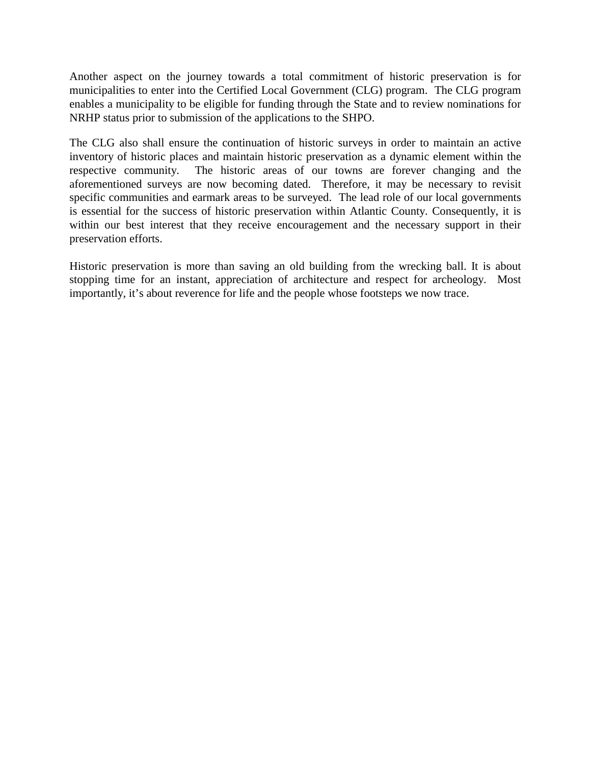Another aspect on the journey towards a total commitment of historic preservation is for municipalities to enter into the Certified Local Government (CLG) program. The CLG program enables a municipality to be eligible for funding through the State and to review nominations for NRHP status prior to submission of the applications to the SHPO.

The CLG also shall ensure the continuation of historic surveys in order to maintain an active inventory of historic places and maintain historic preservation as a dynamic element within the respective community. The historic areas of our towns are forever changing and the aforementioned surveys are now becoming dated. Therefore, it may be necessary to revisit specific communities and earmark areas to be surveyed. The lead role of our local governments is essential for the success of historic preservation within Atlantic County. Consequently, it is within our best interest that they receive encouragement and the necessary support in their preservation efforts.

Historic preservation is more than saving an old building from the wrecking ball. It is about stopping time for an instant, appreciation of architecture and respect for archeology. Most importantly, it's about reverence for life and the people whose footsteps we now trace.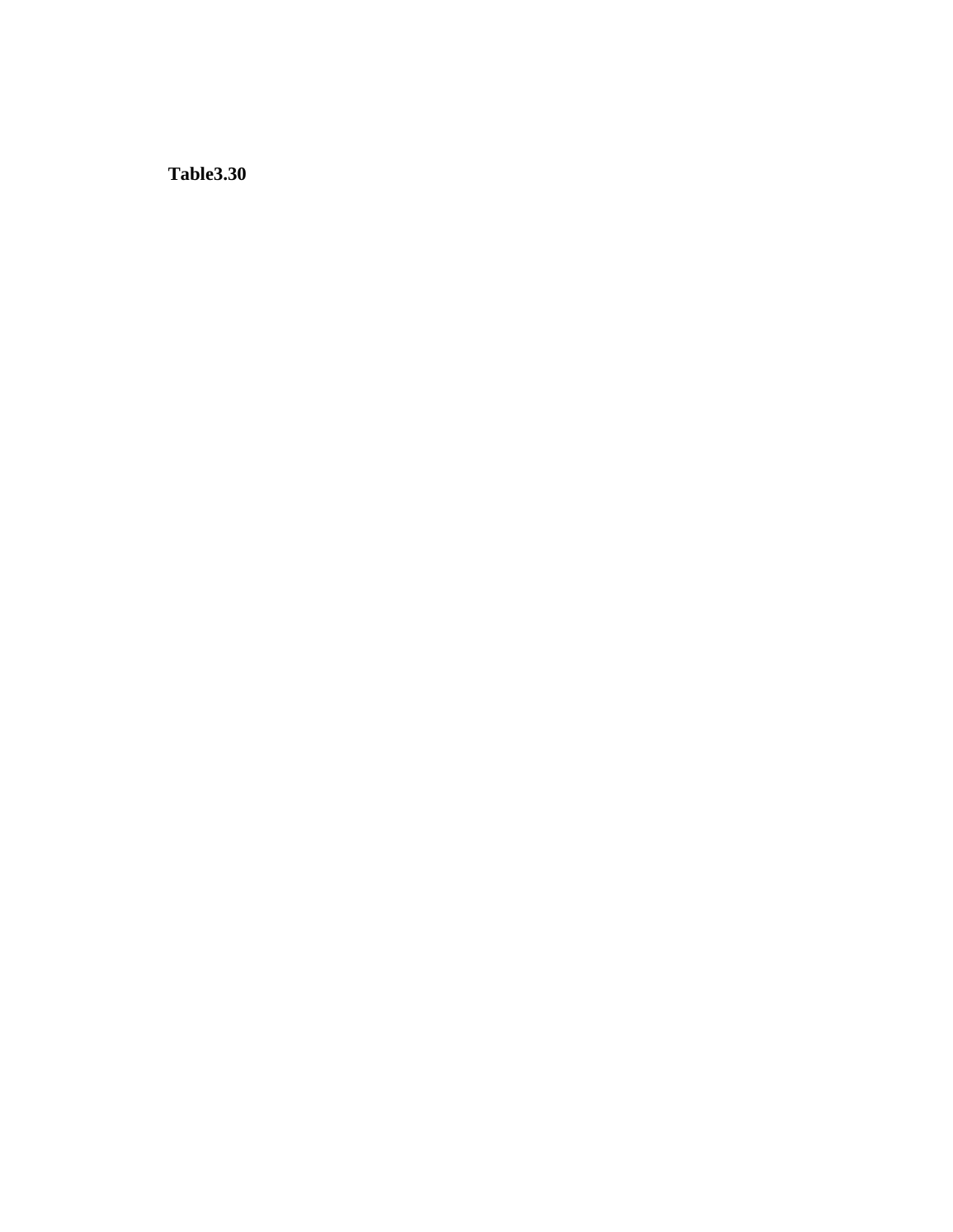**Table3.30**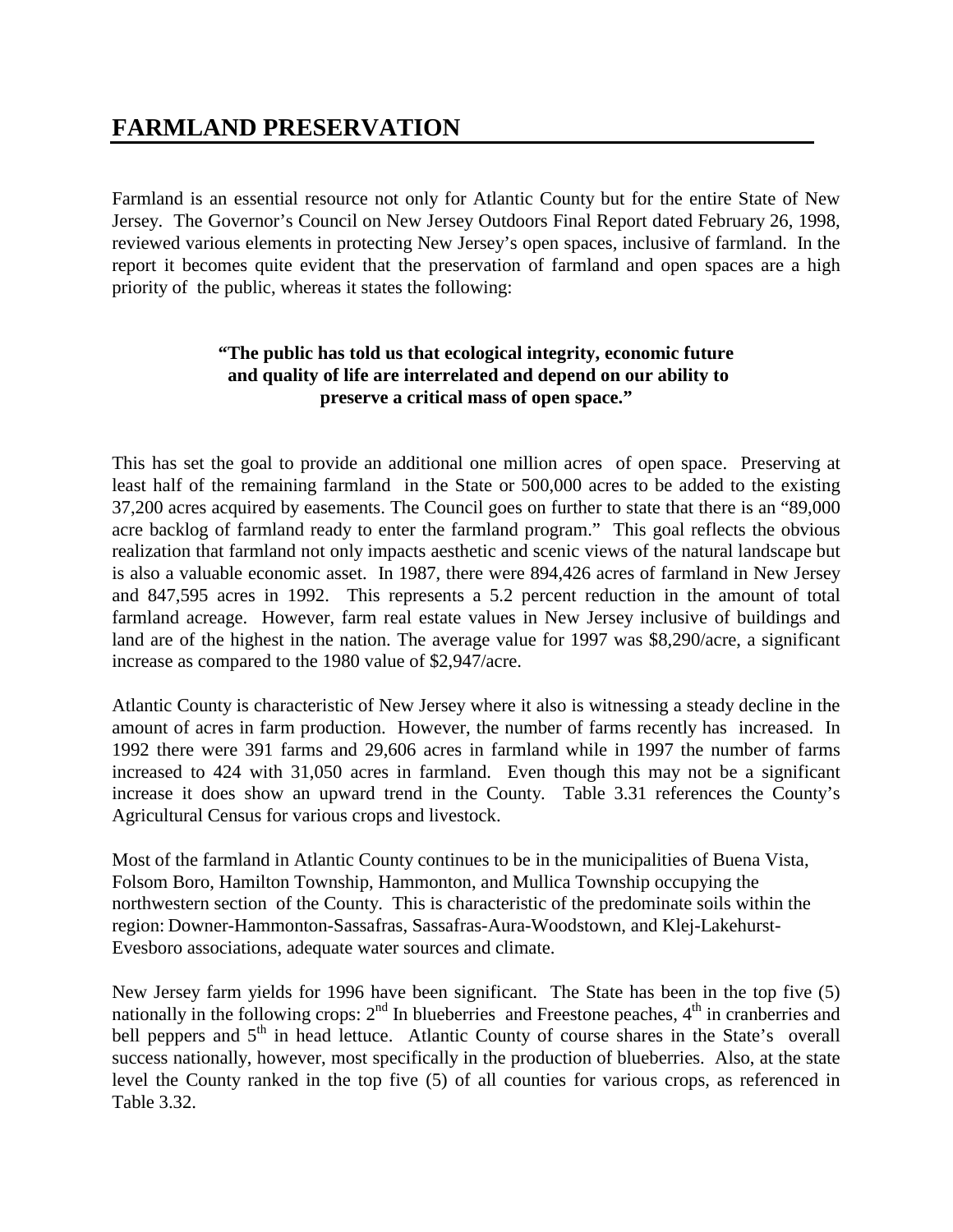# FARMLAND PRESERVATION

Farmland is an essential resource not only for Atlantic County but for the entire State of New Jersey. The Governor's Council on New Jersey Outdoors Final Report dated February 26, 1998, reviewed various elements in protecting New Jersey's open spaces, inclusive of farmland. In the report it becomes quite evident that the preservation of farmland and open spaces are a high priority of the public, whereas it states the following:

**"The public has told us that ecological integrity, economic future and quality of life are interrelated and depend on our ability to preserve a critical mass of open space."**

This has set the goal to provide an additional one million acres of open space. Preserving at least half of the remaining farmland in the State or 500,000 acres to be added to the existing 37,200 acres acquired by easements. The Council goes on further to state that there is an "89,000 acre backlog of farmland ready to enter the farmland program." This goal reflects the obvious realization that farmland not only impacts aesthetic and scenic views of the natural landscape but is also a valuable economic asset. In 1987, there were 894,426 acres of farmland in New Jersey and 847,595 acres in 1992. This represents a 5.2 percent reduction in the amount of total farmland acreage. However, farm real estate values in New Jersey inclusive of buildings and land are of the highest in the nation. The average value for 1997 was $8,290/acre, a significant increase as compared to the 1980 value of $2,947/acre.

Atlantic County is characteristic of New Jersey where it also is witnessing a steady decline in the amount of acres in farm production. However, the number of farms recently has increased. In 1992 there were 391 farms and 29,606 acres in farmland while in 1997 the number of farms increased to 424 with 31,050 acres in farmland. Even though this may not be a significant increase it does show an upward trend in the County. Table 3.31 references the County's Agricultural Census for various crops and livestock.

Most of the farmland in Atlantic County continues to be in the municipalities of Buena Vista, Folsom Boro, Hamilton Township, Hammonton, and Mullica Township occupying the northwestern section of the County. This is characteristic of the predominate soils within the region: Downer-Hammonton-Sassafras, Sassafras-Aura-Woodstown, and Klej-Lakehurst-Evesboro associations, adequate water sources and climate.

New Jersey farm yields for 1996 have been significant. The State has been in the top five (5) nationally in the following crops: 2nd In blueberries and Freestone peaches, 4th in cranberries and bell peppers and 5th in head lettuce. Atlantic County of course shares in the State's overall success nationally, however, most specifically in the production of blueberries. Also, at the state level the County ranked in the top five (5) of all counties for various crops, as referenced in Table 3.32.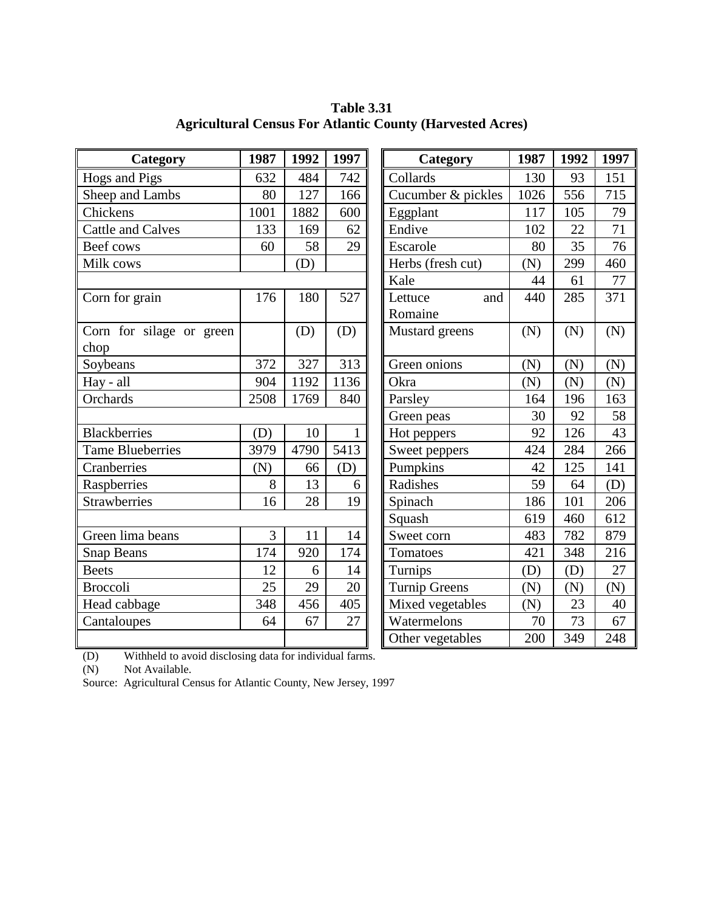**Table 3.31**
**Agricultural Census For Atlantic County (Harvested Acres)**

| Category | 1987 | 1992 | 1997 | Category | 1987 | 1992 | 1997 |
|---|---|---|---|---|---|---|---|
| Hogs and Pigs | 632 | 484 | 742 | Collards | 130 | 93 | 151 |
| Sheep and Lambs | 80 | 127 | 166 | Cucumber & pickles | 1026 | 556 | 715 |
| Chickens | 1001 | 1882 | 600 | Eggplant | 117 | 105 | 79 |
| Cattle and Calves | 133 | 169 | 62 | Endive | 102 | 22 | 71 |
| Beef cows | 60 | 58 | 29 | Escarole | 80 | 35 | 76 |
| Milk cows | | (D) | | Herbs (fresh cut) | (N) | 299 | 460 |
| | | | | Kale | 44 | 61 | 77 |
| Corn for grain | 176 | 180 | 527 | Lettuce and Romaine | 440 | 285 | 371 |
| Corn for silage or green chop | | (D) | (D) | Mustard greens | (N) | (N) | (N) |
| Soybeans | 372 | 327 | 313 | Green onions | (N) | (N) | (N) |
| Hay - all | 904 | 1192 | 1136 | Okra | (N) | (N) | (N) |
| Orchards | 2508 | 1769 | 840 | Parsley | 164 | 196 | 163 |
| | | | | Green peas | 30 | 92 | 58 |
| Blackberries | (D) | 10 | 1 | Hot peppers | 92 | 126 | 43 |
| Tame Blueberries | 3979 | 4790 | 5413 | Sweet peppers | 424 | 284 | 266 |
| Cranberries | (N) | 66 | (D) | Pumpkins | 42 | 125 | 141 |
| Raspberries | 8 | 13 | 6 | Radishes | 59 | 64 | (D) |
| Strawberries | 16 | 28 | 19 | Spinach | 186 | 101 | 206 |
| | | | | Squash | 619 | 460 | 612 |
| Green lima beans | 3 | 11 | 14 | Sweet corn | 483 | 782 | 879 |
| Snap Beans | 174 | 920 | 174 | Tomatoes | 421 | 348 | 216 |
| Beets | 12 | 6 | 14 | Turnips | (D) | (D) | 27 |
| Broccoli | 25 | 29 | 20 | Turnip Greens | (N) | (N) | (N) |
| Head cabbage | 348 | 456 | 405 | Mixed vegetables | (N) | 23 | 40 |
| Cantaloupes | 64 | 67 | 27 | Watermelons | 70 | 73 | 67 |
| | | | | Other vegetables | 200 | 349 | 248 |

(D) Withheld to avoid disclosing data for individual farms.
(N) Not Available.
Source: Agricultural Census for Atlantic County, New Jersey, 1997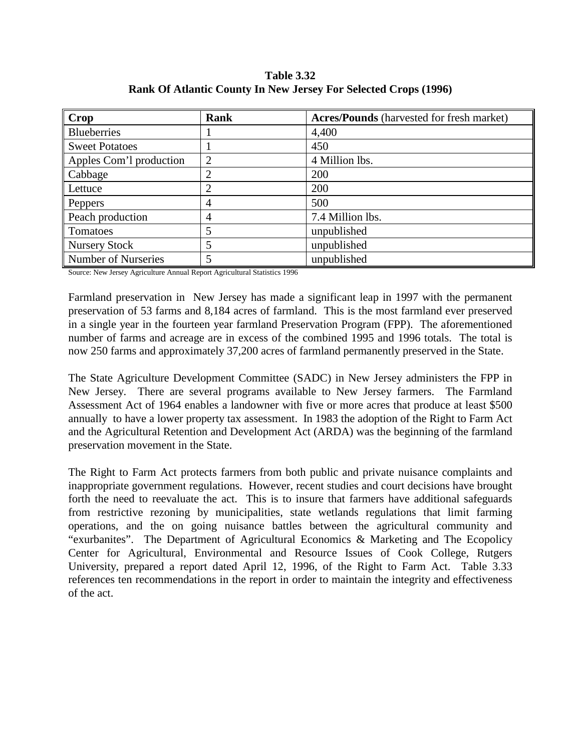**Table 3.32**
**Rank Of Atlantic County In New Jersey For Selected Crops (1996)**

| **Crop** | **Rank** | **Acres/Pounds** (harvested for fresh market) |
|---|---|---|
| Blueberries | 1 | 4,400 |
| Sweet Potatoes | 1 | 450 |
| Apples Com'l production | 2 | 4 Million lbs. |
| Cabbage | 2 | 200 |
| Lettuce | 2 | 200 |
| Peppers | 4 | 500 |
| Peach production | 4 | 7.4 Million lbs. |
| Tomatoes | 5 | unpublished |
| Nursery Stock | 5 | unpublished |
| Number of Nurseries | 5 | unpublished |

Source: New Jersey Agriculture Annual Report Agricultural Statistics 1996

Farmland preservation in New Jersey has made a significant leap in 1997 with the permanent preservation of 53 farms and 8,184 acres of farmland. This is the most farmland ever preserved in a single year in the fourteen year farmland Preservation Program (FPP). The aforementioned number of farms and acreage are in excess of the combined 1995 and 1996 totals. The total is now 250 farms and approximately 37,200 acres of farmland permanently preserved in the State.

The State Agriculture Development Committee (SADC) in New Jersey administers the FPP in New Jersey. There are several programs available to New Jersey farmers. The Farmland Assessment Act of 1964 enables a landowner with five or more acres that produce at least $500 annually to have a lower property tax assessment. In 1983 the adoption of the Right to Farm Act and the Agricultural Retention and Development Act (ARDA) was the beginning of the farmland preservation movement in the State.

The Right to Farm Act protects farmers from both public and private nuisance complaints and inappropriate government regulations. However, recent studies and court decisions have brought forth the need to reevaluate the act. This is to insure that farmers have additional safeguards from restrictive rezoning by municipalities, state wetlands regulations that limit farming operations, and the on going nuisance battles between the agricultural community and "exurbanites". The Department of Agricultural Economics & Marketing and The Ecopolicy Center for Agricultural, Environmental and Resource Issues of Cook College, Rutgers University, prepared a report dated April 12, 1996, of the Right to Farm Act. Table 3.33 references ten recommendations in the report in order to maintain the integrity and effectiveness of the act.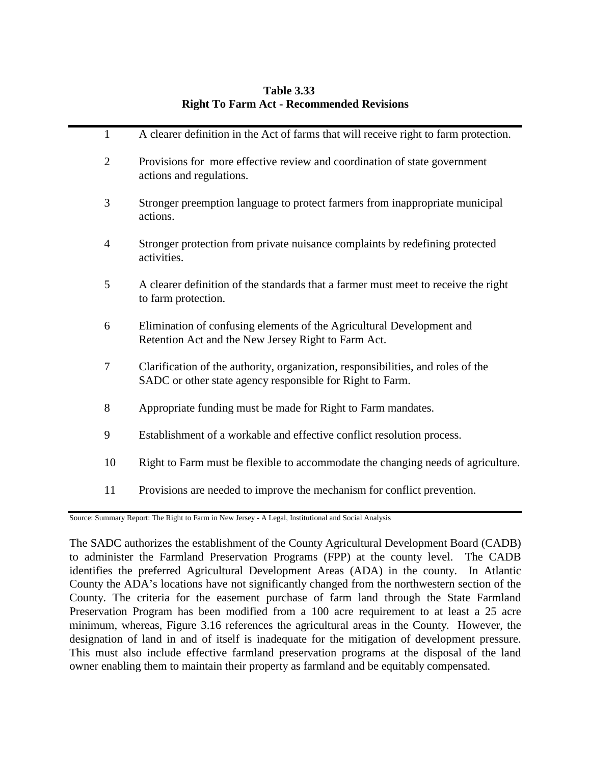**Table 3.33**
**Right To Farm Act - Recommended Revisions**

| | |
|---|---|
| 1 | A clearer definition in the Act of farms that will receive right to farm protection. |
| 2 | Provisions for more effective review and coordination of state government actions and regulations. |
| 3 | Stronger preemption language to protect farmers from inappropriate municipal actions. |
| 4 | Stronger protection from private nuisance complaints by redefining protected activities. |
| 5 | A clearer definition of the standards that a farmer must meet to receive the right to farm protection. |
| 6 | Elimination of confusing elements of the Agricultural Development and Retention Act and the New Jersey Right to Farm Act. |
| 7 | Clarification of the authority, organization, responsibilities, and roles of the SADC or other state agency responsible for Right to Farm. |
| 8 | Appropriate funding must be made for Right to Farm mandates. |
| 9 | Establishment of a workable and effective conflict resolution process. |
| 10 | Right to Farm must be flexible to accommodate the changing needs of agriculture. |
| 11 | Provisions are needed to improve the mechanism for conflict prevention. |

Source: Summary Report: The Right to Farm in New Jersey - A Legal, Institutional and Social Analysis

The SADC authorizes the establishment of the County Agricultural Development Board (CADB) to administer the Farmland Preservation Programs (FPP) at the county level. The CADB identifies the preferred Agricultural Development Areas (ADA) in the county. In Atlantic County the ADA's locations have not significantly changed from the northwestern section of the County. The criteria for the easement purchase of farm land through the State Farmland Preservation Program has been modified from a 100 acre requirement to at least a 25 acre minimum, whereas, Figure 3.16 references the agricultural areas in the County. However, the designation of land in and of itself is inadequate for the mitigation of development pressure. This must also include effective farmland preservation programs at the disposal of the land owner enabling them to maintain their property as farmland and be equitably compensated.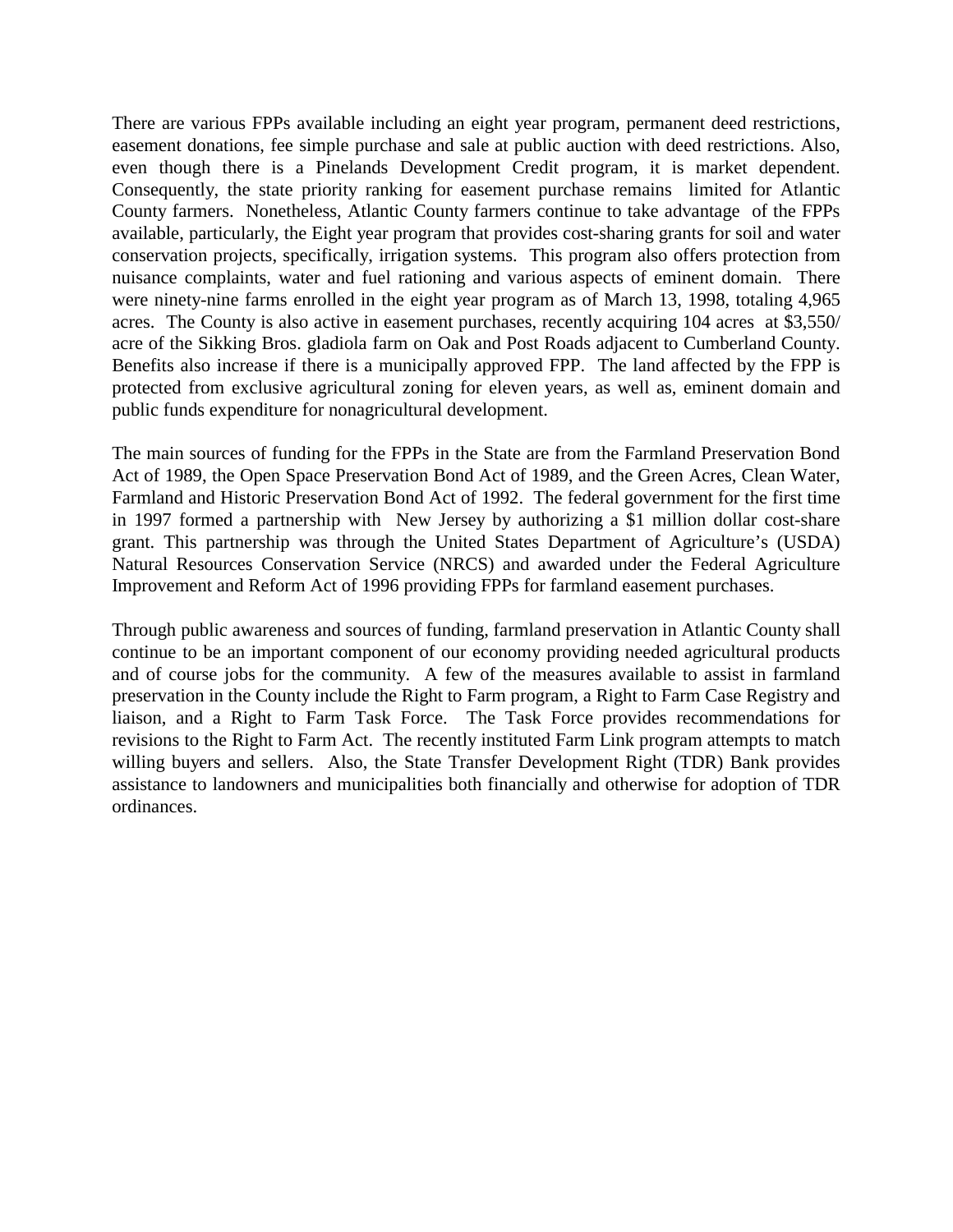There are various FPPs available including an eight year program, permanent deed restrictions, easement donations, fee simple purchase and sale at public auction with deed restrictions. Also, even though there is a Pinelands Development Credit program, it is market dependent. Consequently, the state priority ranking for easement purchase remains limited for Atlantic County farmers. Nonetheless, Atlantic County farmers continue to take advantage of the FPPs available, particularly, the Eight year program that provides cost-sharing grants for soil and water conservation projects, specifically, irrigation systems. This program also offers protection from nuisance complaints, water and fuel rationing and various aspects of eminent domain. There were ninety-nine farms enrolled in the eight year program as of March 13, 1998, totaling 4,965 acres. The County is also active in easement purchases, recently acquiring 104 acres at $3,550/ acre of the Sikking Bros. gladiola farm on Oak and Post Roads adjacent to Cumberland County. Benefits also increase if there is a municipally approved FPP. The land affected by the FPP is protected from exclusive agricultural zoning for eleven years, as well as, eminent domain and public funds expenditure for nonagricultural development.

The main sources of funding for the FPPs in the State are from the Farmland Preservation Bond Act of 1989, the Open Space Preservation Bond Act of 1989, and the Green Acres, Clean Water, Farmland and Historic Preservation Bond Act of 1992. The federal government for the first time in 1997 formed a partnership with New Jersey by authorizing a $1 million dollar cost-share grant. This partnership was through the United States Department of Agriculture's (USDA) Natural Resources Conservation Service (NRCS) and awarded under the Federal Agriculture Improvement and Reform Act of 1996 providing FPPs for farmland easement purchases.

Through public awareness and sources of funding, farmland preservation in Atlantic County shall continue to be an important component of our economy providing needed agricultural products and of course jobs for the community. A few of the measures available to assist in farmland preservation in the County include the Right to Farm program, a Right to Farm Case Registry and liaison, and a Right to Farm Task Force. The Task Force provides recommendations for revisions to the Right to Farm Act. The recently instituted Farm Link program attempts to match willing buyers and sellers. Also, the State Transfer Development Right (TDR) Bank provides assistance to landowners and municipalities both financially and otherwise for adoption of TDR ordinances.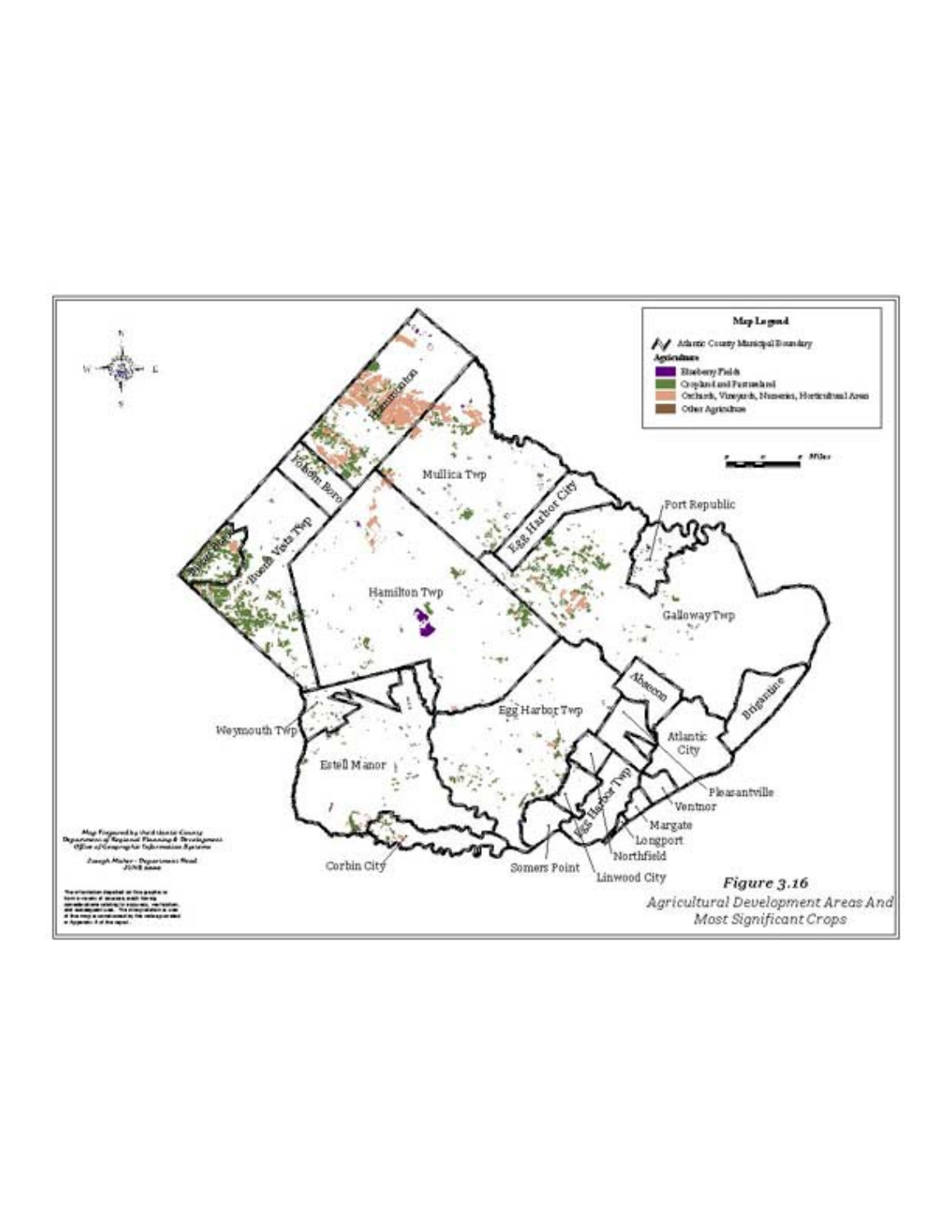Map Legend

Atlantic County Municipal Boundary

Agriculture

- Blueberry Fields
- Cropland and Pastureland
- Orchards, Vineyards, Nurseries, Horticultural Areas
- Other Agriculture

Miles

Hammonton

Folsom Boro

Mullica Twp

Egg Harbor City

Port Republic

Buena Boro

Buena Vista Twp

Hamilton Twp

Galloway Twp

Absecon

Brigantine

Weymouth Twp

Egg Harbor Twp

Atlantic City

Estell Manor

Pleasantville

Ventnor

Margate

Longport

Northfield

Corbin City

Somers Point

Linwood City

Map Prepared by the Atlantic County Department of Regional Planning & Development Office of Geographic Information Systems

Joseph Maher - Department Head JUNE 2000

*Figure 3.16*

*Agricultural Development Areas And Most Significant Crops*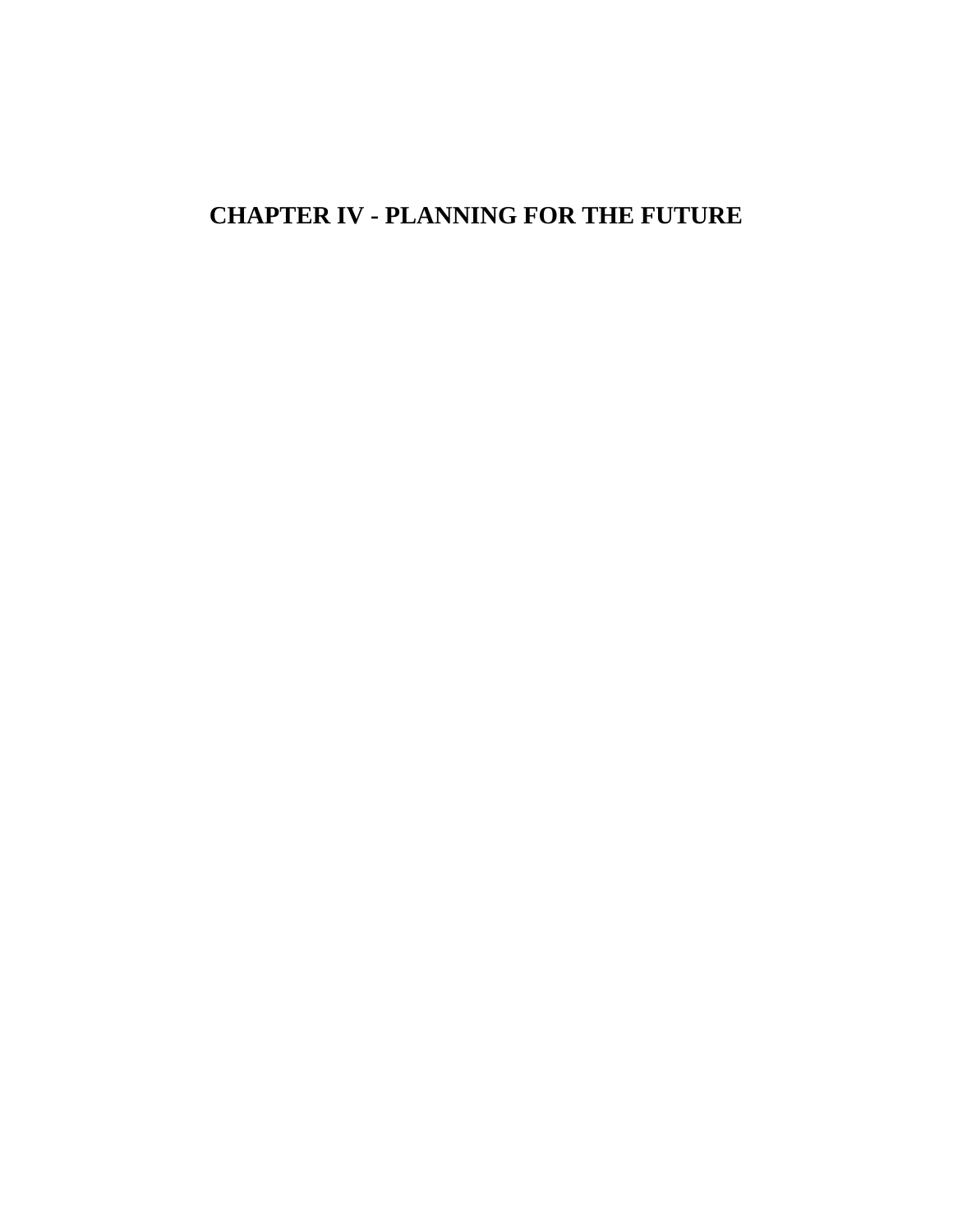# CHAPTER IV - PLANNING FOR THE FUTURE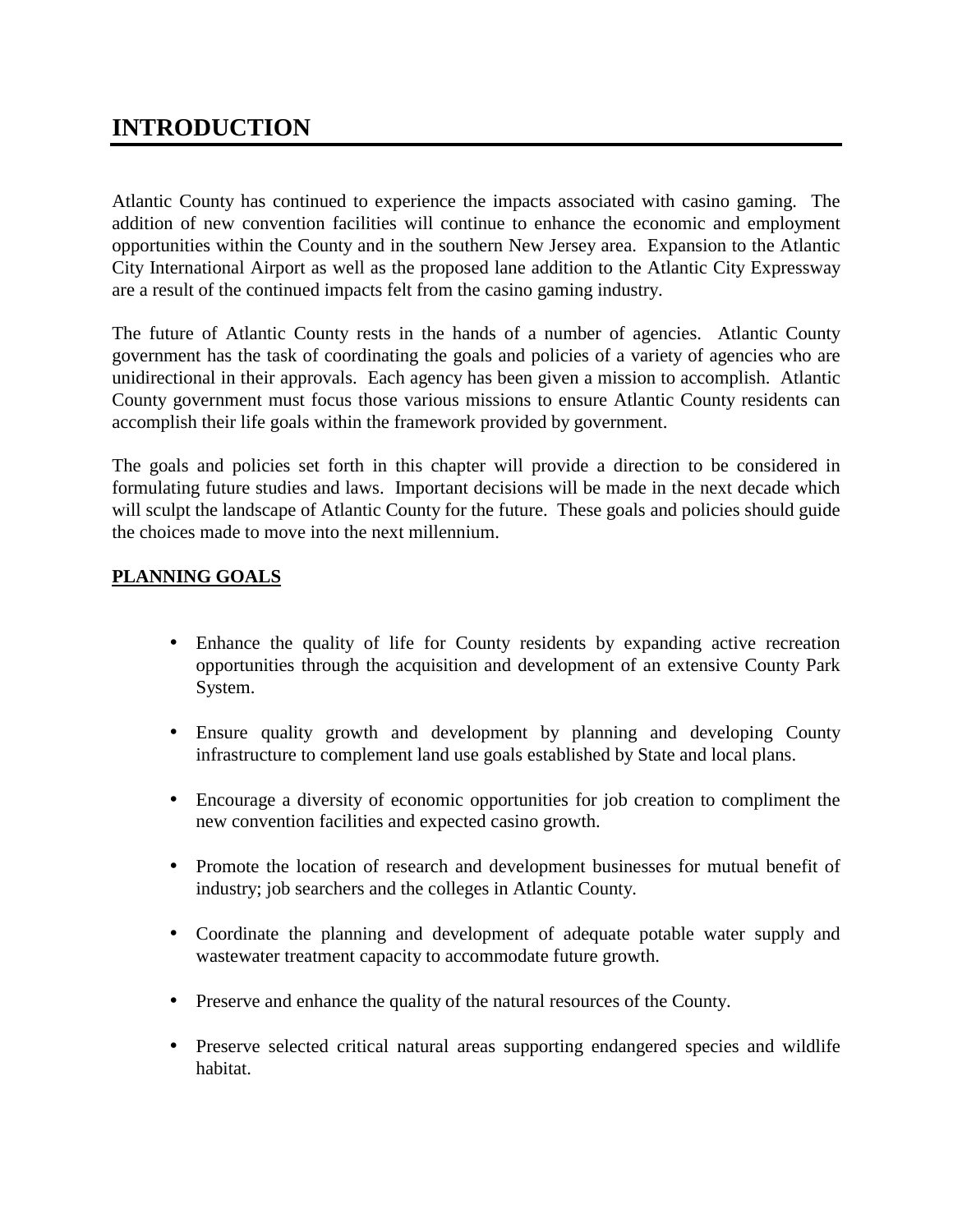# INTRODUCTION

Atlantic County has continued to experience the impacts associated with casino gaming. The addition of new convention facilities will continue to enhance the economic and employment opportunities within the County and in the southern New Jersey area. Expansion to the Atlantic City International Airport as well as the proposed lane addition to the Atlantic City Expressway are a result of the continued impacts felt from the casino gaming industry.

The future of Atlantic County rests in the hands of a number of agencies. Atlantic County government has the task of coordinating the goals and policies of a variety of agencies who are unidirectional in their approvals. Each agency has been given a mission to accomplish. Atlantic County government must focus those various missions to ensure Atlantic County residents can accomplish their life goals within the framework provided by government.

The goals and policies set forth in this chapter will provide a direction to be considered in formulating future studies and laws. Important decisions will be made in the next decade which will sculpt the landscape of Atlantic County for the future. These goals and policies should guide the choices made to move into the next millennium.

**PLANNING GOALS**

- Enhance the quality of life for County residents by expanding active recreation opportunities through the acquisition and development of an extensive County Park System.
- Ensure quality growth and development by planning and developing County infrastructure to complement land use goals established by State and local plans.
- Encourage a diversity of economic opportunities for job creation to compliment the new convention facilities and expected casino growth.
- Promote the location of research and development businesses for mutual benefit of industry; job searchers and the colleges in Atlantic County.
- Coordinate the planning and development of adequate potable water supply and wastewater treatment capacity to accommodate future growth.
- Preserve and enhance the quality of the natural resources of the County.
- Preserve selected critical natural areas supporting endangered species and wildlife habitat.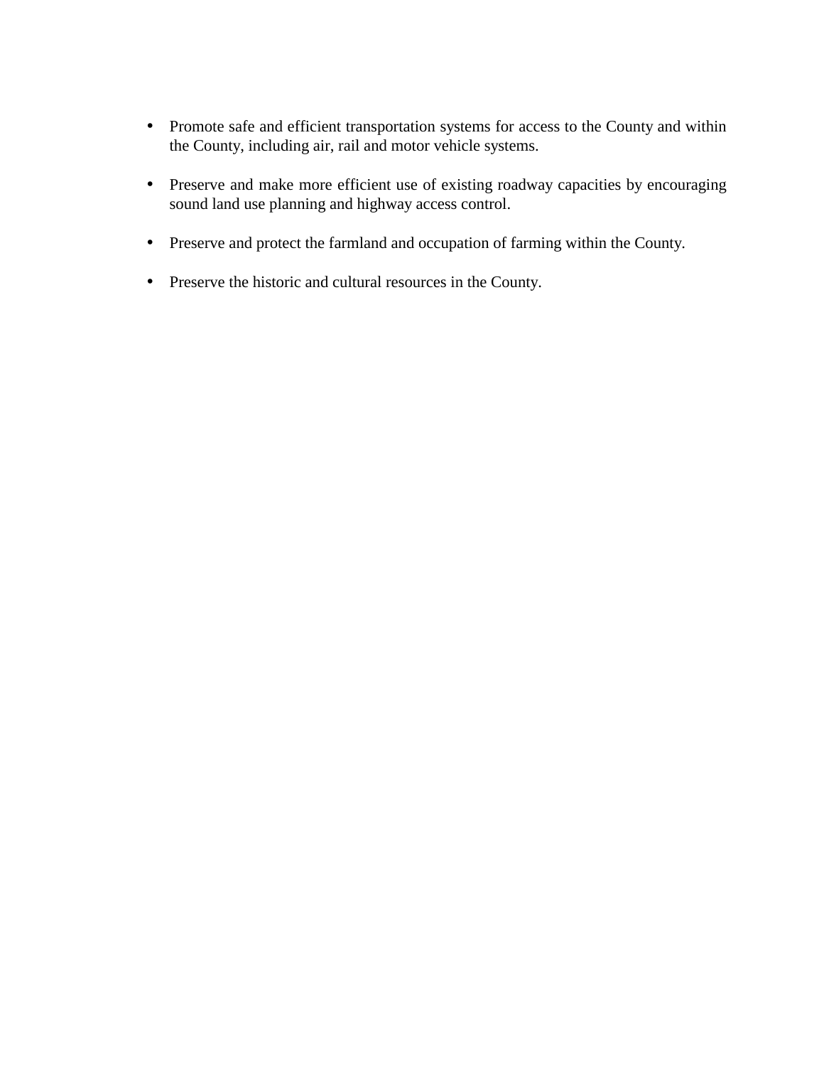- Promote safe and efficient transportation systems for access to the County and within the County, including air, rail and motor vehicle systems.

- Preserve and make more efficient use of existing roadway capacities by encouraging sound land use planning and highway access control.

- Preserve and protect the farmland and occupation of farming within the County.

- Preserve the historic and cultural resources in the County.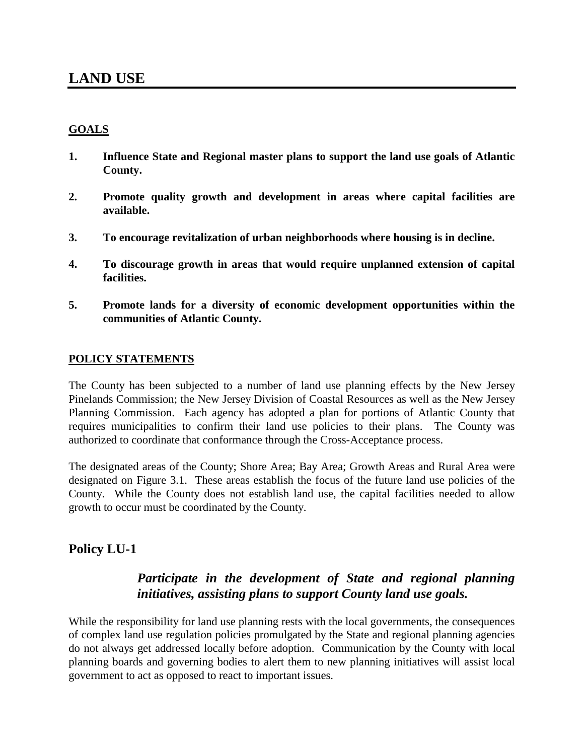# LAND USE

**GOALS**

1. **Influence State and Regional master plans to support the land use goals of Atlantic County.**

2. **Promote quality growth and development in areas where capital facilities are available.**

3. **To encourage revitalization of urban neighborhoods where housing is in decline.**

4. **To discourage growth in areas that would require unplanned extension of capital facilities.**

5. **Promote lands for a diversity of economic development opportunities within the communities of Atlantic County.**

**POLICY STATEMENTS**

The County has been subjected to a number of land use planning effects by the New Jersey Pinelands Commission; the New Jersey Division of Coastal Resources as well as the New Jersey Planning Commission. Each agency has adopted a plan for portions of Atlantic County that requires municipalities to confirm their land use policies to their plans. The County was authorized to coordinate that conformance through the Cross-Acceptance process.

The designated areas of the County; Shore Area; Bay Area; Growth Areas and Rural Area were designated on Figure 3.1. These areas establish the focus of the future land use policies of the County. While the County does not establish land use, the capital facilities needed to allow growth to occur must be coordinated by the County.

## Policy LU-1

***Participate in the development of State and regional planning initiatives, assisting plans to support County land use goals.***

While the responsibility for land use planning rests with the local governments, the consequences of complex land use regulation policies promulgated by the State and regional planning agencies do not always get addressed locally before adoption. Communication by the County with local planning boards and governing bodies to alert them to new planning initiatives will assist local government to act as opposed to react to important issues.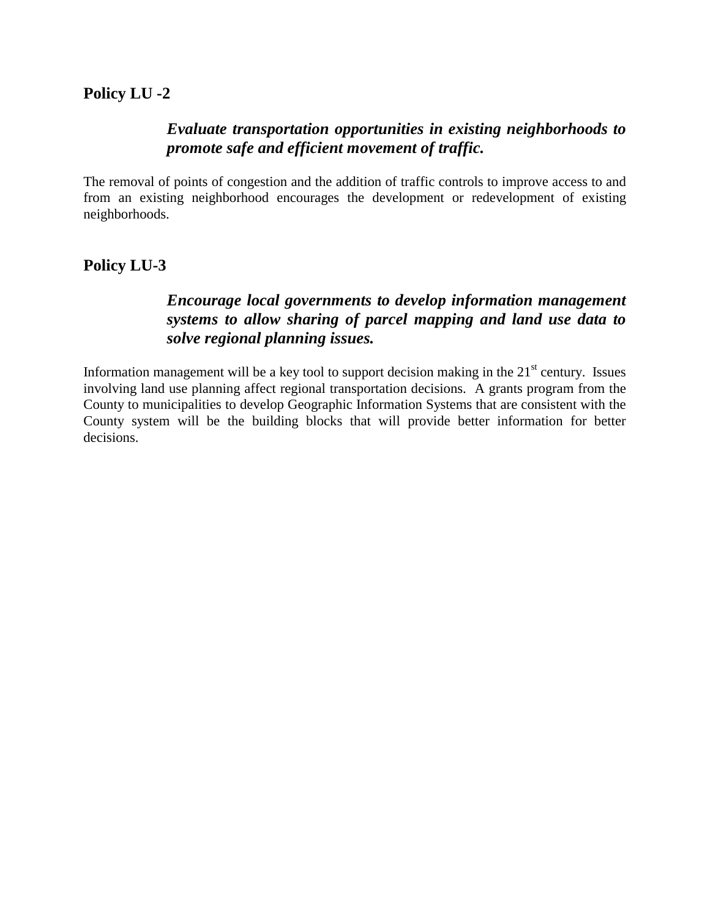### Policy LU -2

***Evaluate transportation opportunities in existing neighborhoods to promote safe and efficient movement of traffic.***

The removal of points of congestion and the addition of traffic controls to improve access to and from an existing neighborhood encourages the development or redevelopment of existing neighborhoods.

### Policy LU-3

***Encourage local governments to develop information management systems to allow sharing of parcel mapping and land use data to solve regional planning issues.***

Information management will be a key tool to support decision making in the 21st century. Issues involving land use planning affect regional transportation decisions. A grants program from the County to municipalities to develop Geographic Information Systems that are consistent with the County system will be the building blocks that will provide better information for better decisions.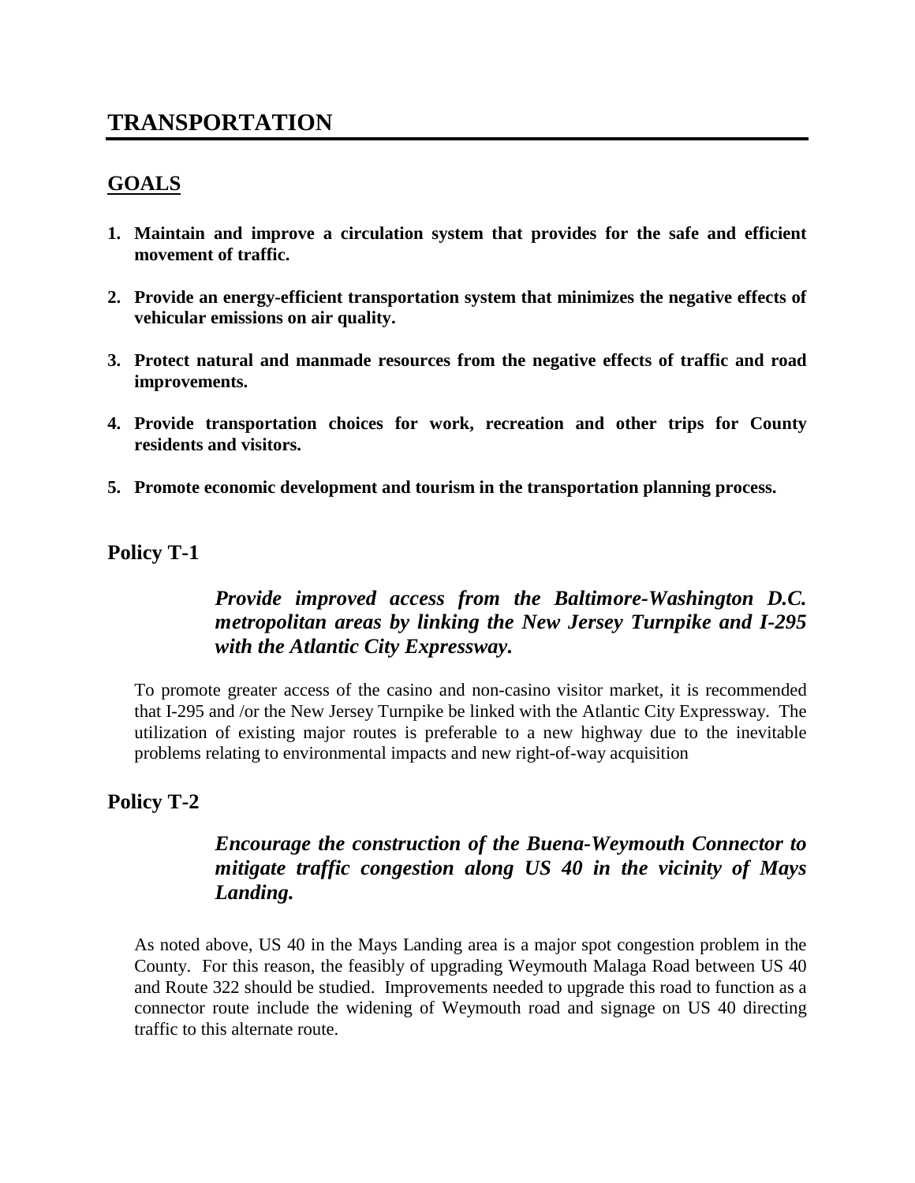# TRANSPORTATION

## GOALS

1. **Maintain and improve a circulation system that provides for the safe and efficient movement of traffic.**

2. **Provide an energy-efficient transportation system that minimizes the negative effects of vehicular emissions on air quality.**

3. **Protect natural and manmade resources from the negative effects of traffic and road improvements.**

4. **Provide transportation choices for work, recreation and other trips for County residents and visitors.**

5. **Promote economic development and tourism in the transportation planning process.**

### Policy T-1

***Provide improved access from the Baltimore-Washington D.C. metropolitan areas by linking the New Jersey Turnpike and I-295 with the Atlantic City Expressway.***

To promote greater access of the casino and non-casino visitor market, it is recommended that I-295 and /or the New Jersey Turnpike be linked with the Atlantic City Expressway. The utilization of existing major routes is preferable to a new highway due to the inevitable problems relating to environmental impacts and new right-of-way acquisition

### Policy T-2

***Encourage the construction of the Buena-Weymouth Connector to mitigate traffic congestion along US 40 in the vicinity of Mays Landing.***

As noted above, US 40 in the Mays Landing area is a major spot congestion problem in the County. For this reason, the feasibly of upgrading Weymouth Malaga Road between US 40 and Route 322 should be studied. Improvements needed to upgrade this road to function as a connector route include the widening of Weymouth road and signage on US 40 directing traffic to this alternate route.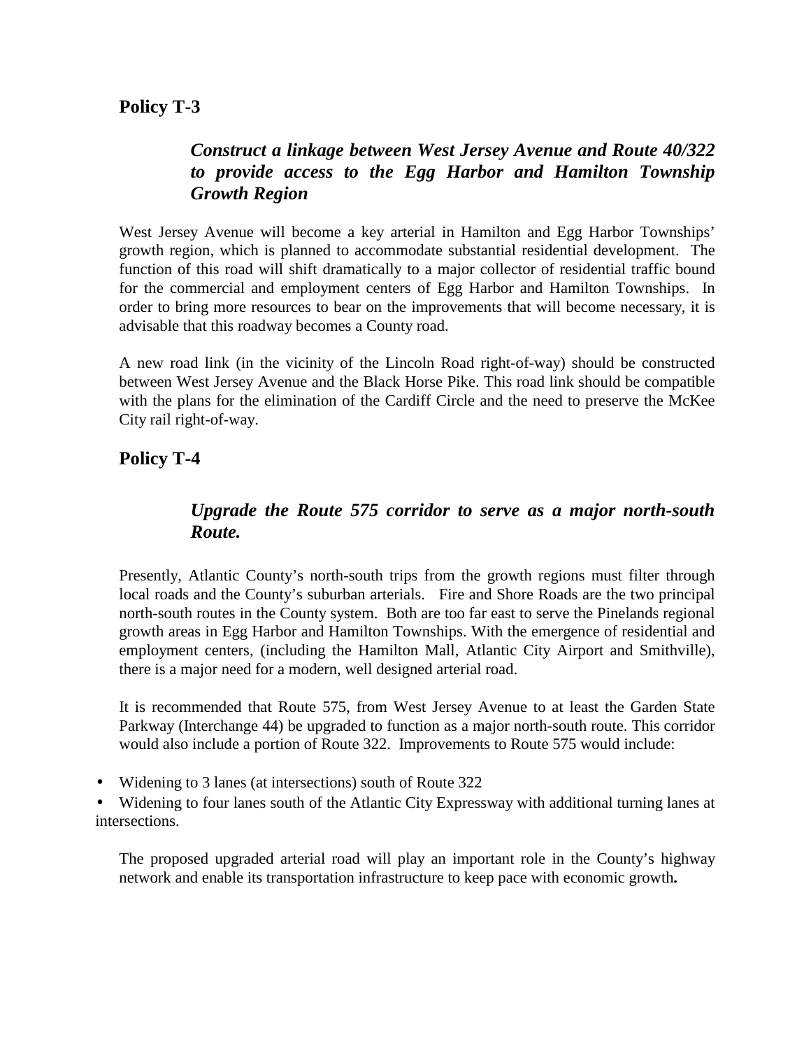## Policy T-3

***Construct a linkage between West Jersey Avenue and Route 40/322 to provide access to the Egg Harbor and Hamilton Township Growth Region***

West Jersey Avenue will become a key arterial in Hamilton and Egg Harbor Townships' growth region, which is planned to accommodate substantial residential development. The function of this road will shift dramatically to a major collector of residential traffic bound for the commercial and employment centers of Egg Harbor and Hamilton Townships. In order to bring more resources to bear on the improvements that will become necessary, it is advisable that this roadway becomes a County road.

A new road link (in the vicinity of the Lincoln Road right-of-way) should be constructed between West Jersey Avenue and the Black Horse Pike. This road link should be compatible with the plans for the elimination of the Cardiff Circle and the need to preserve the McKee City rail right-of-way.

## Policy T-4

***Upgrade the Route 575 corridor to serve as a major north-south Route.***

Presently, Atlantic County's north-south trips from the growth regions must filter through local roads and the County's suburban arterials. Fire and Shore Roads are the two principal north-south routes in the County system. Both are too far east to serve the Pinelands regional growth areas in Egg Harbor and Hamilton Townships. With the emergence of residential and employment centers, (including the Hamilton Mall, Atlantic City Airport and Smithville), there is a major need for a modern, well designed arterial road.

It is recommended that Route 575, from West Jersey Avenue to at least the Garden State Parkway (Interchange 44) be upgraded to function as a major north-south route. This corridor would also include a portion of Route 322. Improvements to Route 575 would include:

- Widening to 3 lanes (at intersections) south of Route 322
- Widening to four lanes south of the Atlantic City Expressway with additional turning lanes at intersections.

The proposed upgraded arterial road will play an important role in the County's highway network and enable its transportation infrastructure to keep pace with economic growth**.**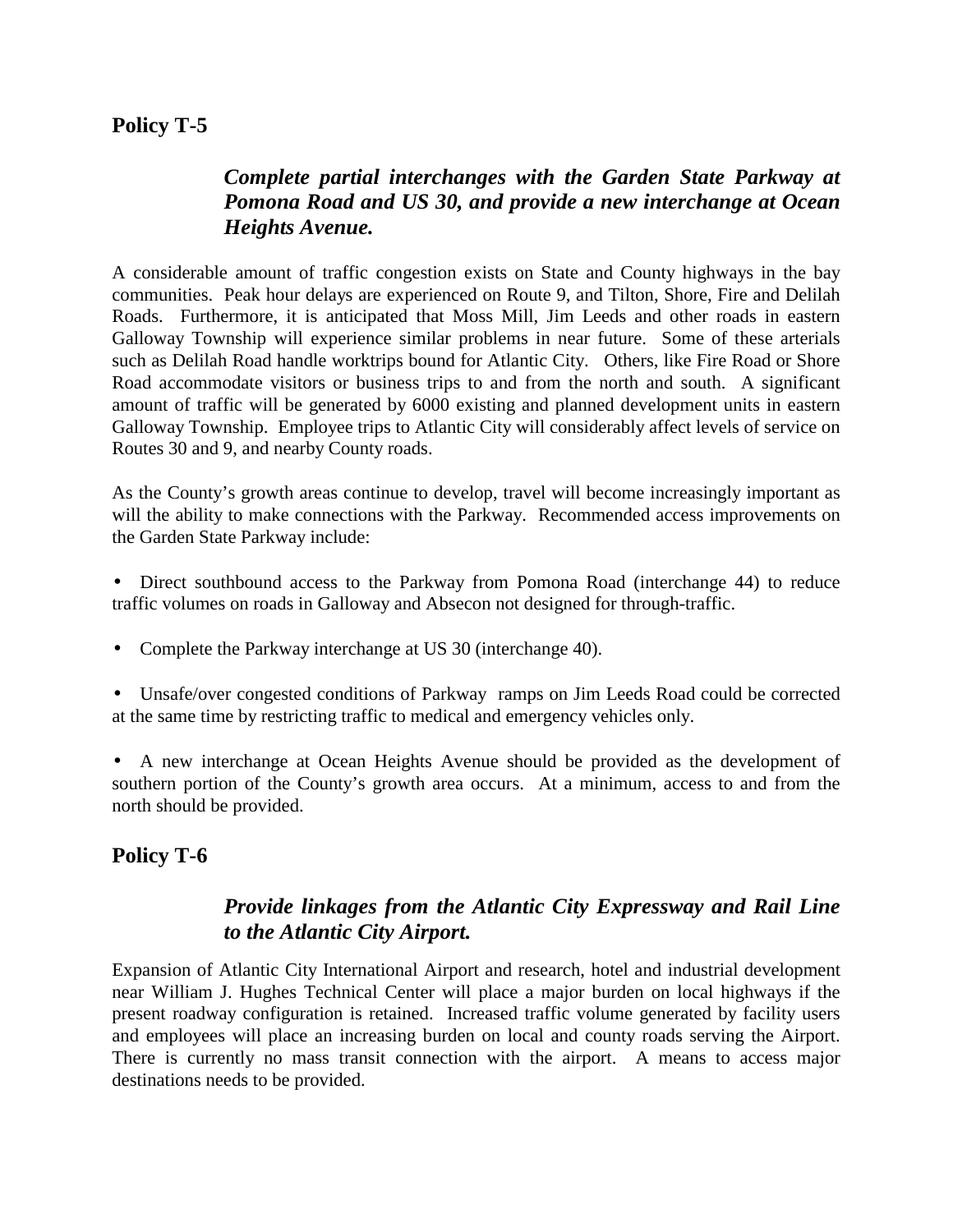## Policy T-5

> ***Complete partial interchanges with the Garden State Parkway at Pomona Road and US 30, and provide a new interchange at Ocean Heights Avenue.***

A considerable amount of traffic congestion exists on State and County highways in the bay communities. Peak hour delays are experienced on Route 9, and Tilton, Shore, Fire and Delilah Roads. Furthermore, it is anticipated that Moss Mill, Jim Leeds and other roads in eastern Galloway Township will experience similar problems in near future. Some of these arterials such as Delilah Road handle worktrips bound for Atlantic City. Others, like Fire Road or Shore Road accommodate visitors or business trips to and from the north and south. A significant amount of traffic will be generated by 6000 existing and planned development units in eastern Galloway Township. Employee trips to Atlantic City will considerably affect levels of service on Routes 30 and 9, and nearby County roads.

As the County's growth areas continue to develop, travel will become increasingly important as will the ability to make connections with the Parkway. Recommended access improvements on the Garden State Parkway include:

- Direct southbound access to the Parkway from Pomona Road (interchange 44) to reduce traffic volumes on roads in Galloway and Absecon not designed for through-traffic.
- Complete the Parkway interchange at US 30 (interchange 40).
- Unsafe/over congested conditions of Parkway ramps on Jim Leeds Road could be corrected at the same time by restricting traffic to medical and emergency vehicles only.
- A new interchange at Ocean Heights Avenue should be provided as the development of southern portion of the County's growth area occurs. At a minimum, access to and from the north should be provided.

## Policy T-6

> ***Provide linkages from the Atlantic City Expressway and Rail Line to the Atlantic City Airport.***

Expansion of Atlantic City International Airport and research, hotel and industrial development near William J. Hughes Technical Center will place a major burden on local highways if the present roadway configuration is retained. Increased traffic volume generated by facility users and employees will place an increasing burden on local and county roads serving the Airport. There is currently no mass transit connection with the airport. A means to access major destinations needs to be provided.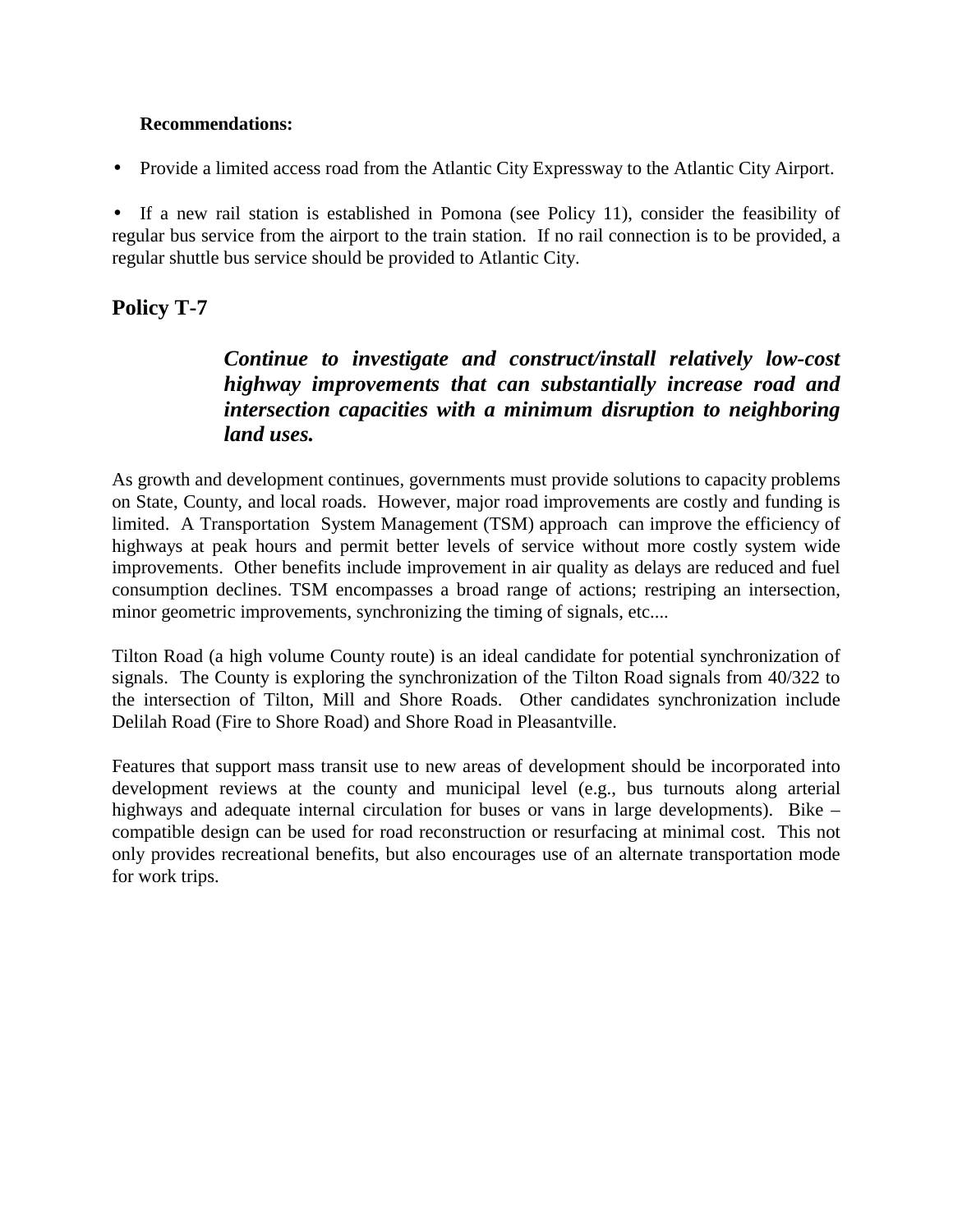**Recommendations:**

- Provide a limited access road from the Atlantic City Expressway to the Atlantic City Airport.

- If a new rail station is established in Pomona (see Policy 11), consider the feasibility of regular bus service from the airport to the train station. If no rail connection is to be provided, a regular shuttle bus service should be provided to Atlantic City.

## Policy T-7

> ***Continue to investigate and construct/install relatively low-cost highway improvements that can substantially increase road and intersection capacities with a minimum disruption to neighboring land uses.***

As growth and development continues, governments must provide solutions to capacity problems on State, County, and local roads. However, major road improvements are costly and funding is limited. A Transportation System Management (TSM) approach can improve the efficiency of highways at peak hours and permit better levels of service without more costly system wide improvements. Other benefits include improvement in air quality as delays are reduced and fuel consumption declines. TSM encompasses a broad range of actions; restriping an intersection, minor geometric improvements, synchronizing the timing of signals, etc....

Tilton Road (a high volume County route) is an ideal candidate for potential synchronization of signals. The County is exploring the synchronization of the Tilton Road signals from 40/322 to the intersection of Tilton, Mill and Shore Roads. Other candidates synchronization include Delilah Road (Fire to Shore Road) and Shore Road in Pleasantville.

Features that support mass transit use to new areas of development should be incorporated into development reviews at the county and municipal level (e.g., bus turnouts along arterial highways and adequate internal circulation for buses or vans in large developments). Bike – compatible design can be used for road reconstruction or resurfacing at minimal cost. This not only provides recreational benefits, but also encourages use of an alternate transportation mode for work trips.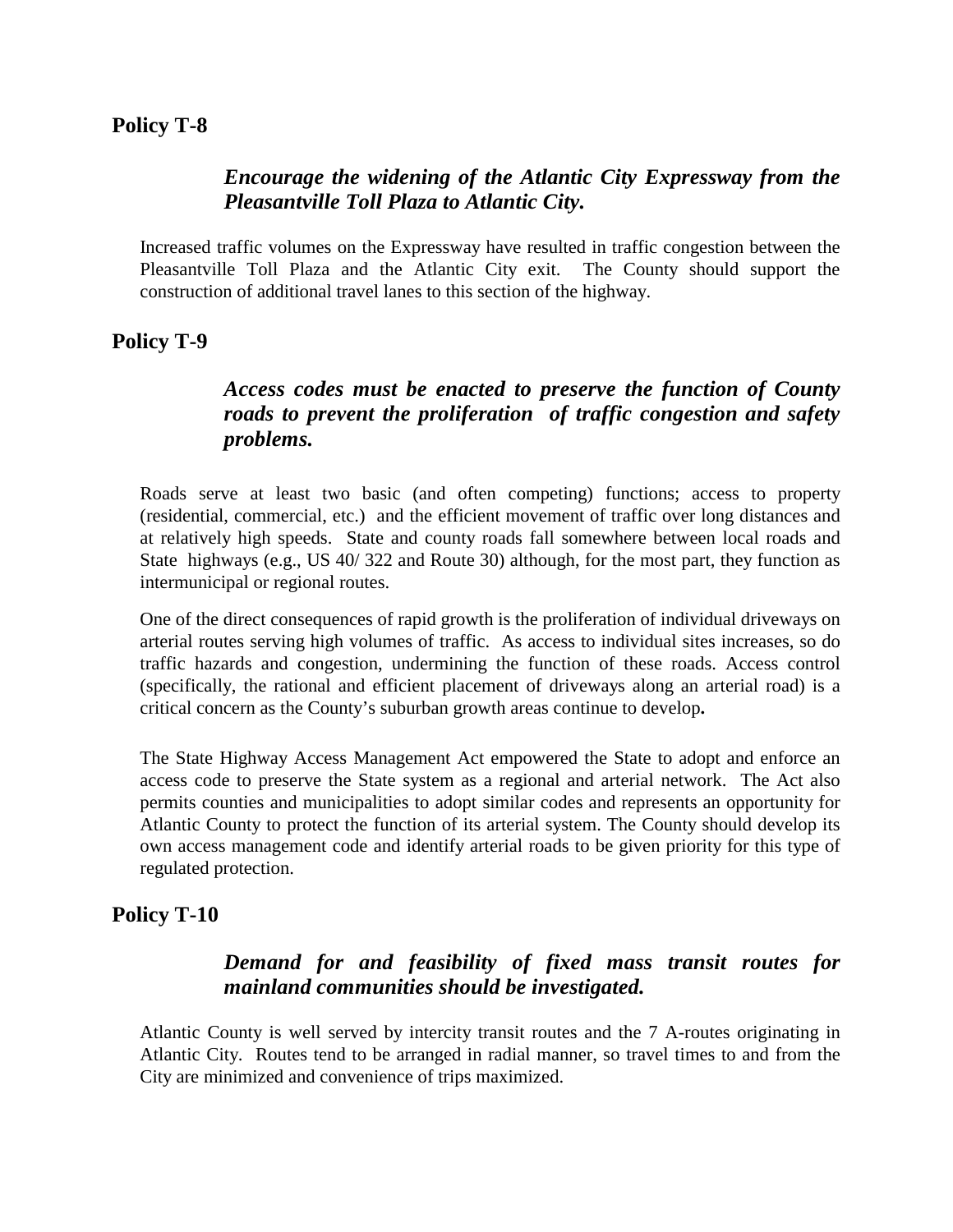## Policy T-8

***Encourage the widening of the Atlantic City Expressway from the Pleasantville Toll Plaza to Atlantic City.***

Increased traffic volumes on the Expressway have resulted in traffic congestion between the Pleasantville Toll Plaza and the Atlantic City exit. The County should support the construction of additional travel lanes to this section of the highway.

## Policy T-9

***Access codes must be enacted to preserve the function of County roads to prevent the proliferation of traffic congestion and safety problems.***

Roads serve at least two basic (and often competing) functions; access to property (residential, commercial, etc.) and the efficient movement of traffic over long distances and at relatively high speeds. State and county roads fall somewhere between local roads and State highways (e.g., US 40/ 322 and Route 30) although, for the most part, they function as intermunicipal or regional routes.

One of the direct consequences of rapid growth is the proliferation of individual driveways on arterial routes serving high volumes of traffic. As access to individual sites increases, so do traffic hazards and congestion, undermining the function of these roads. Access control (specifically, the rational and efficient placement of driveways along an arterial road) is a critical concern as the County's suburban growth areas continue to develop**.**

The State Highway Access Management Act empowered the State to adopt and enforce an access code to preserve the State system as a regional and arterial network. The Act also permits counties and municipalities to adopt similar codes and represents an opportunity for Atlantic County to protect the function of its arterial system. The County should develop its own access management code and identify arterial roads to be given priority for this type of regulated protection.

## Policy T-10

***Demand for and feasibility of fixed mass transit routes for mainland communities should be investigated.***

Atlantic County is well served by intercity transit routes and the 7 A-routes originating in Atlantic City. Routes tend to be arranged in radial manner, so travel times to and from the City are minimized and convenience of trips maximized.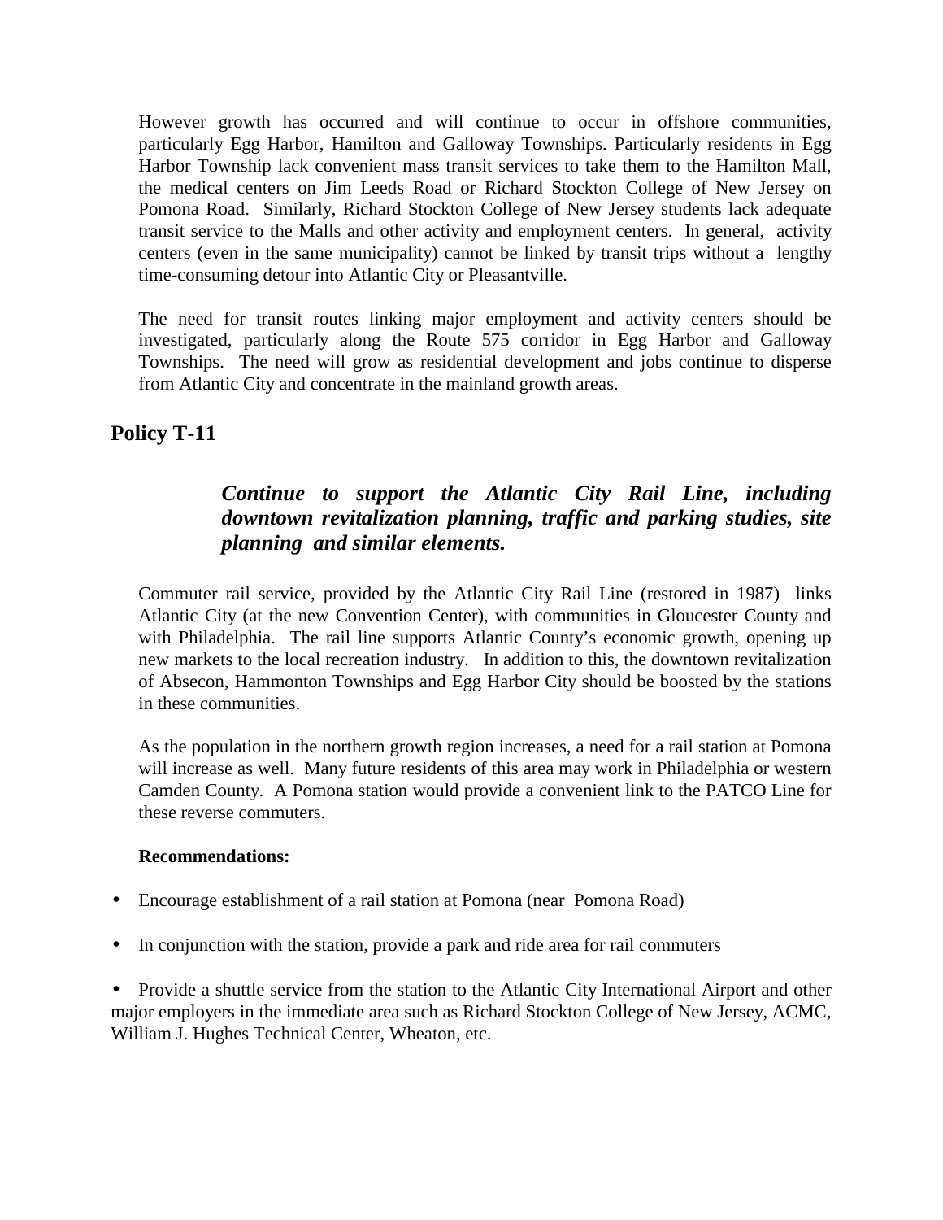However growth has occurred and will continue to occur in offshore communities, particularly Egg Harbor, Hamilton and Galloway Townships. Particularly residents in Egg Harbor Township lack convenient mass transit services to take them to the Hamilton Mall, the medical centers on Jim Leeds Road or Richard Stockton College of New Jersey on Pomona Road. Similarly, Richard Stockton College of New Jersey students lack adequate transit service to the Malls and other activity and employment centers. In general, activity centers (even in the same municipality) cannot be linked by transit trips without a lengthy time-consuming detour into Atlantic City or Pleasantville.

The need for transit routes linking major employment and activity centers should be investigated, particularly along the Route 575 corridor in Egg Harbor and Galloway Townships. The need will grow as residential development and jobs continue to disperse from Atlantic City and concentrate in the mainland growth areas.

## Policy T-11

***Continue to support the Atlantic City Rail Line, including downtown revitalization planning, traffic and parking studies, site planning and similar elements.***

Commuter rail service, provided by the Atlantic City Rail Line (restored in 1987) links Atlantic City (at the new Convention Center), with communities in Gloucester County and with Philadelphia. The rail line supports Atlantic County's economic growth, opening up new markets to the local recreation industry. In addition to this, the downtown revitalization of Absecon, Hammonton Townships and Egg Harbor City should be boosted by the stations in these communities.

As the population in the northern growth region increases, a need for a rail station at Pomona will increase as well. Many future residents of this area may work in Philadelphia or western Camden County. A Pomona station would provide a convenient link to the PATCO Line for these reverse commuters.

**Recommendations:**

- Encourage establishment of a rail station at Pomona (near Pomona Road)
- In conjunction with the station, provide a park and ride area for rail commuters
- Provide a shuttle service from the station to the Atlantic City International Airport and other major employers in the immediate area such as Richard Stockton College of New Jersey, ACMC, William J. Hughes Technical Center, Wheaton, etc.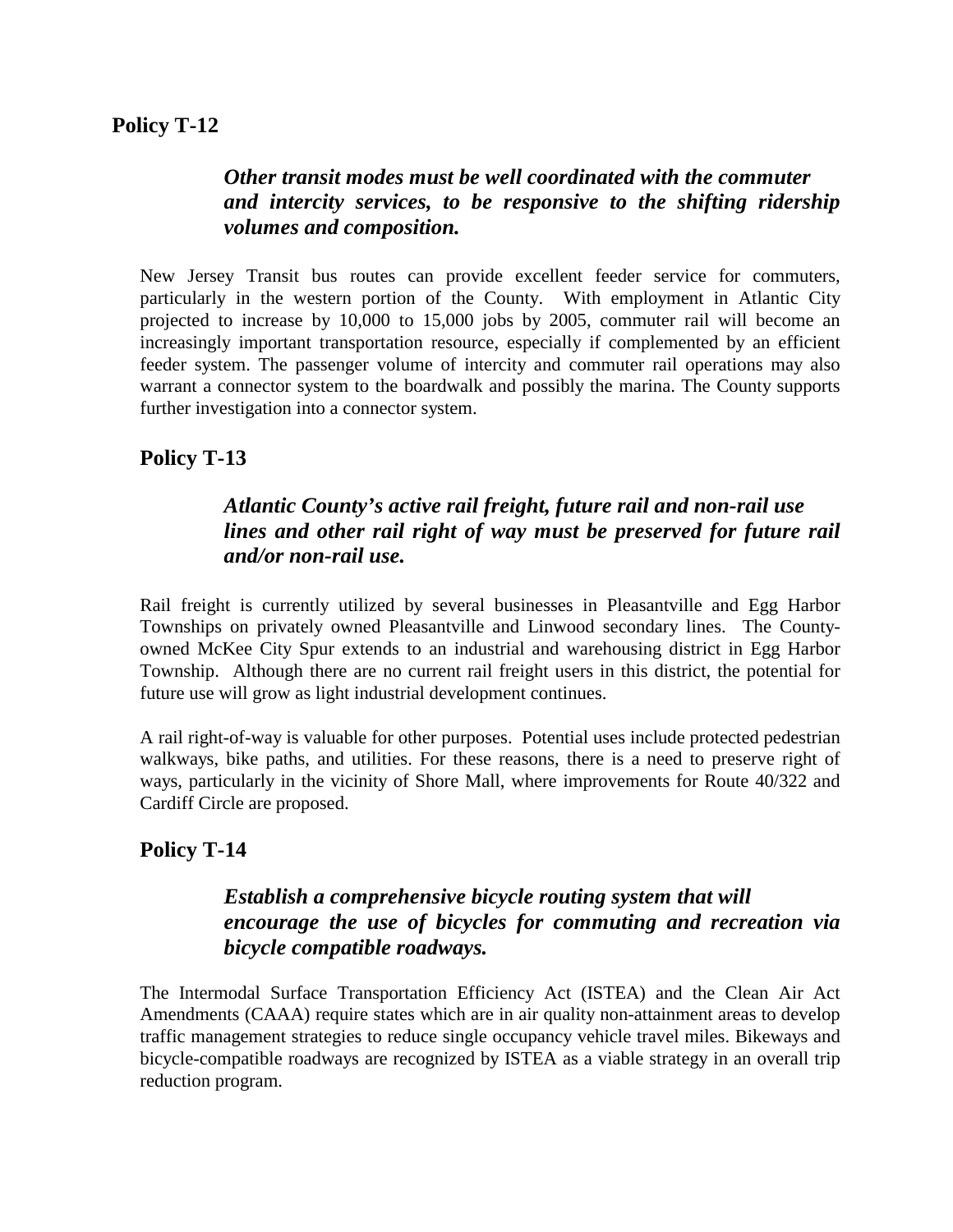## Policy T-12

***Other transit modes must be well coordinated with the commuter and intercity services, to be responsive to the shifting ridership volumes and composition.***

New Jersey Transit bus routes can provide excellent feeder service for commuters, particularly in the western portion of the County. With employment in Atlantic City projected to increase by 10,000 to 15,000 jobs by 2005, commuter rail will become an increasingly important transportation resource, especially if complemented by an efficient feeder system. The passenger volume of intercity and commuter rail operations may also warrant a connector system to the boardwalk and possibly the marina. The County supports further investigation into a connector system.

## Policy T-13

***Atlantic County's active rail freight, future rail and non-rail use lines and other rail right of way must be preserved for future rail and/or non-rail use.***

Rail freight is currently utilized by several businesses in Pleasantville and Egg Harbor Townships on privately owned Pleasantville and Linwood secondary lines. The County-owned McKee City Spur extends to an industrial and warehousing district in Egg Harbor Township. Although there are no current rail freight users in this district, the potential for future use will grow as light industrial development continues.

A rail right-of-way is valuable for other purposes. Potential uses include protected pedestrian walkways, bike paths, and utilities. For these reasons, there is a need to preserve right of ways, particularly in the vicinity of Shore Mall, where improvements for Route 40/322 and Cardiff Circle are proposed.

## Policy T-14

***Establish a comprehensive bicycle routing system that will encourage the use of bicycles for commuting and recreation via bicycle compatible roadways.***

The Intermodal Surface Transportation Efficiency Act (ISTEA) and the Clean Air Act Amendments (CAAA) require states which are in air quality non-attainment areas to develop traffic management strategies to reduce single occupancy vehicle travel miles. Bikeways and bicycle-compatible roadways are recognized by ISTEA as a viable strategy in an overall trip reduction program.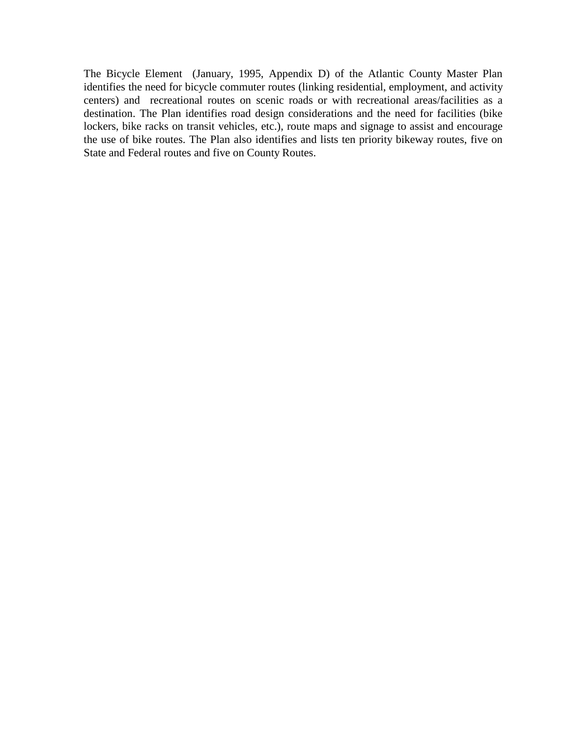The Bicycle Element (January, 1995, Appendix D) of the Atlantic County Master Plan identifies the need for bicycle commuter routes (linking residential, employment, and activity centers) and recreational routes on scenic roads or with recreational areas/facilities as a destination. The Plan identifies road design considerations and the need for facilities (bike lockers, bike racks on transit vehicles, etc.), route maps and signage to assist and encourage the use of bike routes. The Plan also identifies and lists ten priority bikeway routes, five on State and Federal routes and five on County Routes.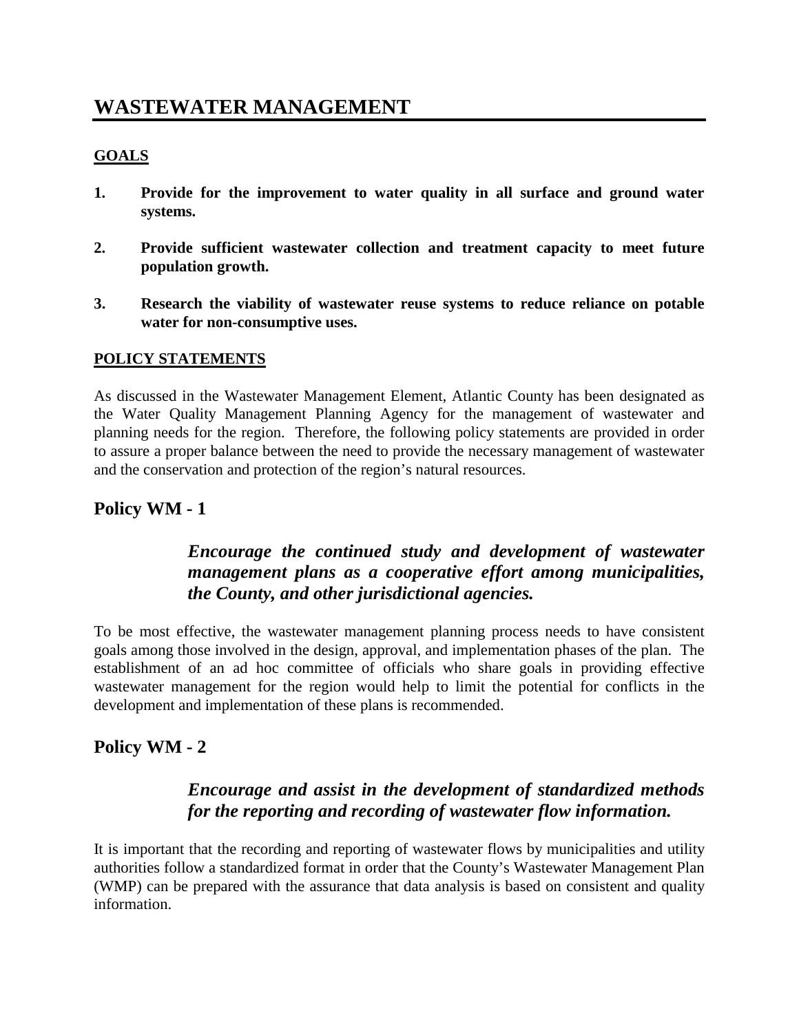# WASTEWATER MANAGEMENT

**GOALS**

1. **Provide for the improvement to water quality in all surface and ground water systems.**

2. **Provide sufficient wastewater collection and treatment capacity to meet future population growth.**

3. **Research the viability of wastewater reuse systems to reduce reliance on potable water for non-consumptive uses.**

**POLICY STATEMENTS**

As discussed in the Wastewater Management Element, Atlantic County has been designated as the Water Quality Management Planning Agency for the management of wastewater and planning needs for the region. Therefore, the following policy statements are provided in order to assure a proper balance between the need to provide the necessary management of wastewater and the conservation and protection of the region's natural resources.

## Policy WM - 1

> ***Encourage the continued study and development of wastewater management plans as a cooperative effort among municipalities, the County, and other jurisdictional agencies.***

To be most effective, the wastewater management planning process needs to have consistent goals among those involved in the design, approval, and implementation phases of the plan. The establishment of an ad hoc committee of officials who share goals in providing effective wastewater management for the region would help to limit the potential for conflicts in the development and implementation of these plans is recommended.

## Policy WM - 2

> ***Encourage and assist in the development of standardized methods for the reporting and recording of wastewater flow information.***

It is important that the recording and reporting of wastewater flows by municipalities and utility authorities follow a standardized format in order that the County's Wastewater Management Plan (WMP) can be prepared with the assurance that data analysis is based on consistent and quality information.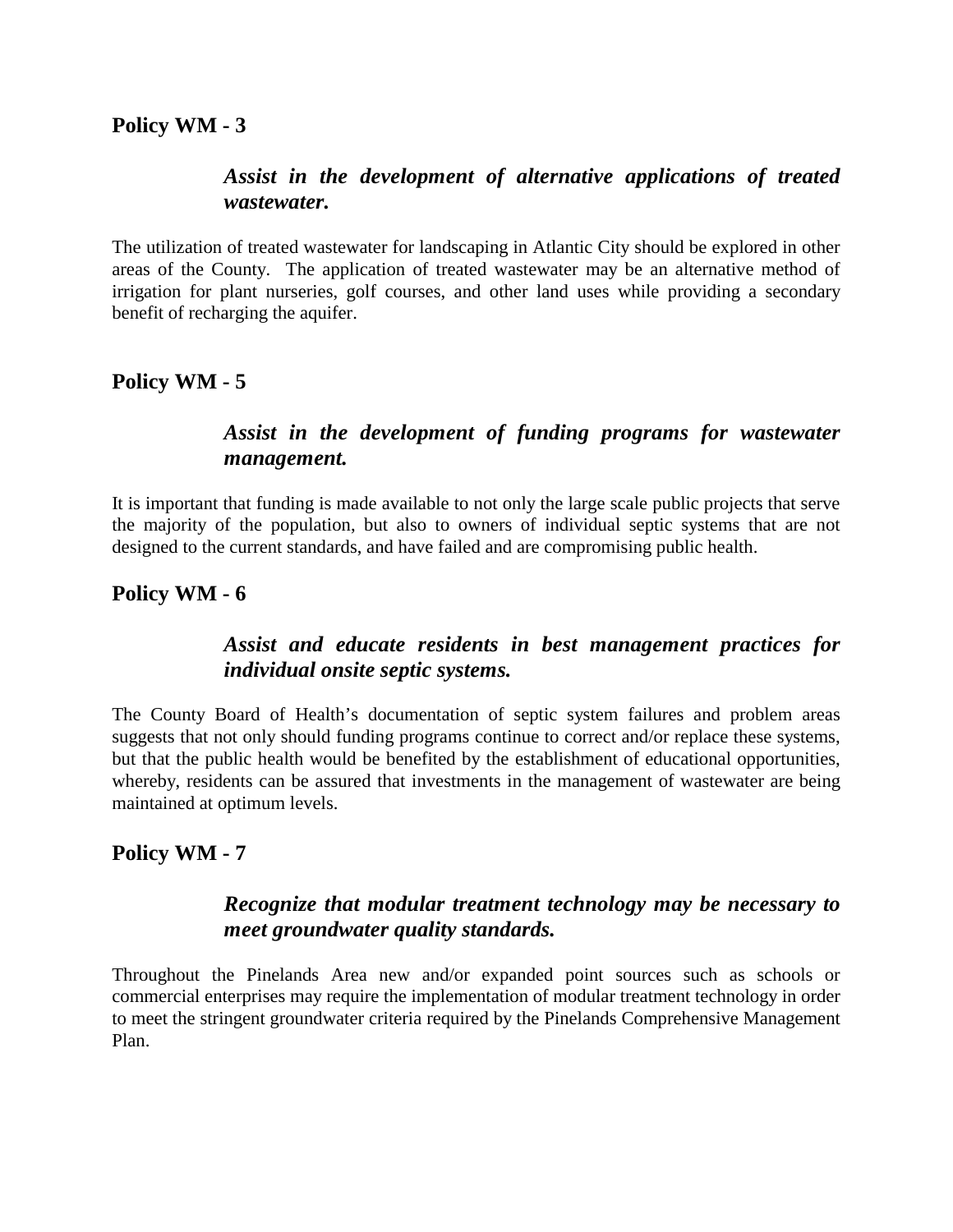**Policy WM - 3**

> ***Assist in the development of alternative applications of treated wastewater.***

The utilization of treated wastewater for landscaping in Atlantic City should be explored in other areas of the County. The application of treated wastewater may be an alternative method of irrigation for plant nurseries, golf courses, and other land uses while providing a secondary benefit of recharging the aquifer.

**Policy WM - 5**

> ***Assist in the development of funding programs for wastewater management.***

It is important that funding is made available to not only the large scale public projects that serve the majority of the population, but also to owners of individual septic systems that are not designed to the current standards, and have failed and are compromising public health.

**Policy WM - 6**

> ***Assist and educate residents in best management practices for individual onsite septic systems.***

The County Board of Health's documentation of septic system failures and problem areas suggests that not only should funding programs continue to correct and/or replace these systems, but that the public health would be benefited by the establishment of educational opportunities, whereby, residents can be assured that investments in the management of wastewater are being maintained at optimum levels.

**Policy WM - 7**

> ***Recognize that modular treatment technology may be necessary to meet groundwater quality standards.***

Throughout the Pinelands Area new and/or expanded point sources such as schools or commercial enterprises may require the implementation of modular treatment technology in order to meet the stringent groundwater criteria required by the Pinelands Comprehensive Management Plan.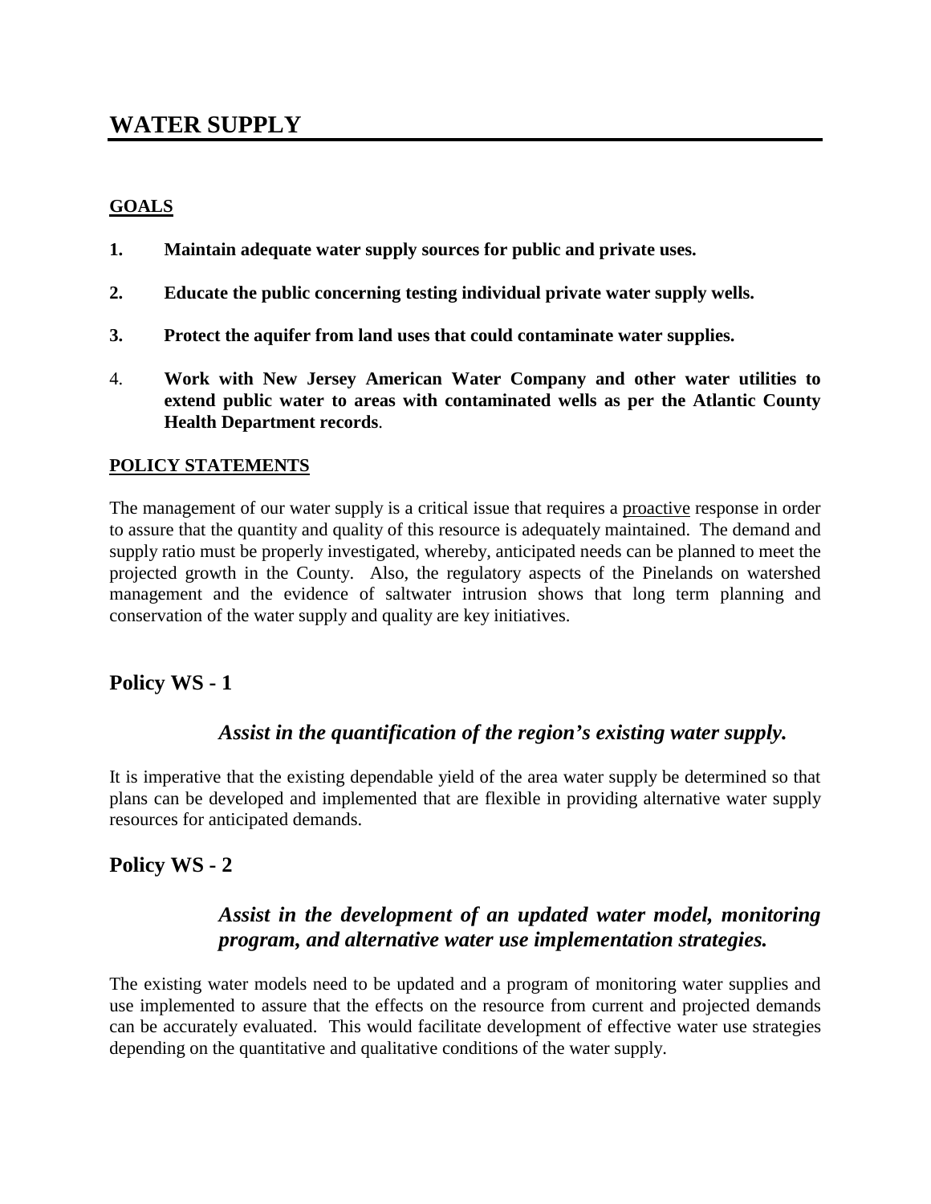# WATER SUPPLY

**GOALS**

1. **Maintain adequate water supply sources for public and private uses.**

2. **Educate the public concerning testing individual private water supply wells.**

3. **Protect the aquifer from land uses that could contaminate water supplies.**

4. **Work with New Jersey American Water Company and other water utilities to extend public water to areas with contaminated wells as per the Atlantic County Health Department records**.

**POLICY STATEMENTS**

The management of our water supply is a critical issue that requires a proactive response in order to assure that the quantity and quality of this resource is adequately maintained. The demand and supply ratio must be properly investigated, whereby, anticipated needs can be planned to meet the projected growth in the County. Also, the regulatory aspects of the Pinelands on watershed management and the evidence of saltwater intrusion shows that long term planning and conservation of the water supply and quality are key initiatives.

## Policy WS - 1

***Assist in the quantification of the region's existing water supply.***

It is imperative that the existing dependable yield of the area water supply be determined so that plans can be developed and implemented that are flexible in providing alternative water supply resources for anticipated demands.

## Policy WS - 2

***Assist in the development of an updated water model, monitoring program, and alternative water use implementation strategies.***

The existing water models need to be updated and a program of monitoring water supplies and use implemented to assure that the effects on the resource from current and projected demands can be accurately evaluated. This would facilitate development of effective water use strategies depending on the quantitative and qualitative conditions of the water supply.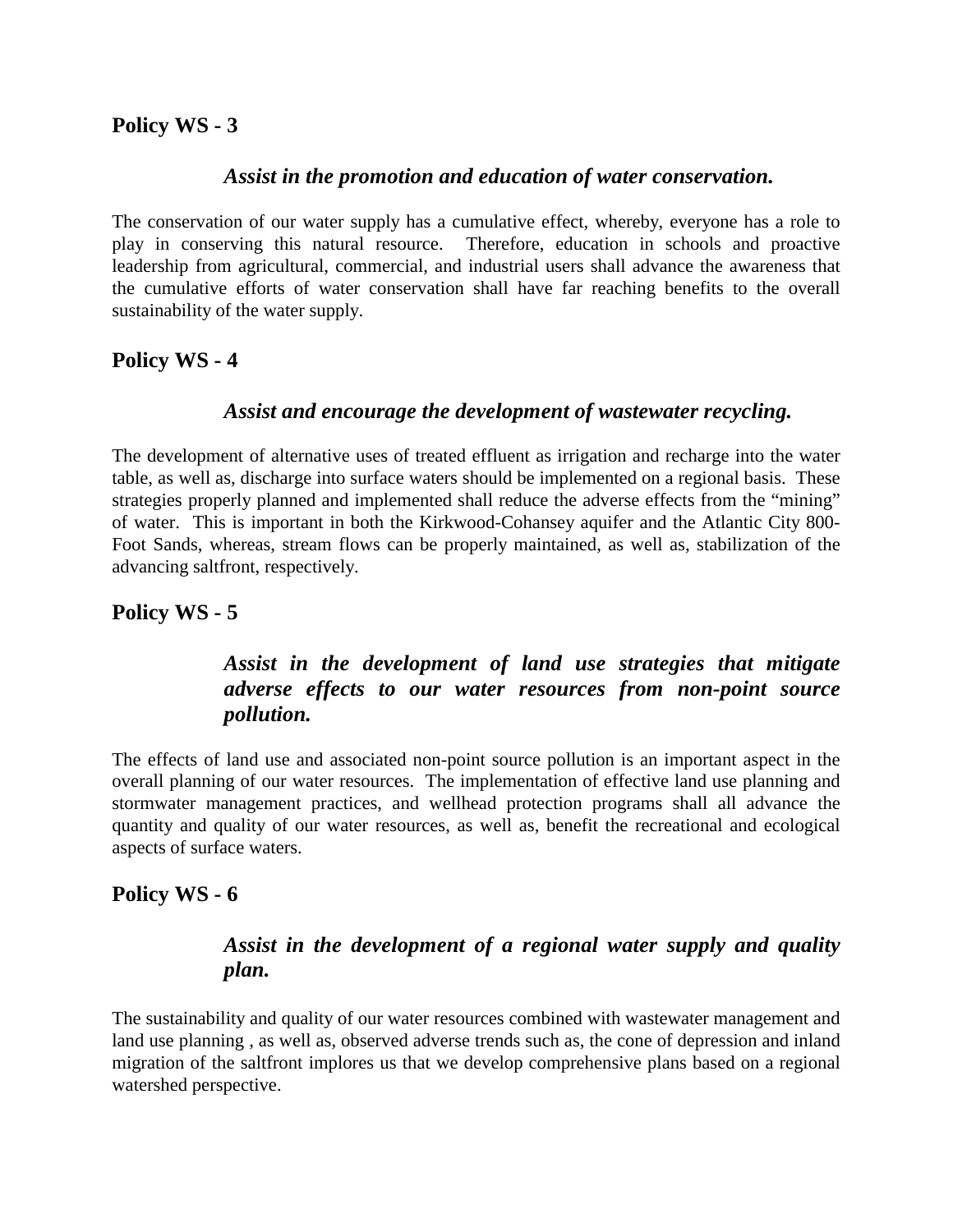## Policy WS - 3

***Assist in the promotion and education of water conservation.***

The conservation of our water supply has a cumulative effect, whereby, everyone has a role to play in conserving this natural resource. Therefore, education in schools and proactive leadership from agricultural, commercial, and industrial users shall advance the awareness that the cumulative efforts of water conservation shall have far reaching benefits to the overall sustainability of the water supply.

## Policy WS - 4

***Assist and encourage the development of wastewater recycling.***

The development of alternative uses of treated effluent as irrigation and recharge into the water table, as well as, discharge into surface waters should be implemented on a regional basis. These strategies properly planned and implemented shall reduce the adverse effects from the "mining" of water. This is important in both the Kirkwood-Cohansey aquifer and the Atlantic City 800-Foot Sands, whereas, stream flows can be properly maintained, as well as, stabilization of the advancing saltfront, respectively.

## Policy WS - 5

***Assist in the development of land use strategies that mitigate adverse effects to our water resources from non-point source pollution.***

The effects of land use and associated non-point source pollution is an important aspect in the overall planning of our water resources. The implementation of effective land use planning and stormwater management practices, and wellhead protection programs shall all advance the quantity and quality of our water resources, as well as, benefit the recreational and ecological aspects of surface waters.

## Policy WS - 6

***Assist in the development of a regional water supply and quality plan.***

The sustainability and quality of our water resources combined with wastewater management and land use planning , as well as, observed adverse trends such as, the cone of depression and inland migration of the saltfront implores us that we develop comprehensive plans based on a regional watershed perspective.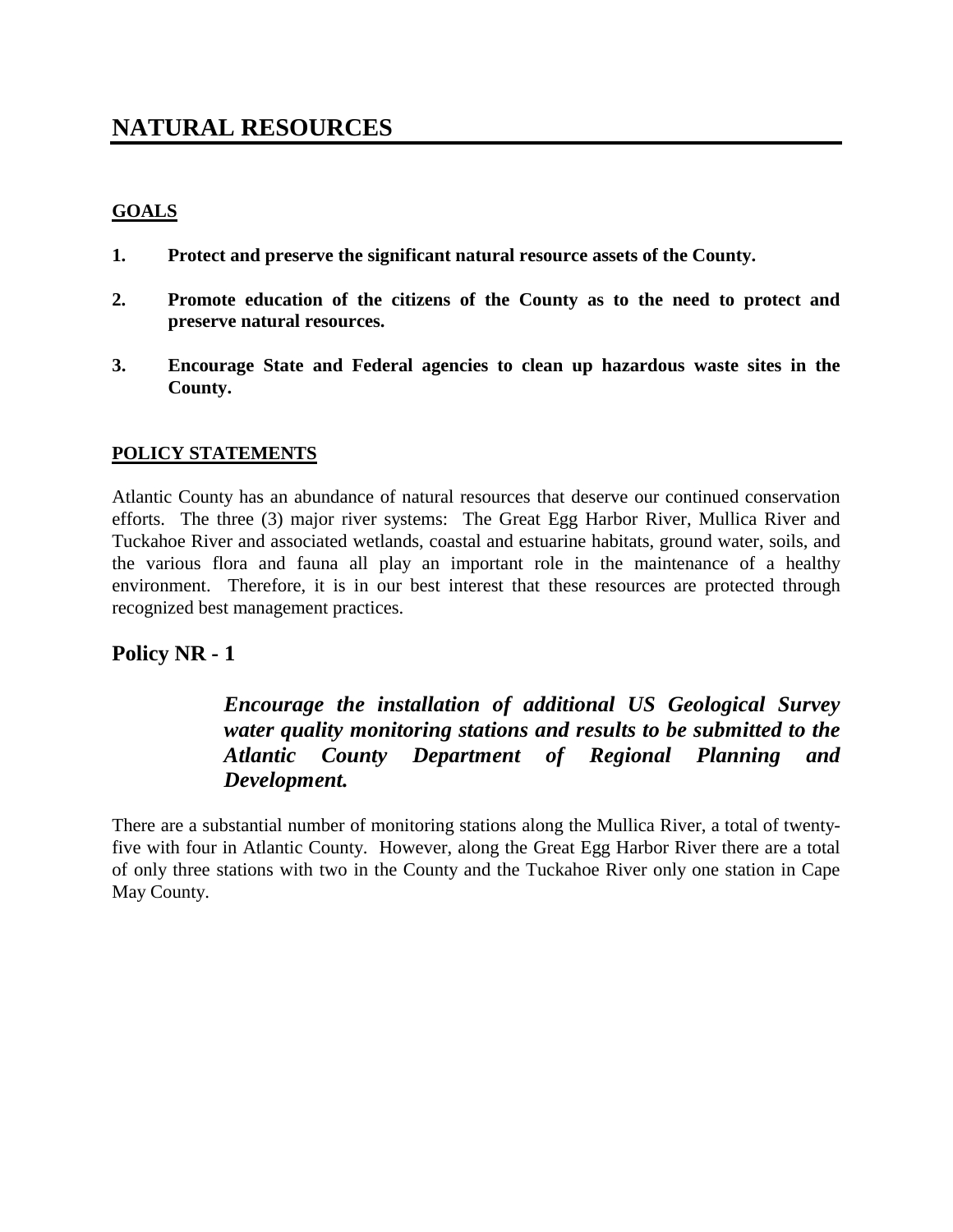# NATURAL RESOURCES

**GOALS**

1. **Protect and preserve the significant natural resource assets of the County.**

2. **Promote education of the citizens of the County as to the need to protect and preserve natural resources.**

3. **Encourage State and Federal agencies to clean up hazardous waste sites in the County.**

**POLICY STATEMENTS**

Atlantic County has an abundance of natural resources that deserve our continued conservation efforts. The three (3) major river systems: The Great Egg Harbor River, Mullica River and Tuckahoe River and associated wetlands, coastal and estuarine habitats, ground water, soils, and the various flora and fauna all play an important role in the maintenance of a healthy environment. Therefore, it is in our best interest that these resources are protected through recognized best management practices.

## Policy NR - 1

> ***Encourage the installation of additional US Geological Survey water quality monitoring stations and results to be submitted to the Atlantic County Department of Regional Planning and Development.***

There are a substantial number of monitoring stations along the Mullica River, a total of twenty-five with four in Atlantic County. However, along the Great Egg Harbor River there are a total of only three stations with two in the County and the Tuckahoe River only one station in Cape May County.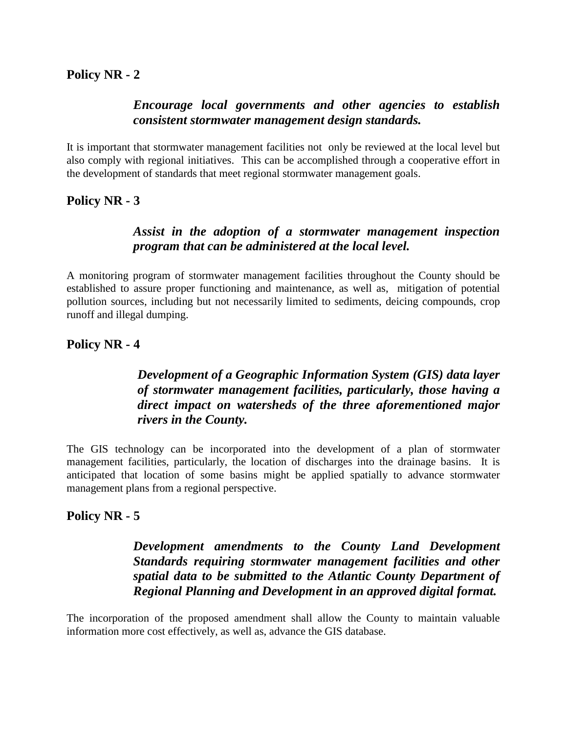## Policy NR - 2

***Encourage local governments and other agencies to establish consistent stormwater management design standards.***

It is important that stormwater management facilities not only be reviewed at the local level but also comply with regional initiatives. This can be accomplished through a cooperative effort in the development of standards that meet regional stormwater management goals.

## Policy NR - 3

***Assist in the adoption of a stormwater management inspection program that can be administered at the local level.***

A monitoring program of stormwater management facilities throughout the County should be established to assure proper functioning and maintenance, as well as, mitigation of potential pollution sources, including but not necessarily limited to sediments, deicing compounds, crop runoff and illegal dumping.

## Policy NR - 4

***Development of a Geographic Information System (GIS) data layer of stormwater management facilities, particularly, those having a direct impact on watersheds of the three aforementioned major rivers in the County.***

The GIS technology can be incorporated into the development of a plan of stormwater management facilities, particularly, the location of discharges into the drainage basins. It is anticipated that location of some basins might be applied spatially to advance stormwater management plans from a regional perspective.

## Policy NR - 5

***Development amendments to the County Land Development Standards requiring stormwater management facilities and other spatial data to be submitted to the Atlantic County Department of Regional Planning and Development in an approved digital format.***

The incorporation of the proposed amendment shall allow the County to maintain valuable information more cost effectively, as well as, advance the GIS database.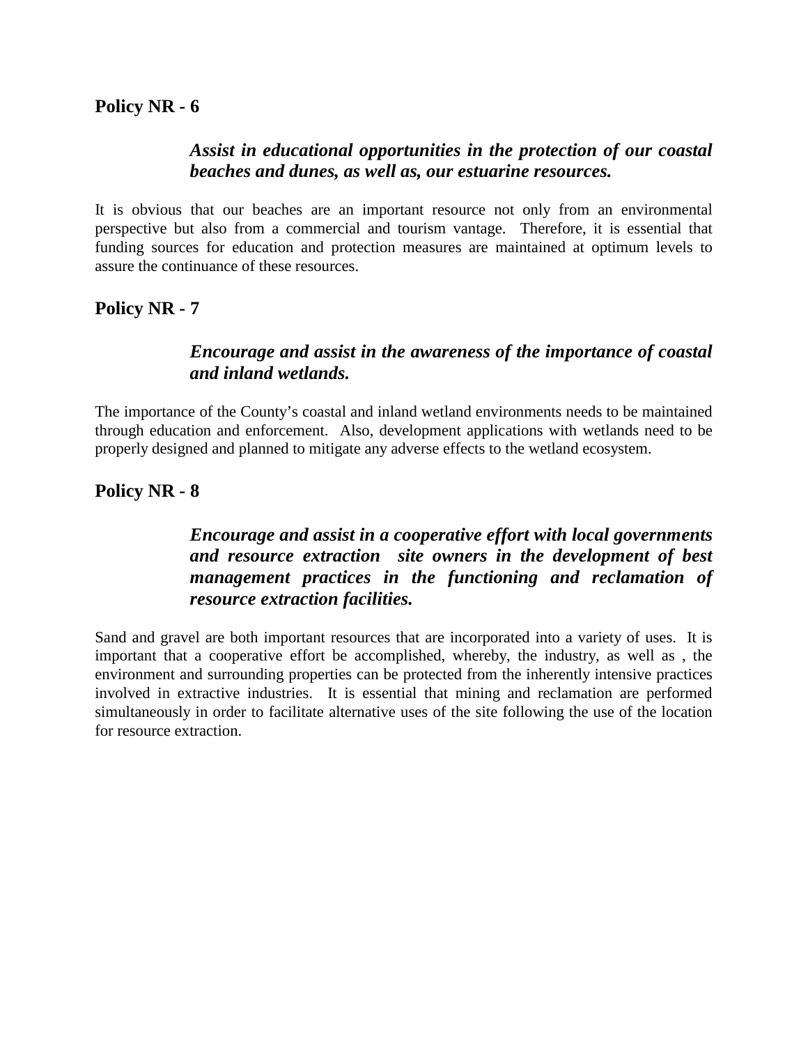**Policy NR - 6**

> ***Assist in educational opportunities in the protection of our coastal beaches and dunes, as well as, our estuarine resources.***

It is obvious that our beaches are an important resource not only from an environmental perspective but also from a commercial and tourism vantage. Therefore, it is essential that funding sources for education and protection measures are maintained at optimum levels to assure the continuance of these resources.

**Policy NR - 7**

> ***Encourage and assist in the awareness of the importance of coastal and inland wetlands.***

The importance of the County's coastal and inland wetland environments needs to be maintained through education and enforcement. Also, development applications with wetlands need to be properly designed and planned to mitigate any adverse effects to the wetland ecosystem.

**Policy NR - 8**

> ***Encourage and assist in a cooperative effort with local governments and resource extraction site owners in the development of best management practices in the functioning and reclamation of resource extraction facilities.***

Sand and gravel are both important resources that are incorporated into a variety of uses. It is important that a cooperative effort be accomplished, whereby, the industry, as well as , the environment and surrounding properties can be protected from the inherently intensive practices involved in extractive industries. It is essential that mining and reclamation are performed simultaneously in order to facilitate alternative uses of the site following the use of the location for resource extraction.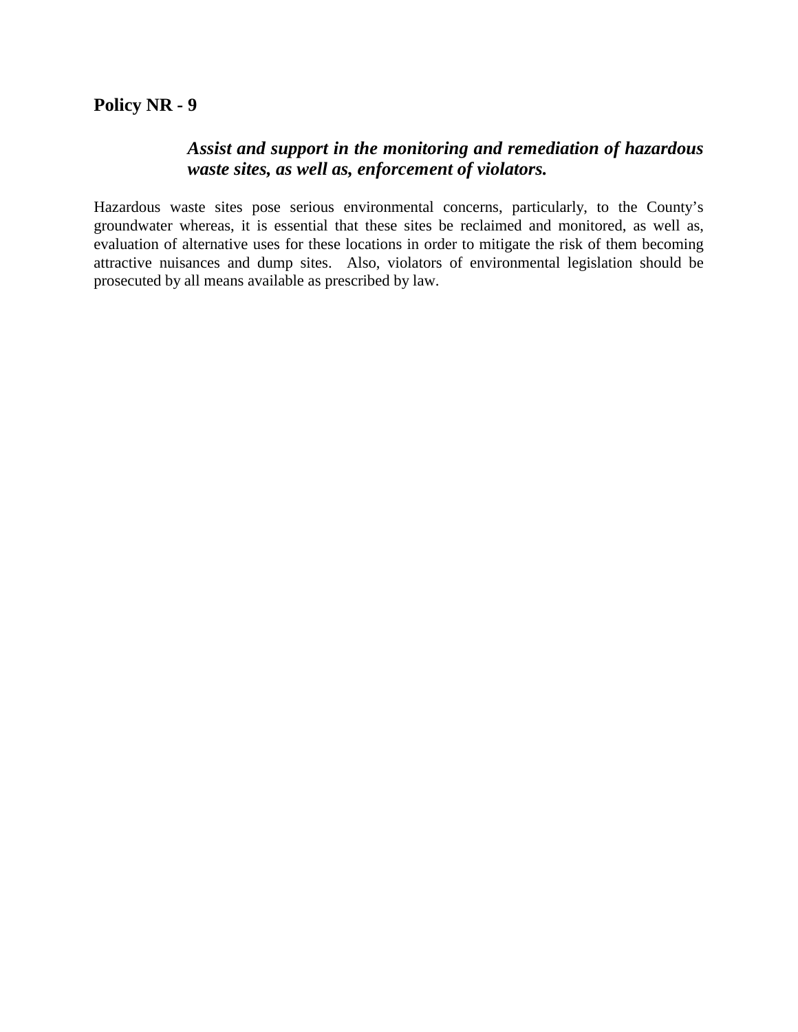## Policy NR - 9

***Assist and support in the monitoring and remediation of hazardous waste sites, as well as, enforcement of violators.***

Hazardous waste sites pose serious environmental concerns, particularly, to the County's groundwater whereas, it is essential that these sites be reclaimed and monitored, as well as, evaluation of alternative uses for these locations in order to mitigate the risk of them becoming attractive nuisances and dump sites. Also, violators of environmental legislation should be prosecuted by all means available as prescribed by law.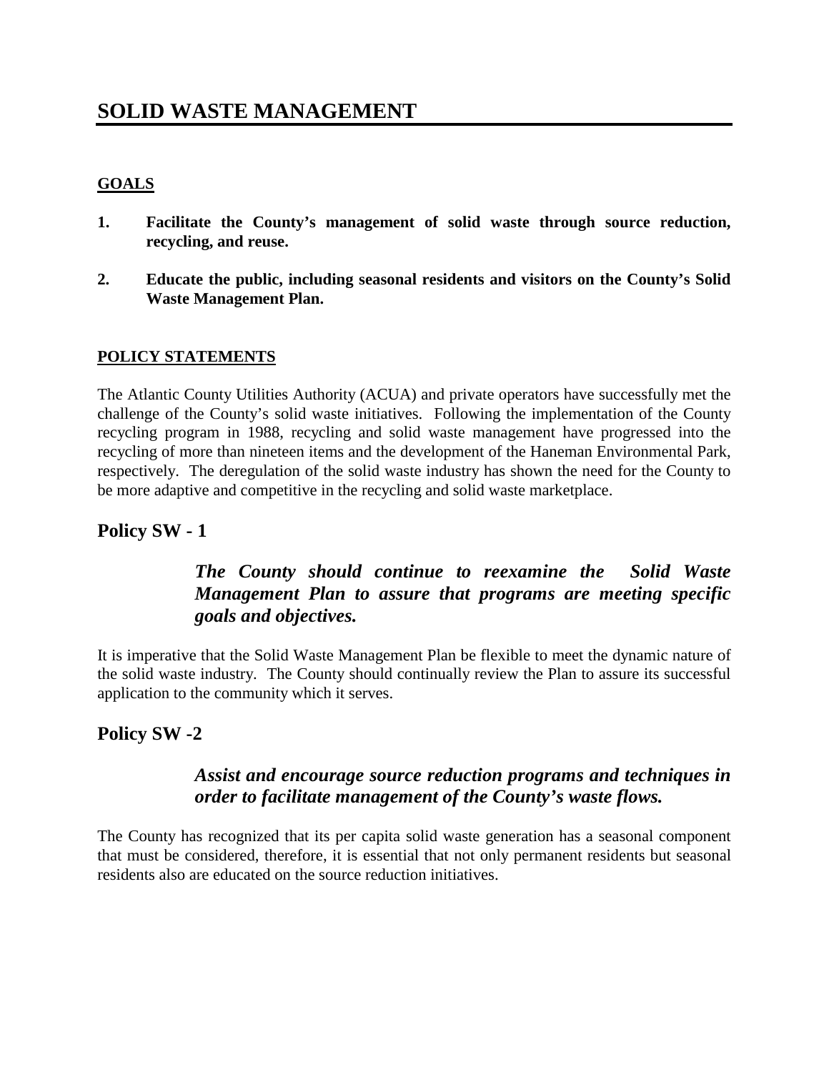# SOLID WASTE MANAGEMENT

## GOALS

1. **Facilitate the County's management of solid waste through source reduction, recycling, and reuse.**

2. **Educate the public, including seasonal residents and visitors on the County's Solid Waste Management Plan.**

## POLICY STATEMENTS

The Atlantic County Utilities Authority (ACUA) and private operators have successfully met the challenge of the County's solid waste initiatives. Following the implementation of the County recycling program in 1988, recycling and solid waste management have progressed into the recycling of more than nineteen items and the development of the Haneman Environmental Park, respectively. The deregulation of the solid waste industry has shown the need for the County to be more adaptive and competitive in the recycling and solid waste marketplace.

### Policy SW - 1

***The County should continue to reexamine the Solid Waste Management Plan to assure that programs are meeting specific goals and objectives.***

It is imperative that the Solid Waste Management Plan be flexible to meet the dynamic nature of the solid waste industry. The County should continually review the Plan to assure its successful application to the community which it serves.

### Policy SW -2

***Assist and encourage source reduction programs and techniques in order to facilitate management of the County's waste flows.***

The County has recognized that its per capita solid waste generation has a seasonal component that must be considered, therefore, it is essential that not only permanent residents but seasonal residents also are educated on the source reduction initiatives.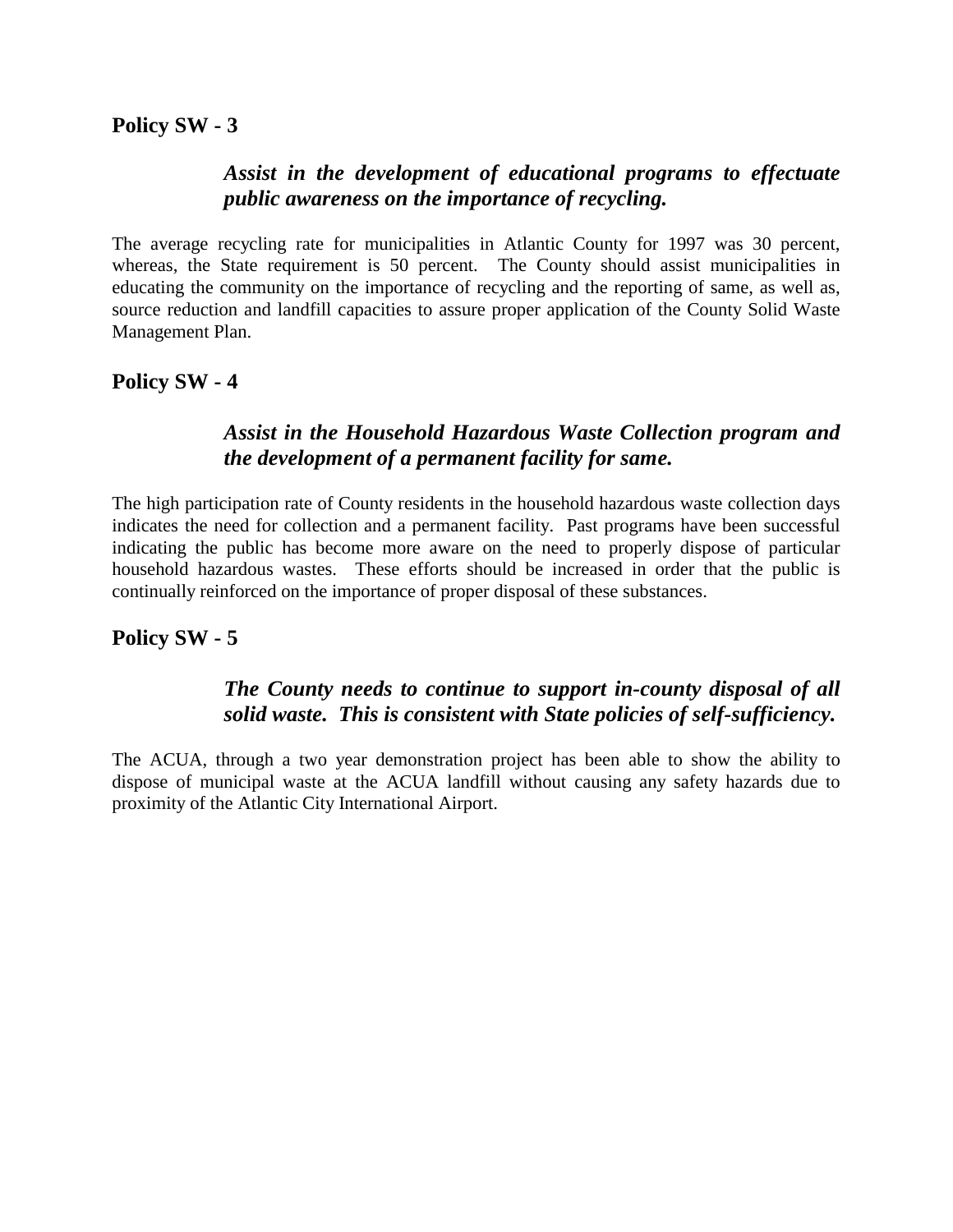## Policy SW - 3

***Assist in the development of educational programs to effectuate public awareness on the importance of recycling.***

The average recycling rate for municipalities in Atlantic County for 1997 was 30 percent, whereas, the State requirement is 50 percent. The County should assist municipalities in educating the community on the importance of recycling and the reporting of same, as well as, source reduction and landfill capacities to assure proper application of the County Solid Waste Management Plan.

## Policy SW - 4

***Assist in the Household Hazardous Waste Collection program and the development of a permanent facility for same.***

The high participation rate of County residents in the household hazardous waste collection days indicates the need for collection and a permanent facility. Past programs have been successful indicating the public has become more aware on the need to properly dispose of particular household hazardous wastes. These efforts should be increased in order that the public is continually reinforced on the importance of proper disposal of these substances.

## Policy SW - 5

***The County needs to continue to support in-county disposal of all solid waste. This is consistent with State policies of self-sufficiency.***

The ACUA, through a two year demonstration project has been able to show the ability to dispose of municipal waste at the ACUA landfill without causing any safety hazards due to proximity of the Atlantic City International Airport.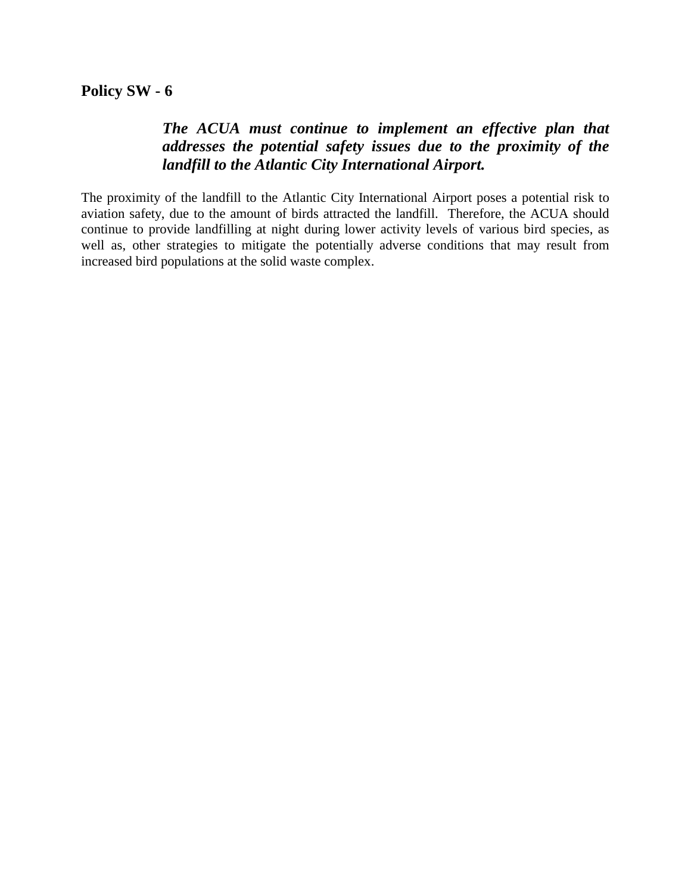**Policy SW - 6**

> ***The ACUA must continue to implement an effective plan that addresses the potential safety issues due to the proximity of the landfill to the Atlantic City International Airport.***

The proximity of the landfill to the Atlantic City International Airport poses a potential risk to aviation safety, due to the amount of birds attracted the landfill. Therefore, the ACUA should continue to provide landfilling at night during lower activity levels of various bird species, as well as, other strategies to mitigate the potentially adverse conditions that may result from increased bird populations at the solid waste complex.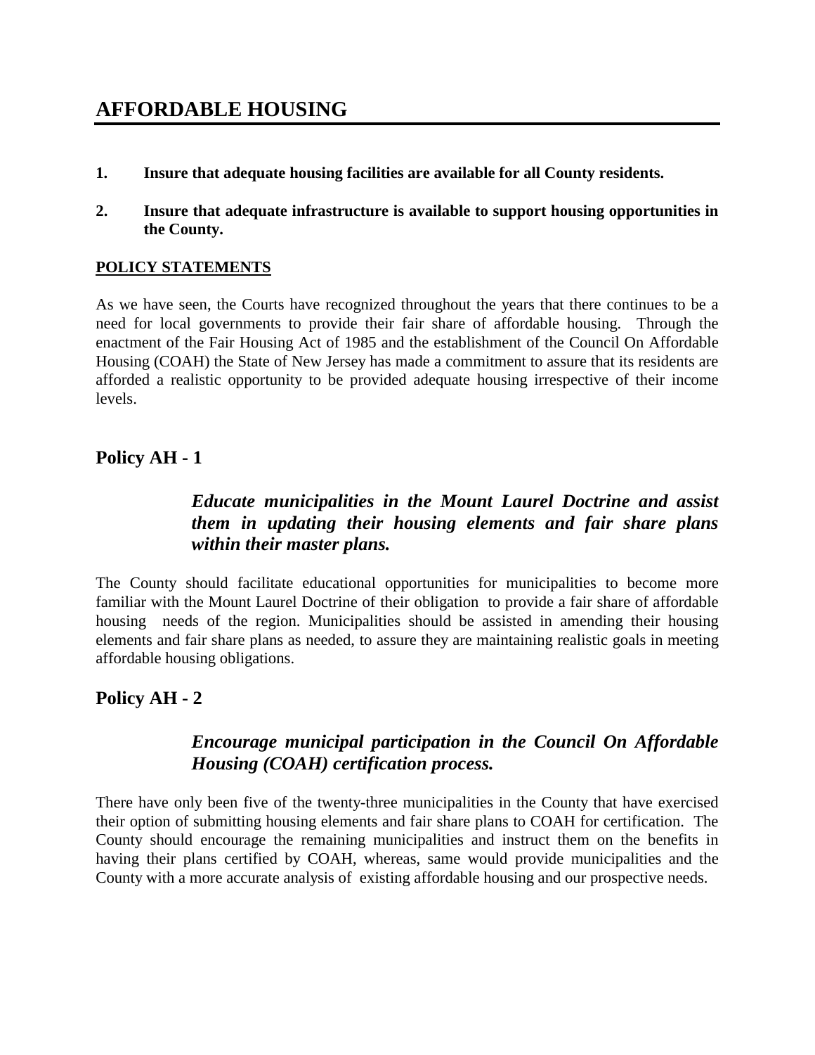# AFFORDABLE HOUSING

1. **Insure that adequate housing facilities are available for all County residents.**

2. **Insure that adequate infrastructure is available to support housing opportunities in the County.**

**POLICY STATEMENTS**

As we have seen, the Courts have recognized throughout the years that there continues to be a need for local governments to provide their fair share of affordable housing. Through the enactment of the Fair Housing Act of 1985 and the establishment of the Council On Affordable Housing (COAH) the State of New Jersey has made a commitment to assure that its residents are afforded a realistic opportunity to be provided adequate housing irrespective of their income levels.

## Policy AH - 1

***Educate municipalities in the Mount Laurel Doctrine and assist them in updating their housing elements and fair share plans within their master plans.***

The County should facilitate educational opportunities for municipalities to become more familiar with the Mount Laurel Doctrine of their obligation to provide a fair share of affordable housing needs of the region. Municipalities should be assisted in amending their housing elements and fair share plans as needed, to assure they are maintaining realistic goals in meeting affordable housing obligations.

## Policy AH - 2

***Encourage municipal participation in the Council On Affordable Housing (COAH) certification process.***

There have only been five of the twenty-three municipalities in the County that have exercised their option of submitting housing elements and fair share plans to COAH for certification. The County should encourage the remaining municipalities and instruct them on the benefits in having their plans certified by COAH, whereas, same would provide municipalities and the County with a more accurate analysis of existing affordable housing and our prospective needs.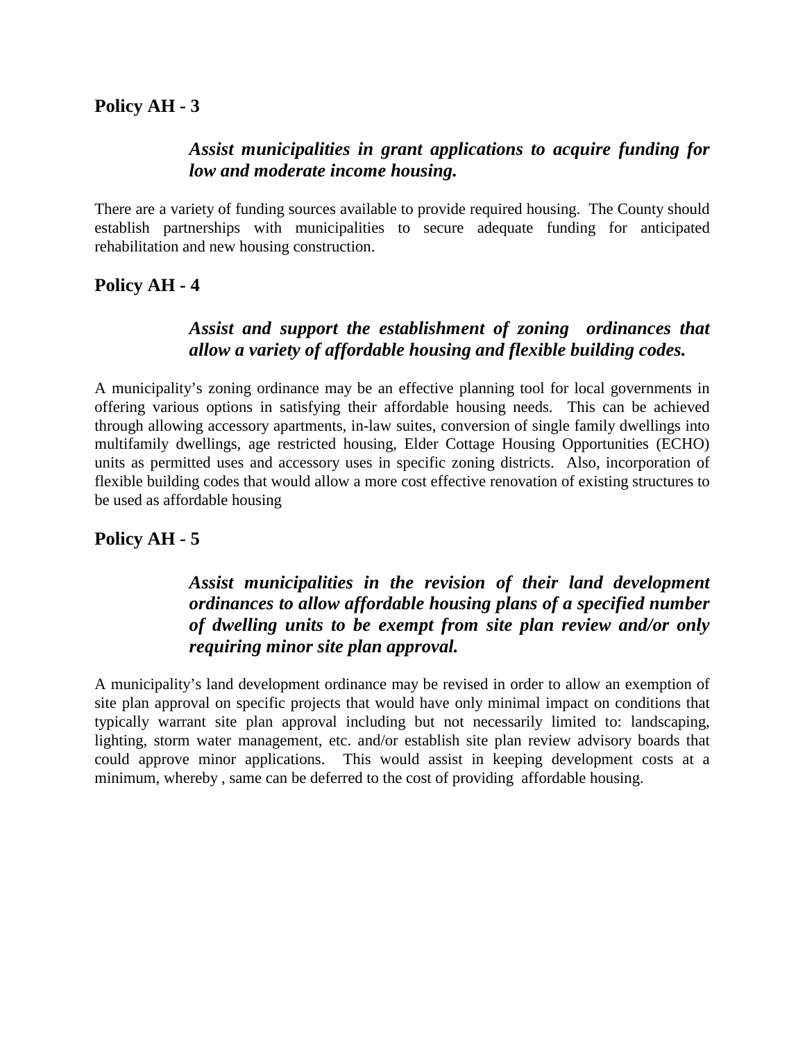## Policy AH - 3

***Assist municipalities in grant applications to acquire funding for low and moderate income housing.***

There are a variety of funding sources available to provide required housing. The County should establish partnerships with municipalities to secure adequate funding for anticipated rehabilitation and new housing construction.

## Policy AH - 4

***Assist and support the establishment of zoning ordinances that allow a variety of affordable housing and flexible building codes.***

A municipality's zoning ordinance may be an effective planning tool for local governments in offering various options in satisfying their affordable housing needs. This can be achieved through allowing accessory apartments, in-law suites, conversion of single family dwellings into multifamily dwellings, age restricted housing, Elder Cottage Housing Opportunities (ECHO) units as permitted uses and accessory uses in specific zoning districts. Also, incorporation of flexible building codes that would allow a more cost effective renovation of existing structures to be used as affordable housing

## Policy AH - 5

***Assist municipalities in the revision of their land development ordinances to allow affordable housing plans of a specified number of dwelling units to be exempt from site plan review and/or only requiring minor site plan approval.***

A municipality's land development ordinance may be revised in order to allow an exemption of site plan approval on specific projects that would have only minimal impact on conditions that typically warrant site plan approval including but not necessarily limited to: landscaping, lighting, storm water management, etc. and/or establish site plan review advisory boards that could approve minor applications. This would assist in keeping development costs at a minimum, whereby , same can be deferred to the cost of providing affordable housing.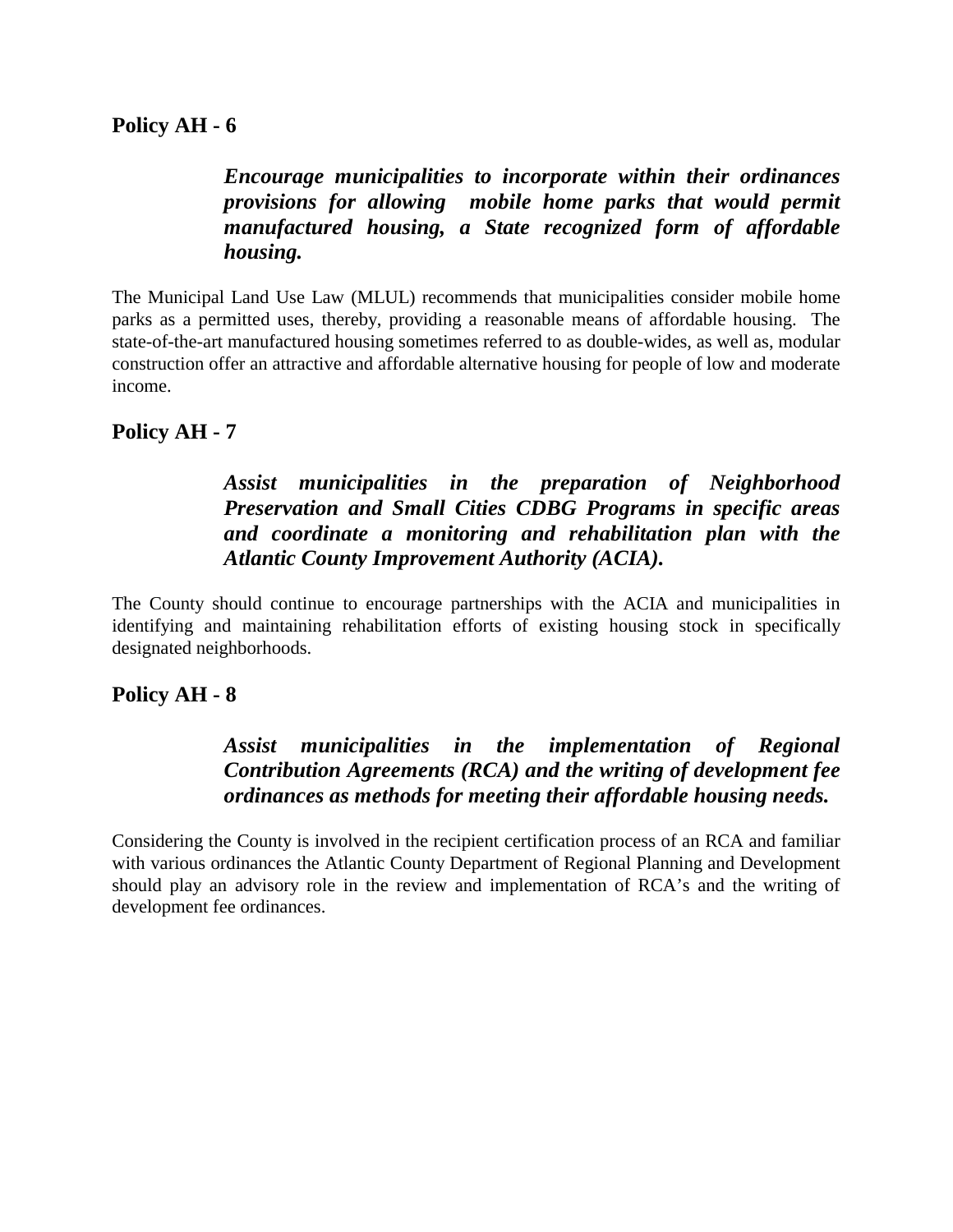## Policy AH - 6

***Encourage municipalities to incorporate within their ordinances provisions for allowing mobile home parks that would permit manufactured housing, a State recognized form of affordable housing.***

The Municipal Land Use Law (MLUL) recommends that municipalities consider mobile home parks as a permitted uses, thereby, providing a reasonable means of affordable housing. The state-of-the-art manufactured housing sometimes referred to as double-wides, as well as, modular construction offer an attractive and affordable alternative housing for people of low and moderate income.

## Policy AH - 7

***Assist municipalities in the preparation of Neighborhood Preservation and Small Cities CDBG Programs in specific areas and coordinate a monitoring and rehabilitation plan with the Atlantic County Improvement Authority (ACIA).***

The County should continue to encourage partnerships with the ACIA and municipalities in identifying and maintaining rehabilitation efforts of existing housing stock in specifically designated neighborhoods.

## Policy AH - 8

***Assist municipalities in the implementation of Regional Contribution Agreements (RCA) and the writing of development fee ordinances as methods for meeting their affordable housing needs.***

Considering the County is involved in the recipient certification process of an RCA and familiar with various ordinances the Atlantic County Department of Regional Planning and Development should play an advisory role in the review and implementation of RCA's and the writing of development fee ordinances.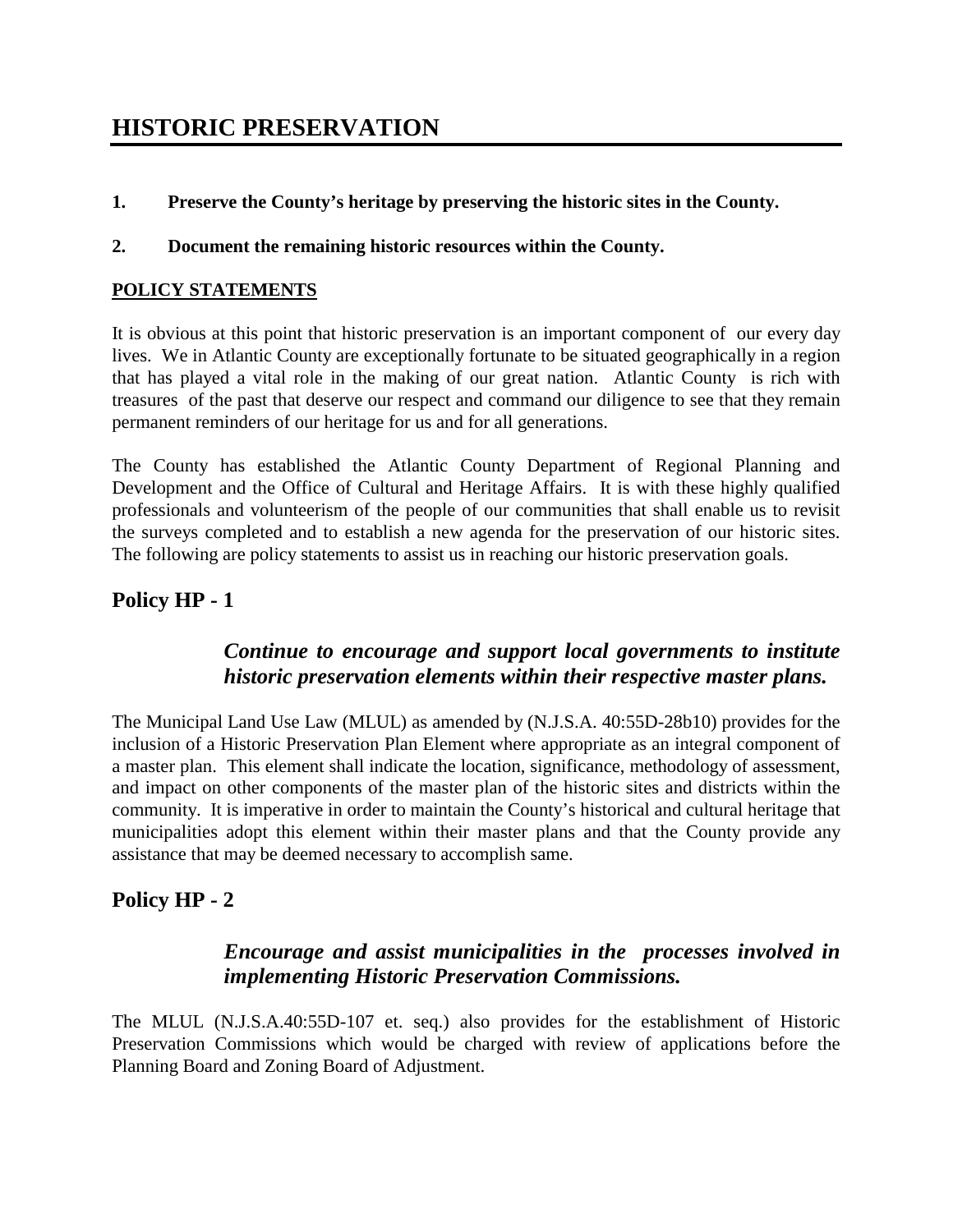# HISTORIC PRESERVATION

**1. Preserve the County's heritage by preserving the historic sites in the County.**

**2. Document the remaining historic resources within the County.**

**POLICY STATEMENTS**

It is obvious at this point that historic preservation is an important component of our every day lives. We in Atlantic County are exceptionally fortunate to be situated geographically in a region that has played a vital role in the making of our great nation. Atlantic County is rich with treasures of the past that deserve our respect and command our diligence to see that they remain permanent reminders of our heritage for us and for all generations.

The County has established the Atlantic County Department of Regional Planning and Development and the Office of Cultural and Heritage Affairs. It is with these highly qualified professionals and volunteerism of the people of our communities that shall enable us to revisit the surveys completed and to establish a new agenda for the preservation of our historic sites. The following are policy statements to assist us in reaching our historic preservation goals.

## Policy HP - 1

***Continue to encourage and support local governments to institute historic preservation elements within their respective master plans.***

The Municipal Land Use Law (MLUL) as amended by (N.J.S.A. 40:55D-28b10) provides for the inclusion of a Historic Preservation Plan Element where appropriate as an integral component of a master plan. This element shall indicate the location, significance, methodology of assessment, and impact on other components of the master plan of the historic sites and districts within the community. It is imperative in order to maintain the County's historical and cultural heritage that municipalities adopt this element within their master plans and that the County provide any assistance that may be deemed necessary to accomplish same.

## Policy HP - 2

***Encourage and assist municipalities in the processes involved in implementing Historic Preservation Commissions.***

The MLUL (N.J.S.A.40:55D-107 et. seq.) also provides for the establishment of Historic Preservation Commissions which would be charged with review of applications before the Planning Board and Zoning Board of Adjustment.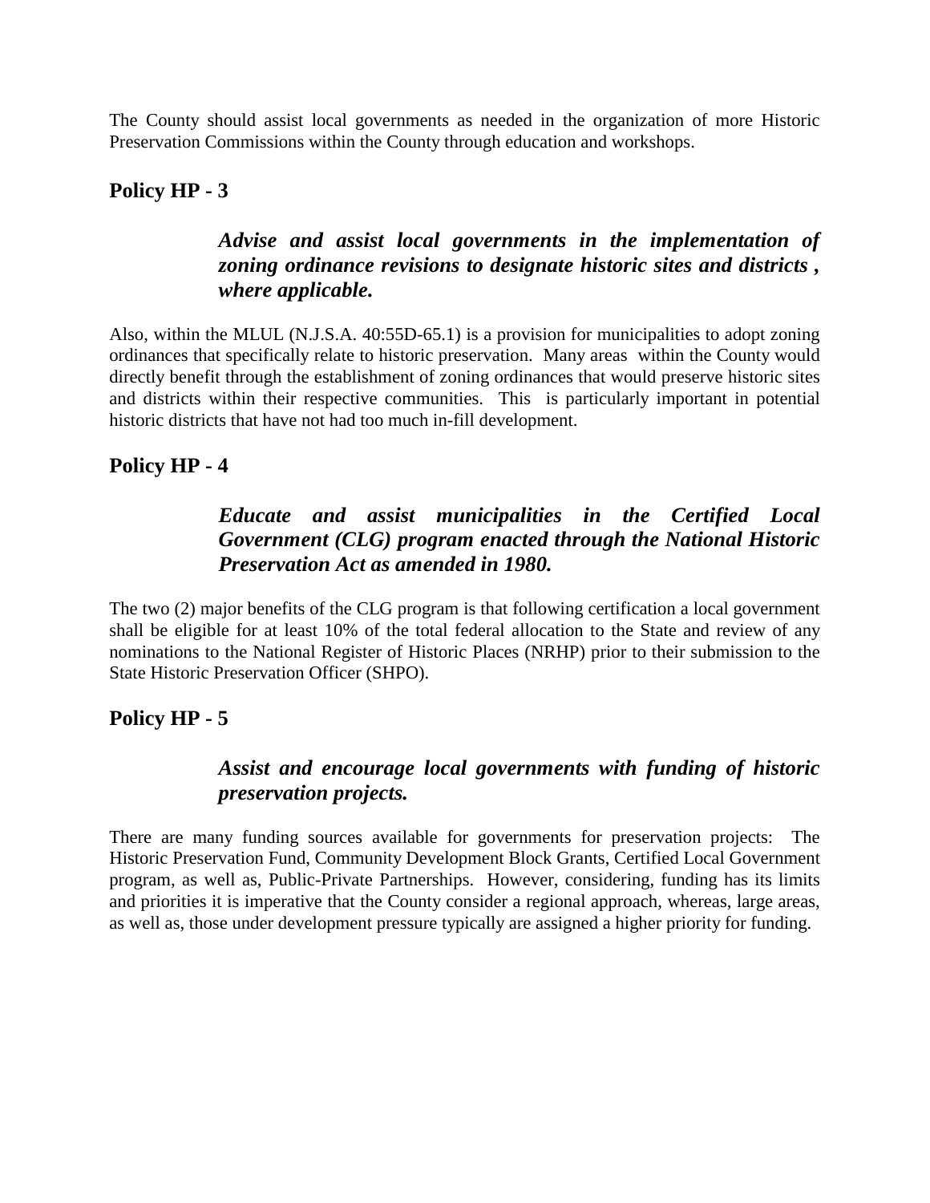The County should assist local governments as needed in the organization of more Historic Preservation Commissions within the County through education and workshops.

## Policy HP - 3

> ***Advise and assist local governments in the implementation of zoning ordinance revisions to designate historic sites and districts , where applicable.***

Also, within the MLUL (N.J.S.A. 40:55D-65.1) is a provision for municipalities to adopt zoning ordinances that specifically relate to historic preservation. Many areas within the County would directly benefit through the establishment of zoning ordinances that would preserve historic sites and districts within their respective communities. This is particularly important in potential historic districts that have not had too much in-fill development.

## Policy HP - 4

> ***Educate and assist municipalities in the Certified Local Government (CLG) program enacted through the National Historic Preservation Act as amended in 1980.***

The two (2) major benefits of the CLG program is that following certification a local government shall be eligible for at least 10% of the total federal allocation to the State and review of any nominations to the National Register of Historic Places (NRHP) prior to their submission to the State Historic Preservation Officer (SHPO).

## Policy HP - 5

> ***Assist and encourage local governments with funding of historic preservation projects.***

There are many funding sources available for governments for preservation projects: The Historic Preservation Fund, Community Development Block Grants, Certified Local Government program, as well as, Public-Private Partnerships. However, considering, funding has its limits and priorities it is imperative that the County consider a regional approach, whereas, large areas, as well as, those under development pressure typically are assigned a higher priority for funding.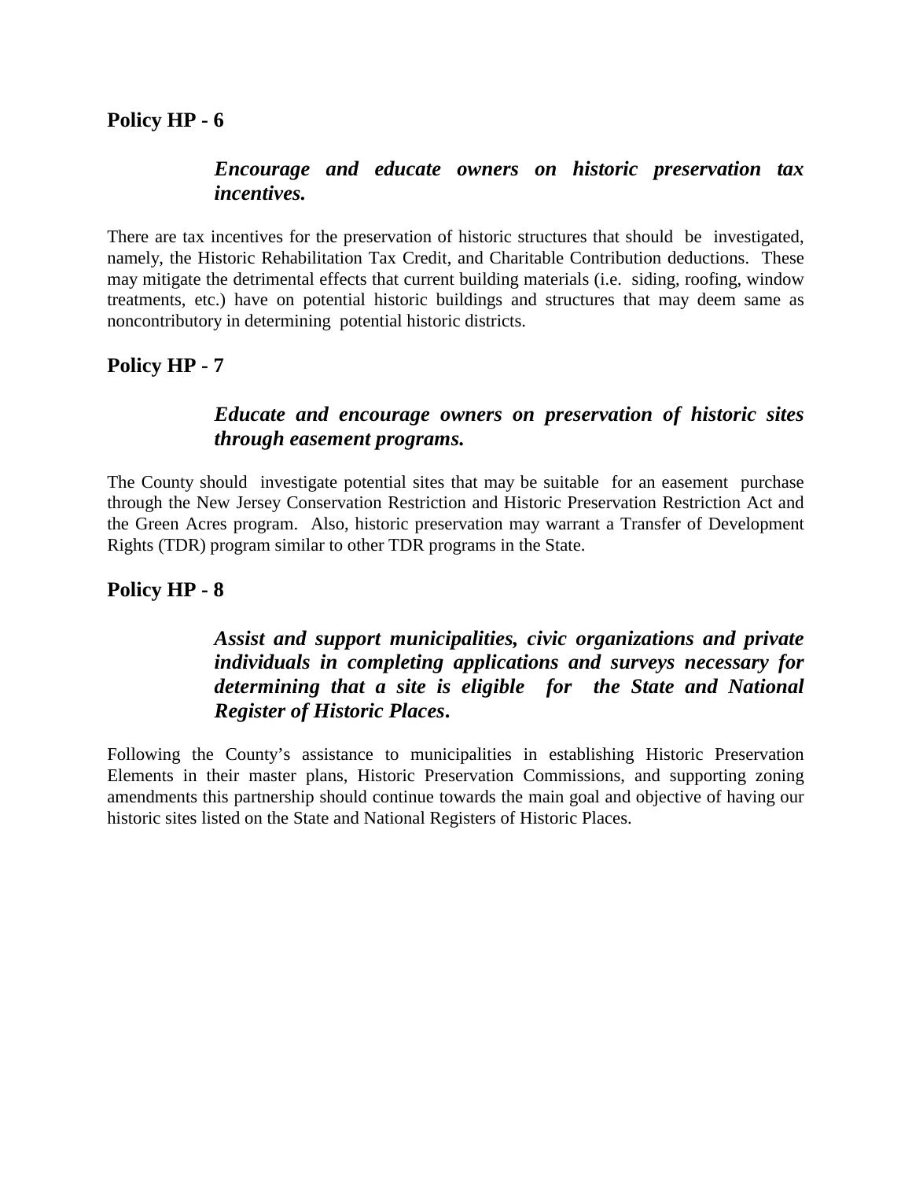## Policy HP - 6

***Encourage and educate owners on historic preservation tax incentives.***

There are tax incentives for the preservation of historic structures that should be investigated, namely, the Historic Rehabilitation Tax Credit, and Charitable Contribution deductions. These may mitigate the detrimental effects that current building materials (i.e. siding, roofing, window treatments, etc.) have on potential historic buildings and structures that may deem same as noncontributory in determining potential historic districts.

## Policy HP - 7

***Educate and encourage owners on preservation of historic sites through easement programs.***

The County should investigate potential sites that may be suitable for an easement purchase through the New Jersey Conservation Restriction and Historic Preservation Restriction Act and the Green Acres program. Also, historic preservation may warrant a Transfer of Development Rights (TDR) program similar to other TDR programs in the State.

## Policy HP - 8

***Assist and support municipalities, civic organizations and private individuals in completing applications and surveys necessary for determining that a site is eligible for the State and National Register of Historic Places.***

Following the County's assistance to municipalities in establishing Historic Preservation Elements in their master plans, Historic Preservation Commissions, and supporting zoning amendments this partnership should continue towards the main goal and objective of having our historic sites listed on the State and National Registers of Historic Places.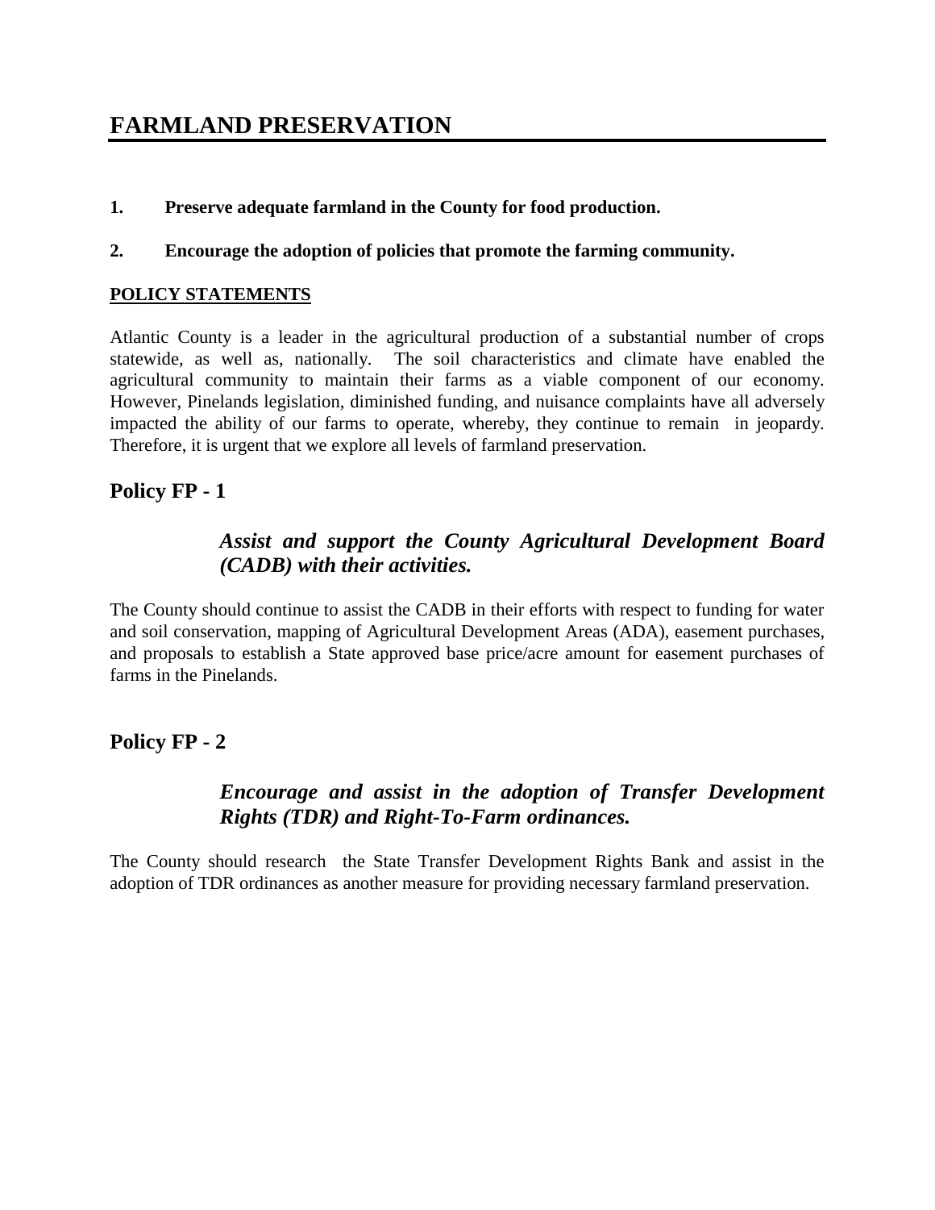# FARMLAND PRESERVATION

**1. Preserve adequate farmland in the County for food production.**

**2. Encourage the adoption of policies that promote the farming community.**

**POLICY STATEMENTS**

Atlantic County is a leader in the agricultural production of a substantial number of crops statewide, as well as, nationally. The soil characteristics and climate have enabled the agricultural community to maintain their farms as a viable component of our economy. However, Pinelands legislation, diminished funding, and nuisance complaints have all adversely impacted the ability of our farms to operate, whereby, they continue to remain in jeopardy. Therefore, it is urgent that we explore all levels of farmland preservation.

## Policy FP - 1

***Assist and support the County Agricultural Development Board (CADB) with their activities.***

The County should continue to assist the CADB in their efforts with respect to funding for water and soil conservation, mapping of Agricultural Development Areas (ADA), easement purchases, and proposals to establish a State approved base price/acre amount for easement purchases of farms in the Pinelands.

## Policy FP - 2

***Encourage and assist in the adoption of Transfer Development Rights (TDR) and Right-To-Farm ordinances.***

The County should research the State Transfer Development Rights Bank and assist in the adoption of TDR ordinances as another measure for providing necessary farmland preservation.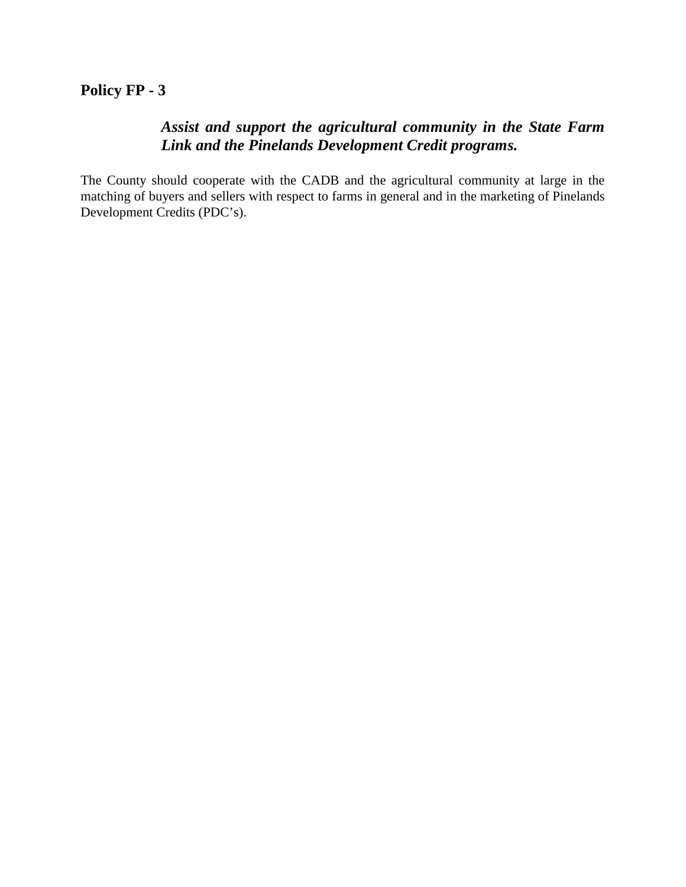**Policy FP - 3**

> ***Assist and support the agricultural community in the State Farm Link and the Pinelands Development Credit programs.***

The County should cooperate with the CADB and the agricultural community at large in the matching of buyers and sellers with respect to farms in general and in the marketing of Pinelands Development Credits (PDC's).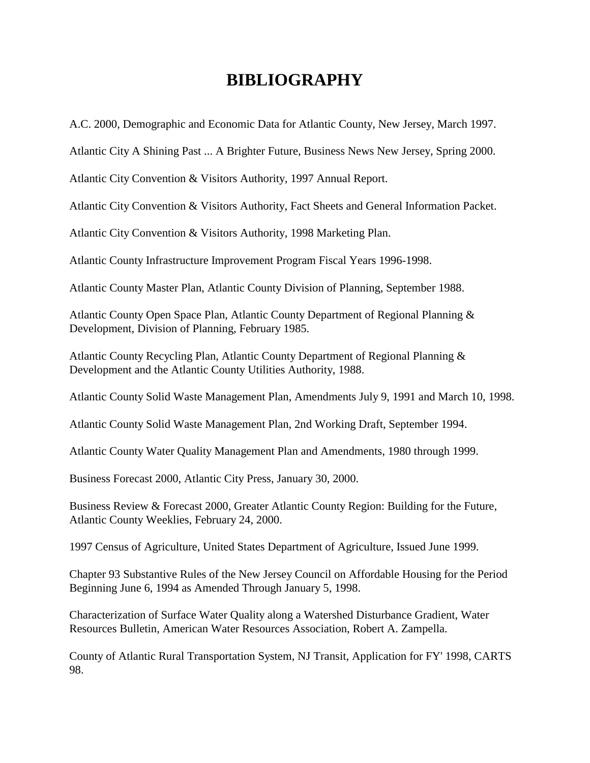# BIBLIOGRAPHY

A.C. 2000, Demographic and Economic Data for Atlantic County, New Jersey, March 1997.

Atlantic City A Shining Past ... A Brighter Future, Business News New Jersey, Spring 2000.

Atlantic City Convention & Visitors Authority, 1997 Annual Report.

Atlantic City Convention & Visitors Authority, Fact Sheets and General Information Packet.

Atlantic City Convention & Visitors Authority, 1998 Marketing Plan.

Atlantic County Infrastructure Improvement Program Fiscal Years 1996-1998.

Atlantic County Master Plan, Atlantic County Division of Planning, September 1988.

Atlantic County Open Space Plan, Atlantic County Department of Regional Planning & Development, Division of Planning, February 1985.

Atlantic County Recycling Plan, Atlantic County Department of Regional Planning & Development and the Atlantic County Utilities Authority, 1988.

Atlantic County Solid Waste Management Plan, Amendments July 9, 1991 and March 10, 1998.

Atlantic County Solid Waste Management Plan, 2nd Working Draft, September 1994.

Atlantic County Water Quality Management Plan and Amendments, 1980 through 1999.

Business Forecast 2000, Atlantic City Press, January 30, 2000.

Business Review & Forecast 2000, Greater Atlantic County Region: Building for the Future, Atlantic County Weeklies, February 24, 2000.

1997 Census of Agriculture, United States Department of Agriculture, Issued June 1999.

Chapter 93 Substantive Rules of the New Jersey Council on Affordable Housing for the Period Beginning June 6, 1994 as Amended Through January 5, 1998.

Characterization of Surface Water Quality along a Watershed Disturbance Gradient, Water Resources Bulletin, American Water Resources Association, Robert A. Zampella.

County of Atlantic Rural Transportation System, NJ Transit, Application for FY' 1998, CARTS 98.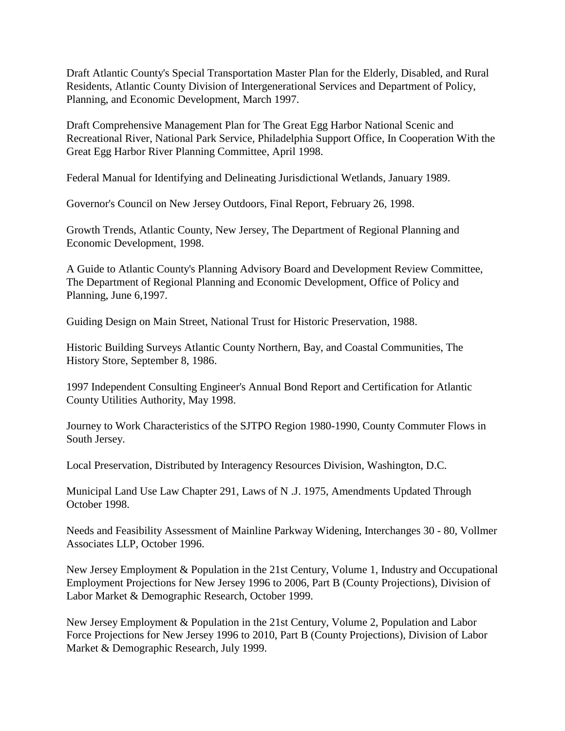Draft Atlantic County's Special Transportation Master Plan for the Elderly, Disabled, and Rural Residents, Atlantic County Division of Intergenerational Services and Department of Policy, Planning, and Economic Development, March 1997.

Draft Comprehensive Management Plan for The Great Egg Harbor National Scenic and Recreational River, National Park Service, Philadelphia Support Office, In Cooperation With the Great Egg Harbor River Planning Committee, April 1998.

Federal Manual for Identifying and Delineating Jurisdictional Wetlands, January 1989.

Governor's Council on New Jersey Outdoors, Final Report, February 26, 1998.

Growth Trends, Atlantic County, New Jersey, The Department of Regional Planning and Economic Development, 1998.

A Guide to Atlantic County's Planning Advisory Board and Development Review Committee, The Department of Regional Planning and Economic Development, Office of Policy and Planning, June 6,1997.

Guiding Design on Main Street, National Trust for Historic Preservation, 1988.

Historic Building Surveys Atlantic County Northern, Bay, and Coastal Communities, The History Store, September 8, 1986.

1997 Independent Consulting Engineer's Annual Bond Report and Certification for Atlantic County Utilities Authority, May 1998.

Journey to Work Characteristics of the SJTPO Region 1980-1990, County Commuter Flows in South Jersey.

Local Preservation, Distributed by Interagency Resources Division, Washington, D.C.

Municipal Land Use Law Chapter 291, Laws of N .J. 1975, Amendments Updated Through October 1998.

Needs and Feasibility Assessment of Mainline Parkway Widening, Interchanges 30 - 80, Vollmer Associates LLP, October 1996.

New Jersey Employment & Population in the 21st Century, Volume 1, Industry and Occupational Employment Projections for New Jersey 1996 to 2006, Part B (County Projections), Division of Labor Market & Demographic Research, October 1999.

New Jersey Employment & Population in the 21st Century, Volume 2, Population and Labor Force Projections for New Jersey 1996 to 2010, Part B (County Projections), Division of Labor Market & Demographic Research, July 1999.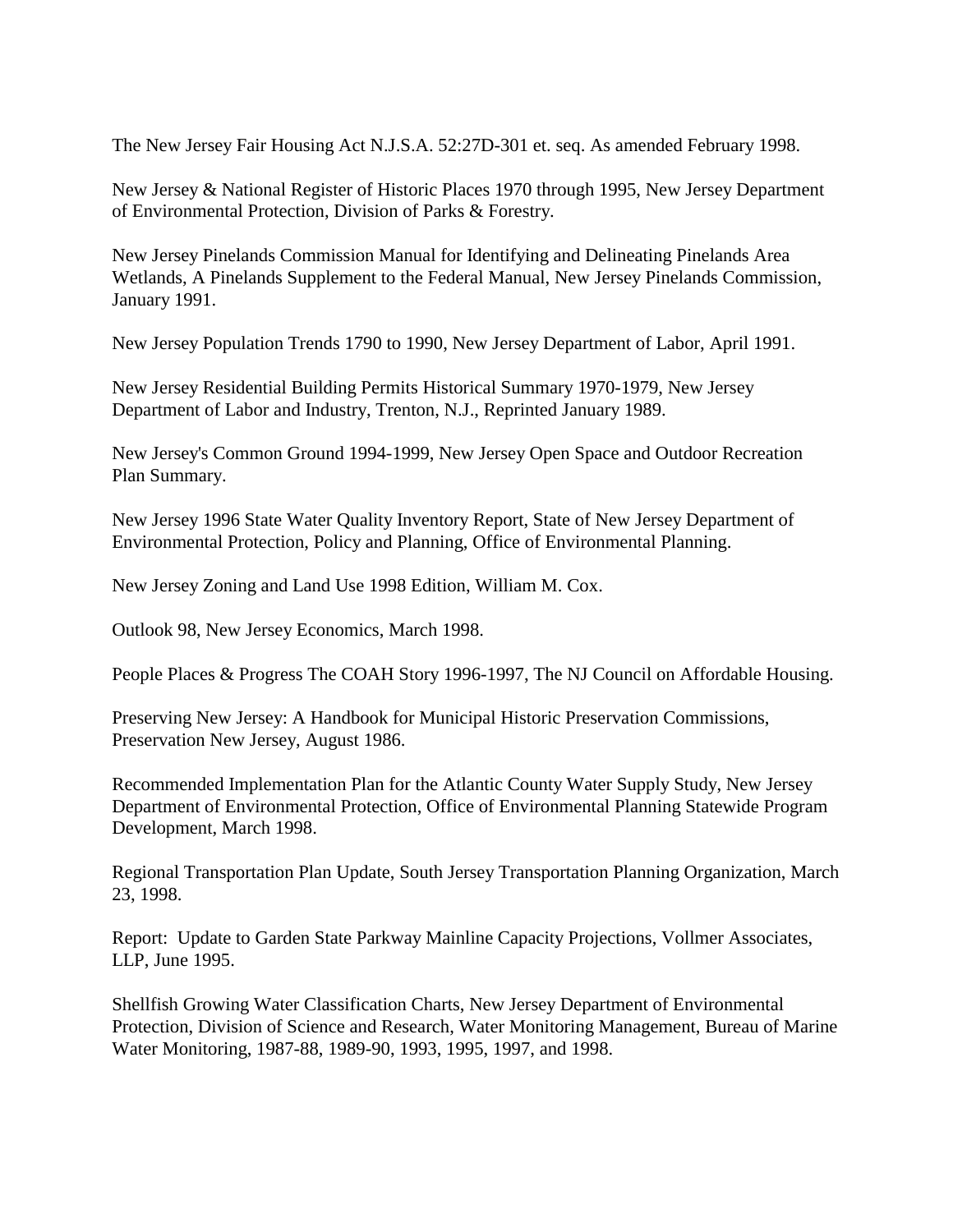The New Jersey Fair Housing Act N.J.S.A. 52:27D-301 et. seq. As amended February 1998.

New Jersey & National Register of Historic Places 1970 through 1995, New Jersey Department of Environmental Protection, Division of Parks & Forestry.

New Jersey Pinelands Commission Manual for Identifying and Delineating Pinelands Area Wetlands, A Pinelands Supplement to the Federal Manual, New Jersey Pinelands Commission, January 1991.

New Jersey Population Trends 1790 to 1990, New Jersey Department of Labor, April 1991.

New Jersey Residential Building Permits Historical Summary 1970-1979, New Jersey Department of Labor and Industry, Trenton, N.J., Reprinted January 1989.

New Jersey's Common Ground 1994-1999, New Jersey Open Space and Outdoor Recreation Plan Summary.

New Jersey 1996 State Water Quality Inventory Report, State of New Jersey Department of Environmental Protection, Policy and Planning, Office of Environmental Planning.

New Jersey Zoning and Land Use 1998 Edition, William M. Cox.

Outlook 98, New Jersey Economics, March 1998.

People Places & Progress The COAH Story 1996-1997, The NJ Council on Affordable Housing.

Preserving New Jersey: A Handbook for Municipal Historic Preservation Commissions, Preservation New Jersey, August 1986.

Recommended Implementation Plan for the Atlantic County Water Supply Study, New Jersey Department of Environmental Protection, Office of Environmental Planning Statewide Program Development, March 1998.

Regional Transportation Plan Update, South Jersey Transportation Planning Organization, March 23, 1998.

Report: Update to Garden State Parkway Mainline Capacity Projections, Vollmer Associates, LLP, June 1995.

Shellfish Growing Water Classification Charts, New Jersey Department of Environmental Protection, Division of Science and Research, Water Monitoring Management, Bureau of Marine Water Monitoring, 1987-88, 1989-90, 1993, 1995, 1997, and 1998.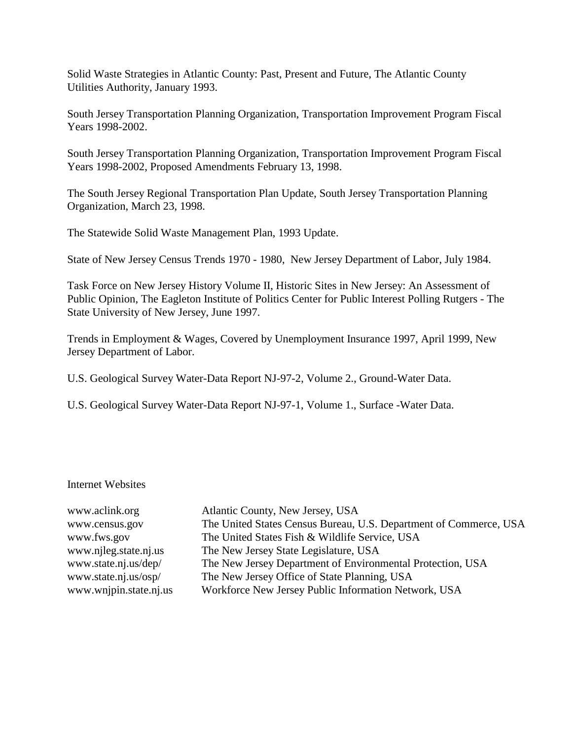Solid Waste Strategies in Atlantic County: Past, Present and Future, The Atlantic County Utilities Authority, January 1993.

South Jersey Transportation Planning Organization, Transportation Improvement Program Fiscal Years 1998-2002.

South Jersey Transportation Planning Organization, Transportation Improvement Program Fiscal Years 1998-2002, Proposed Amendments February 13, 1998.

The South Jersey Regional Transportation Plan Update, South Jersey Transportation Planning Organization, March 23, 1998.

The Statewide Solid Waste Management Plan, 1993 Update.

State of New Jersey Census Trends 1970 - 1980, New Jersey Department of Labor, July 1984.

Task Force on New Jersey History Volume II, Historic Sites in New Jersey: An Assessment of Public Opinion, The Eagleton Institute of Politics Center for Public Interest Polling Rutgers - The State University of New Jersey, June 1997.

Trends in Employment & Wages, Covered by Unemployment Insurance 1997, April 1999, New Jersey Department of Labor.

U.S. Geological Survey Water-Data Report NJ-97-2, Volume 2., Ground-Water Data.

U.S. Geological Survey Water-Data Report NJ-97-1, Volume 1., Surface -Water Data.

Internet Websites

| | |
|---|---|
| www.aclink.org | Atlantic County, New Jersey, USA |
| www.census.gov | The United States Census Bureau, U.S. Department of Commerce, USA |
| www.fws.gov | The United States Fish & Wildlife Service, USA |
| www.njleg.state.nj.us | The New Jersey State Legislature, USA |
| www.state.nj.us/dep/ | The New Jersey Department of Environmental Protection, USA |
| www.state.nj.us/osp/ | The New Jersey Office of State Planning, USA |
| www.wnjpin.state.nj.us | Workforce New Jersey Public Information Network, USA |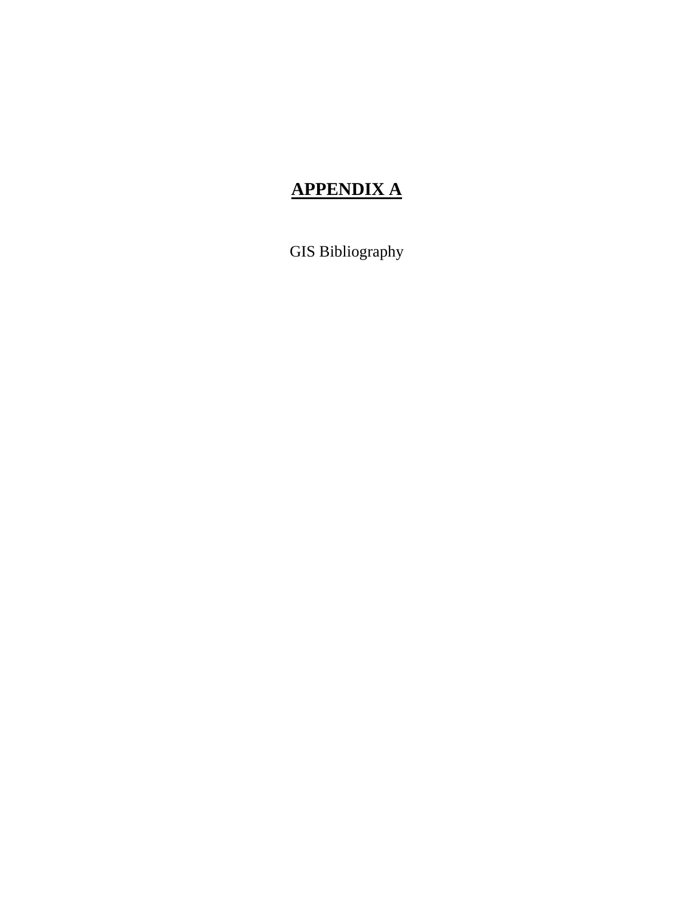# APPENDIX A

GIS Bibliography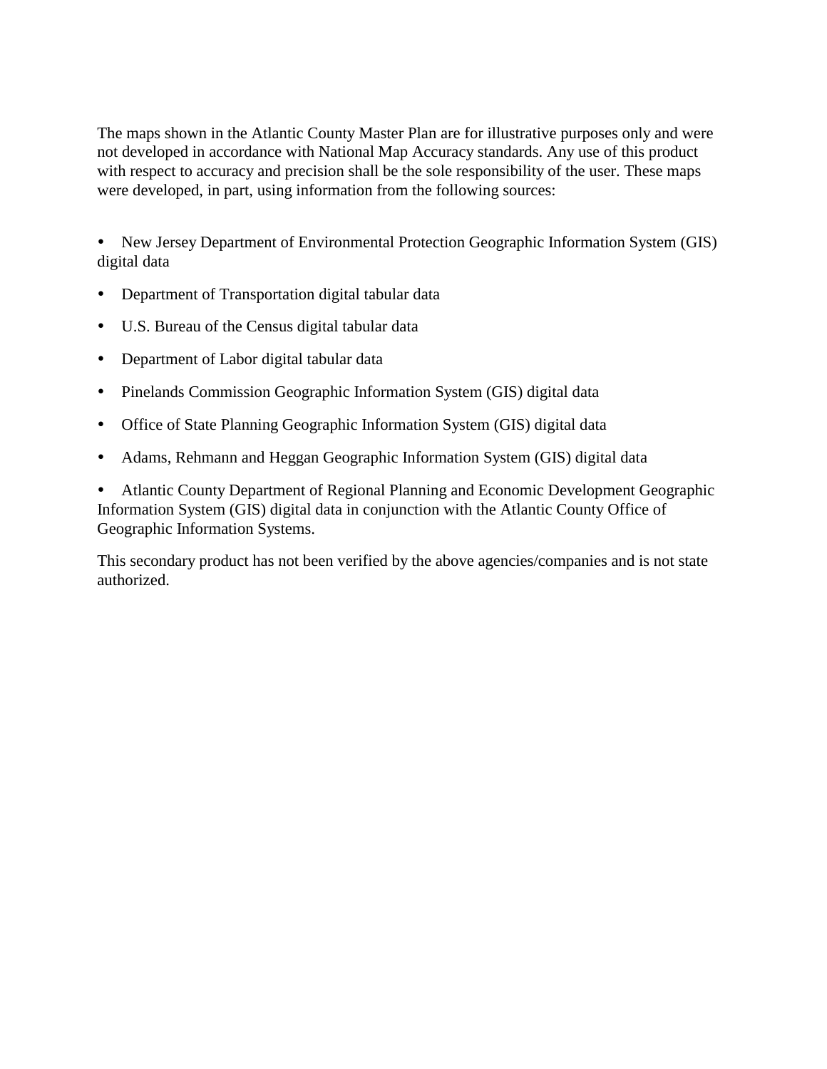The maps shown in the Atlantic County Master Plan are for illustrative purposes only and were not developed in accordance with National Map Accuracy standards. Any use of this product with respect to accuracy and precision shall be the sole responsibility of the user. These maps were developed, in part, using information from the following sources:

- New Jersey Department of Environmental Protection Geographic Information System (GIS) digital data
- Department of Transportation digital tabular data
- U.S. Bureau of the Census digital tabular data
- Department of Labor digital tabular data
- Pinelands Commission Geographic Information System (GIS) digital data
- Office of State Planning Geographic Information System (GIS) digital data
- Adams, Rehmann and Heggan Geographic Information System (GIS) digital data
- Atlantic County Department of Regional Planning and Economic Development Geographic Information System (GIS) digital data in conjunction with the Atlantic County Office of Geographic Information Systems.

This secondary product has not been verified by the above agencies/companies and is not state authorized.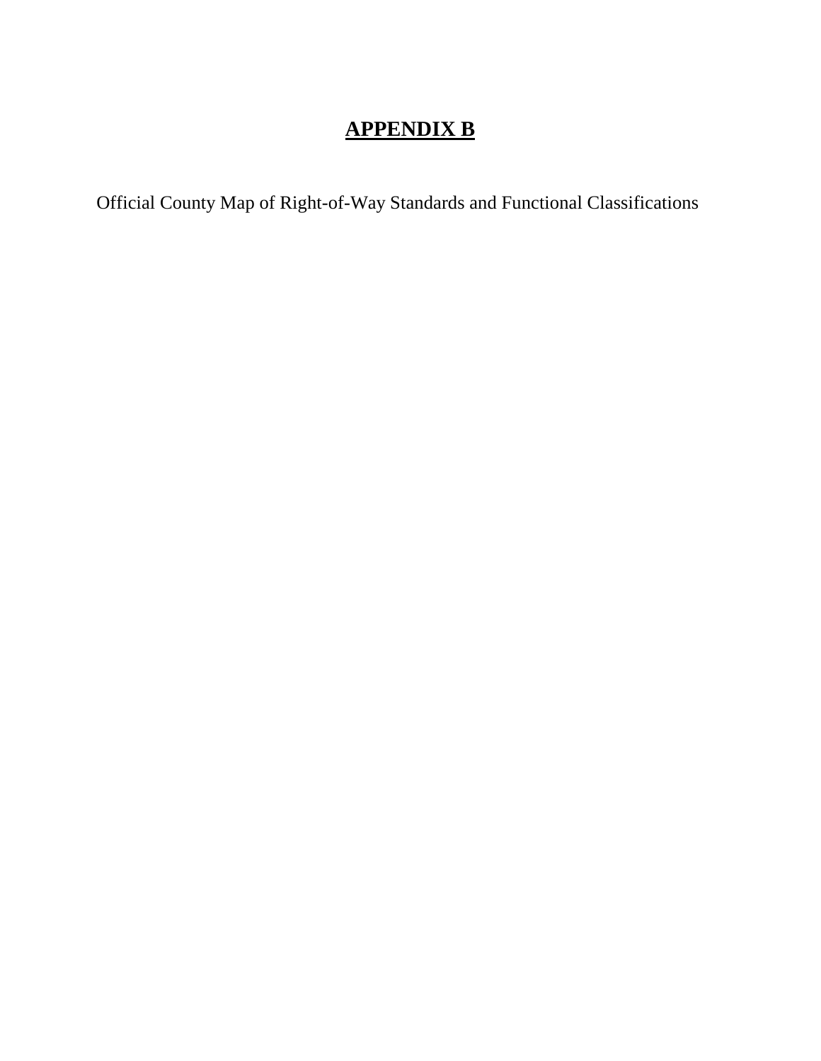# APPENDIX B

Official County Map of Right-of-Way Standards and Functional Classifications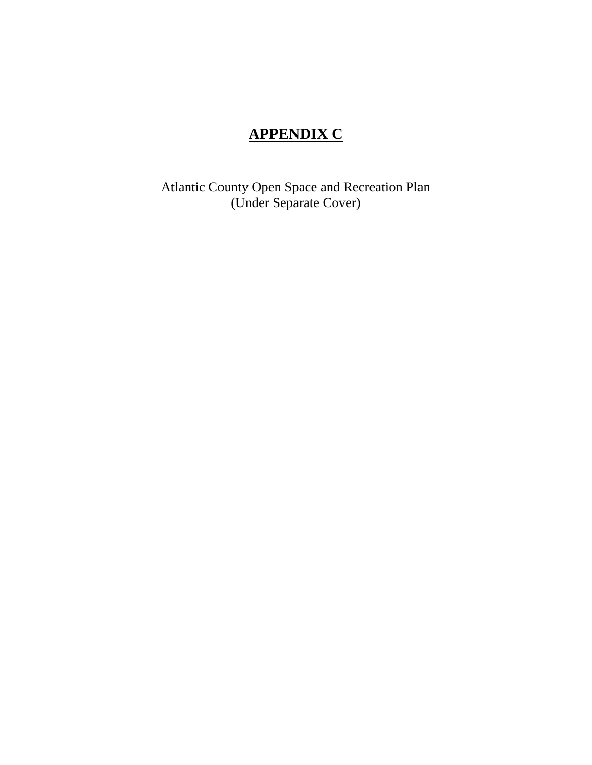# **APPENDIX C**

Atlantic County Open Space and Recreation Plan
(Under Separate Cover)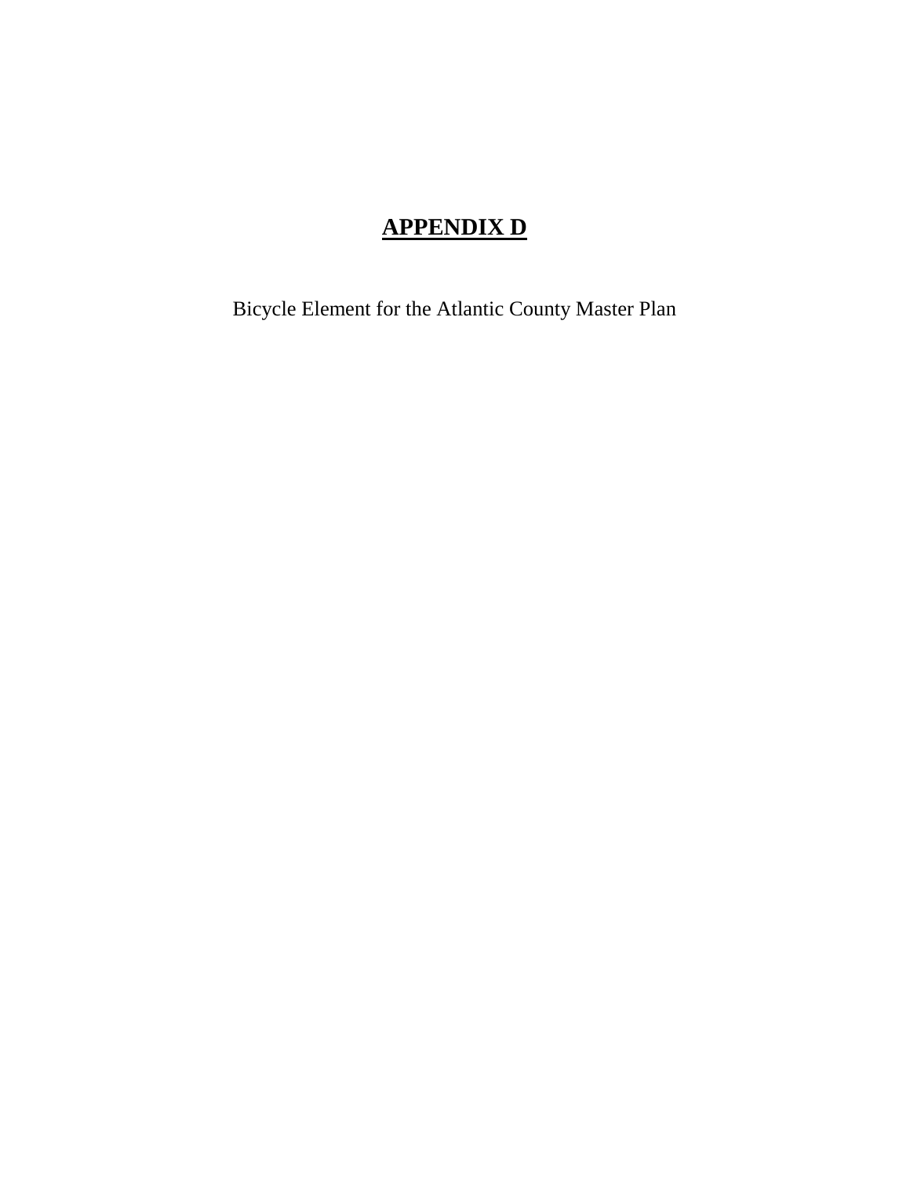# APPENDIX D

Bicycle Element for the Atlantic County Master Plan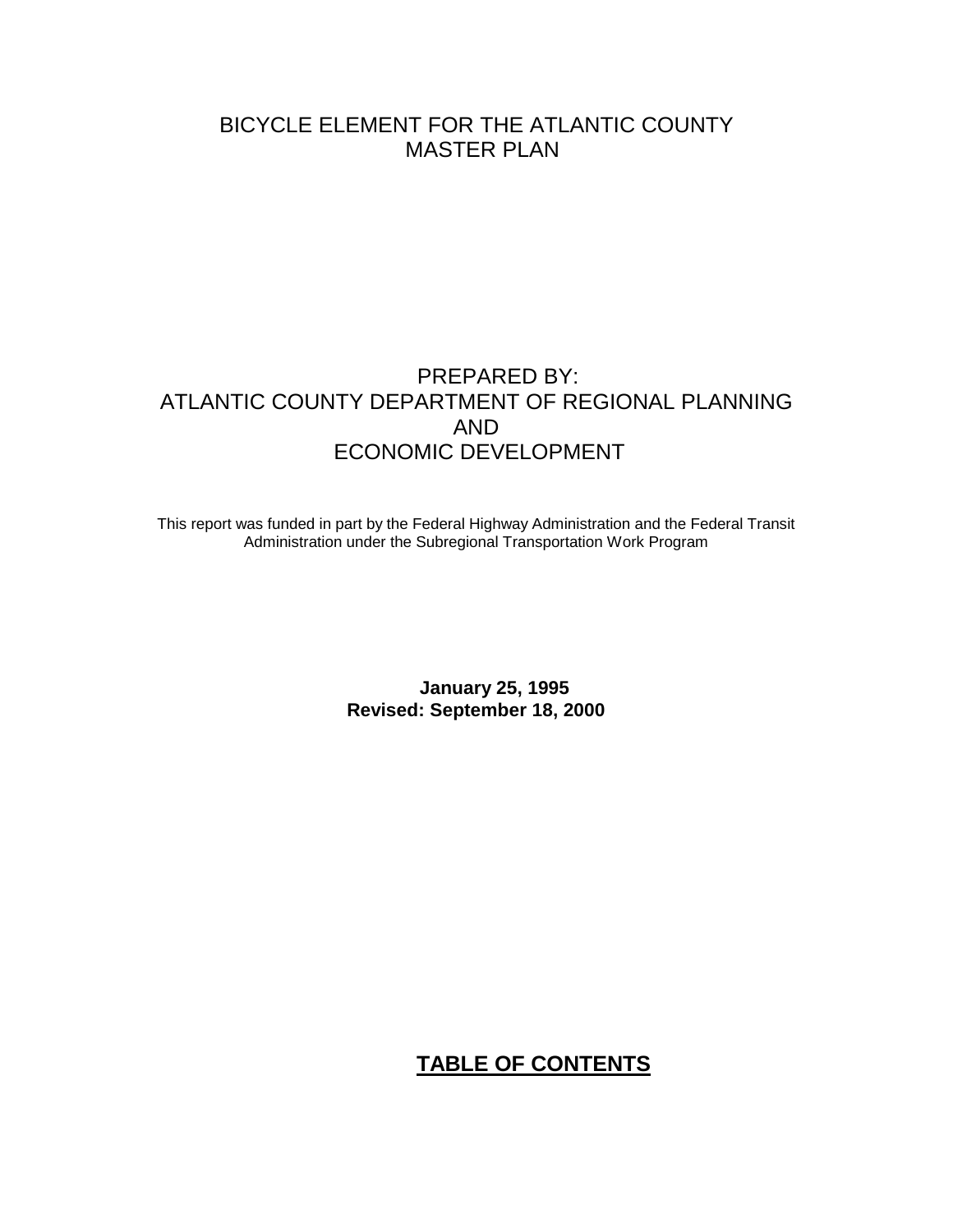# BICYCLE ELEMENT FOR THE ATLANTIC COUNTY MASTER PLAN

PREPARED BY:
ATLANTIC COUNTY DEPARTMENT OF REGIONAL PLANNING
AND
ECONOMIC DEVELOPMENT

This report was funded in part by the Federal Highway Administration and the Federal Transit Administration under the Subregional Transportation Work Program

**January 25, 1995**
**Revised: September 18, 2000**

## TABLE OF CONTENTS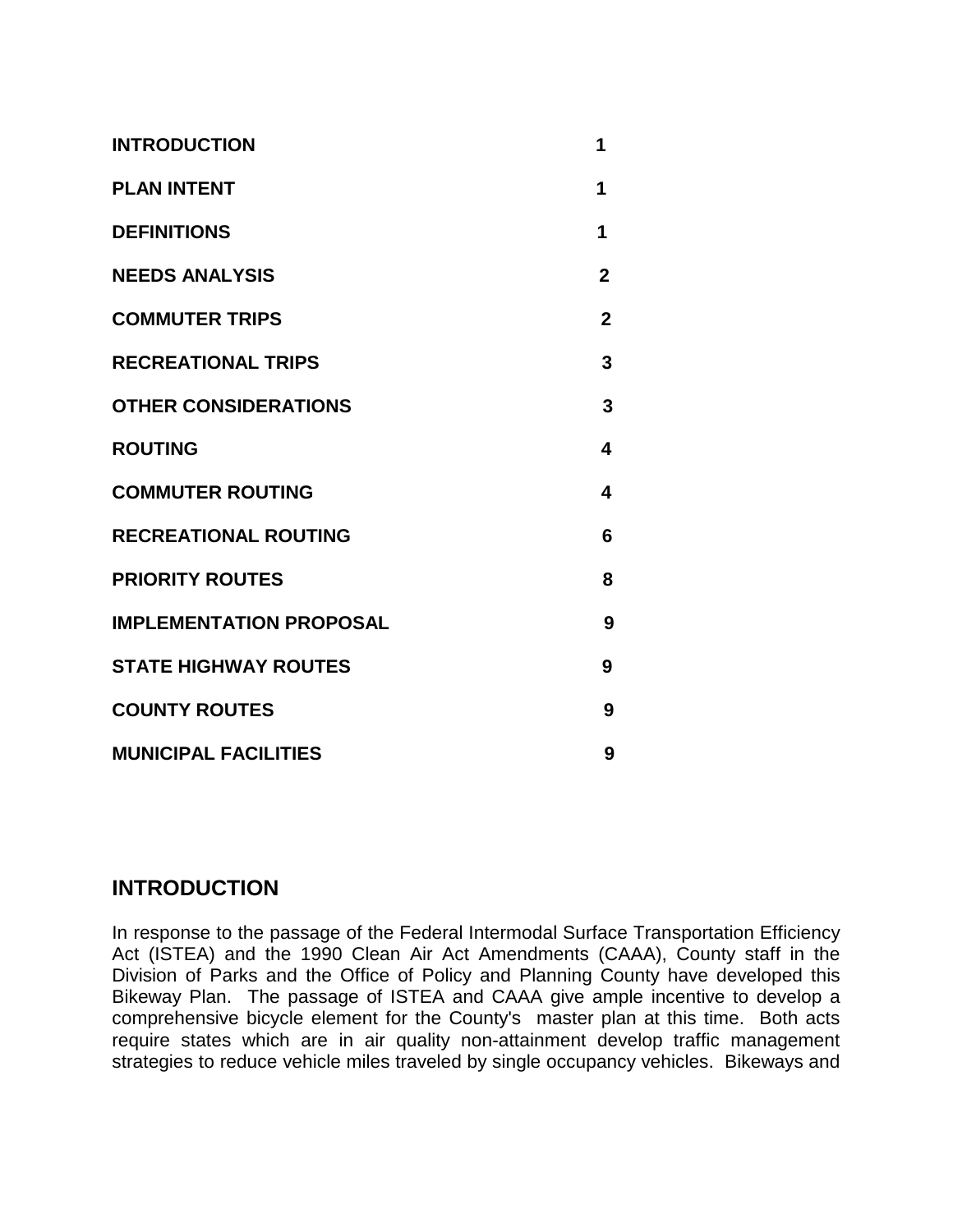| | |
|---|---|
| **INTRODUCTION** | **1** |
| **PLAN INTENT** | **1** |
| **DEFINITIONS** | **1** |
| **NEEDS ANALYSIS** | **2** |
| **COMMUTER TRIPS** | **2** |
| **RECREATIONAL TRIPS** | **3** |
| **OTHER CONSIDERATIONS** | **3** |
| **ROUTING** | **4** |
| **COMMUTER ROUTING** | **4** |
| **RECREATIONAL ROUTING** | **6** |
| **PRIORITY ROUTES** | **8** |
| **IMPLEMENTATION PROPOSAL** | **9** |
| **STATE HIGHWAY ROUTES** | **9** |
| **COUNTY ROUTES** | **9** |
| **MUNICIPAL FACILITIES** | **9** |

## INTRODUCTION

In response to the passage of the Federal Intermodal Surface Transportation Efficiency Act (ISTEA) and the 1990 Clean Air Act Amendments (CAAA), County staff in the Division of Parks and the Office of Policy and Planning County have developed this Bikeway Plan. The passage of ISTEA and CAAA give ample incentive to develop a comprehensive bicycle element for the County's master plan at this time. Both acts require states which are in air quality non-attainment develop traffic management strategies to reduce vehicle miles traveled by single occupancy vehicles. Bikeways and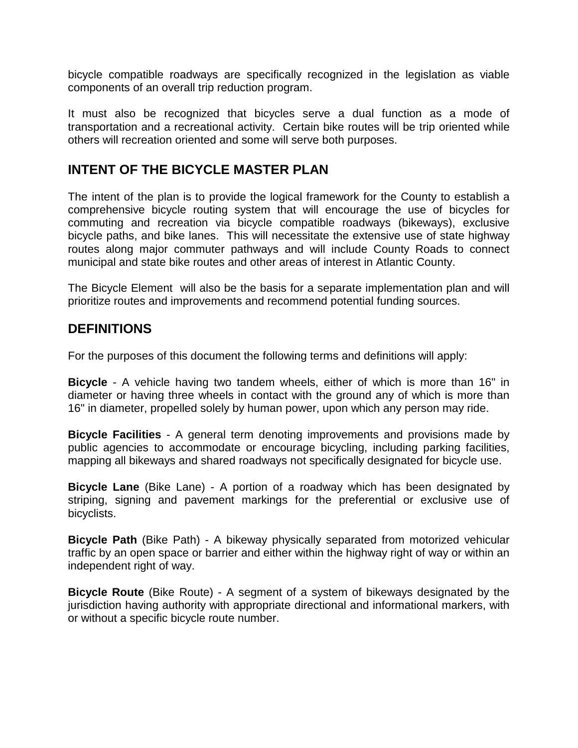bicycle compatible roadways are specifically recognized in the legislation as viable components of an overall trip reduction program.

It must also be recognized that bicycles serve a dual function as a mode of transportation and a recreational activity. Certain bike routes will be trip oriented while others will recreation oriented and some will serve both purposes.

## INTENT OF THE BICYCLE MASTER PLAN

The intent of the plan is to provide the logical framework for the County to establish a comprehensive bicycle routing system that will encourage the use of bicycles for commuting and recreation via bicycle compatible roadways (bikeways), exclusive bicycle paths, and bike lanes. This will necessitate the extensive use of state highway routes along major commuter pathways and will include County Roads to connect municipal and state bike routes and other areas of interest in Atlantic County.

The Bicycle Element will also be the basis for a separate implementation plan and will prioritize routes and improvements and recommend potential funding sources.

## DEFINITIONS

For the purposes of this document the following terms and definitions will apply:

**Bicycle** - A vehicle having two tandem wheels, either of which is more than 16" in diameter or having three wheels in contact with the ground any of which is more than 16" in diameter, propelled solely by human power, upon which any person may ride.

**Bicycle Facilities** - A general term denoting improvements and provisions made by public agencies to accommodate or encourage bicycling, including parking facilities, mapping all bikeways and shared roadways not specifically designated for bicycle use.

**Bicycle Lane** (Bike Lane) - A portion of a roadway which has been designated by striping, signing and pavement markings for the preferential or exclusive use of bicyclists.

**Bicycle Path** (Bike Path) - A bikeway physically separated from motorized vehicular traffic by an open space or barrier and either within the highway right of way or within an independent right of way.

**Bicycle Route** (Bike Route) - A segment of a system of bikeways designated by the jurisdiction having authority with appropriate directional and informational markers, with or without a specific bicycle route number.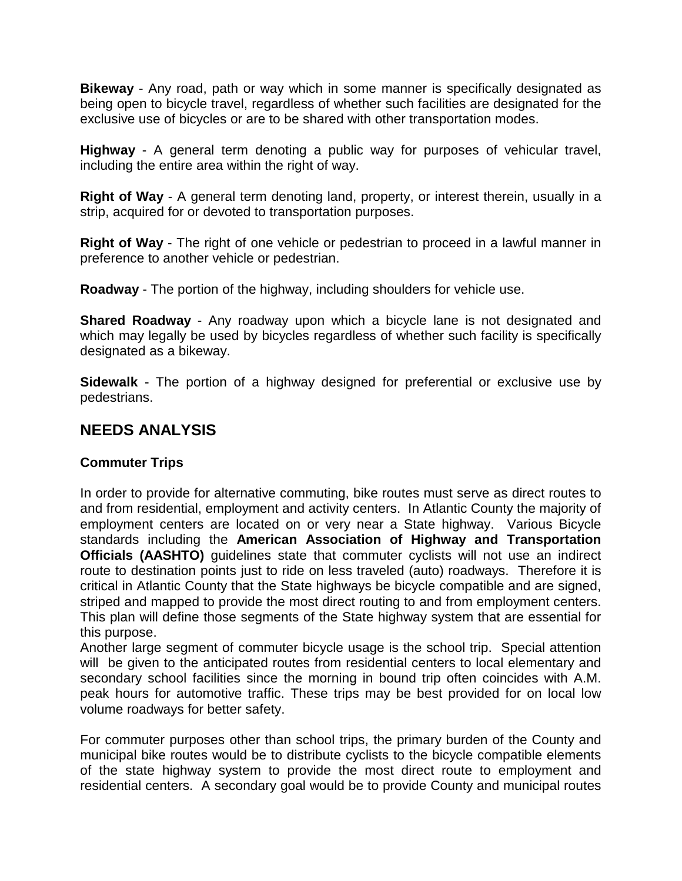**Bikeway** - Any road, path or way which in some manner is specifically designated as being open to bicycle travel, regardless of whether such facilities are designated for the exclusive use of bicycles or are to be shared with other transportation modes.

**Highway** - A general term denoting a public way for purposes of vehicular travel, including the entire area within the right of way.

**Right of Way** - A general term denoting land, property, or interest therein, usually in a strip, acquired for or devoted to transportation purposes.

**Right of Way** - The right of one vehicle or pedestrian to proceed in a lawful manner in preference to another vehicle or pedestrian.

**Roadway** - The portion of the highway, including shoulders for vehicle use.

**Shared Roadway** - Any roadway upon which a bicycle lane is not designated and which may legally be used by bicycles regardless of whether such facility is specifically designated as a bikeway.

**Sidewalk** - The portion of a highway designed for preferential or exclusive use by pedestrians.

## NEEDS ANALYSIS

### Commuter Trips

In order to provide for alternative commuting, bike routes must serve as direct routes to and from residential, employment and activity centers. In Atlantic County the majority of employment centers are located on or very near a State highway. Various Bicycle standards including the **American Association of Highway and Transportation Officials (AASHTO)** guidelines state that commuter cyclists will not use an indirect route to destination points just to ride on less traveled (auto) roadways. Therefore it is critical in Atlantic County that the State highways be bicycle compatible and are signed, striped and mapped to provide the most direct routing to and from employment centers. This plan will define those segments of the State highway system that are essential for this purpose.

Another large segment of commuter bicycle usage is the school trip. Special attention will be given to the anticipated routes from residential centers to local elementary and secondary school facilities since the morning in bound trip often coincides with A.M. peak hours for automotive traffic. These trips may be best provided for on local low volume roadways for better safety.

For commuter purposes other than school trips, the primary burden of the County and municipal bike routes would be to distribute cyclists to the bicycle compatible elements of the state highway system to provide the most direct route to employment and residential centers. A secondary goal would be to provide County and municipal routes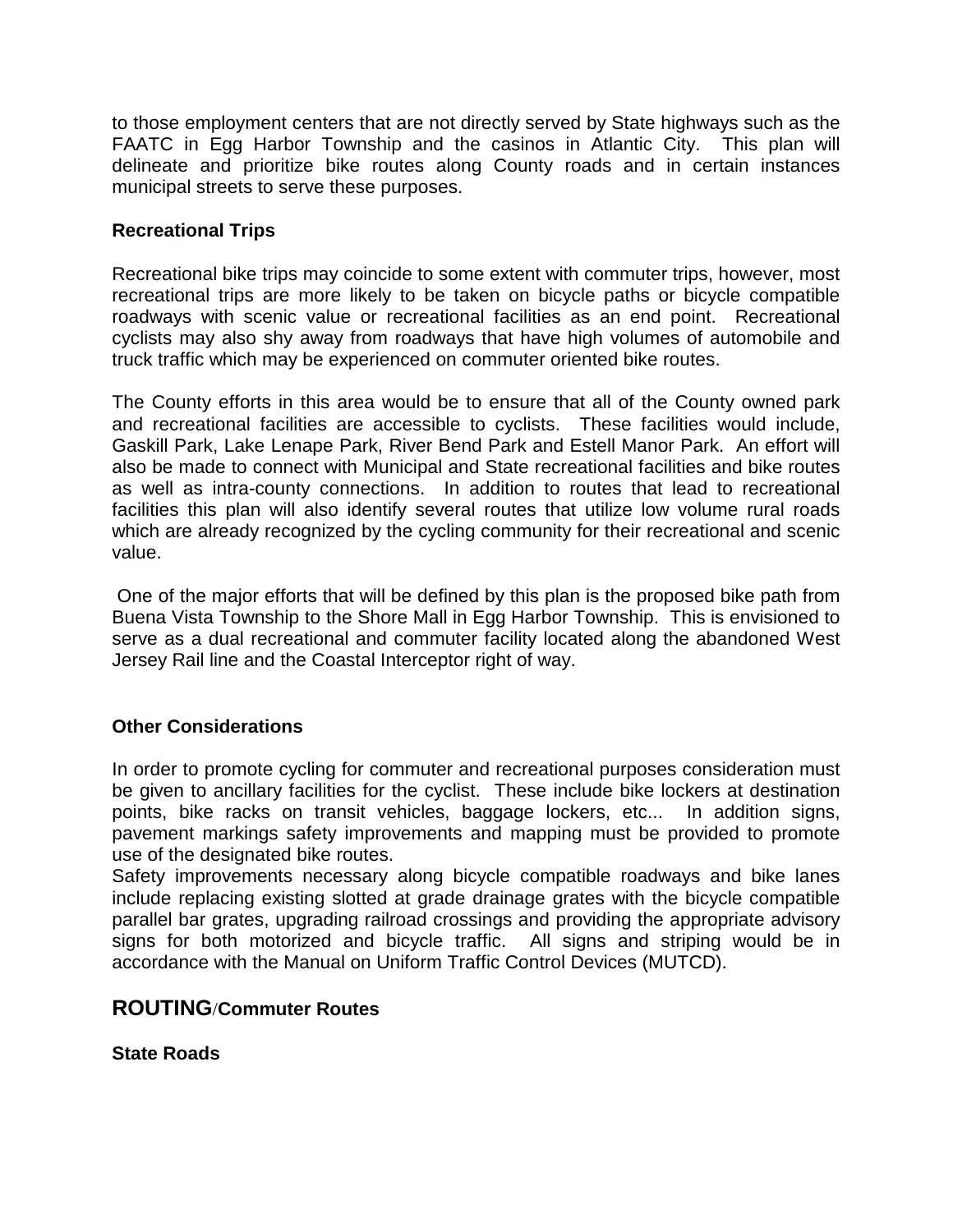to those employment centers that are not directly served by State highways such as the FAATC in Egg Harbor Township and the casinos in Atlantic City. This plan will delineate and prioritize bike routes along County roads and in certain instances municipal streets to serve these purposes.

**Recreational Trips**

Recreational bike trips may coincide to some extent with commuter trips, however, most recreational trips are more likely to be taken on bicycle paths or bicycle compatible roadways with scenic value or recreational facilities as an end point. Recreational cyclists may also shy away from roadways that have high volumes of automobile and truck traffic which may be experienced on commuter oriented bike routes.

The County efforts in this area would be to ensure that all of the County owned park and recreational facilities are accessible to cyclists. These facilities would include, Gaskill Park, Lake Lenape Park, River Bend Park and Estell Manor Park. An effort will also be made to connect with Municipal and State recreational facilities and bike routes as well as intra-county connections. In addition to routes that lead to recreational facilities this plan will also identify several routes that utilize low volume rural roads which are already recognized by the cycling community for their recreational and scenic value.

One of the major efforts that will be defined by this plan is the proposed bike path from Buena Vista Township to the Shore Mall in Egg Harbor Township. This is envisioned to serve as a dual recreational and commuter facility located along the abandoned West Jersey Rail line and the Coastal Interceptor right of way.

**Other Considerations**

In order to promote cycling for commuter and recreational purposes consideration must be given to ancillary facilities for the cyclist. These include bike lockers at destination points, bike racks on transit vehicles, baggage lockers, etc... In addition signs, pavement markings safety improvements and mapping must be provided to promote use of the designated bike routes.

Safety improvements necessary along bicycle compatible roadways and bike lanes include replacing existing slotted at grade drainage grates with the bicycle compatible parallel bar grates, upgrading railroad crossings and providing the appropriate advisory signs for both motorized and bicycle traffic. All signs and striping would be in accordance with the Manual on Uniform Traffic Control Devices (MUTCD).

## ROUTING/Commuter Routes

**State Roads**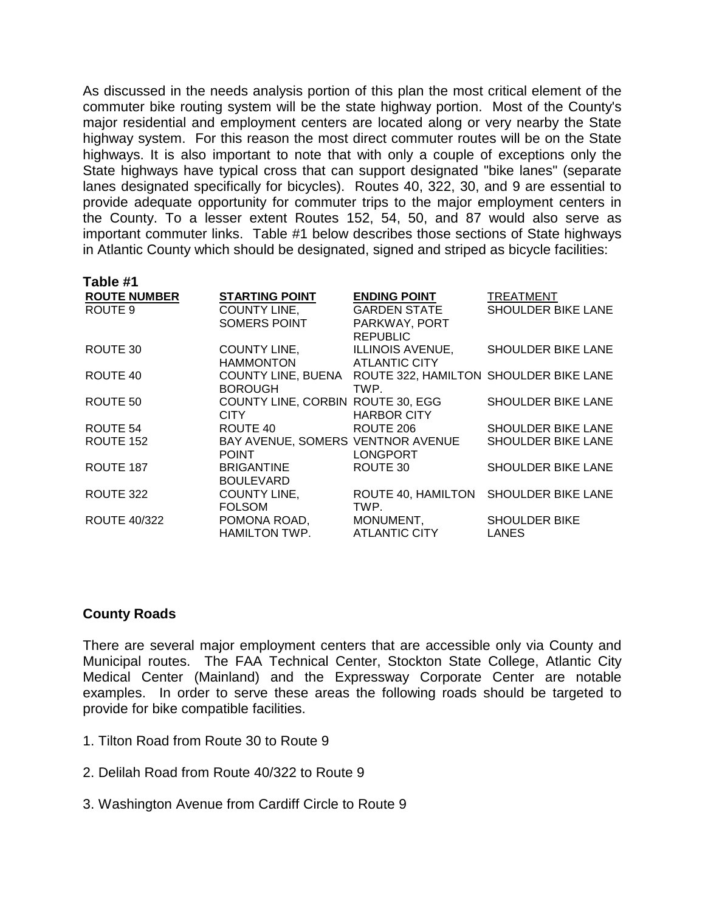As discussed in the needs analysis portion of this plan the most critical element of the commuter bike routing system will be the state highway portion. Most of the County's major residential and employment centers are located along or very nearby the State highway system. For this reason the most direct commuter routes will be on the State highways. It is also important to note that with only a couple of exceptions only the State highways have typical cross that can support designated "bike lanes" (separate lanes designated specifically for bicycles). Routes 40, 322, 30, and 9 are essential to provide adequate opportunity for commuter trips to the major employment centers in the County. To a lesser extent Routes 152, 54, 50, and 87 would also serve as important commuter links. Table #1 below describes those sections of State highways in Atlantic County which should be designated, signed and striped as bicycle facilities:

**Table #1**

| ROUTE NUMBER | STARTING POINT | ENDING POINT | TREATMENT |
|---|---|---|---|
| ROUTE 9 | COUNTY LINE, SOMERS POINT | GARDEN STATE PARKWAY, PORT REPUBLIC | SHOULDER BIKE LANE |
| ROUTE 30 | COUNTY LINE, HAMMONTON | ILLINOIS AVENUE, ATLANTIC CITY | SHOULDER BIKE LANE |
| ROUTE 40 | COUNTY LINE, BUENA BOROUGH | ROUTE 322, HAMILTON TWP. | SHOULDER BIKE LANE |
| ROUTE 50 | COUNTY LINE, CORBIN CITY | ROUTE 30, EGG HARBOR CITY | SHOULDER BIKE LANE |
| ROUTE 54 | ROUTE 40 | ROUTE 206 | SHOULDER BIKE LANE |
| ROUTE 152 | BAY AVENUE, SOMERS POINT | VENTNOR AVENUE LONGPORT | SHOULDER BIKE LANE |
| ROUTE 187 | BRIGANTINE BOULEVARD | ROUTE 30 | SHOULDER BIKE LANE |
| ROUTE 322 | COUNTY LINE, FOLSOM | ROUTE 40, HAMILTON TWP. | SHOULDER BIKE LANE |
| ROUTE 40/322 | POMONA ROAD, HAMILTON TWP. | MONUMENT, ATLANTIC CITY | SHOULDER BIKE LANES |

**County Roads**

There are several major employment centers that are accessible only via County and Municipal routes. The FAA Technical Center, Stockton State College, Atlantic City Medical Center (Mainland) and the Expressway Corporate Center are notable examples. In order to serve these areas the following roads should be targeted to provide for bike compatible facilities.

1. Tilton Road from Route 30 to Route 9

2. Delilah Road from Route 40/322 to Route 9

3. Washington Avenue from Cardiff Circle to Route 9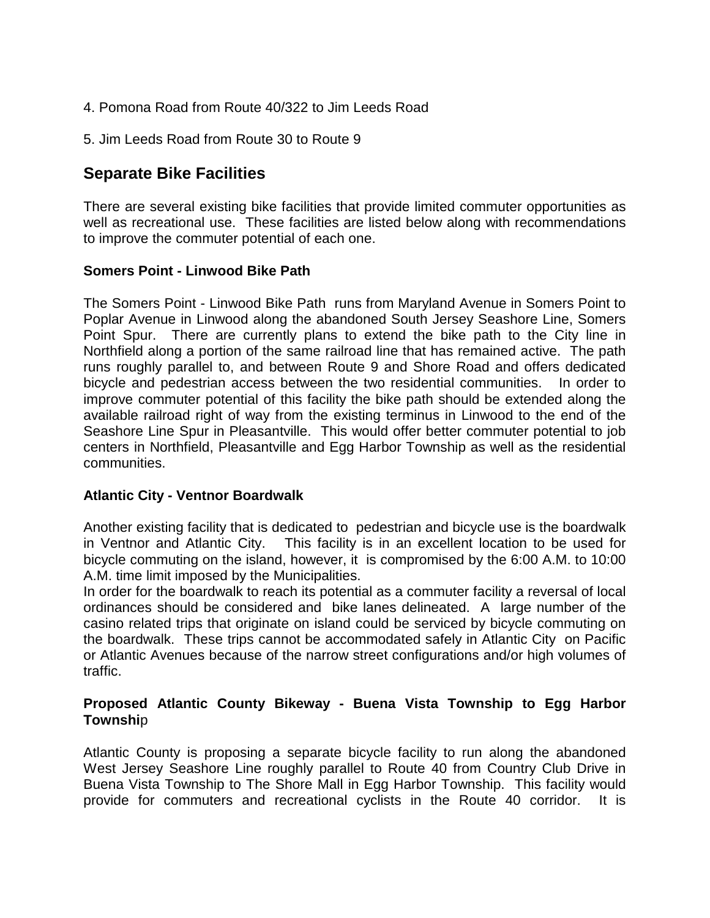4. Pomona Road from Route 40/322 to Jim Leeds Road

5. Jim Leeds Road from Route 30 to Route 9

## Separate Bike Facilities

There are several existing bike facilities that provide limited commuter opportunities as well as recreational use. These facilities are listed below along with recommendations to improve the commuter potential of each one.

**Somers Point - Linwood Bike Path**

The Somers Point - Linwood Bike Path runs from Maryland Avenue in Somers Point to Poplar Avenue in Linwood along the abandoned South Jersey Seashore Line, Somers Point Spur. There are currently plans to extend the bike path to the City line in Northfield along a portion of the same railroad line that has remained active. The path runs roughly parallel to, and between Route 9 and Shore Road and offers dedicated bicycle and pedestrian access between the two residential communities. In order to improve commuter potential of this facility the bike path should be extended along the available railroad right of way from the existing terminus in Linwood to the end of the Seashore Line Spur in Pleasantville. This would offer better commuter potential to job centers in Northfield, Pleasantville and Egg Harbor Township as well as the residential communities.

**Atlantic City - Ventnor Boardwalk**

Another existing facility that is dedicated to pedestrian and bicycle use is the boardwalk in Ventnor and Atlantic City. This facility is in an excellent location to be used for bicycle commuting on the island, however, it is compromised by the 6:00 A.M. to 10:00 A.M. time limit imposed by the Municipalities.

In order for the boardwalk to reach its potential as a commuter facility a reversal of local ordinances should be considered and bike lanes delineated. A large number of the casino related trips that originate on island could be serviced by bicycle commuting on the boardwalk. These trips cannot be accommodated safely in Atlantic City on Pacific or Atlantic Avenues because of the narrow street configurations and/or high volumes of traffic.

**Proposed Atlantic County Bikeway - Buena Vista Township to Egg Harbor Township**

Atlantic County is proposing a separate bicycle facility to run along the abandoned West Jersey Seashore Line roughly parallel to Route 40 from Country Club Drive in Buena Vista Township to The Shore Mall in Egg Harbor Township. This facility would provide for commuters and recreational cyclists in the Route 40 corridor. It is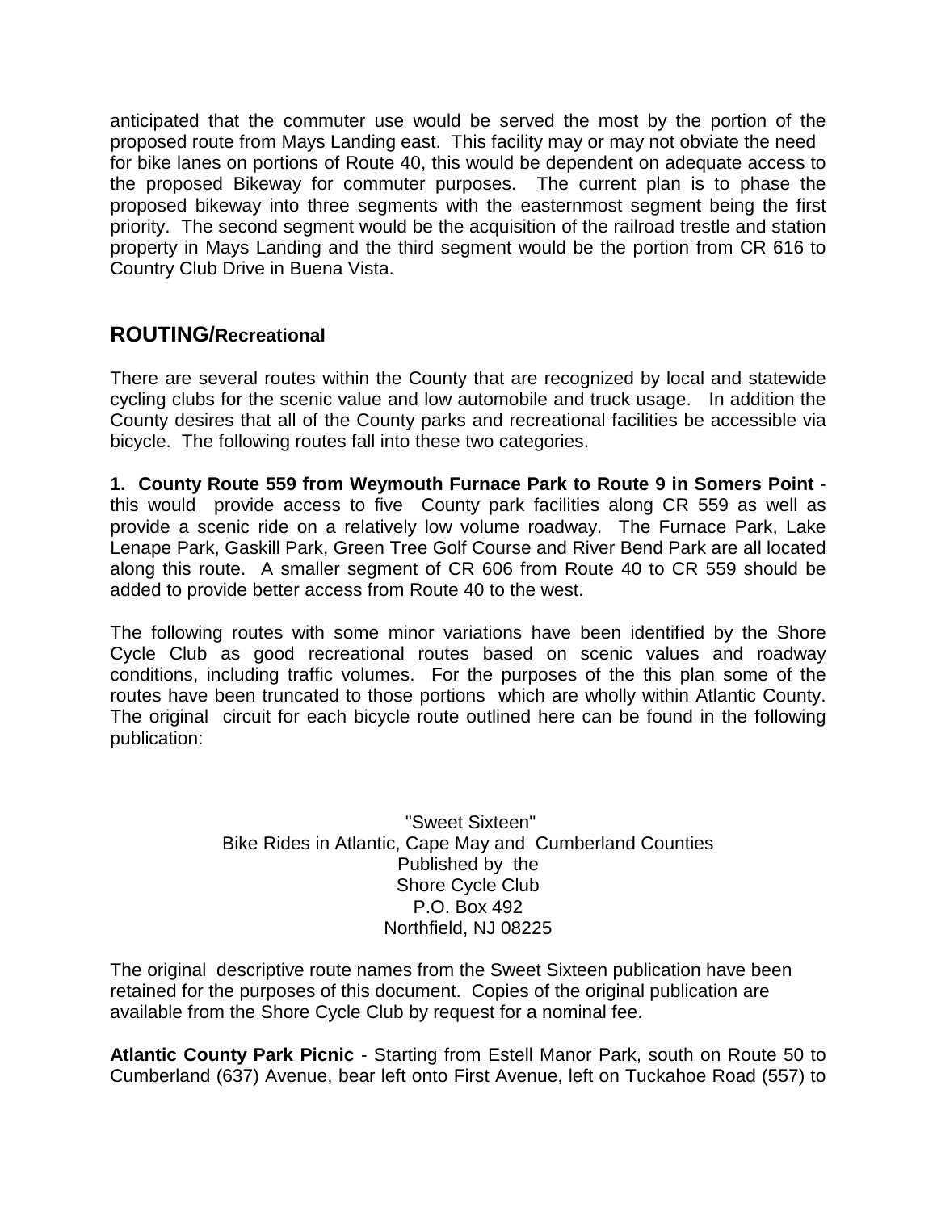anticipated that the commuter use would be served the most by the portion of the proposed route from Mays Landing east. This facility may or may not obviate the need for bike lanes on portions of Route 40, this would be dependent on adequate access to the proposed Bikeway for commuter purposes. The current plan is to phase the proposed bikeway into three segments with the easternmost segment being the first priority. The second segment would be the acquisition of the railroad trestle and station property in Mays Landing and the third segment would be the portion from CR 616 to Country Club Drive in Buena Vista.

## ROUTING/Recreational

There are several routes within the County that are recognized by local and statewide cycling clubs for the scenic value and low automobile and truck usage. In addition the County desires that all of the County parks and recreational facilities be accessible via bicycle. The following routes fall into these two categories.

**1. County Route 559 from Weymouth Furnace Park to Route 9 in Somers Point** - this would provide access to five County park facilities along CR 559 as well as provide a scenic ride on a relatively low volume roadway. The Furnace Park, Lake Lenape Park, Gaskill Park, Green Tree Golf Course and River Bend Park are all located along this route. A smaller segment of CR 606 from Route 40 to CR 559 should be added to provide better access from Route 40 to the west.

The following routes with some minor variations have been identified by the Shore Cycle Club as good recreational routes based on scenic values and roadway conditions, including traffic volumes. For the purposes of the this plan some of the routes have been truncated to those portions which are wholly within Atlantic County. The original circuit for each bicycle route outlined here can be found in the following publication:

"Sweet Sixteen"
Bike Rides in Atlantic, Cape May and Cumberland Counties
Published by the
Shore Cycle Club
P.O. Box 492
Northfield, NJ 08225

The original descriptive route names from the Sweet Sixteen publication have been retained for the purposes of this document. Copies of the original publication are available from the Shore Cycle Club by request for a nominal fee.

**Atlantic County Park Picnic** - Starting from Estell Manor Park, south on Route 50 to Cumberland (637) Avenue, bear left onto First Avenue, left on Tuckahoe Road (557) to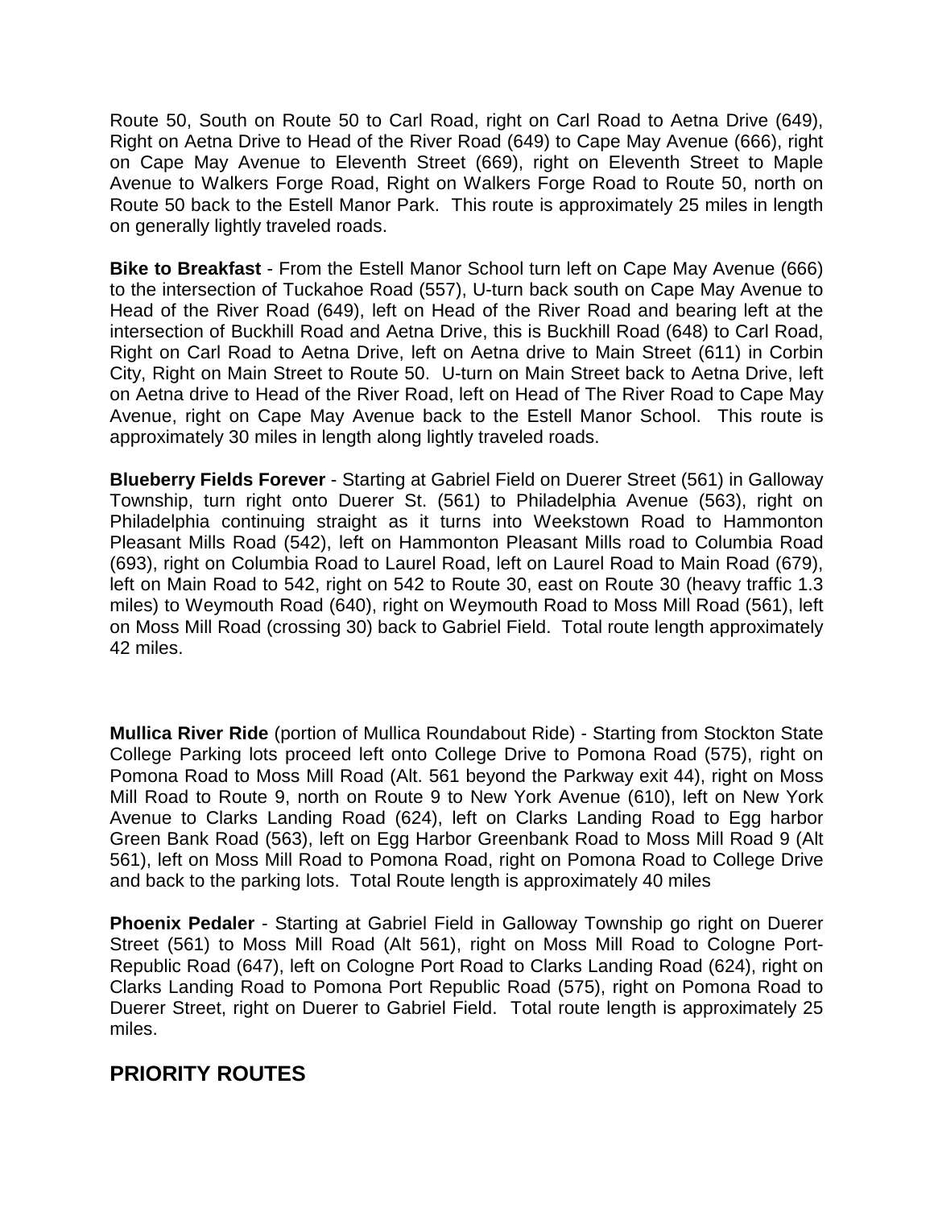Route 50, South on Route 50 to Carl Road, right on Carl Road to Aetna Drive (649), Right on Aetna Drive to Head of the River Road (649) to Cape May Avenue (666), right on Cape May Avenue to Eleventh Street (669), right on Eleventh Street to Maple Avenue to Walkers Forge Road, Right on Walkers Forge Road to Route 50, north on Route 50 back to the Estell Manor Park. This route is approximately 25 miles in length on generally lightly traveled roads.

**Bike to Breakfast** - From the Estell Manor School turn left on Cape May Avenue (666) to the intersection of Tuckahoe Road (557), U-turn back south on Cape May Avenue to Head of the River Road (649), left on Head of the River Road and bearing left at the intersection of Buckhill Road and Aetna Drive, this is Buckhill Road (648) to Carl Road, Right on Carl Road to Aetna Drive, left on Aetna drive to Main Street (611) in Corbin City, Right on Main Street to Route 50. U-turn on Main Street back to Aetna Drive, left on Aetna drive to Head of the River Road, left on Head of The River Road to Cape May Avenue, right on Cape May Avenue back to the Estell Manor School. This route is approximately 30 miles in length along lightly traveled roads.

**Blueberry Fields Forever** - Starting at Gabriel Field on Duerer Street (561) in Galloway Township, turn right onto Duerer St. (561) to Philadelphia Avenue (563), right on Philadelphia continuing straight as it turns into Weekstown Road to Hammonton Pleasant Mills Road (542), left on Hammonton Pleasant Mills road to Columbia Road (693), right on Columbia Road to Laurel Road, left on Laurel Road to Main Road (679), left on Main Road to 542, right on 542 to Route 30, east on Route 30 (heavy traffic 1.3 miles) to Weymouth Road (640), right on Weymouth Road to Moss Mill Road (561), left on Moss Mill Road (crossing 30) back to Gabriel Field. Total route length approximately 42 miles.

**Mullica River Ride** (portion of Mullica Roundabout Ride) - Starting from Stockton State College Parking lots proceed left onto College Drive to Pomona Road (575), right on Pomona Road to Moss Mill Road (Alt. 561 beyond the Parkway exit 44), right on Moss Mill Road to Route 9, north on Route 9 to New York Avenue (610), left on New York Avenue to Clarks Landing Road (624), left on Clarks Landing Road to Egg harbor Green Bank Road (563), left on Egg Harbor Greenbank Road to Moss Mill Road 9 (Alt 561), left on Moss Mill Road to Pomona Road, right on Pomona Road to College Drive and back to the parking lots. Total Route length is approximately 40 miles

**Phoenix Pedaler** - Starting at Gabriel Field in Galloway Township go right on Duerer Street (561) to Moss Mill Road (Alt 561), right on Moss Mill Road to Cologne Port-Republic Road (647), left on Cologne Port Road to Clarks Landing Road (624), right on Clarks Landing Road to Pomona Port Republic Road (575), right on Pomona Road to Duerer Street, right on Duerer to Gabriel Field. Total route length is approximately 25 miles.

## PRIORITY ROUTES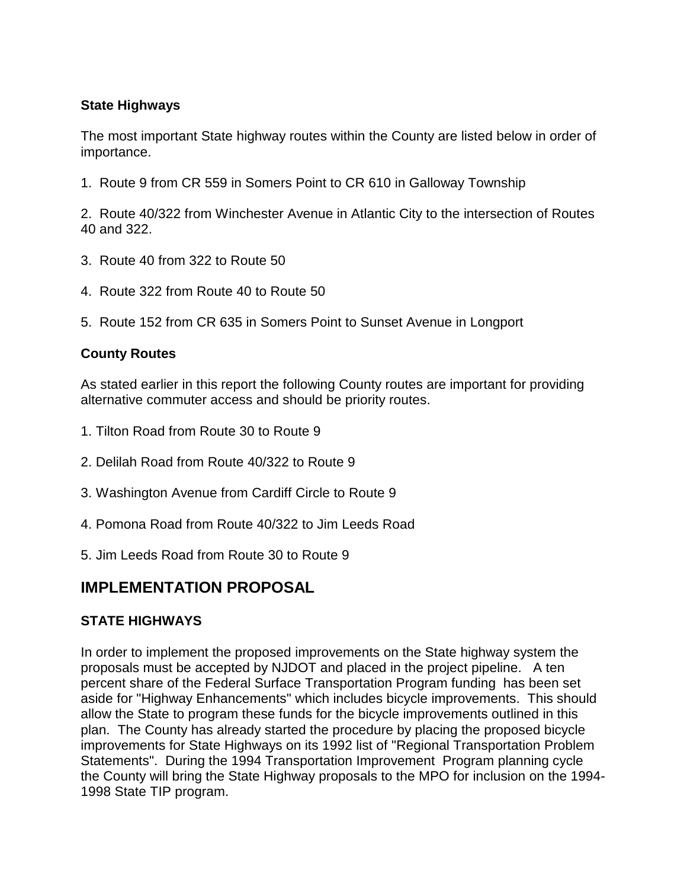### State Highways

The most important State highway routes within the County are listed below in order of importance.

1. Route 9 from CR 559 in Somers Point to CR 610 in Galloway Township

2. Route 40/322 from Winchester Avenue in Atlantic City to the intersection of Routes 40 and 322.

3. Route 40 from 322 to Route 50

4. Route 322 from Route 40 to Route 50

5. Route 152 from CR 635 in Somers Point to Sunset Avenue in Longport

### County Routes

As stated earlier in this report the following County routes are important for providing alternative commuter access and should be priority routes.

1. Tilton Road from Route 30 to Route 9

2. Delilah Road from Route 40/322 to Route 9

3. Washington Avenue from Cardiff Circle to Route 9

4. Pomona Road from Route 40/322 to Jim Leeds Road

5. Jim Leeds Road from Route 30 to Route 9

## IMPLEMENTATION PROPOSAL

### STATE HIGHWAYS

In order to implement the proposed improvements on the State highway system the proposals must be accepted by NJDOT and placed in the project pipeline. A ten percent share of the Federal Surface Transportation Program funding has been set aside for "Highway Enhancements" which includes bicycle improvements. This should allow the State to program these funds for the bicycle improvements outlined in this plan. The County has already started the procedure by placing the proposed bicycle improvements for State Highways on its 1992 list of "Regional Transportation Problem Statements". During the 1994 Transportation Improvement Program planning cycle the County will bring the State Highway proposals to the MPO for inclusion on the 1994-1998 State TIP program.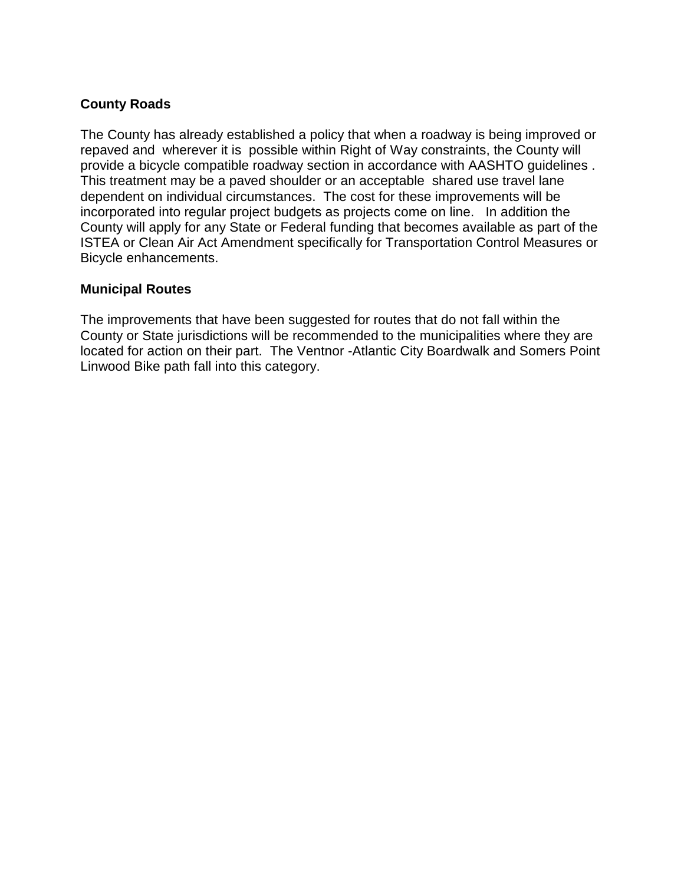## County Roads

The County has already established a policy that when a roadway is being improved or repaved and wherever it is possible within Right of Way constraints, the County will provide a bicycle compatible roadway section in accordance with AASHTO guidelines . This treatment may be a paved shoulder or an acceptable shared use travel lane dependent on individual circumstances. The cost for these improvements will be incorporated into regular project budgets as projects come on line. In addition the County will apply for any State or Federal funding that becomes available as part of the ISTEA or Clean Air Act Amendment specifically for Transportation Control Measures or Bicycle enhancements.

## Municipal Routes

The improvements that have been suggested for routes that do not fall within the County or State jurisdictions will be recommended to the municipalities where they are located for action on their part. The Ventnor -Atlantic City Boardwalk and Somers Point Linwood Bike path fall into this category.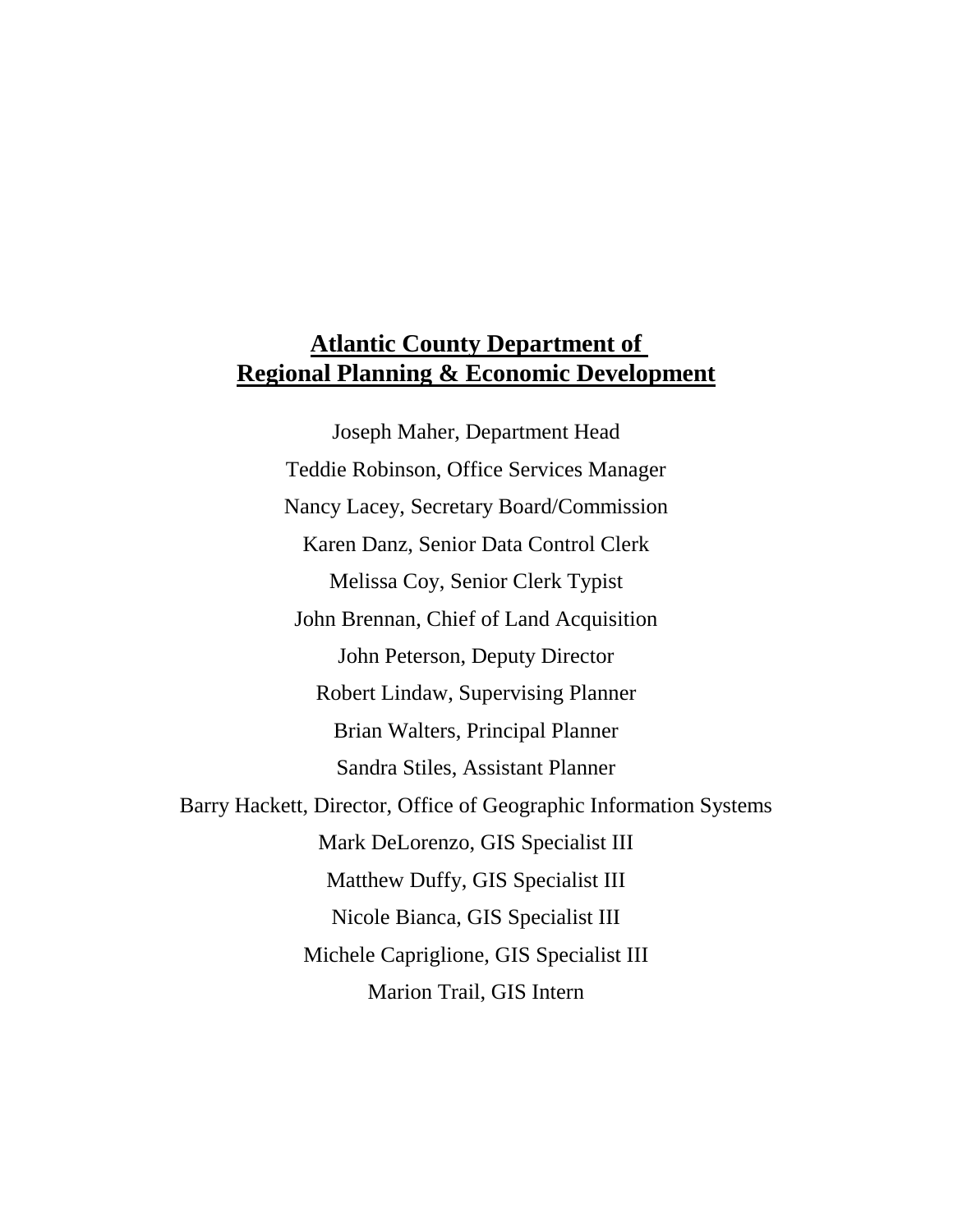## Atlantic County Department of Regional Planning & Economic Development

Joseph Maher, Department Head

Teddie Robinson, Office Services Manager

Nancy Lacey, Secretary Board/Commission

Karen Danz, Senior Data Control Clerk

Melissa Coy, Senior Clerk Typist

John Brennan, Chief of Land Acquisition

John Peterson, Deputy Director

Robert Lindaw, Supervising Planner

Brian Walters, Principal Planner

Sandra Stiles, Assistant Planner

Barry Hackett, Director, Office of Geographic Information Systems

Mark DeLorenzo, GIS Specialist III

Matthew Duffy, GIS Specialist III

Nicole Bianca, GIS Specialist III

Michele Capriglione, GIS Specialist III

Marion Trail, GIS Intern